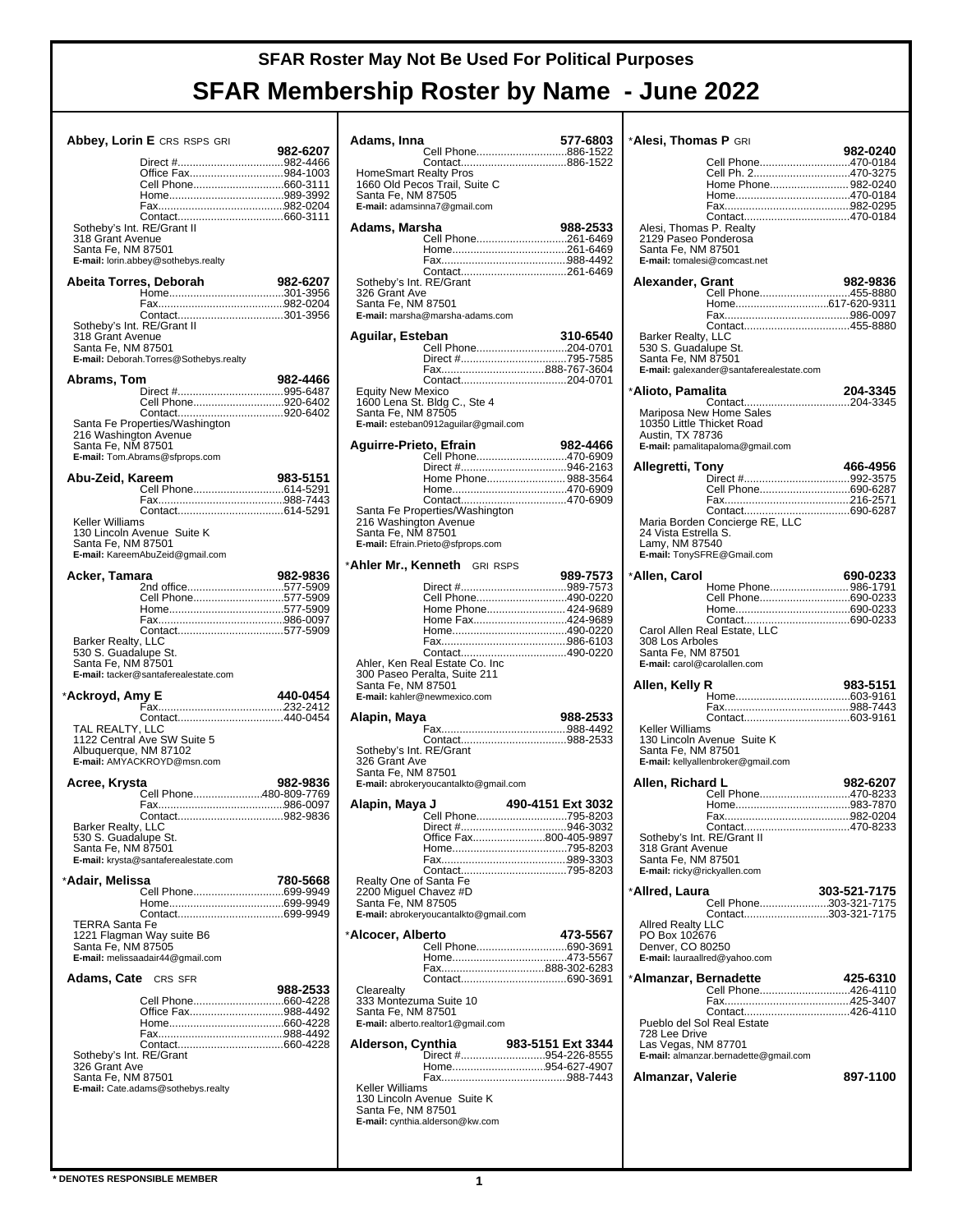# SFAR Roster May Not Be Used For Political Purposes

# SFAR Membership Roster by Name - June 2022

**Abbey, Lorin E** CRS RSPS GRI **982-6207**
Direct #....982-4466
Office Fax....984-1003
Cell Phone....660-3111
Home....989-3992
Fax....982-0204
Contact....660-3111
Sotheby's Int. RE/Grant II
318 Grant Avenue
Santa Fe, NM 87501
**E-mail:** lorin.abbey@sothebys.realty

**Abeita Torres, Deborah** **982-6207**
Home....301-3956
Fax....982-0204
Contact....301-3956
Sotheby's Int. RE/Grant II
318 Grant Avenue
Santa Fe, NM 87501
**E-mail:** Deborah.Torres@Sothebys.realty

**Abrams, Tom** **982-4466**
Direct #....995-6487
Cell Phone....920-6402
Contact....920-6402
Santa Fe Properties/Washington
216 Washington Avenue
Santa Fe, NM 87501
**E-mail:** Tom.Abrams@sfprops.com

**Abu-Zeid, Kareem** **983-5151**
Cell Phone....614-5291
Fax....988-7443
Contact....614-5291
Keller Williams
130 Lincoln Avenue Suite K
Santa Fe, NM 87501
**E-mail:** KareemAbuZeid@gmail.com

**Acker, Tamara** **982-9836**
2nd office....577-5909
Cell Phone....577-5909
Home....577-5909
Fax....986-0097
Contact....577-5909
Barker Realty, LLC
530 S. Guadalupe St.
Santa Fe, NM 87501
**E-mail:** tacker@santaferealestate.com

*__Ackroyd, Amy E__ **440-0454**
Fax....232-2412
Contact....440-0454
TAL REALTY, LLC
1122 Central Ave SW Suite 5
Albuquerque, NM 87102
**E-mail:** AMYACKROYD@msn.com

**Acree, Krysta** **982-9836**
Cell Phone....480-809-7769
Fax....986-0097
Contact....982-9836
Barker Realty, LLC
530 S. Guadalupe St.
Santa Fe, NM 87501
**E-mail:** krysta@santaferealestate.com

*__Adair, Melissa__ **780-5668**
Cell Phone....699-9949
Home....699-9949
Contact....699-9949
TERRA Santa Fe
1221 Flagman Way suite B6
Santa Fe, NM 87505
**E-mail:** melissaadair44@gmail.com

**Adams, Cate** CRS SFR **988-2533**
Cell Phone....660-4228
Office Fax....988-4492
Home....660-4228
Fax....988-4492
Contact....660-4228
Sotheby's Int. RE/Grant
326 Grant Ave
Santa Fe, NM 87501
**E-mail:** Cate.adams@sothebys.realty

**Adams, Inna** **577-6803**
Cell Phone....886-1522
Contact....886-1522
HomeSmart Realty Pros
1660 Old Pecos Trail, Suite C
Santa Fe, NM 87505
**E-mail:** adamsinna7@gmail.com

**Adams, Marsha** **988-2533**
Cell Phone....261-6469
Home....261-6469
Fax....988-4492
Contact....261-6469
Sotheby's Int. RE/Grant
326 Grant Ave
Santa Fe, NM 87501
**E-mail:** marsha@marsha-adams.com

**Aguilar, Esteban** **310-6540**
Cell Phone....204-0701
Direct #....795-7585
Fax....888-767-3604
Contact....204-0701
Equity New Mexico
1600 Lena St. Bldg C., Ste 4
Santa Fe, NM 87505
**E-mail:** esteban0912aguilar@gmail.com

**Aguirre-Prieto, Efrain** **982-4466**
Cell Phone....470-6909
Direct #....946-2163
Home Phone....988-3564
Home....470-6909
Contact....470-6909
Santa Fe Properties/Washington
216 Washington Avenue
Santa Fe, NM 87501
**E-mail:** Efrain.Prieto@sfprops.com

*__Ahler Mr., Kenneth__ GRI RSPS **989-7573**
Direct #....989-7573
Cell Phone....490-0220
Home Phone....424-9689
Home Fax....424-9689
Home....490-0220
Fax....986-6103
Contact....490-0220
Ahler, Ken Real Estate Co. Inc
300 Paseo Peralta, Suite 211
Santa Fe, NM 87501
**E-mail:** kahler@newmexico.com

**Alapin, Maya** **988-2533**
Fax....988-4492
Contact....988-2533
Sotheby's Int. RE/Grant
326 Grant Ave
Santa Fe, NM 87501
**E-mail:** abrokeryoucantalkto@gmail.com

**Alapin, Maya J** **490-4151 Ext 3032**
Cell Phone....795-8203
Direct #....946-3032
Office Fax....800-405-9897
Home....795-8203
Fax....989-3303
Contact....795-8203
Realty One of Santa Fe
2200 Miguel Chavez #D
Santa Fe, NM 87505
**E-mail:** abrokeryoucantalkto@gmail.com

*__Alcocer, Alberto__ **473-5567**
Cell Phone....690-3691
Home....473-5567
Fax....888-302-6283
Contact....690-3691
Clearealty
333 Montezuma Suite 10
Santa Fe, NM 87501
**E-mail:** alberto.realtor1@gmail.com

**Alderson, Cynthia** **983-5151 Ext 3344**
Direct #....954-226-8555
Home....954-627-4907
Fax....988-7443
Keller Williams
130 Lincoln Avenue Suite K
Santa Fe, NM 87501
**E-mail:** cynthia.alderson@kw.com

*__Alesi, Thomas P__ GRI **982-0240**
Cell Phone....470-0184
Cell Ph. 2....470-3275
Home Phone....982-0240
Home....470-0184
Fax....982-0295
Contact....470-0184
Alesi, Thomas P. Realty
2129 Paseo Ponderosa
Santa Fe, NM 87501
**E-mail:** tomalesi@comcast.net

**Alexander, Grant** **982-9836**
Cell Phone....455-8880
Home....617-620-9311
Fax....986-0097
Contact....455-8880
Barker Realty, LLC
530 S. Guadalupe St.
Santa Fe, NM 87501
**E-mail:** galexander@santaferealestate.com

*__Alioto, Pamalita__ **204-3345**
Contact....204-3345
Mariposa New Home Sales
10350 Little Thicket Road
Austin, TX 78736
**E-mail:** pamalitapaloma@gmail.com

**Allegretti, Tony** **466-4956**
Direct #....992-3575
Cell Phone....690-6287
Fax....216-2571
Contact....690-6287
Maria Borden Concierge RE, LLC
24 Vista Estrella S.
Lamy, NM 87540
**E-mail:** TonySFRE@Gmail.com

*__Allen, Carol__ **690-0233**
Home Phone....986-1791
Cell Phone....690-0233
Home....690-0233
Contact....690-0233
Carol Allen Real Estate, LLC
308 Los Arboles
Santa Fe, NM 87501
**E-mail:** carol@carolallen.com

**Allen, Kelly R** **983-5151**
Home....603-9161
Fax....988-7443
Contact....603-9161
Keller Williams
130 Lincoln Avenue Suite K
Santa Fe, NM 87501
**E-mail:** kellyallenbroker@gmail.com

**Allen, Richard L** **982-6207**
Cell Phone....470-8233
Home....983-7870
Fax....982-0204
Contact....470-8233
Sotheby's Int. RE/Grant II
318 Grant Avenue
Santa Fe, NM 87501
**E-mail:** ricky@rickyallen.com

*__Allred, Laura__ **303-521-7175**
Cell Phone....303-321-7175
Contact....303-321-7175
Allred Realty LLC
PO Box 102676
Denver, CO 80250
**E-mail:** lauraallred@yahoo.com

*__Almanzar, Bernadette__ **425-6310**
Cell Phone....426-4110
Fax....425-3407
Contact....426-4110
Pueblo del Sol Real Estate
728 Lee Drive
Las Vegas, NM 87701
**E-mail:** almanzar.bernadette@gmail.com

**Almanzar, Valerie** **897-1100**

\* DENOTES RESPONSIBLE MEMBER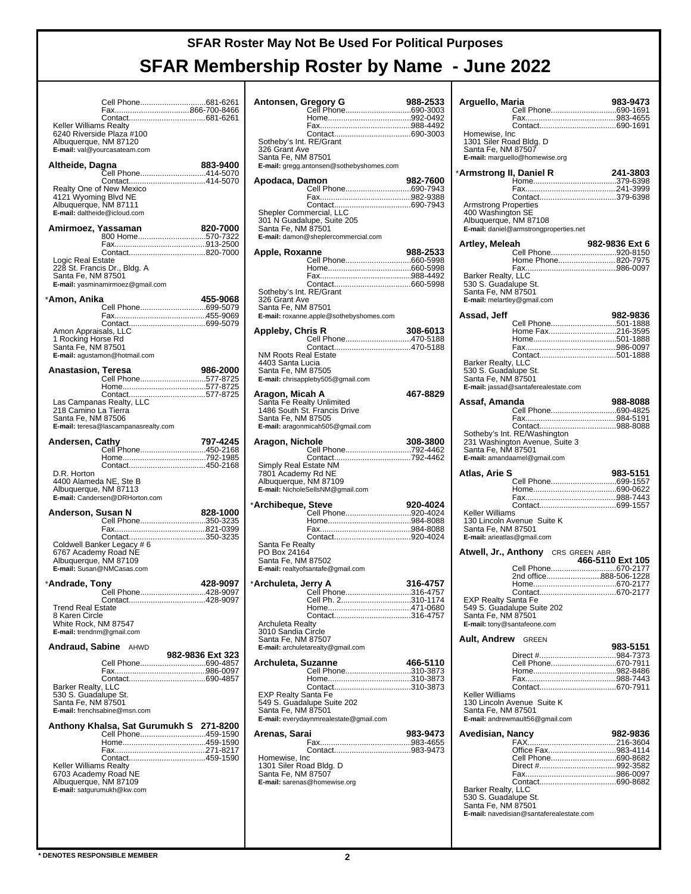# SFAR Roster May Not Be Used For Political Purposes

# SFAR Membership Roster by Name - June 2022

Cell Phone..............................681-6261
Fax..................................866-700-8466
Contact..................................681-6261
Keller Williams Realty
6240 Riverside Plaza #100
Albuquerque, NM 87120
E-mail: val@yourcasateam.com

**Altheide, Dagna** 883-9400
Cell Phone..............................414-5070
Contact..................................414-5070
Realty One of New Mexico
4121 Wyoming Blvd NE
Albuquerque, NM 87111
E-mail: daltheide@icloud.com

**Amirmoez, Yassaman** 820-7000
800 Home...............................570-7322
Fax........................................913-2500
Contact..................................820-7000
Logic Real Estate
228 St. Francis Dr., Bldg. A
Santa Fe, NM 87501
E-mail: yasminamirmoez@gmail.com

***Amon, Anika** 455-9068
Cell Phone..............................699-5079
Fax........................................455-9069
Contact..................................699-5079
Amon Appraisals, LLC
1 Rocking Horse Rd
Santa Fe, NM 87501
E-mail: agustamon@hotmail.com

**Anastasion, Teresa** 986-2000
Cell Phone..............................577-8725
Home.....................................577-8725
Contact..................................577-8725
Las Campanas Realty, LLC
218 Camino La Tierra
Santa Fe, NM 87506
E-mail: teresa@lascampanasrealty.com

**Andersen, Cathy** 797-4245
Cell Phone..............................450-2168
Home.....................................792-1985
Contact..................................450-2168
D.R. Horton
4400 Alameda NE, Ste B
Albuquerque, NM 87113
E-mail: Candersen@DRHorton.com

**Anderson, Susan N** 828-1000
Cell Phone..............................350-3235
Fax........................................821-0399
Contact..................................350-3235
Coldwell Banker Legacy # 6
6767 Academy Road NE
Albuquerque, NM 87109
E-mail: Susan@NMCasas.com

***Andrade, Tony** 428-9097
Cell Phone..............................428-9097
Contact..................................428-9097
Trend Real Estate
8 Karen Circle
White Rock, NM 87547
E-mail: trendnm@gmail.com

**Andraud, Sabine** AHWD
982-9836 Ext 323
Cell Phone..............................690-4857
Fax........................................986-0097
Contact..................................690-4857
Barker Realty, LLC
530 S. Guadalupe St.
Santa Fe, NM 87501
E-mail: frenchsabine@msn.com

**Anthony Khalsa, Sat Gurumukh S** 271-8200
Cell Phone..............................459-1590
Home.....................................459-1590
Fax........................................271-8217
Contact..................................459-1590
Keller Williams Realty
6703 Academy Road NE
Albuquerque, NM 87109
E-mail: satgurumukh@kw.com

**Antonsen, Gregory G** 988-2533
Cell Phone..............................690-3003
Home.....................................992-0492
Fax........................................988-4492
Contact..................................690-3003
Sotheby's Int. RE/Grant
326 Grant Ave
Santa Fe, NM 87501
E-mail: gregg.antonsen@sothebyshomes.com

**Apodaca, Damon** 982-7600
Cell Phone..............................690-7943
Fax........................................982-9388
Contact..................................690-7943
Shepler Commercial, LLC
301 N Guadalupe, Suite 205
Santa Fe, NM 87501
E-mail: damon@sheplercommercial.com

**Apple, Roxanne** 988-2533
Cell Phone..............................660-5998
Home.....................................660-5998
Fax........................................988-4492
Contact..................................660-5998
Sotheby's Int. RE/Grant
326 Grant Ave
Santa Fe, NM 87501
E-mail: roxanne.apple@sothebyshomes.com

**Appleby, Chris R** 308-6013
Cell Phone..............................470-5188
Contact..................................470-5188
NM Roots Real Estate
4403 Santa Lucia
Santa Fe, NM 87505
E-mail: chrisappleby505@gmail.com

**Aragon, Micah A** 467-8829
Santa Fe Realty Unlimited
1486 South St. Francis Drive
Santa Fe, NM 87505
E-mail: aragonmicah505@gmail.com

**Aragon, Nichole** 308-3800
Cell Phone..............................792-4462
Contact..................................792-4462
Simply Real Estate NM
7801 Academy Rd NE
Albuquerque, NM 87109
E-mail: NicholeSellsNM@gmail.com

***Archibeque, Steve** 920-4024
Cell Phone..............................920-4024
Home.....................................984-8088
Fax........................................984-8088
Contact..................................920-4024
Santa Fe Realty
PO Box 24164
Santa Fe, NM 87502
E-mail: realtyofsantafe@gmail.com

***Archuleta, Jerry A** 316-4757
Cell Phone..............................316-4757
Cell Ph. 2...............................310-1174
Home.....................................471-0680
Contact..................................316-4757
Archuleta Realty
3010 Sandia Circle
Santa Fe, NM 87507
E-mail: archuletarealty@gmail.com

**Archuleta, Suzanne** 466-5110
Cell Phone..............................310-3873
Home.....................................310-3873
Contact..................................310-3873
EXP Realty Santa Fe
549 S. Guadalupe Suite 202
Santa Fe, NM 87501
E-mail: everydaynmrealestate@gmail.com

**Arenas, Sarai** 983-9473
Fax........................................983-4655
Contact..................................983-9473
Homewise, Inc
1301 Siler Road Bldg. D
Santa Fe, NM 87507
E-mail: sarenas@homewise.org

**Arguello, Maria** 983-9473
Cell Phone..............................690-1691
Fax........................................983-4655
Contact..................................690-1691
Homewise, Inc
1301 Siler Road Bldg. D
Santa Fe, NM 87507
E-mail: marguello@homewise.org

***Armstrong II, Daniel R** 241-3803
Home.....................................379-6398
Fax........................................241-3999
Contact..................................379-6398
Armstrong Properties
400 Washington SE
Albuquerque, NM 87108
E-mail: daniel@armstrongproperties.net

**Artley, Meleah** 982-9836 Ext 6
Cell Phone..............................920-8150
Home Phone...........................820-7975
Fax........................................986-0097
Barker Realty, LLC
530 S. Guadalupe St.
Santa Fe, NM 87501
E-mail: melartley@gmail.com

**Assad, Jeff** 982-9836
Cell Phone..............................501-1888
Home Fax...............................216-3595
Home.....................................501-1888
Fax........................................986-0097
Contact..................................501-1888
Barker Realty, LLC
530 S. Guadalupe St.
Santa Fe, NM 87501
E-mail: jassad@santaferealestate.com

**Assaf, Amanda** 988-8088
Cell Phone..............................690-4825
Fax........................................984-5191
Contact..................................988-8088
Sotheby's Int. RE/Washington
231 Washington Avenue, Suite 3
Santa Fe, NM 87501
E-mail: amandaamel@gmail.com

**Atlas, Arie S** 983-5151
Cell Phone..............................699-1557
Home.....................................690-0622
Fax........................................988-7443
Contact..................................699-1557
Keller Williams
130 Lincoln Avenue Suite K
Santa Fe, NM 87501
E-mail: arieatlas@gmail.com

**Atwell, Jr., Anthony** CRS GREEN ABR
466-5110 Ext 105
Cell Phone..............................670-2177
2nd office.........................888-506-1228
Home.....................................670-2177
Contact..................................670-2177
EXP Realty Santa Fe
549 S. Guadalupe Suite 202
Santa Fe, NM 87501
E-mail: tony@santafeone.com

**Ault, Andrew** GREEN
983-5151
Direct #..................................984-7373
Cell Phone..............................670-7911
Home.....................................982-8486
Fax........................................988-7443
Contact..................................670-7911
Keller Williams
130 Lincoln Avenue Suite K
Santa Fe, NM 87501
E-mail: andrewmault56@gmail.com

**Avedisian, Nancy** 982-9836
FAX.......................................216-3604
Office Fax..............................983-4114
Cell Phone..............................690-8682
Direct #..................................992-3582
Fax........................................986-0097
Contact..................................690-8682
Barker Realty, LLC
530 S. Guadalupe St.
Santa Fe, NM 87501
E-mail: navedisian@santaferealestate.com

* DENOTES RESPONSIBLE MEMBER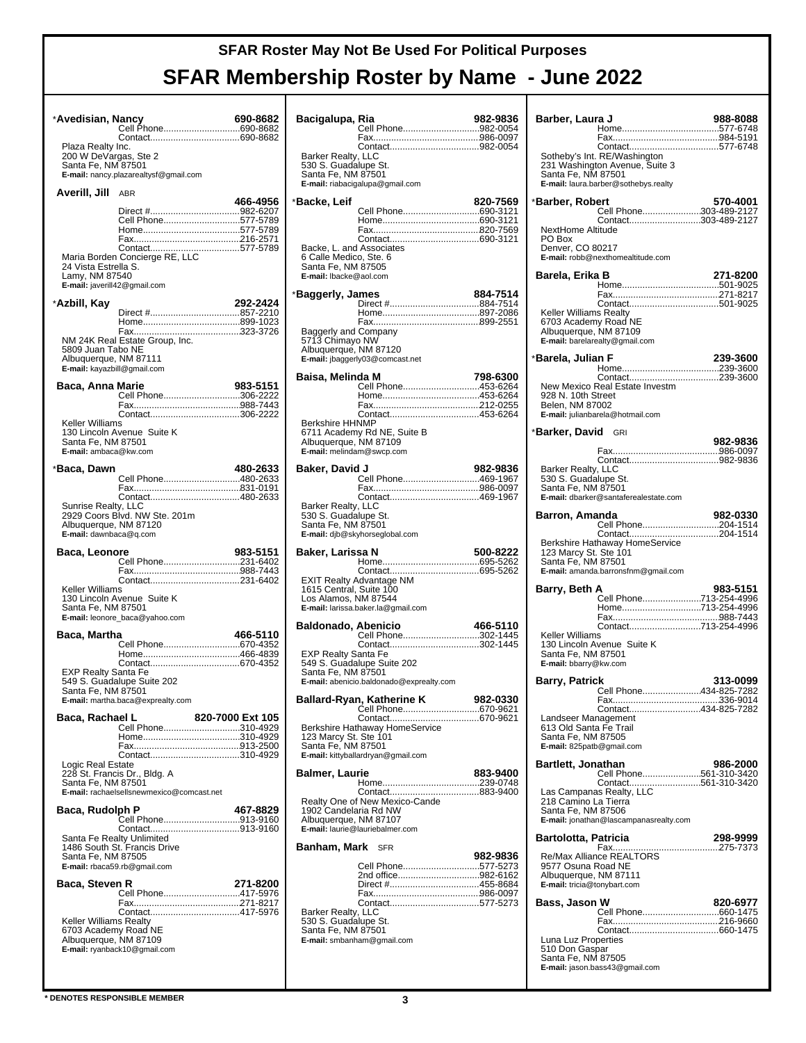# SFAR Roster May Not Be Used For Political Purposes

## SFAR Membership Roster by Name - June 2022

**\*Avedisian, Nancy** 690-8682
Cell Phone....690-8682
Contact....690-8682
Plaza Realty Inc.
200 W DeVargas, Ste 2
Santa Fe, NM 87501
**E-mail:** nancy.plazarealtysf@gmail.com

**Averill, Jill** ABR 466-4956
Direct #....982-6207
Cell Phone....577-5789
Home....577-5789
Fax....216-2571
Contact....577-5789
Maria Borden Concierge RE, LLC
24 Vista Estrella S.
Lamy, NM 87540
**E-mail:** javerill42@gmail.com

**\*Azbill, Kay** 292-2424
Direct #....857-2210
Home....899-1023
Fax....323-3726
NM 24K Real Estate Group, Inc.
5809 Juan Tabo NE
Albuquerque, NM 87111
**E-mail:** kayazbill@gmail.com

**Baca, Anna Marie** 983-5151
Cell Phone....306-2222
Fax....988-7443
Contact....306-2222
Keller Williams
130 Lincoln Avenue Suite K
Santa Fe, NM 87501
**E-mail:** ambaca@kw.com

**\*Baca, Dawn** 480-2633
Cell Phone....480-2633
Fax....831-0191
Contact....480-2633
Sunrise Realty, LLC
2929 Coors Blvd. NW Ste. 201m
Albuquerque, NM 87120
**E-mail:** dawnbaca@q.com

**Baca, Leonore** 983-5151
Cell Phone....231-6402
Fax....988-7443
Contact....231-6402
Keller Williams
130 Lincoln Avenue Suite K
Santa Fe, NM 87501
**E-mail:** leonore_baca@yahoo.com

**Baca, Martha** 466-5110
Cell Phone....670-4352
Home....466-4839
Contact....670-4352
EXP Realty Santa Fe
549 S. Guadalupe Suite 202
Santa Fe, NM 87501
**E-mail:** martha.baca@exprealty.com

**Baca, Rachael L** 820-7000 Ext 105
Cell Phone....310-4929
Home....310-4929
Fax....913-2500
Contact....310-4929
Logic Real Estate
228 St. Francis Dr., Bldg. A
Santa Fe, NM 87501
**E-mail:** rachaelsellsnewmexico@comcast.net

**Baca, Rudolph P** 467-8829
Cell Phone....913-9160
Contact....913-9160
Santa Fe Realty Unlimited
1486 South St. Francis Drive
Santa Fe, NM 87505
**E-mail:** rbaca59.rb@gmail.com

**Baca, Steven R** 271-8200
Cell Phone....417-5976
Fax....271-8217
Contact....417-5976
Keller Williams Realty
6703 Academy Road NE
Albuquerque, NM 87109
**E-mail:** ryanback10@gmail.com

**Bacigalupa, Ria** 982-9836
Cell Phone....982-0054
Fax....986-0097
Contact....982-0054
Barker Realty, LLC
530 S. Guadalupe St.
Santa Fe, NM 87501
**E-mail:** riabacigalupa@gmail.com

**\*Backe, Leif** 820-7569
Cell Phone....690-3121
Home....690-3121
Fax....820-7569
Contact....690-3121
Backe, L. and Associates
6 Calle Medico, Ste. 6
Santa Fe, NM 87505
**E-mail:** lbacke@aol.com

**\*Baggerly, James** 884-7514
Direct #....884-7514
Home....897-2086
Fax....899-2551
Baggerly and Company
5713 Chimayo NW
Albuquerque, NM 87120
**E-mail:** jbaggerly03@comcast.net

**Baisa, Melinda M** 798-6300
Cell Phone....453-6264
Home....453-6264
Fax....212-0255
Contact....453-6264
Berkshire HHNMP
6711 Academy Rd NE, Suite B
Albuquerque, NM 87109
**E-mail:** melindam@swcp.com

**Baker, David J** 982-9836
Cell Phone....469-1967
Fax....986-0097
Contact....469-1967
Barker Realty, LLC
530 S. Guadalupe St.
Santa Fe, NM 87501
**E-mail:** djb@skyhorseglobal.com

**Baker, Larissa N** 500-8222
Home....695-5262
Contact....695-5262
EXIT Realty Advantage NM
1615 Central, Suite 100
Los Alamos, NM 87544
**E-mail:** larissa.baker.la@gmail.com

**Baldonado, Abenicio** 466-5110
Cell Phone....302-1445
Contact....302-1445
EXP Realty Santa Fe
549 S. Guadalupe Suite 202
Santa Fe, NM 87501
**E-mail:** abenicio.baldonado@exprealty.com

**Ballard-Ryan, Katherine K** 982-0330
Cell Phone....670-9621
Contact....670-9621
Berkshire Hathaway HomeService
123 Marcy St. Ste 101
Santa Fe, NM 87501
**E-mail:** kittyballardryan@gmail.com

**Balmer, Laurie** 883-9400
Home....239-0748
Contact....883-9400
Realty One of New Mexico-Cande
1902 Candelaria Rd NW
Albuquerque, NM 87107
**E-mail:** laurie@lauriebalmer.com

**Banham, Mark** SFR 982-9836
Cell Phone....577-5273
2nd office....982-6162
Direct #....455-8684
Fax....986-0097
Contact....577-5273
Barker Realty, LLC
530 S. Guadalupe St.
Santa Fe, NM 87501
**E-mail:** smbanham@gmail.com

**Barber, Laura J** 988-8088
Home....577-6748
Fax....984-5191
Contact....577-6748
Sotheby's Int. RE/Washington
231 Washington Avenue, Suite 3
Santa Fe, NM 87501
**E-mail:** laura.barber@sothebys.realty

**\*Barber, Robert** 570-4001
Cell Phone....303-489-2127
Contact....303-489-2127
NextHome Altitude
PO Box
Denver, CO 80217
**E-mail:** robb@nexthomealtitude.com

**Barela, Erika B** 271-8200
Home....501-9025
Fax....271-8217
Contact....501-9025
Keller Williams Realty
6703 Academy Road NE
Albuquerque, NM 87109
**E-mail:** barelarealty@gmail.com

**\*Barela, Julian F** 239-3600
Home....239-3600
Contact....239-3600
New Mexico Real Estate Investm
928 N. 10th Street
Belen, NM 87002
**E-mail:** julianbarela@hotmail.com

**\*Barker, David** GRI 982-9836
Fax....986-0097
Contact....982-9836
Barker Realty, LLC
530 S. Guadalupe St.
Santa Fe, NM 87501
**E-mail:** dbarker@santaferealestate.com

**Barron, Amanda** 982-0330
Cell Phone....204-1514
Contact....204-1514
Berkshire Hathaway HomeService
123 Marcy St. Ste 101
Santa Fe, NM 87501
**E-mail:** amanda.barronsfnm@gmail.com

**Barry, Beth A** 983-5151
Cell Phone....713-254-4996
Home....713-254-4996
Fax....988-7443
Contact....713-254-4996
Keller Williams
130 Lincoln Avenue Suite K
Santa Fe, NM 87501
**E-mail:** bbarry@kw.com

**Barry, Patrick** 313-0099
Cell Phone....434-825-7282
Fax....336-9014
Contact....434-825-7282
Landseer Management
613 Old Santa Fe Trail
Santa Fe, NM 87505
**E-mail:** 825patb@gmail.com

**Bartlett, Jonathan** 986-2000
Cell Phone....561-310-3420
Contact....561-310-3420
Las Campanas Realty, LLC
218 Camino La Tierra
Santa Fe, NM 87506
**E-mail:** jonathan@lascampanasrealty.com

**Bartolotta, Patricia** 298-9999
Fax....275-7373
Re/Max Alliance REALTORS
9577 Osuna Road NE
Albuquerque, NM 87111
**E-mail:** tricia@tonybart.com

**Bass, Jason W** 820-6977
Cell Phone....660-1475
Fax....216-9660
Contact....660-1475
Luna Luz Properties
510 Don Gaspar
Santa Fe, NM 87505
**E-mail:** jason.bass43@gmail.com

\* DENOTES RESPONSIBLE MEMBER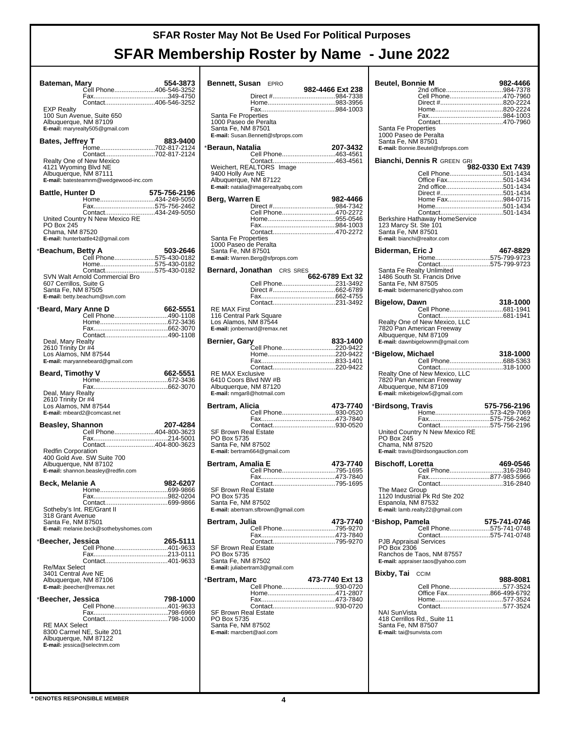# SFAR Roster May Not Be Used For Political Purposes

# SFAR Membership Roster by Name - June 2022

**Bateman, Mary** 554-3873
Cell Phone......406-546-3252
Fax......349-4750
Contact......406-546-3252
EXP Realty
100 Sun Avenue, Suite 650
Albuquerque, NM 87109
**E-mail:** maryrealty505@gmail.com

**Bates, Jeffrey T** 883-9400
Home......702-817-2124
Contact......702-817-2124
Realty One of New Mexico
4121 Wyoming Blvd NE
Albuquerque, NM 87111
**E-mail:** batesteamnm@wedgewood-inc.com

**Battle, Hunter D** 575-756-2196
Home......434-249-5050
Fax......575-756-2462
Contact......434-249-5050
United Country N New Mexico RE
PO Box 245
Chama, NM 87520
**E-mail:** hunterbattle42@gmail.com

***Beachum, Betty A** 503-2646
Cell Phone......575-430-0182
Home......575-430-0182
Contact......575-430-0182
SVN Walt Arnold Commercial Bro
607 Cerrillos, Suite G
Santa Fe, NM 87505
**E-mail:** betty.beachum@svn.com

***Beard, Mary Anne D** 662-5551
Cell Phone......490-1108
Home......672-3436
Fax......662-3070
Contact......490-1108
Deal, Mary Realty
2610 Trinity Dr #4
Los Alamos, NM 87544
**E-mail:** maryannebeard@gmail.com

**Beard, Timothy V** 662-5551
Home......672-3436
Fax......662-3070
Deal, Mary Realty
2610 Trinity Dr #4
Los Alamos, NM 87544
**E-mail:** mbeard2@comcast.net

**Beasley, Shannon** 207-4284
Cell Phone......404-800-3623
Fax......214-5001
Contact......404-800-3623
Redfin Corporation
400 Gold Ave. SW Suite 700
Albuquerque, NM 87102
**E-mail:** shannon.beasley@redfin.com

**Beck, Melanie A** 982-6207
Home......699-9866
Fax......982-0204
Contact......699-9866
Sotheby's Int. RE/Grant II
318 Grant Avenue
Santa Fe, NM 87501
**E-mail:** melanie.beck@sothebyshomes.com

***Beecher, Jessica** 265-5111
Cell Phone......401-9633
Fax......213-0111
Contact......401-9633
Re/Max Select
3401 Central Ave NE
Albuquerque, NM 87106
**E-mail:** jbeecher@remax.net

***Beecher, Jessica** 798-1000
Cell Phone......401-9633
Fax......798-6969
Contact......798-1000
RE MAX Select
8300 Carmel NE, Suite 201
Albuquerque, NM 87122
**E-mail:** jessica@selectnm.com

**Bennett, Susan** EPRO 982-4466 Ext 238
Direct #......984-7338
Home......983-3956
Fax......984-1003
Santa Fe Properties
1000 Paseo de Peralta
Santa Fe, NM 87501
**E-mail:** Susan.Bennett@sfprops.com

***Beraun, Natalia** 207-3432
Cell Phone......463-4561
Contact......463-4561
Weichert, REALTORS Image
9400 Holly Ave NE
Albuquerque, NM 87122
**E-mail:** natalia@imagerealtyabq.com

**Berg, Warren E** 982-4466
Direct #......984-7342
Cell Phone......470-2272
Home......955-0546
Fax......984-1003
Contact......470-2272
Santa Fe Properties
1000 Paseo de Peralta
Santa Fe, NM 87501
**E-mail:** Warren.Berg@sfprops.com

**Bernard, Jonathan** CRS SRES 662-6789 Ext 32
Cell Phone......231-3492
Direct #......662-6789
Fax......662-4755
Contact......231-3492
RE MAX First
116 Central Park Square
Los Alamos, NM 87544
**E-mail:** jonbernard@remax.net

**Bernier, Gary** 833-1400
Cell Phone......220-9422
Home......220-9422
Fax......833-1401
Contact......220-9422
RE MAX Exclusive
6410 Coors Blvd NW #B
Albuquerque, NM 87120
**E-mail:** nmgar8@hotmail.com

**Bertram, Alicia** 473-7740
Cell Phone......930-0520
Fax......473-7840
Contact......930-0520
SF Brown Real Estate
PO Box 5735
Santa Fe, NM 87502
**E-mail:** bertram664@gmail.com

**Bertram, Amalia E** 473-7740
Cell Phone......795-1695
Fax......473-7840
Contact......795-1695
SF Brown Real Estate
PO Box 5735
Santa Fe, NM 87502
**E-mail:** abertram.sfbrown@gmail.com

**Bertram, Julia** 473-7740
Cell Phone......795-9270
Fax......473-7840
Contact......795-9270
SF Brown Real Estate
PO Box 5735
Santa Fe, NM 87502
**E-mail:** juliabertram3@gmail.com

***Bertram, Marc** 473-7740 Ext 13
Cell Phone......930-0720
Home......471-2807
Fax......473-7840
Contact......930-0720
SF Brown Real Estate
PO Box 5735
Santa Fe, NM 87502
**E-mail:** marcbert@aol.com

**Beutel, Bonnie M** 982-4466
2nd office......984-7378
Cell Phone......470-7960
Direct #......820-2224
Home......820-2224
Fax......984-1003
Contact......470-7960
Santa Fe Properties
1000 Paseo de Peralta
Santa Fe, NM 87501
**E-mail:** Bonnie.Beutel@sfprops.com

**Bianchi, Dennis R** GREEN GRI 982-0330 Ext 7439
Cell Phone......501-1434
Office Fax......501-1434
2nd office......501-1434
Direct #......501-1434
Home Fax......984-0715
Home......501-1434
Contact......501-1434
Berkshire Hathaway HomeService
123 Marcy St. Ste 101
Santa Fe, NM 87501
**E-mail:** bianchi@realtor.com

**Biderman, Eric J** 467-8829
Home......575-799-9723
Contact......575-799-9723
Santa Fe Realty Unlimited
1486 South St. Francis Drive
Santa Fe, NM 87505
**E-mail:** bidermaneric@yahoo.com

**Bigelow, Dawn** 318-1000
Cell Phone......681-1941
Contact......681-1941
Realty One of New Mexico, LLC
7820 Pan American Freeway
Albuquerque, NM 87109
**E-mail:** dawnbigelownm@gmail.com

***Bigelow, Michael** 318-1000
Cell Phone......688-5363
Contact......318-1000
Realty One of New Mexico, LLC
7820 Pan American Freeway
Albuquerque, NM 87109
**E-mail:** mikebigelow5@gmail.com

***Birdsong, Travis** 575-756-2196
Home......573-429-7069
Fax......575-756-2462
Contact......575-756-2196
United Country N New Mexico RE
PO Box 245
Chama, NM 87520
**E-mail:** travis@birdsongauction.com

**Bischoff, Loretta** 469-0546
Cell Phone......316-2840
Fax......877-983-5966
Contact......316-2840
The Maez Group
1120 Industrial Pk Rd Ste 202
Espanola, NM 87532
**E-mail:** lamb.realty22@gmail.com

***Bishop, Pamela** 575-741-0746
Cell Phone......575-741-0748
Contact......575-741-0748
PJB Appraisal Services
PO Box 2306
Ranchos de Taos, NM 87557
**E-mail:** appraiser.taos@yahoo.com

**Bixby, Tai** CCIM 988-8081
Cell Phone......577-3524
Office Fax......866-499-6792
Home......577-3524
Contact......577-3524
NAI SunVista
418 Cerrillos Rd., Suite 11
Santa Fe, NM 87507
**E-mail:** tai@sunvista.com

\* DENOTES RESPONSIBLE MEMBER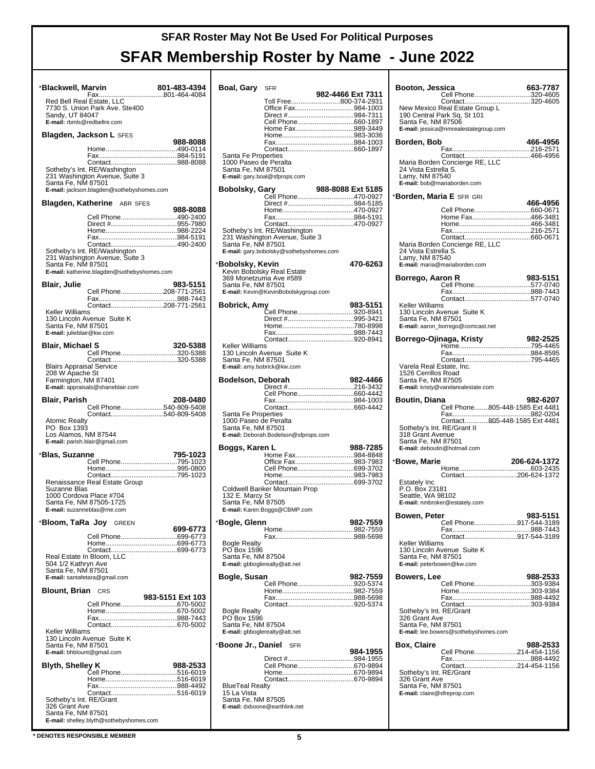# SFAR Roster May Not Be Used For Political Purposes

# SFAR Membership Roster by Name - June 2022

**\*Blackwell, Marvin** 801-483-4394
Fax....801-464-4084
Red Bell Real Estate, LLC
7730 S. Union Park Ave. Ste400
Sandy, UT 84047
**E-mail:** rbmls@redbellre.com

**Blagden, Jackson L** SFES 988-8088
Home....490-0114
Fax....984-5191
Contact....988-8088
Sotheby's Int. RE/Washington
231 Washington Avenue, Suite 3
Santa Fe, NM 87501
**E-mail:** jackson.blagden@sothebyshomes.com

**Blagden, Katherine** ABR SFES 988-8088
Cell Phone....490-2400
Direct #....955-7980
Home....988-2224
Fax....984-5191
Contact....490-2400
Sotheby's Int. RE/Washington
231 Washington Avenue, Suite 3
Santa Fe, NM 87501
**E-mail:** katherine.blagden@sothebyshomes.com

**Blair, Julie** 983-5151
Cell Phone....208-771-2561
Fax....988-7443
Contact....208-771-2561
Keller Williams
130 Lincoln Avenue Suite K
Santa Fe, NM 87501
**E-mail:** julieblair@kw.com

**Blair, Michael S** 320-5388
Cell Phone....320-5388
Contact....320-5388
Blairs Appraisal Service
208 W Apache St
Farmington, NM 87401
**E-mail:** appraisals@shaneblair.com

**Blair, Parish** 208-0480
Cell Phone....540-809-5408
Contact....540-809-5408
Atomic Realty
PO Box 1393
Los Alamos, NM 87544
**E-mail:** parish.blair@gmail.com

**\*Blas, Suzanne** 795-1023
Cell Phone....795-1023
Home....995-0800
Contact....795-1023
Renaissance Real Estate Group
Suzanne Blas
1000 Cordova Place #704
Santa Fe, NM 87505-1725
**E-mail:** suzanneblas@me.com

**\*Bloom, TaRa Joy** GREEN 699-6773
Cell Phone....699-6773
Home....699-6773
Contact....699-6773
Real Estate In Bloom, LLC
504 1/2 Kathryn Ave
Santa Fe, NM 87501
**E-mail:** santafetara@gmail.com

**Blount, Brian** CRS 983-5151 Ext 103
Cell Phone....670-5002
Home....670-5002
Fax....988-7443
Contact....670-5002
Keller Williams
130 Lincoln Avenue Suite K
Santa Fe, NM 87501
**E-mail:** bhblount@gmail.com

**Blyth, Shelley K** 988-2533
Cell Phone....516-6019
Home....516-6019
Fax....988-4492
Contact....516-6019
Sotheby's Int. RE/Grant
326 Grant Ave
Santa Fe, NM 87501
**E-mail:** shelley.blyth@sothebyshomes.com

**Boal, Gary** SFR 982-4466 Ext 7311
Toll Free....800-374-2931
Office Fax....984-1003
Direct #....984-7311
Cell Phone....660-1897
Home Fax....989-3449
Home....983-3036
Fax....984-1003
Contact....660-1897
Santa Fe Properties
1000 Paseo de Peralta
Santa Fe, NM 87501
**E-mail:** gary.boal@sfprops.com

**Bobolsky, Gary** 988-8088 Ext 5185
Cell Phone....470-0927
Direct #....984-5185
Home....470-0927
Fax....984-5191
Contact....470-0927
Sotheby's Int. RE/Washington
231 Washington Avenue, Suite 3
Santa Fe, NM 87501
**E-mail:** gary.bobolsky@sothebyshomes.com

**\*Bobolsky, Kevin** 470-6263
Kevin Bobolsky Real Estate
369 Monetzuma Ave #589
Santa Fe, NM 87501
**E-mail:** Kevin@KevinBobolskygroup.com

**Bobrick, Amy** 983-5151
Cell Phone....920-8941
Direct #....995-3421
Home....780-8998
Fax....988-7443
Contact....920-8941
Keller Williams
130 Lincoln Avenue Suite K
Santa Fe, NM 87501
**E-mail:** amy.bobrick@kw.com

**Bodelson, Deborah** 982-4466
Direct #....216-3432
Cell Phone....660-4442
Fax....984-1003
Contact....660-4442
Santa Fe Properties
1000 Paseo de Peralta
Santa Fe, NM 87501
**E-mail:** Deborah.Bodelson@sfprops.com

**Boggs, Karen L** 988-7285
Home Fax....984-8848
Office Fax....983-7983
Cell Phone....699-3702
Home....983-7983
Contact....699-3702
Coldwell Banker Mountain Prop
132 E. Marcy St
Santa Fe, NM 87505
**E-mail:** Karen.Boggs@CBMP.com

**\*Bogle, Glenn** 982-7559
Home....982-7559
Fax....988-5698
Bogle Realty
PO Box 1596
Santa Fe, NM 87504
**E-mail:** gbboglerealty@att.net

**Bogle, Susan** 982-7559
Cell Phone....920-5374
Home....982-7559
Fax....988-5698
Contact....920-5374
Bogle Realty
PO Box 1596
Santa Fe, NM 87504
**E-mail:** gbboglerealty@att.net

**\*Boone Jr., Daniel** SFR 984-1955
Direct #....984-1955
Cell Phone....670-9894
Home....670-9894
Contact....670-9894
BlueTeal Realty
15 La Vista
Santa Fe, NM 87505
**E-mail:** dxboone@earthlink.net

**Booton, Jessica** 663-7787
Cell Phone....320-4605
Contact....320-4605
New Mexico Real Estate Group L
190 Central Park Sq, St 101
Santa Fe, NM 87506
**E-mail:** jessica@nmrealestategroup.com

**Borden, Bob** 466-4956
Fax....216-2571
Contact....466-4956
Maria Borden Concierge RE, LLC
24 Vista Estrella S.
Lamy, NM 87540
**E-mail:** bob@mariaborden.com

**\*Borden, Maria E** SFR GRI 466-4956
Cell Phone....660-0671
Home Fax....466-3481
Home....466-3481
Fax....216-2571
Contact....660-0671
Maria Borden Concierge RE, LLC
24 Vista Estrella S.
Lamy, NM 87540
**E-mail:** maria@mariaborden.com

**Borrego, Aaron R** 983-5151
Cell Phone....577-0740
Fax....988-7443
Contact....577-0740
Keller Williams
130 Lincoln Avenue Suite K
Santa Fe, NM 87501
**E-mail:** aaron_borrego@comcast.net

**Borrego-Ojinaga, Kristy** 982-2525
Home....795-4465
Fax....984-8595
Contact....795-4465
Varela Real Estate, Inc.
1526 Cerrillos Road
Santa Fe, NM 87505
**E-mail:** kristy@varelarealestate.com

**Boutin, Diana** 982-6207
Cell Phone....805-448-1585 Ext 4481
Fax....982-0204
Contact....805-448-1585 Ext 4481
Sotheby's Int. RE/Grant II
318 Grant Avenue
Santa Fe, NM 87501
**E-mail:** deboutin@hotmail.com

**\*Bowe, Marie** 206-624-1372
Home....603-2435
Contact....206-624-1372
Estately Inc
P.O. Box 23181
Seattle, WA 98102
**E-mail:** nmbroker@estately.com

**Bowen, Peter** 983-5151
Cell Phone....917-544-3189
Fax....988-7443
Contact....917-544-3189
Keller Williams
130 Lincoln Avenue Suite K
Santa Fe, NM 87501
**E-mail:** peterbowen@kw.com

**Bowers, Lee** 988-2533
Cell Phone....303-9384
Home....303-9384
Fax....988-4492
Contact....303-9384
Sotheby's Int. RE/Grant
326 Grant Ave
Santa Fe, NM 87501
**E-mail:** lee.bowers@sothebyshomes.com

**Box, Claire** 988-2533
Cell Phone....214-454-1156
Fax....988-4492
Contact....214-454-1156
Sotheby's Int. RE/Grant
326 Grant Ave
Santa Fe, NM 87501
**E-mail:** claire@sfreprop.com

**\* DENOTES RESPONSIBLE MEMBER**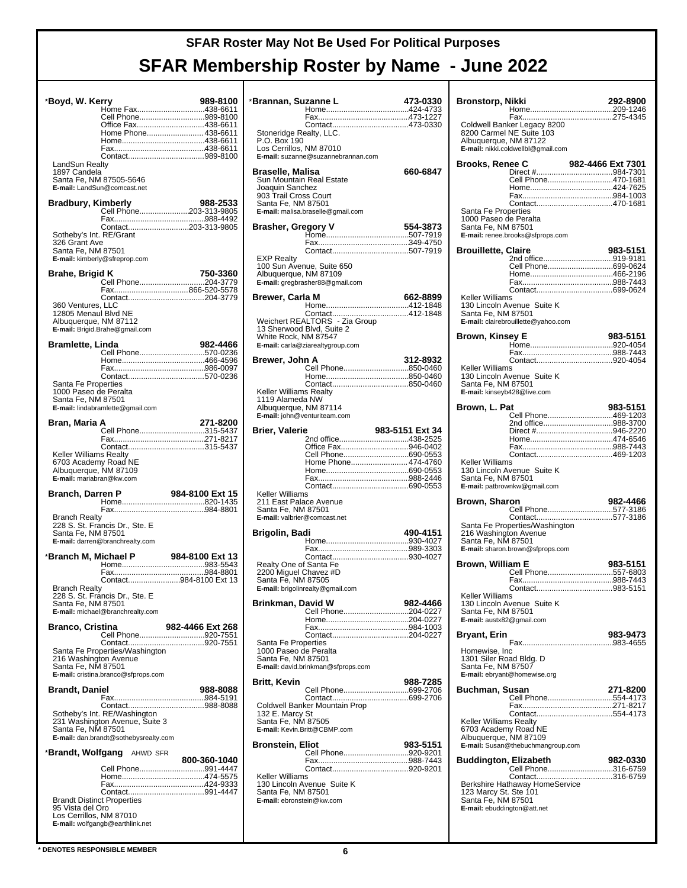# SFAR Roster May Not Be Used For Political Purposes

# SFAR Membership Roster by Name - June 2022

**\*Boyd, W. Kerry** 989-8100
Home Fax....438-6611
Cell Phone....989-8100
Office Fax....438-6611
Home Phone....438-6611
Home....438-6611
Fax....438-6611
Contact....989-8100
LandSun Realty
1897 Candela
Santa Fe, NM 87505-5646
E-mail: LandSun@comcast.net

**Bradbury, Kimberly** 988-2533
Cell Phone....203-313-9805
Fax....988-4492
Contact....203-313-9805
Sotheby's Int. RE/Grant
326 Grant Ave
Santa Fe, NM 87501
E-mail: kimberly@sfreprop.com

**Brahe, Brigid K** 750-3360
Cell Phone....204-3779
Fax....866-520-5578
Contact....204-3779
360 Ventures, LLC
12805 Menaul Blvd NE
Albuquerque, NM 87112
E-mail: Brigid.Brahe@gmail.com

**Bramlette, Linda** 982-4466
Cell Phone....570-0236
Home....466-4596
Fax....986-0097
Contact....570-0236
Santa Fe Properties
1000 Paseo de Peralta
Santa Fe, NM 87501
E-mail: lindabramlette@gmail.com

**Bran, Maria A** 271-8200
Cell Phone....315-5437
Fax....271-8217
Contact....315-5437
Keller Williams Realty
6703 Academy Road NE
Albuquerque, NM 87109
E-mail: mariabran@kw.com

**Branch, Darren P** 984-8100 Ext 15
Home....820-1435
Fax....984-8801
Branch Realty
228 S. St. Francis Dr., Ste. E
Santa Fe, NM 87501
E-mail: darren@branchrealty.com

**\*Branch M, Michael P** 984-8100 Ext 13
Home....983-5543
Fax....984-8801
Contact....984-8100 Ext 13
Branch Realty
228 S. St. Francis Dr., Ste. E
Santa Fe, NM 87501
E-mail: michael@branchrealty.com

**Branco, Cristina** 982-4466 Ext 268
Cell Phone....920-7551
Contact....920-7551
Santa Fe Properties/Washington
216 Washington Avenue
Santa Fe, NM 87501
E-mail: cristina.branco@sfprops.com

**Brandt, Daniel** 988-8088
Fax....984-5191
Contact....988-8088
Sotheby's Int. RE/Washington
231 Washington Avenue, Suite 3
Santa Fe, NM 87501
E-mail: dan.brandt@sothebysrealty.com

**\*Brandt, Wolfgang** AHWD SFR 800-360-1040
Cell Phone....991-4447
Home....474-5575
Fax....424-9333
Contact....991-4447
Brandt Distinct Properties
95 Vista del Oro
Los Cerrillos, NM 87010
E-mail: wolfgangb@earthlink.net

**\*Brannan, Suzanne L** 473-0330
Home....424-4733
Fax....473-1227
Contact....473-0330
Stoneridge Realty, LLC.
P.O. Box 190
Los Cerrillos, NM 87010
E-mail: suzanne@suzannebrannan.com

**Braselle, Malisa** 660-6847
Sun Mountain Real Estate
Joaquin Sanchez
903 Trail Cross Court
Santa Fe, NM 87501
E-mail: malisa.braselle@gmail.com

**Brasher, Gregory V** 554-3873
Home....507-7919
Fax....349-4750
Contact....507-7919
EXP Realty
100 Sun Avenue, Suite 650
Albuquerque, NM 87109
E-mail: gregbrasher88@gmail.com

**Brewer, Carla M** 662-8899
Home....412-1848
Contact....412-1848
Weichert REALTORS - Zia Group
13 Sherwood Blvd, Suite 2
White Rock, NM 87547
E-mail: carla@ziarealtygroup.com

**Brewer, John A** 312-8932
Cell Phone....850-0460
Home....850-0460
Contact....850-0460
Keller Williams Realty
1119 Alameda NW
Albuquerque, NM 87114
E-mail: john@venturiteam.com

**Brier, Valerie** 983-5151 Ext 34
2nd office....438-2525
Office Fax....946-0402
Cell Phone....690-0553
Home Phone....474-4760
Home....690-0553
Fax....988-2446
Contact....690-0553
Keller Williams
211 East Palace Avenue
Santa Fe, NM 87501
E-mail: valbrier@comcast.net

**Brigolin, Badi** 490-4151
Home....930-4027
Fax....989-3303
Contact....930-4027
Realty One of Santa Fe
2200 Miguel Chavez #D
Santa Fe, NM 87505
E-mail: brigolinrealty@gmail.com

**Brinkman, David W** 982-4466
Cell Phone....204-0227
Home....204-0227
Fax....984-1003
Contact....204-0227
Santa Fe Properties
1000 Paseo de Peralta
Santa Fe, NM 87501
E-mail: david.brinkman@sfprops.com

**Britt, Kevin** 988-7285
Cell Phone....699-2706
Contact....699-2706
Coldwell Banker Mountain Prop
132 E. Marcy St
Santa Fe, NM 87505
E-mail: Kevin.Britt@CBMP.com

**Bronstein, Eliot** 983-5151
Cell Phone....920-9201
Fax....988-7443
Contact....920-9201
Keller Williams
130 Lincoln Avenue Suite K
Santa Fe, NM 87501
E-mail: ebronstein@kw.com

**Bronstorp, Nikki** 292-8900
Home....209-1246
Fax....275-4345
Coldwell Banker Legacy 8200
8200 Carmel NE Suite 103
Albuquerque, NM 87122
E-mail: nikki.coldwellbl@gmail.com

**Brooks, Renee C** 982-4466 Ext 7301
Direct #....984-7301
Cell Phone....470-1681
Home....424-7625
Fax....984-1003
Contact....470-1681
Santa Fe Properties
1000 Paseo de Peralta
Santa Fe, NM 87501
E-mail: renee.brooks@sfprops.com

**Brouillette, Claire** 983-5151
2nd office....919-9181
Cell Phone....699-0624
Home....466-2196
Fax....988-7443
Contact....699-0624
Keller Williams
130 Lincoln Avenue Suite K
Santa Fe, NM 87501
E-mail: clairebrouillette@yahoo.com

**Brown, Kinsey E** 983-5151
Home....920-4054
Fax....988-7443
Contact....920-4054
Keller Williams
130 Lincoln Avenue Suite K
Santa Fe, NM 87501
E-mail: kinseyb428@live.com

**Brown, L. Pat** 983-5151
Cell Phone....469-1203
2nd office....988-3700
Direct #....946-2220
Home....474-6546
Fax....988-7443
Contact....469-1203
Keller Williams
130 Lincoln Avenue Suite K
Santa Fe, NM 87501
E-mail: patbrownkw@gmail.com

**Brown, Sharon** 982-4466
Cell Phone....577-3186
Contact....577-3186
Santa Fe Properties/Washington
216 Washington Avenue
Santa Fe, NM 87501
E-mail: sharon.brown@sfprops.com

**Brown, William E** 983-5151
Cell Phone....557-6803
Fax....988-7443
Contact....983-5151
Keller Williams
130 Lincoln Avenue Suite K
Santa Fe, NM 87501
E-mail: austx82@gmail.com

**Bryant, Erin** 983-9473
Fax....983-4655
Homewise, Inc
1301 Siler Road Bldg. D
Santa Fe, NM 87507
E-mail: ebryant@homewise.org

**Buchman, Susan** 271-8200
Cell Phone....554-4173
Fax....271-8217
Contact....554-4173
Keller Williams Realty
6703 Academy Road NE
Albuquerque, NM 87109
E-mail: Susan@thebuchmangroup.com

**Buddington, Elizabeth** 982-0330
Cell Phone....316-6759
Contact....316-6759
Berkshire Hathaway HomeService
123 Marcy St. Ste 101
Santa Fe, NM 87501
E-mail: ebuddington@att.net

\* DENOTES RESPONSIBLE MEMBER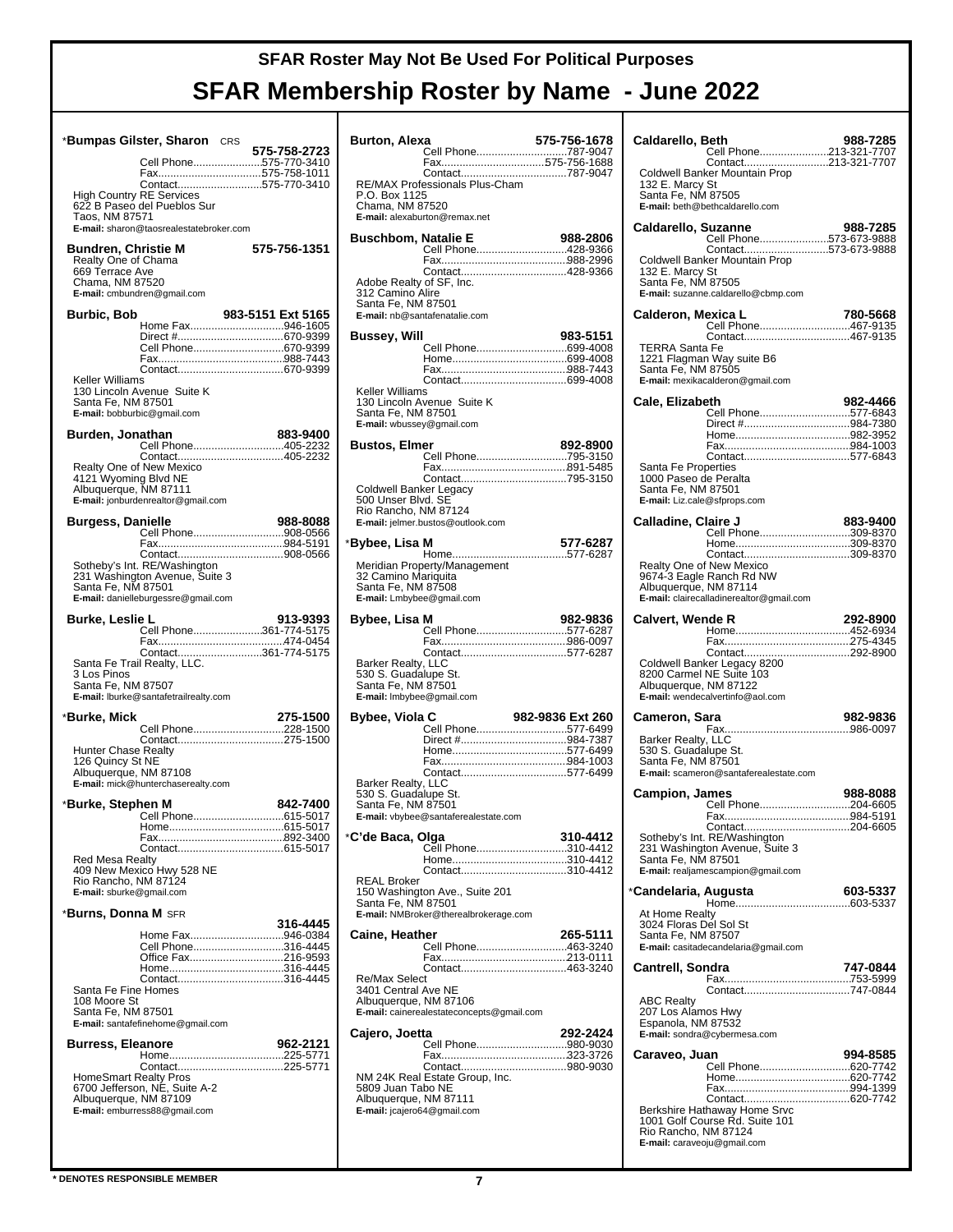# SFAR Roster May Not Be Used For Political Purposes

# SFAR Membership Roster by Name - June 2022

**\*Bumpas Gilster, Sharon** CRS 575-758-2723
Cell Phone......575-770-3410
Fax......575-758-1011
Contact......575-770-3410
High Country RE Services
622 B Paseo del Pueblos Sur
Taos, NM 87571
**E-mail:** sharon@taosrealestatebroker.com

**Bundren, Christie M** 575-756-1351
Realty One of Chama
669 Terrace Ave
Chama, NM 87520
**E-mail:** cmbundren@gmail.com

**Burbic, Bob** 983-5151 Ext 5165
Home Fax......946-1605
Direct #......670-9399
Cell Phone......670-9399
Fax......988-7443
Contact......670-9399
Keller Williams
130 Lincoln Avenue Suite K
Santa Fe, NM 87501
**E-mail:** bobburbic@gmail.com

**Burden, Jonathan** 883-9400
Cell Phone......405-2232
Contact......405-2232
Realty One of New Mexico
4121 Wyoming Blvd NE
Albuquerque, NM 87111
**E-mail:** jonburdenrealtor@gmail.com

**Burgess, Danielle** 988-8088
Cell Phone......908-0566
Fax......984-5191
Contact......908-0566
Sotheby's Int. RE/Washington
231 Washington Avenue, Suite 3
Santa Fe, NM 87501
**E-mail:** danielleburgessre@gmail.com

**Burke, Leslie L** 913-9393
Cell Phone......361-774-5175
Fax......474-0454
Contact......361-774-5175
Santa Fe Trail Realty, LLC.
3 Los Pinos
Santa Fe, NM 87507
**E-mail:** lburke@santafetrailrealty.com

**\*Burke, Mick** 275-1500
Cell Phone......228-1500
Contact......275-1500
Hunter Chase Realty
126 Quincy St NE
Albuquerque, NM 87108
**E-mail:** mick@hunterchaserealty.com

**\*Burke, Stephen M** 842-7400
Cell Phone......615-5017
Home......615-5017
Fax......892-3400
Contact......615-5017
Red Mesa Realty
409 New Mexico Hwy 528 NE
Rio Rancho, NM 87124
**E-mail:** sburke@gmail.com

**\*Burns, Donna M** SFR 316-4445
Home Fax......946-0384
Cell Phone......316-4445
Office Fax......216-9593
Home......316-4445
Contact......316-4445
Santa Fe Fine Homes
108 Moore St
Santa Fe, NM 87501
**E-mail:** santafefinehome@gmail.com

**Burress, Eleanore** 962-2121
Home......225-5771
Contact......225-5771
HomeSmart Realty Pros
6700 Jefferson, NE, Suite A-2
Albuquerque, NM 87109
**E-mail:** emburress88@gmail.com

**Burton, Alexa** 575-756-1678
Cell Phone......787-9047
Fax......575-756-1688
Contact......787-9047
RE/MAX Professionals Plus-Cham
P.O. Box 1125
Chama, NM 87520
**E-mail:** alexaburton@remax.net

**Buschbom, Natalie E** 988-2806
Cell Phone......428-9366
Fax......988-2996
Contact......428-9366
Adobe Realty of SF, Inc.
312 Camino Alire
Santa Fe, NM 87501
**E-mail:** nb@santafenatalie.com

**Bussey, Will** 983-5151
Cell Phone......699-4008
Home......699-4008
Fax......988-7443
Contact......699-4008
Keller Williams
130 Lincoln Avenue Suite K
Santa Fe, NM 87501
**E-mail:** wbussey@gmail.com

**Bustos, Elmer** 892-8900
Cell Phone......795-3150
Fax......891-5485
Contact......795-3150
Coldwell Banker Legacy
500 Unser Blvd. SE
Rio Rancho, NM 87124
**E-mail:** jelmer.bustos@outlook.com

**\*Bybee, Lisa M** 577-6287
Home......577-6287
Meridian Property/Management
32 Camino Mariquita
Santa Fe, NM 87508
**E-mail:** Lmbybee@gmail.com

**Bybee, Lisa M** 982-9836
Cell Phone......577-6287
Fax......986-0097
Contact......577-6287
Barker Realty, LLC
530 S. Guadalupe St.
Santa Fe, NM 87501
**E-mail:** lmbybee@gmail.com

**Bybee, Viola C** 982-9836 Ext 260
Cell Phone......577-6499
Direct #......984-7387
Home......577-6499
Fax......984-1003
Contact......577-6499
Barker Realty, LLC
530 S. Guadalupe St.
Santa Fe, NM 87501
**E-mail:** vbybee@santaferealestate.com

**\*C'de Baca, Olga** 310-4412
Cell Phone......310-4412
Home......310-4412
Contact......310-4412
REAL Broker
150 Washington Ave., Suite 201
Santa Fe, NM 87501
**E-mail:** NMBroker@therealbrokerage.com

**Caine, Heather** 265-5111
Cell Phone......463-3240
Fax......213-0111
Contact......463-3240
Re/Max Select
3401 Central Ave NE
Albuquerque, NM 87106
**E-mail:** cainerealestateconcepts@gmail.com

**Cajero, Joetta** 292-2424
Cell Phone......980-9030
Fax......323-3726
Contact......980-9030
NM 24K Real Estate Group, Inc.
5809 Juan Tabo NE
Albuquerque, NM 87111
**E-mail:** jcajero64@gmail.com

**Caldarello, Beth** 988-7285
Cell Phone......213-321-7707
Contact......213-321-7707
Coldwell Banker Mountain Prop
132 E. Marcy St
Santa Fe, NM 87505
**E-mail:** beth@bethcaldarello.com

**Caldarello, Suzanne** 988-7285
Cell Phone......573-673-9888
Contact......573-673-9888
Coldwell Banker Mountain Prop
132 E. Marcy St
Santa Fe, NM 87505
**E-mail:** suzanne.caldarello@cbmp.com

**Calderon, Mexica L** 780-5668
Cell Phone......467-9135
Contact......467-9135
TERRA Santa Fe
1221 Flagman Way suite B6
Santa Fe, NM 87505
**E-mail:** mexikacalderon@gmail.com

**Cale, Elizabeth** 982-4466
Cell Phone......577-6843
Direct #......984-7380
Home......982-3952
Fax......984-1003
Contact......577-6843
Santa Fe Properties
1000 Paseo de Peralta
Santa Fe, NM 87501
**E-mail:** Liz.cale@sfprops.com

**Calladine, Claire J** 883-9400
Cell Phone......309-8370
Home......309-8370
Contact......309-8370
Realty One of New Mexico
9674-3 Eagle Ranch Rd NW
Albuquerque, NM 87114
**E-mail:** clairecalladinerealtor@gmail.com

**Calvert, Wende R** 292-8900
Home......452-6934
Fax......275-4345
Contact......292-8900
Coldwell Banker Legacy 8200
8200 Carmel NE Suite 103
Albuquerque, NM 87122
**E-mail:** wendecalvertinfo@aol.com

**Cameron, Sara** 982-9836
Fax......986-0097
Barker Realty, LLC
530 S. Guadalupe St.
Santa Fe, NM 87501
**E-mail:** scameron@santaferealestate.com

**Campion, James** 988-8088
Cell Phone......204-6605
Fax......984-5191
Contact......204-6605
Sotheby's Int. RE/Washington
231 Washington Avenue, Suite 3
Santa Fe, NM 87501
**E-mail:** realjamescampion@gmail.com

**\*Candelaria, Augusta** 603-5337
Home......603-5337
At Home Realty
3024 Floras Del Sol St
Santa Fe, NM 87507
**E-mail:** casitadecandelaria@gmail.com

**Cantrell, Sondra** 747-0844
Fax......753-5999
Contact......747-0844
ABC Realty
207 Los Alamos Hwy
Espanola, NM 87532
**E-mail:** sondra@cybermesa.com

**Caraveo, Juan** 994-8585
Cell Phone......620-7742
Home......620-7742
Fax......994-1399
Contact......620-7742
Berkshire Hathaway Home Srvc
1001 Golf Course Rd. Suite 101
Rio Rancho, NM 87124
**E-mail:** caraveoju@gmail.com

\* DENOTES RESPONSIBLE MEMBER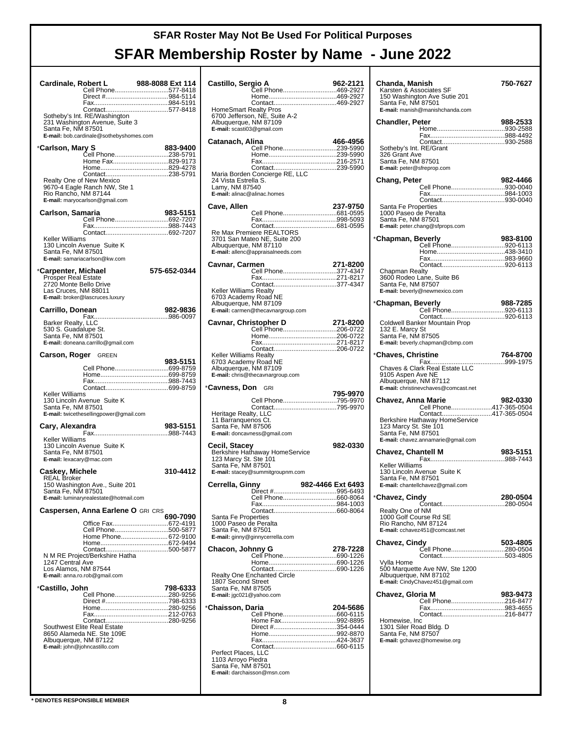# SFAR Roster May Not Be Used For Political Purposes

# SFAR Membership Roster by Name - June 2022

**Cardinale, Robert L** 988-8088 Ext 114
Cell Phone....577-8418
Direct #....984-5114
Fax....984-5191
Contact....577-8418
Sotheby's Int. RE/Washington
231 Washington Avenue, Suite 3
Santa Fe, NM 87501
**E-mail:** bob.cardinale@sothebyshomes.com

*__Carlson, Mary S__ 883-9400
Cell Phone....238-5791
Home Fax....829-9173
Home....829-4278
Contact....238-5791
Realty One of New Mexico
9670-4 Eagle Ranch NW, Ste 1
Rio Rancho, NM 87144
**E-mail:** maryocarlson@gmail.com

**Carlson, Samaria** 983-5151
Cell Phone....692-7207
Fax....988-7443
Contact....692-7207
Keller Williams
130 Lincoln Avenue Suite K
Santa Fe, NM 87501
**E-mail:** samariacarlson@kw.com

*__Carpenter, Michael__ 575-652-0344
Prosper Real Estate
2720 Monte Bello Drive
Las Cruces, NM 88011
**E-mail:** broker@lascruces.luxury

**Carrillo, Donean** 982-9836
Fax....986-0097
Barker Realty, LLC
530 S. Guadalupe St.
Santa Fe, NM 87501
**E-mail:** doneana.carrillo@gmail.com

**Carson, Roger** GREEN 983-5151
Cell Phone....699-8759
Home....699-8759
Fax....988-7443
Contact....699-8759
Keller Williams
130 Lincoln Avenue Suite K
Santa Fe, NM 87501
**E-mail:** twicethesellingpower@gmail.com

**Cary, Alexandra** 983-5151
Fax....988-7443
Keller Williams
130 Lincoln Avenue Suite K
Santa Fe, NM 87501
**E-mail:** lexacary@mac.com

**Caskey, Michele** 310-4412
REAL Broker
150 Washington Ave., Suite 201
Santa Fe, NM 87501
**E-mail:** luminaryrealestate@hotmail.com

**Caspersen, Anna Earlene O** GRI CRS 690-7090
Office Fax....672-4191
Cell Phone....500-5877
Home Phone....672-9100
Home....672-9494
Contact....500-5877
N M RE Project/Berkshire Hatha
1247 Central Ave
Los Alamos, NM 87544
**E-mail:** anna.ro.rob@gmail.com

*__Castillo, John__ 798-6333
Cell Phone....280-9256
Direct #....798-6333
Home....280-9256
Fax....212-0763
Contact....280-9256
Southwest Elite Real Estate
8650 Alameda NE. Ste 109E
Albuquerque, NM 87122
**E-mail:** john@johncastillo.com

**Castillo, Sergio A** 962-2121
Cell Phone....469-2927
Home....469-2927
Contact....469-2927
HomeSmart Realty Pros
6700 Jefferson, NE, Suite A-2
Albuquerque, NM 87109
**E-mail:** scasti03@gmail.com

**Catanach, Alina** 466-4956
Cell Phone....239-5990
Home....239-5990
Fax....216-2571
Contact....239-5990
Maria Borden Concierge RE, LLC
24 Vista Estrella S.
Lamy, NM 87540
**E-mail:** alinac@alinac.homes

**Cave, Allen** 237-9750
Cell Phone....681-0595
Fax....998-5093
Contact....681-0595
Re Max Premiere REALTORS
3701 San Mateo NE, Suite 200
Albuquerque, NM 87110
**E-mail:** allenc@appraisalneeds.com

**Cavnar, Carmen** 271-8200
Cell Phone....377-4347
Fax....271-8217
Contact....377-4347
Keller Williams Realty
6703 Academy Road NE
Albuquerque, NM 87109
**E-mail:** carmen@thecavnargroup.com

**Cavnar, Christopher D** 271-8200
Cell Phone....206-0722
Home....206-0722
Fax....271-8217
Contact....206-0722
Keller Williams Realty
6703 Academy Road NE
Albuquerque, NM 87109
**E-mail:** chris@thecavnargroup.com

*__Cavness, Don__ GRI 795-9970
Cell Phone....795-9970
Contact....795-9970
Heritage Realty, LLC
11 Barranquenos Ct.
Santa Fe, NM 87506
**E-mail:** doncavness@gmail.com

**Cecil, Stacey** 982-0330
Berkshire Hathaway HomeService
123 Marcy St. Ste 101
Santa Fe, NM 87501
**E-mail:** stacey@summitgroupnm.com

**Cerrella, Ginny** 982-4466 Ext 6493
Direct #....995-6493
Cell Phone....660-8064
Fax....984-1003
Contact....660-8064
Santa Fe Properties
1000 Paseo de Peralta
Santa Fe, NM 87501
**E-mail:** ginny@ginnycerrella.com

**Chacon, Johnny G** 278-7228
Cell Phone....690-1226
Home....690-1226
Contact....690-1226
Realty One Enchanted Circle
1807 Second Street
Santa Fe, NM 87505
**E-mail:** jgc021@yahoo.com

*__Chaisson, Daria__ 204-5686
Cell Phone....660-6115
Home Fax....992-8895
Direct #....354-0444
Home....992-8870
Fax....424-3637
Contact....660-6115
Perfect Places, LLC
1103 Arroyo Piedra
Santa Fe, NM 87501
**E-mail:** darchaisson@msn.com

**Chanda, Manish** 750-7627
Karsten & Associates SF
150 Washington Ave Sutie 201
Santa Fe, NM 87501
**E-mail:** manish@manishchanda.com

**Chandler, Peter** 988-2533
Home....930-2588
Fax....988-4492
Contact....930-2588
Sotheby's Int. RE/Grant
326 Grant Ave
Santa Fe, NM 87501
**E-mail:** peter@sfreprop.com

**Chang, Peter** 982-4466
Cell Phone....930-0040
Fax....984-1003
Contact....930-0040
Santa Fe Properties
1000 Paseo de Peralta
Santa Fe, NM 87501
**E-mail:** peter.chang@sfprops.com

*__Chapman, Beverly__ 983-8100
Cell Phone....920-6113
Home....438-3410
Fax....983-9660
Contact....920-6113
Chapman Realty
3600 Rodeo Lane, Suite B6
Santa Fe, NM 87507
**E-mail:** beverly@newmexico.com

*__Chapman, Beverly__ 988-7285
Cell Phone....920-6113
Contact....920-6113
Coldwell Banker Mountain Prop
132 E. Marcy St
Santa Fe, NM 87505
**E-mail:** beverly.chapman@cbmp.com

*__Chaves, Christine__ 764-8700
Fax....999-1975
Chaves & Clark Real Estate LLC
9105 Aspen Ave NE
Albuquerque, NM 87112
**E-mail:** christinevchaves@comcast.net

**Chavez, Anna Marie** 982-0330
Cell Phone....417-365-0504
Contact....417-365-0504
Berkshire Hathaway HomeService
123 Marcy St. Ste 101
Santa Fe, NM 87501
**E-mail:** chavez.annamarie@gmail.com

**Chavez, Chantell M** 983-5151
Fax....988-7443
Keller Williams
130 Lincoln Avenue Suite K
Santa Fe, NM 87501
**E-mail:** chantellchavez@gmail.com

*__Chavez, Cindy__ 280-0504
Contact....280-0504
Realty One of NM
1000 Golf Course Rd SE
Rio Rancho, NM 87124
**E-mail:** cchavez451@comcast.net

**Chavez, Cindy** 503-4805
Cell Phone....280-0504
Contact....503-4805
Vylla Home
500 Marquette Ave NW, Ste 1200
Albuquerque, NM 87102
**E-mail:** CindyChavez451@gmail.com

**Chavez, Gloria M** 983-9473
Cell Phone....216-8477
Fax....983-4655
Contact....216-8477
Homewise, Inc
1301 Siler Road Bldg. D
Santa Fe, NM 87507
**E-mail:** gchavez@homewise.org

\* DENOTES RESPONSIBLE MEMBER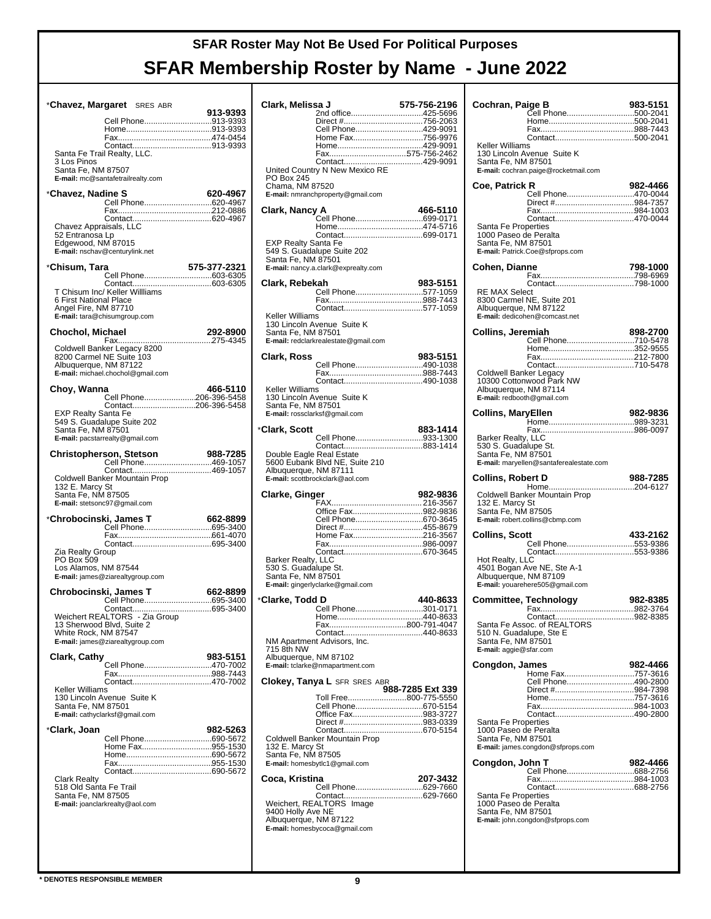# SFAR Roster May Not Be Used For Political Purposes

# SFAR Membership Roster by Name - June 2022

**\*Chavez, Margaret** SRES ABR
**913-9393**
Cell Phone.............................913-9393
Home.....................................913-9393
Fax........................................474-0454
Contact..................................913-9393
Santa Fe Trail Realty, LLC.
3 Los Pinos
Santa Fe, NM 87507
**E-mail:** mc@santafetrailrealty.com

**\*Chavez, Nadine S** **620-4967**
Cell Phone.............................620-4967
Fax........................................212-0886
Contact..................................620-4967
Chavez Appraisals, LLC
52 Entranosa Lp
Edgewood, NM 87015
**E-mail:** nschav@centurylink.net

**\*Chisum, Tara** **575-377-2321**
Cell Phone.............................603-6305
Contact..................................603-6305
T Chisum Inc/ Keller Willliams
6 First National Place
Angel Fire, NM 87710
**E-mail:** tara@chisumgroup.com

**Chochol, Michael** **292-8900**
Fax........................................275-4345
Coldwell Banker Legacy 8200
8200 Carmel NE Suite 103
Albuquerque, NM 87122
**E-mail:** michael.chochol@gmail.com

**Choy, Wanna** **466-5110**
Cell Phone......................206-396-5458
Contact...........................206-396-5458
EXP Realty Santa Fe
549 S. Guadalupe Suite 202
Santa Fe, NM 87501
**E-mail:** pacstarrealty@gmail.com

**Christopherson, Stetson** **988-7285**
Cell Phone.............................469-1057
Contact..................................469-1057
Coldwell Banker Mountain Prop
132 E. Marcy St
Santa Fe, NM 87505
**E-mail:** stetsonc97@gmail.com

**\*Chrobocinski, James T** **662-8899**
Cell Phone.............................695-3400
Fax........................................661-4070
Contact..................................695-3400
Zia Realty Group
PO Box 509
Los Alamos, NM 87544
**E-mail:** james@ziarealtygroup.com

**Chrobocinski, James T** **662-8899**
Cell Phone.............................695-3400
Contact..................................695-3400
Weichert REALTORS - Zia Group
13 Sherwood Blvd, Suite 2
White Rock, NM 87547
**E-mail:** james@ziarealtygroup.com

**Clark, Cathy** **983-5151**
Cell Phone.............................470-7002
Fax........................................988-7443
Contact..................................470-7002
Keller Williams
130 Lincoln Avenue Suite K
Santa Fe, NM 87501
**E-mail:** cathyclarksf@gmail.com

**\*Clark, Joan** **982-5263**
Cell Phone.............................690-5672
Home Fax...............................955-1530
Home.....................................690-5672
Fax........................................955-1530
Contact..................................690-5672
Clark Realty
518 Old Santa Fe Trail
Santa Fe, NM 87505
**E-mail:** joanclarkrealty@aol.com

**Clark, Melissa J** **575-756-2196**
2nd office...............................425-5696
Direct #..................................756-2063
Cell Phone.............................429-9091
Home Fax...............................756-9976
Home.....................................429-9091
Fax.................................575-756-2462
Contact..................................429-9091
United Country N New Mexico RE
PO Box 245
Chama, NM 87520
**E-mail:** nmranchproperty@gmail.com

**Clark, Nancy A** **466-5110**
Cell Phone.............................699-0171
Home.....................................474-5716
Contact..................................699-0171
EXP Realty Santa Fe
549 S. Guadalupe Suite 202
Santa Fe, NM 87501
**E-mail:** nancy.a.clark@exprealty.com

**Clark, Rebekah** **983-5151**
Cell Phone.............................577-1059
Fax........................................988-7443
Contact..................................577-1059
Keller Williams
130 Lincoln Avenue Suite K
Santa Fe, NM 87501
**E-mail:** redclarkrealestate@gmail.com

**Clark, Ross** **983-5151**
Cell Phone.............................490-1038
Fax........................................988-7443
Contact..................................490-1038
Keller Williams
130 Lincoln Avenue Suite K
Santa Fe, NM 87501
**E-mail:** rossclarksf@gmail.com

**\*Clark, Scott** **883-1414**
Cell Phone.............................933-1300
Contact..................................883-1414
Double Eagle Real Estate
5600 Eubank Blvd NE, Suite 210
Albuquerque, NM 87111
**E-mail:** scottbrockclark@aol.com

**Clarke, Ginger** **982-9836**
FAX........................................216-3567
Office Fax...............................982-9836
Cell Phone.............................670-3645
Direct #..................................455-8679
Home Fax...............................216-3567
Fax........................................986-0097
Contact..................................670-3645
Barker Realty, LLC
530 S. Guadalupe St.
Santa Fe, NM 87501
**E-mail:** gingerlyclarke@gmail.com

**\*Clarke, Todd D** **440-8633**
Cell Phone.............................301-0171
Home.....................................440-8633
Fax.................................800-791-4047
Contact..................................440-8633
NM Apartment Advisors, Inc.
715 8th NW
Albuquerque, NM 87102
**E-mail:** tclarke@nmapartment.com

**Clokey, Tanya L** SFR SRES ABR
**988-7285 Ext 339**
Toll Free..........................800-775-5550
Cell Phone.............................670-5154
Office Fax...............................983-3727
Direct #..................................983-0339
Contact..................................670-5154
Coldwell Banker Mountain Prop
132 E. Marcy St
Santa Fe, NM 87505
**E-mail:** homesbytlc1@gmail.com

**Coca, Kristina** **207-3432**
Cell Phone.............................629-7660
Contact..................................629-7660
Weichert, REALTORS Image
9400 Holly Ave NE
Albuquerque, NM 87122
**E-mail:** homesbycoca@gmail.com

**Cochran, Paige B** **983-5151**
Cell Phone.............................500-2041
Home.....................................500-2041
Fax........................................988-7443
Contact..................................500-2041
Keller Williams
130 Lincoln Avenue Suite K
Santa Fe, NM 87501
**E-mail:** cochran.paige@rocketmail.com

**Coe, Patrick R** **982-4466**
Cell Phone.............................470-0044
Direct #..................................984-7357
Fax........................................984-1003
Contact..................................470-0044
Santa Fe Properties
1000 Paseo de Peralta
Santa Fe, NM 87501
**E-mail:** Patrick.Coe@sfprops.com

**Cohen, Dianne** **798-1000**
Fax........................................798-6969
Contact..................................798-1000
RE MAX Select
8300 Carmel NE, Suite 201
Albuquerque, NM 87122
**E-mail:** dedicohen@comcast.net

**Collins, Jeremiah** **898-2700**
Cell Phone.............................710-5478
Home.....................................352-9555
Fax........................................212-7800
Contact..................................710-5478
Coldwell Banker Legacy
10300 Cottonwood Park NW
Albuquerque, NM 87114
**E-mail:** redbooth@gmail.com

**Collins, MaryEllen** **982-9836**
Home.....................................989-3231
Fax........................................986-0097
Barker Realty, LLC
530 S. Guadalupe St.
Santa Fe, NM 87501
**E-mail:** maryellen@santaferealestate.com

**Collins, Robert D** **988-7285**
Home.....................................204-6127
Coldwell Banker Mountain Prop
132 E. Marcy St
Santa Fe, NM 87505
**E-mail:** robert.collins@cbmp.com

**Collins, Scott** **433-2162**
Cell Phone.............................553-9386
Contact..................................553-9386
Hot Realty, LLC
4501 Bogan Ave NE, Ste A-1
Albuquerque, NM 87109
**E-mail:** youarehere505@gmail.com

**Committee, Technology** **982-8385**
Fax........................................982-3764
Contact..................................982-8385
Santa Fe Assoc. of REALTORS
510 N. Guadalupe, Ste E
Santa Fe, NM 87501
**E-mail:** aggie@sfar.com

**Congdon, James** **982-4466**
Home Fax...............................757-3616
Cell Phone.............................490-2800
Direct #..................................984-7398
Home.....................................757-3616
Fax........................................984-1003
Contact..................................490-2800
Santa Fe Properties
1000 Paseo de Peralta
Santa Fe, NM 87501
**E-mail:** james.congdon@sfprops.com

**Congdon, John T** **982-4466**
Cell Phone.............................688-2756
Fax........................................984-1003
Contact..................................688-2756
Santa Fe Properties
1000 Paseo de Peralta
Santa Fe, NM 87501
**E-mail:** john.congdon@sfprops.com

**\* DENOTES RESPONSIBLE MEMBER**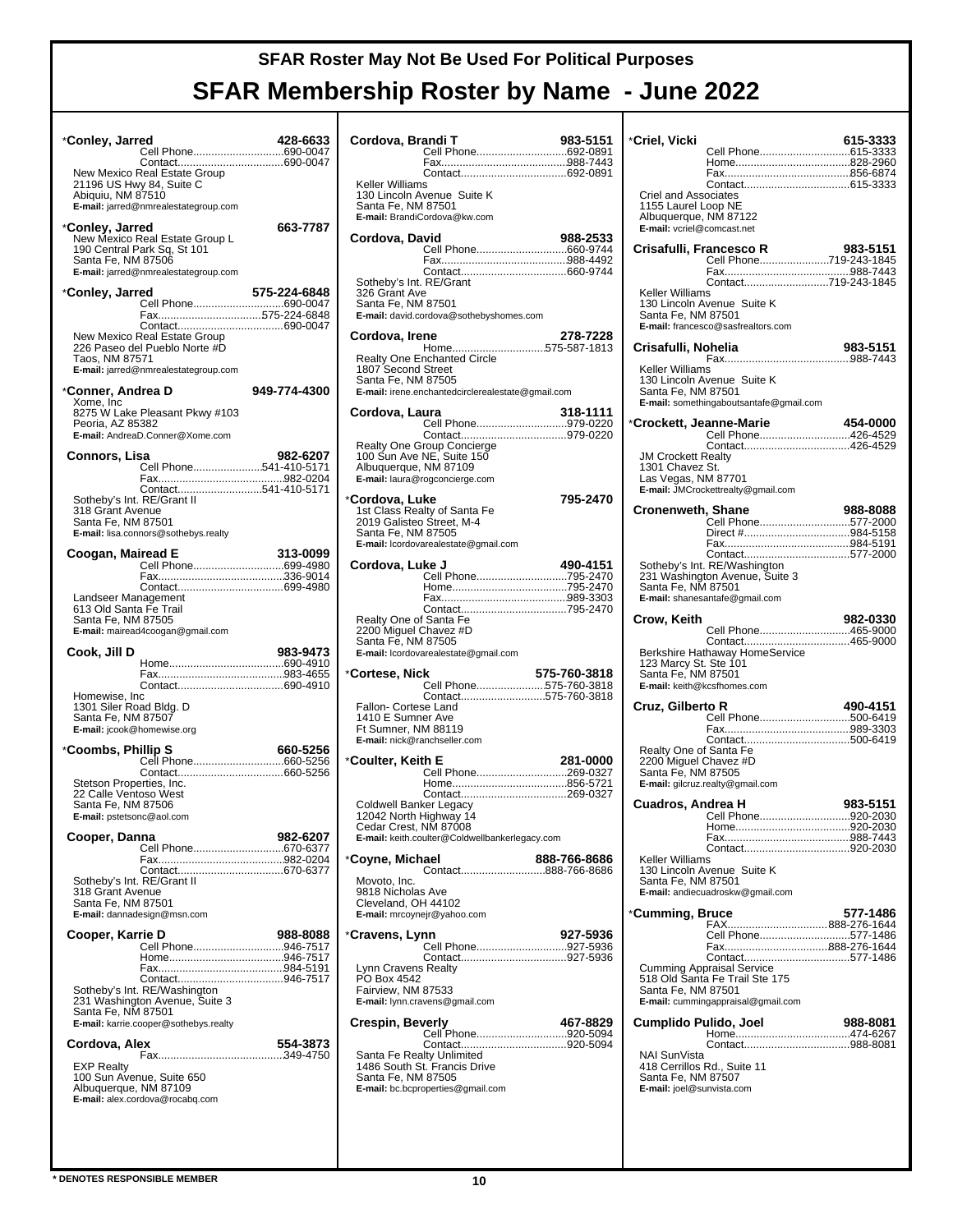# SFAR Roster May Not Be Used For Political Purposes

# SFAR Membership Roster by Name - June 2022

**\*Conley, Jarred** 428-6633
Cell Phone....690-0047
Contact....690-0047
New Mexico Real Estate Group
21196 US Hwy 84, Suite C
Abiquiu, NM 87510
**E-mail:** jarred@nmrealestategroup.com

**\*Conley, Jarred** 663-7787
New Mexico Real Estate Group L
190 Central Park Sq, St 101
Santa Fe, NM 87506
**E-mail:** jarred@nmrealestategroup.com

**\*Conley, Jarred** 575-224-6848
Cell Phone....690-0047
Fax....575-224-6848
Contact....690-0047
New Mexico Real Estate Group
226 Paseo del Pueblo Norte #D
Taos, NM 87571
**E-mail:** jarred@nmrealestategroup.com

**\*Conner, Andrea D** 949-774-4300
Xome, Inc
8275 W Lake Pleasant Pkwy #103
Peoria, AZ 85382
**E-mail:** AndreaD.Conner@Xome.com

**Connors, Lisa** 982-6207
Cell Phone....541-410-5171
Fax....982-0204
Contact....541-410-5171
Sotheby's Int. RE/Grant II
318 Grant Avenue
Santa Fe, NM 87501
**E-mail:** lisa.connors@sothebys.realty

**Coogan, Mairead E** 313-0099
Cell Phone....699-4980
Fax....336-9014
Contact....699-4980
Landseer Management
613 Old Santa Fe Trail
Santa Fe, NM 87505
**E-mail:** mairead4coogan@gmail.com

**Cook, Jill D** 983-9473
Home....690-4910
Fax....983-4655
Contact....690-4910
Homewise, Inc
1301 Siler Road Bldg. D
Santa Fe, NM 87507
**E-mail:** jcook@homewise.org

**\*Coombs, Phillip S** 660-5256
Cell Phone....660-5256
Contact....660-5256
Stetson Properties, Inc.
22 Calle Ventoso West
Santa Fe, NM 87506
**E-mail:** pstetsonc@aol.com

**Cooper, Danna** 982-6207
Cell Phone....670-6377
Fax....982-0204
Contact....670-6377
Sotheby's Int. RE/Grant II
318 Grant Avenue
Santa Fe, NM 87501
**E-mail:** dannadesign@msn.com

**Cooper, Karrie D** 988-8088
Cell Phone....946-7517
Home....946-7517
Fax....984-5191
Contact....946-7517
Sotheby's Int. RE/Washington
231 Washington Avenue, Suite 3
Santa Fe, NM 87501
**E-mail:** karrie.cooper@sothebys.realty

**Cordova, Alex** 554-3873
Fax....349-4750
EXP Realty
100 Sun Avenue, Suite 650
Albuquerque, NM 87109
**E-mail:** alex.cordova@rocabq.com

**Cordova, Brandi T** 983-5151
Cell Phone....692-0891
Fax....988-7443
Contact....692-0891
Keller Williams
130 Lincoln Avenue Suite K
Santa Fe, NM 87501
**E-mail:** BrandiCordova@kw.com

**Cordova, David** 988-2533
Cell Phone....660-9744
Fax....988-4492
Contact....660-9744
Sotheby's Int. RE/Grant
326 Grant Ave
Santa Fe, NM 87501
**E-mail:** david.cordova@sothebyshomes.com

**Cordova, Irene** 278-7228
Home....575-587-1813
Realty One Enchanted Circle
1807 Second Street
Santa Fe, NM 87505
**E-mail:** irene.enchantedcirclerealestate@gmail.com

**Cordova, Laura** 318-1111
Cell Phone....979-0220
Contact....979-0220
Realty One Group Concierge
100 Sun Ave NE, Suite 150
Albuquerque, NM 87109
**E-mail:** laura@rogconcierge.com

**\*Cordova, Luke** 795-2470
1st Class Realty of Santa Fe
2019 Galisteo Street, M-4
Santa Fe, NM 87505
**E-mail:** lcordovarealestate@gmail.com

**Cordova, Luke J** 490-4151
Cell Phone....795-2470
Home....795-2470
Fax....989-3303
Contact....795-2470
Realty One of Santa Fe
2200 Miguel Chavez #D
Santa Fe, NM 87505
**E-mail:** lcordovarealestate@gmail.com

**\*Cortese, Nick** 575-760-3818
Cell Phone....575-760-3818
Contact....575-760-3818
Fallon- Cortese Land
1410 E Sumner Ave
Ft Sumner, NM 88119
**E-mail:** nick@ranchseller.com

**\*Coulter, Keith E** 281-0000
Cell Phone....269-0327
Home....856-5721
Contact....269-0327
Coldwell Banker Legacy
12042 North Highway 14
Cedar Crest, NM 87008
**E-mail:** keith.coulter@Coldwellbankerlegacy.com

**\*Coyne, Michael** 888-766-8686
Contact....888-766-8686
Movoto, Inc.
9818 Nicholas Ave
Cleveland, OH 44102
**E-mail:** mrcoynejr@yahoo.com

**\*Cravens, Lynn** 927-5936
Cell Phone....927-5936
Contact....927-5936
Lynn Cravens Realty
PO Box 4542
Fairview, NM 87533
**E-mail:** lynn.cravens@gmail.com

**Crespin, Beverly** 467-8829
Cell Phone....920-5094
Contact....920-5094
Santa Fe Realty Unlimited
1486 South St. Francis Drive
Santa Fe, NM 87505
**E-mail:** bc.bcproperties@gmail.com

**\*Criel, Vicki** 615-3333
Cell Phone....615-3333
Home....828-2960
Fax....856-6874
Contact....615-3333
Criel and Associates
1155 Laurel Loop NE
Albuquerque, NM 87122
**E-mail:** vcriel@comcast.net

**Crisafulli, Francesco R** 983-5151
Cell Phone....719-243-1845
Fax....988-7443
Contact....719-243-1845
Keller Williams
130 Lincoln Avenue Suite K
Santa Fe, NM 87501
**E-mail:** francesco@sasfrealtors.com

**Crisafulli, Nohelia** 983-5151
Fax....988-7443
Keller Williams
130 Lincoln Avenue Suite K
Santa Fe, NM 87501
**E-mail:** somethingaboutsantafe@gmail.com

**\*Crockett, Jeanne-Marie** 454-0000
Cell Phone....426-4529
Contact....426-4529
JM Crockett Realty
1301 Chavez St.
Las Vegas, NM 87701
**E-mail:** JMCrockettrealty@gmail.com

**Cronenweth, Shane** 988-8088
Cell Phone....577-2000
Direct #....984-5158
Fax....984-5191
Contact....577-2000
Sotheby's Int. RE/Washington
231 Washington Avenue, Suite 3
Santa Fe, NM 87501
**E-mail:** shanesantafe@gmail.com

**Crow, Keith** 982-0330
Cell Phone....465-9000
Contact....465-9000
Berkshire Hathaway HomeService
123 Marcy St. Ste 101
Santa Fe, NM 87501
**E-mail:** keith@kcsfhomes.com

**Cruz, Gilberto R** 490-4151
Cell Phone....500-6419
Fax....989-3303
Contact....500-6419
Realty One of Santa Fe
2200 Miguel Chavez #D
Santa Fe, NM 87505
**E-mail:** gilcruz.realty@gmail.com

**Cuadros, Andrea H** 983-5151
Cell Phone....920-2030
Home....920-2030
Fax....988-7443
Contact....920-2030
Keller Williams
130 Lincoln Avenue Suite K
Santa Fe, NM 87501
**E-mail:** andiecuadroskw@gmail.com

**\*Cumming, Bruce** 577-1486
FAX....888-276-1644
Cell Phone....577-1486
Fax....888-276-1644
Contact....577-1486
Cumming Appraisal Service
518 Old Santa Fe Trail Ste 175
Santa Fe, NM 87501
**E-mail:** cummingappraisal@gmail.com

**Cumplido Pulido, Joel** 988-8081
Home....474-6267
Contact....988-8081
NAI SunVista
418 Cerrillos Rd., Suite 11
Santa Fe, NM 87507
**E-mail:** joel@sunvista.com

\* DENOTES RESPONSIBLE MEMBER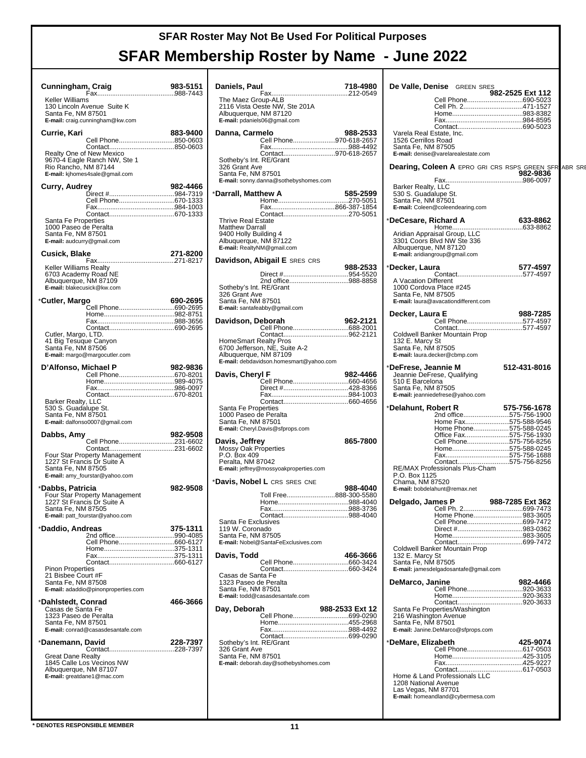# SFAR Roster May Not Be Used For Political Purposes

# SFAR Membership Roster by Name - June 2022

**Cunningham, Craig** 983-5151
Fax....988-7443
Keller Williams
130 Lincoln Avenue Suite K
Santa Fe, NM 87501
E-mail: craig.cunningham@kw.com

**Currie, Kari** 883-9400
Cell Phone....850-0603
Contact....850-0603
Realty One of New Mexico
9670-4 Eagle Ranch NW, Ste 1
Rio Rancho, NM 87144
E-mail: kjhomes4sale@gmail.com

**Curry, Audrey** 982-4466
Direct #....984-7319
Cell Phone....670-1333
Fax....984-1003
Contact....670-1333
Santa Fe Properties
1000 Paseo de Peralta
Santa Fe, NM 87501
E-mail: audcurry@gmail.com

**Cusick, Blake** 271-8200
Fax....271-8217
Keller Williams Realty
6703 Academy Road NE
Albuquerque, NM 87109
E-mail: blakecusick@kw.com

***Cutler, Margo** 690-2695
Cell Phone....690-2695
Home....982-8751
Fax....988-3656
Contact....690-2695
Cutler, Margo, LTD.
41 Big Tesuque Canyon
Santa Fe, NM 87506
E-mail: margo@margocutler.com

**D'Alfonso, Michael P** 982-9836
Cell Phone....670-8201
Home....989-4075
Fax....986-0097
Contact....670-8201
Barker Realty, LLC
530 S. Guadalupe St.
Santa Fe, NM 87501
E-mail: dalfonso0007@gmail.com

**Dabbs, Amy** 982-9508
Cell Phone....231-6602
Contact....231-6602
Four Star Property Management
1227 St Francis Dr Suite A
Santa Fe, NM 87505
E-mail: amy_fourstar@yahoo.com

***Dabbs, Patricia** 982-9508
Four Star Property Management
1227 St Francis Dr Suite A
Santa Fe, NM 87505
E-mail: patt_fourstar@yahoo.com

***Daddio, Andreas** 375-1311
2nd office....990-4085
Cell Phone....660-6127
Home....375-1311
Fax....375-1311
Contact....660-6127
Pinon Properties
21 Bisbee Court #F
Santa Fe, NM 87508
E-mail: adaddio@pinonproperties.com

***Dahlstedt, Conrad** 466-3666
Casas de Santa Fe
1323 Paseo de Peralta
Santa Fe, NM 87501
E-mail: conrad@casasdesantafe.com

***Danemann, David** 228-7397
Contact....228-7397
Great Dane Realty
1845 Calle Los Vecinos NW
Albuquerque, NM 87107
E-mail: greatdane1@mac.com

**Daniels, Paul** 718-4980
Fax....212-0549
The Maez Group-ALB
2116 Vista Oeste NW, Ste 201A
Albuquerque, NM 87120
E-mail: pdaniels06@gmail.com

**Danna, Carmelo** 988-2533
Cell Phone....970-618-2657
Fax....988-4492
Contact....970-618-2657
Sotheby's Int. RE/Grant
326 Grant Ave
Santa Fe, NM 87501
E-mail: sonny.danna@sothebyshomes.com

***Darrall, Matthew A** 585-2599
Home....270-5051
Fax....866-387-1854
Contact....270-5051
Thrive Real Estate
Matthew Darrall
9400 Holly Building 4
Albuquerque, NM 87122
E-mail: RealtyNM@gmail.com

**Davidson, Abigail E** SRES CRS 988-2533
Direct #....954-5520
2nd office....988-8858
Sotheby's Int. RE/Grant
326 Grant Ave
Santa Fe, NM 87501
E-mail: santafeabby@gmail.com

**Davidson, Deborah** 962-2121
Cell Phone....688-2001
Contact....962-2121
HomeSmart Realty Pros
6700 Jefferson, NE, Suite A-2
Albuquerque, NM 87109
E-mail: debdavidson.homesmart@yahoo.com

**Davis, Cheryl F** 982-4466
Cell Phone....660-4656
Direct #....428-8366
Fax....984-1003
Contact....660-4656
Santa Fe Properties
1000 Paseo de Peralta
Santa Fe, NM 87501
E-mail: Cheryl.Davis@sfprops.com

**Davis, Jeffrey** 865-7800
Mossy Oak Properties
P.O. Box 409
Peralta, NM 87042
E-mail: jeffrey@mossyoakproperties.com

***Davis, Nobel L** CRS SRES CNE 988-4040
Toll Free....888-300-5580
Home....988-4040
Fax....988-3736
Contact....988-4040
Santa Fe Exclusives
119 W. Coronado
Santa Fe, NM 87505
E-mail: Nobel@SantaFeExclusives.com

**Davis, Todd** 466-3666
Cell Phone....660-3424
Contact....660-3424
Casas de Santa Fe
1323 Paseo de Peralta
Santa Fe, NM 87501
E-mail: todd@casasdesantafe.com

**Day, Deborah** 988-2533 Ext 12
Cell Phone....699-0290
Home....455-2968
Fax....988-4492
Contact....699-0290
Sotheby's Int. RE/Grant
326 Grant Ave
Santa Fe, NM 87501
E-mail: deborah.day@sothebyshomes.com

**De Valle, Denise** GREEN SRES 982-2525 Ext 112
Cell Phone....690-5023
Cell Ph. 2....471-1527
Home....983-8382
Fax....984-8595
Contact....690-5023
Varela Real Estate, Inc.
1526 Cerrillos Road
Santa Fe, NM 87505
E-mail: denise@varelarealestate.com

**Dearing, Coleen A** EPRO GRI CRS RSPS GREEN SFR ABR SRE 982-9836
Fax....986-0097
Barker Realty, LLC
530 S. Guadalupe St.
Santa Fe, NM 87501
E-mail: Coleen@coleendearing.com

***DeCesare, Richard A** 633-8862
Home....633-8862
Aridian Appraisal Group, LLC
3301 Coors Blvd NW Ste 336
Albuquerque, NM 87120
E-mail: aridiangroup@gmail.com

***Decker, Laura** 577-4597
Contact....577-4597
A Vacation Different
1000 Cordova Place #245
Santa Fe, NM 87505
E-mail: laura@avacationdifferent.com

**Decker, Laura E** 988-7285
Cell Phone....577-4597
Contact....577-4597
Coldwell Banker Mountain Prop
132 E. Marcy St
Santa Fe, NM 87505
E-mail: laura.decker@cbmp.com

***DeFrese, Jeannie M** 512-431-8016
Jeannie DeFrese, Qualifying
510 E Barcelona
Santa Fe, NM 87505
E-mail: jeanniedefrese@yahoo.com

***Delahunt, Robert R** 575-756-1678
2nd office....575-756-1900
Home Fax....575-588-9546
Home Phone....575-588-0245
Office Fax....575-756-1930
Cell Phone....575-756-8256
Home....575-588-0245
Fax....575-756-1688
Contact....575-756-8256
RE/MAX Professionals Plus-Cham
P.O. Box 1125
Chama, NM 87520
E-mail: bobdelahunt@remax.net

**Delgado, James P** 988-7285 Ext 362
Cell Ph. 2....699-7473
Home Phone....983-3605
Cell Phone....699-7472
Direct #....983-0362
Home....983-3605
Contact....699-7472
Coldwell Banker Mountain Prop
132 E. Marcy St
Santa Fe, NM 87505
E-mail: jamesdelgadosantafe@gmail.com

**DeMarco, Janine** 982-4466
Cell Phone....920-3633
Home....920-3633
Contact....920-3633
Santa Fe Properties/Washington
216 Washington Avenue
Santa Fe, NM 87501
E-mail: Janine.DeMarco@sfprops.com

***DeMare, Elizabeth** 425-9074
Cell Phone....617-0503
Home....425-3105
Fax....425-9227
Contact....617-0503
Home & Land Professionals LLC
1208 National Avenue
Las Vegas, NM 87701
E-mail: homeandland@cybermesa.com

**\* DENOTES RESPONSIBLE MEMBER**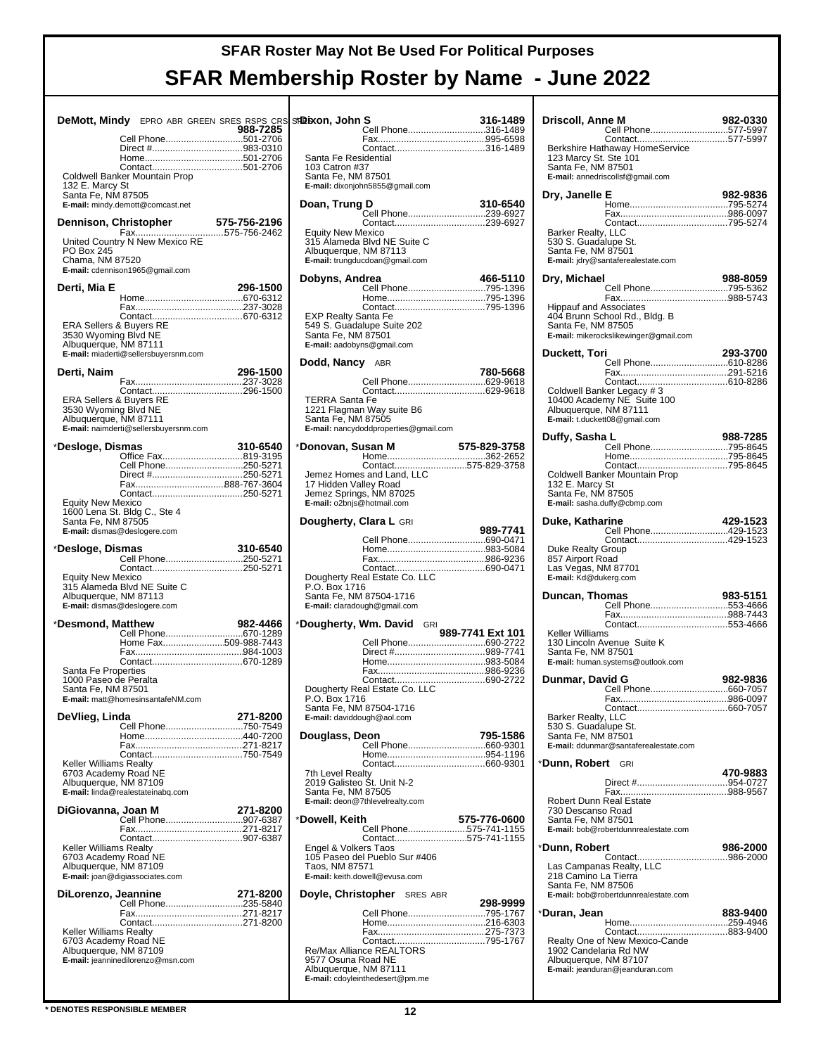# SFAR Roster May Not Be Used For Political Purposes

# SFAR Membership Roster by Name - June 2022

**DeMott, Mindy** EPRO ABR GREEN SRES RSPS CRS SFR **988-7285**
Cell Phone.....501-2706
Direct #.....983-0310
Home.....501-2706
Contact.....501-2706
Coldwell Banker Mountain Prop
132 E. Marcy St
Santa Fe, NM 87505
**E-mail:** mindy.demott@comcast.net

**Dennison, Christopher** **575-756-2196**
Fax.....575-756-2462
United Country N New Mexico RE
PO Box 245
Chama, NM 87520
**E-mail:** cdennison1965@gmail.com

**Derti, Mia E** **296-1500**
Home.....670-6312
Fax.....237-3028
Contact.....670-6312
ERA Sellers & Buyers RE
3530 Wyoming Blvd NE
Albuquerque, NM 87111
**E-mail:** miaderti@sellersbuyersnm.com

**Derti, Naim** **296-1500**
Fax.....237-3028
Contact.....296-1500
ERA Sellers & Buyers RE
3530 Wyoming Blvd NE
Albuquerque, NM 87111
**E-mail:** naimderti@sellersbuyersnm.com

*__Desloge, Dismas__ **310-6540**
Office Fax.....819-3195
Cell Phone.....250-5271
Direct #.....250-5271
Fax.....888-767-3604
Contact.....250-5271
Equity New Mexico
1600 Lena St. Bldg C., Ste 4
Santa Fe, NM 87505
**E-mail:** dismas@deslogere.com

*__Desloge, Dismas__ **310-6540**
Cell Phone.....250-5271
Contact.....250-5271
Equity New Mexico
315 Alameda Blvd NE Suite C
Albuquerque, NM 87113
**E-mail:** dismas@deslogere.com

*__Desmond, Matthew__ **982-4466**
Cell Phone.....670-1289
Home Fax.....509-988-7443
Fax.....984-1003
Contact.....670-1289
Santa Fe Properties
1000 Paseo de Peralta
Santa Fe, NM 87501
**E-mail:** matt@homesinsantafeNM.com

**DeVlieg, Linda** **271-8200**
Cell Phone.....750-7549
Home.....440-7200
Fax.....271-8217
Contact.....750-7549
Keller Williams Realty
6703 Academy Road NE
Albuquerque, NM 87109
**E-mail:** linda@realestateinabq.com

**DiGiovanna, Joan M** **271-8200**
Cell Phone.....907-6387
Fax.....271-8217
Contact.....907-6387
Keller Williams Realty
6703 Academy Road NE
Albuquerque, NM 87109
**E-mail:** joan@digiassociates.com

**DiLorenzo, Jeannine** **271-8200**
Cell Phone.....235-5840
Fax.....271-8217
Contact.....271-8200
Keller Williams Realty
6703 Academy Road NE
Albuquerque, NM 87109
**E-mail:** jeanninedilorenzo@msn.com

**Dixon, John S** **316-1489**
Cell Phone.....316-1489
Fax.....995-6598
Contact.....316-1489
Santa Fe Residential
103 Catron #37
Santa Fe, NM 87501
**E-mail:** dixonjohn5855@gmail.com

**Doan, Trung D** **310-6540**
Cell Phone.....239-6927
Contact.....239-6927
Equity New Mexico
315 Alameda Blvd NE Suite C
Albuquerque, NM 87113
**E-mail:** trungducdoan@gmail.com

**Dobyns, Andrea** **466-5110**
Cell Phone.....795-1396
Home.....795-1396
Contact.....795-1396
EXP Realty Santa Fe
549 S. Guadalupe Suite 202
Santa Fe, NM 87501
**E-mail:** aadobyns@gmail.com

**Dodd, Nancy** ABR **780-5668**
Cell Phone.....629-9618
Contact.....629-9618
TERRA Santa Fe
1221 Flagman Way suite B6
Santa Fe, NM 87505
**E-mail:** nancydoddproperties@gmail.com

*__Donovan, Susan M__ **575-829-3758**
Home.....362-2652
Contact.....575-829-3758
Jemez Homes and Land, LLC
17 Hidden Valley Road
Jemez Springs, NM 87025
**E-mail:** o2bnjs@hotmail.com

**Dougherty, Clara L** GRI **989-7741**
Cell Phone.....690-0471
Home.....983-5084
Fax.....986-9236
Contact.....690-0471
Dougherty Real Estate Co. LLC
P.O. Box 1716
Santa Fe, NM 87504-1716
**E-mail:** claradough@gmail.com

*__Dougherty, Wm. David__ GRI **989-7741 Ext 101**
Cell Phone.....690-2722
Direct #.....989-7741
Home.....983-5084
Fax.....986-9236
Contact.....690-2722
Dougherty Real Estate Co. LLC
P.O. Box 1716
Santa Fe, NM 87504-1716
**E-mail:** daviddough@aol.com

**Douglass, Deon** **795-1586**
Cell Phone.....660-9301
Home.....954-1196
Contact.....660-9301
7th Level Realty
2019 Galisteo St. Unit N-2
Santa Fe, NM 87505
**E-mail:** deon@7thlevelrealty.com

*__Dowell, Keith__ **575-776-0600**
Cell Phone.....575-741-1155
Contact.....575-741-1155
Engel & Volkers Taos
105 Paseo del Pueblo Sur #406
Taos, NM 87571
**E-mail:** keith.dowell@evusa.com

**Doyle, Christopher** SRES ABR **298-9999**
Cell Phone.....795-1767
Home.....216-6303
Fax.....275-7373
Contact.....795-1767
Re/Max Alliance REALTORS
9577 Osuna Road NE
Albuquerque, NM 87111
**E-mail:** cdoyleinthedesert@pm.me

**Driscoll, Anne M** **982-0330**
Cell Phone.....577-5997
Contact.....577-5997
Berkshire Hathaway HomeService
123 Marcy St. Ste 101
Santa Fe, NM 87501
**E-mail:** annedriscollsf@gmail.com

**Dry, Janelle E** **982-9836**
Home.....795-5274
Fax.....986-0097
Contact.....795-5274
Barker Realty, LLC
530 S. Guadalupe St.
Santa Fe, NM 87501
**E-mail:** jdry@santaferealestate.com

**Dry, Michael** **988-8059**
Cell Phone.....795-5362
Fax.....988-5743
Hippauf and Associates
404 Brunn School Rd., Bldg. B
Santa Fe, NM 87505
**E-mail:** mikerockslikewinger@gmail.com

**Duckett, Tori** **293-3700**
Cell Phone.....610-8286
Fax.....291-5216
Contact.....610-8286
Coldwell Banker Legacy # 3
10400 Academy NE Suite 100
Albuquerque, NM 87111
**E-mail:** t.duckett08@gmail.com

**Duffy, Sasha L** **988-7285**
Cell Phone.....795-8645
Home.....795-8645
Contact.....795-8645
Coldwell Banker Mountain Prop
132 E. Marcy St
Santa Fe, NM 87505
**E-mail:** sasha.duffy@cbmp.com

**Duke, Katharine** **429-1523**
Cell Phone.....429-1523
Contact.....429-1523
Duke Realty Group
857 Airport Road
Las Vegas, NM 87701
**E-mail:** Kd@dukerg.com

**Duncan, Thomas** **983-5151**
Cell Phone.....553-4666
Fax.....988-7443
Contact.....553-4666
Keller Williams
130 Lincoln Avenue Suite K
Santa Fe, NM 87501
**E-mail:** human.systems@outlook.com

**Dunmar, David G** **982-9836**
Cell Phone.....660-7057
Fax.....986-0097
Contact.....660-7057
Barker Realty, LLC
530 S. Guadalupe St.
Santa Fe, NM 87501
**E-mail:** ddunmar@santaferealestate.com

*__Dunn, Robert__ GRI **470-9883**
Direct #.....954-0727
Fax.....988-9567
Robert Dunn Real Estate
730 Descanso Road
Santa Fe, NM 87501
**E-mail:** bob@robertdunnrealestate.com

*__Dunn, Robert__ **986-2000**
Contact.....986-2000
Las Campanas Realty, LLC
218 Camino La Tierra
Santa Fe, NM 87506
**E-mail:** bob@robertdunnrealestate.com

*__Duran, Jean__ **883-9400**
Home.....259-4946
Contact.....883-9400
Realty One of New Mexico-Cande
1902 Candelaria Rd NW
Albuquerque, NM 87107
**E-mail:** jeanduran@jeanduran.com

\* DENOTES RESPONSIBLE MEMBER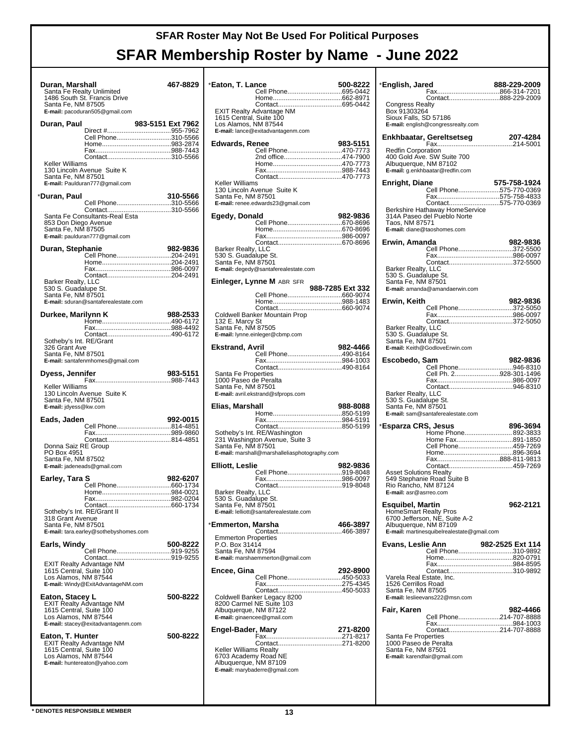# SFAR Roster May Not Be Used For Political Purposes

# SFAR Membership Roster by Name - June 2022

**Duran, Marshall** 467-8829
Santa Fe Realty Unlimited
1486 South St. Francis Drive
Santa Fe, NM 87505
**E-mail:** pacoduran505@gmail.com

**Duran, Paul** 983-5151 Ext 7962
Direct #..........955-7962
Cell Phone..........310-5566
Home..........983-2874
Fax..........988-7443
Contact..........310-5566
Keller Williams
130 Lincoln Avenue Suite K
Santa Fe, NM 87501
**E-mail:** Paulduran777@gmail.com

\***Duran, Paul** 310-5566
Cell Phone..........310-5566
Contact..........310-5566
Santa Fe Consultants-Real Esta
853 Don Diego Avenue
Santa Fe, NM 87505
**E-mail:** paulduran777@gmail.com

**Duran, Stephanie** 982-9836
Cell Phone..........204-2491
Home..........204-2491
Fax..........986-0097
Contact..........204-2491
Barker Realty, LLC
530 S. Guadalupe St.
Santa Fe, NM 87501
**E-mail:** sduran@santaferealestate.com

**Durkee, Marilynn K** 988-2533
Home..........490-6172
Fax..........988-4492
Contact..........490-6172
Sotheby's Int. RE/Grant
326 Grant Ave
Santa Fe, NM 87501
**E-mail:** santafenmhomes@gmail.com

**Dyess, Jennifer** 983-5151
Fax..........988-7443
Keller Williams
130 Lincoln Avenue Suite K
Santa Fe, NM 87501
**E-mail:** jdyess@kw.com

**Eads, Jaden** 992-0015
Cell Phone..........814-4851
Fax..........989-9860
Contact..........814-4851
Donna Saiz RE Group
PO Box 4951
Santa Fe, NM 87502
**E-mail:** jadeneads@gmail.com

**Earley, Tara S** 982-6207
Cell Phone..........660-1734
Home..........984-0021
Fax..........982-0204
Contact..........660-1734
Sotheby's Int. RE/Grant II
318 Grant Avenue
Santa Fe, NM 87501
**E-mail:** tara.earley@sothebyshomes.com

**Earls, Windy** 500-8222
Cell Phone..........919-9255
Contact..........919-9255
EXIT Realty Advantage NM
1615 Central, Suite 100
Los Alamos, NM 87544
**E-mail:** Windy@ExitAdvantageNM.com

**Eaton, Stacey L** 500-8222
EXIT Realty Advantage NM
1615 Central, Suite 100
Los Alamos, NM 87544
**E-mail:** stacey@exitadvantagenm.com

**Eaton, T. Hunter** 500-8222
EXIT Realty Advantage NM
1615 Central, Suite 100
Los Alamos, NM 87544
**E-mail:** huntereaton@yahoo.com

\***Eaton, T. Lance** 500-8222
Cell Phone..........695-0442
Home..........662-8971
Contact..........695-0442
EXIT Realty Advantage NM
1615 Central, Suite 100
Los Alamos, NM 87544
**E-mail:** lance@exitadvantagenm.com

**Edwards, Renee** 983-5151
Cell Phone..........470-7773
2nd office..........474-7900
Home..........470-7773
Fax..........988-7443
Contact..........470-7773
Keller Williams
130 Lincoln Avenue Suite K
Santa Fe, NM 87501
**E-mail:** renee.edwards23@gmail.com

**Egedy, Donald** 982-9836
Cell Phone..........670-8696
Home..........670-8696
Fax..........986-0097
Contact..........670-8696
Barker Realty, LLC
530 S. Guadalupe St.
Santa Fe, NM 87501
**E-mail:** degedy@santaferealestate.com

**Einleger, Lynne M** ABR SFR 988-7285 Ext 332
Cell Phone..........660-9074
Home..........988-1483
Contact..........660-9074
Coldwell Banker Mountain Prop
132 E. Marcy St
Santa Fe, NM 87505
**E-mail:** lynne.einleger@cbmp.com

**Ekstrand, Avril** 982-4466
Cell Phone..........490-8164
Fax..........984-1003
Contact..........490-8164
Santa Fe Properties
1000 Paseo de Peralta
Santa Fe, NM 87501
**E-mail:** avril.ekstrand@sfprops.com

**Elias, Marshall** 988-8088
Home..........850-5199
Fax..........984-5191
Contact..........850-5199
Sotheby's Int. RE/Washington
231 Washington Avenue, Suite 3
Santa Fe, NM 87501
**E-mail:** marshall@marshalleliasphotography.com

**Elliott, Leslie** 982-9836
Cell Phone..........919-8048
Fax..........986-0097
Contact..........919-8048
Barker Realty, LLC
530 S. Guadalupe St.
Santa Fe, NM 87501
**E-mail:** lelliott@santaferealestate.com

\***Emmerton, Marsha** 466-3897
Contact..........466-3897
Emmerton Properties
P.O. Box 31414
Santa Fe, NM 87594
**E-mail:** marshaemmerton@gmail.com

**Encee, Gina** 292-8900
Cell Phone..........450-5033
Fax..........275-4345
Contact..........450-5033
Coldwell Banker Legacy 8200
8200 Carmel NE Suite 103
Albuquerque, NM 87122
**E-mail:** ginaencee@gmail.com

**Engel-Bader, Mary** 271-8200
Fax..........271-8217
Contact..........271-8200
Keller Williams Realty
6703 Academy Road NE
Albuquerque, NM 87109
**E-mail:** marybaderre@gmail.com

\***English, Jared** 888-229-2009
Fax..........866-314-7201
Contact..........888-229-2009
Congress Realty
Box 91303264
Sioux Falls, SD 57186
**E-mail:** english@congressrealty.com

**Enkhbaatar, Gereltsetseg** 207-4284
Fax..........214-5001
Redfin Corporation
400 Gold Ave. SW Suite 700
Albuquerque, NM 87102
**E-mail:** g.enkhbaatar@redfin.com

**Enright, Diane** 575-758-1924
Cell Phone..........575-770-0369
Fax..........575-758-4833
Contact..........575-770-0369
Berkshire Hathaway HomeService
314A Paseo del Pueblo Norte
Taos, NM 87571
**E-mail:** diane@taoshomes.com

**Erwin, Amanda** 982-9836
Cell Phone..........372-5500
Fax..........986-0097
Contact..........372-5500
Barker Realty, LLC
530 S. Guadalupe St.
Santa Fe, NM 87501
**E-mail:** amanda@amandaerwin.com

**Erwin, Keith** 982-9836
Cell Phone..........372-5050
Fax..........986-0097
Contact..........372-5050
Barker Realty, LLC
530 S. Guadalupe St.
Santa Fe, NM 87501
**E-mail:** Keith@GodloveErwin.com

**Escobedo, Sam** 982-9836
Cell Phone..........946-8310
Cell Ph. 2..........928-301-1496
Fax..........986-0097
Contact..........946-8310
Barker Realty, LLC
530 S. Guadalupe St.
Santa Fe, NM 87501
**E-mail:** sam@santaferealestate.com

\***Esparza CRS, Jesus** 896-3694
Home Phone..........892-3833
Home Fax..........891-1850
Cell Phone..........459-7269
Home..........896-3694
Fax..........888-811-9813
Contact..........459-7269
Asset Solutions Realty
549 Stephanie Road Suite B
Rio Rancho, NM 87124
**E-mail:** asr@asrreo.com

**Esquibel, Martin** 962-2121
HomeSmart Realty Pros
6700 Jefferson, NE, Suite A-2
Albuquerque, NM 87109
**E-mail:** martinesquibelrealestate@gmail.com

**Evans, Leslie Ann** 982-2525 Ext 114
Cell Phone..........310-9892
Home..........820-0791
Fax..........984-8595
Contact..........310-9892
Varela Real Estate, Inc.
1526 Cerrillos Road
Santa Fe, NM 87505
**E-mail:** leslieevans222@msn.com

**Fair, Karen** 982-4466
Cell Phone..........214-707-8888
Fax..........984-1003
Contact..........214-707-8888
Santa Fe Properties
1000 Paseo de Peralta
Santa Fe, NM 87501
**E-mail:** karendfair@gmail.com

\* DENOTES RESPONSIBLE MEMBER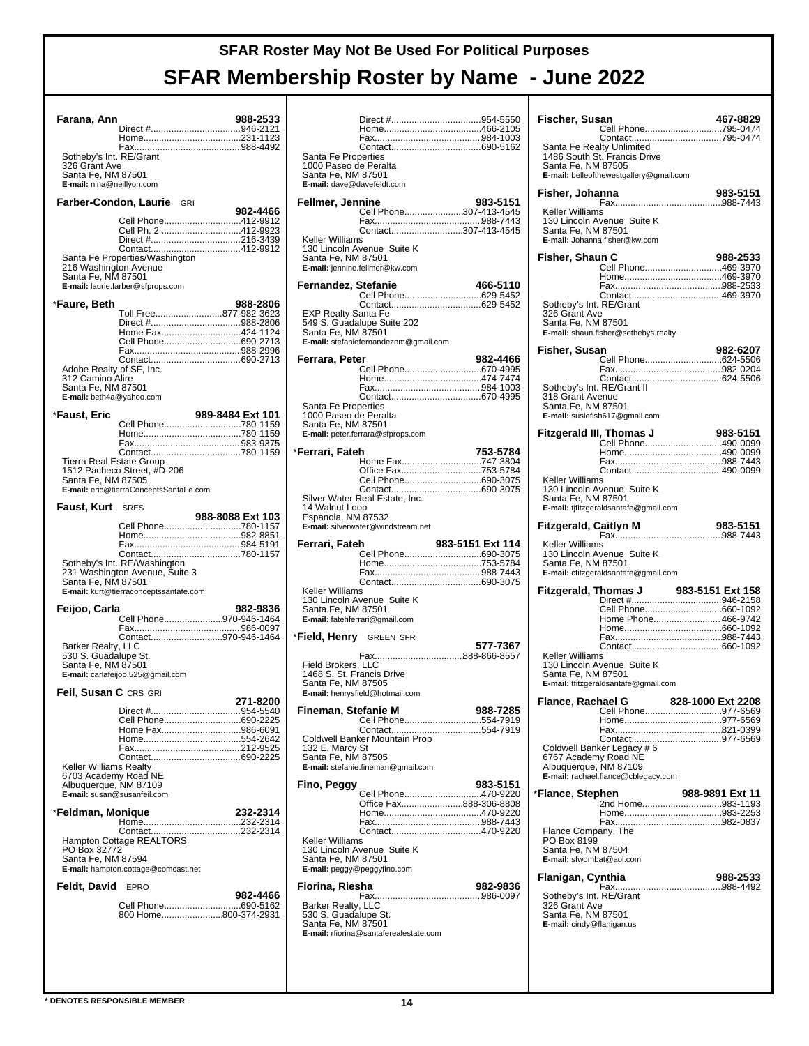# SFAR Roster May Not Be Used For Political Purposes

# SFAR Membership Roster by Name - June 2022

**Farana, Ann** 988-2533
Direct #946-2121
Home231-1123
Fax988-4492
Sotheby's Int. RE/Grant
326 Grant Ave
Santa Fe, NM 87501
**E-mail:** nina@neillyon.com

**Farber-Condon, Laurie** GRI 982-4466
Cell Phone412-9912
Cell Ph. 2412-9923
Direct #216-3439
Contact412-9912
Santa Fe Properties/Washington
216 Washington Avenue
Santa Fe, NM 87501
**E-mail:** laurie.farber@sfprops.com

***Faure, Beth** 988-2806
Toll Free877-982-3623
Direct #988-2806
Home Fax424-1124
Cell Phone690-2713
Fax988-2996
Contact690-2713
Adobe Realty of SF, Inc.
312 Camino Alire
Santa Fe, NM 87501
**E-mail:** beth4a@yahoo.com

***Faust, Eric** 989-8484 Ext 101
Cell Phone780-1159
Home780-1159
Fax983-9375
Contact780-1159
Tierra Real Estate Group
1512 Pacheco Street, #D-206
Santa Fe, NM 87505
**E-mail:** eric@tierraConceptsSantaFe.com

**Faust, Kurt** SRES 988-8088 Ext 103
Cell Phone780-1157
Home982-8851
Fax984-5191
Contact780-1157
Sotheby's Int. RE/Washington
231 Washington Avenue, Suite 3
Santa Fe, NM 87501
**E-mail:** kurt@tierraconceptssantafe.com

**Feijoo, Carla** 982-9836
Cell Phone970-946-1464
Fax986-0097
Contact970-946-1464
Barker Realty, LLC
530 S. Guadalupe St.
Santa Fe, NM 87501
**E-mail:** carlafeijoo.525@gmail.com

**Feil, Susan C** CRS GRI 271-8200
Direct #954-5540
Cell Phone690-2225
Home Fax986-6091
Home554-2642
Fax212-9525
Contact690-2225
Keller Williams Realty
6703 Academy Road NE
Albuquerque, NM 87109
**E-mail:** susan@susanfeil.com

***Feldman, Monique** 232-2314
Home232-2314
Contact232-2314
Hampton Cottage REALTORS
PO Box 32772
Santa Fe, NM 87594
**E-mail:** hampton.cottage@comcast.net

**Feldt, David** EPRO 982-4466
Cell Phone690-5162
800 Home800-374-2931
Direct #954-5550
Home466-2105
Fax984-1003
Contact690-5162
Santa Fe Properties
1000 Paseo de Peralta
Santa Fe, NM 87501
**E-mail:** dave@davefeldt.com

**Fellmer, Jennine** 983-5151
Cell Phone307-413-4545
Fax988-7443
Contact307-413-4545
Keller Williams
130 Lincoln Avenue Suite K
Santa Fe, NM 87501
**E-mail:** jennine.fellmer@kw.com

**Fernandez, Stefanie** 466-5110
Cell Phone629-5452
Contact629-5452
EXP Realty Santa Fe
549 S. Guadalupe Suite 202
Santa Fe, NM 87501
**E-mail:** stefaniefernandeznm@gmail.com

**Ferrara, Peter** 982-4466
Cell Phone670-4995
Home474-7474
Fax984-1003
Contact670-4995
Santa Fe Properties
1000 Paseo de Peralta
Santa Fe, NM 87501
**E-mail:** peter.ferrara@sfprops.com

***Ferrari, Fateh** 753-5784
Home Fax747-3804
Office Fax753-5784
Cell Phone690-3075
Contact690-3075
Silver Water Real Estate, Inc.
14 Walnut Loop
Espanola, NM 87532
**E-mail:** silverwater@windstream.net

**Ferrari, Fateh** 983-5151 Ext 114
Cell Phone690-3075
Home753-5784
Fax988-7443
Contact690-3075
Keller Williams
130 Lincoln Avenue Suite K
Santa Fe, NM 87501
**E-mail:** fatehferrari@gmail.com

***Field, Henry** GREEN SFR 577-7367
Fax888-866-8557
Field Brokers, LLC
1468 S. St. Francis Drive
Santa Fe, NM 87505
**E-mail:** henrysfield@hotmail.com

**Fineman, Stefanie M** 988-7285
Cell Phone554-7919
Contact554-7919
Coldwell Banker Mountain Prop
132 E. Marcy St
Santa Fe, NM 87505
**E-mail:** stefanie.fineman@gmail.com

**Fino, Peggy** 983-5151
Cell Phone470-9220
Office Fax888-306-8808
Home470-9220
Fax988-7443
Contact470-9220
Keller Williams
130 Lincoln Avenue Suite K
Santa Fe, NM 87501
**E-mail:** peggy@peggyfino.com

**Fiorina, Riesha** 982-9836
Fax986-0097
Barker Realty, LLC
530 S. Guadalupe St.
Santa Fe, NM 87501
**E-mail:** rfiorina@santaferealestate.com

**Fischer, Susan** 467-8829
Cell Phone795-0474
Contact795-0474
Santa Fe Realty Unlimited
1486 South St. Francis Drive
Santa Fe, NM 87505
**E-mail:** belleofthewestgallery@gmail.com

**Fisher, Johanna** 983-5151
Fax988-7443
Keller Williams
130 Lincoln Avenue Suite K
Santa Fe, NM 87501
**E-mail:** Johanna.fisher@kw.com

**Fisher, Shaun C** 988-2533
Cell Phone469-3970
Home469-3970
Fax988-2533
Contact469-3970
Sotheby's Int. RE/Grant
326 Grant Ave
Santa Fe, NM 87501
**E-mail:** shaun.fisher@sothebys.realty

**Fisher, Susan** 982-6207
Cell Phone624-5506
Fax982-0204
Contact624-5506
Sotheby's Int. RE/Grant II
318 Grant Avenue
Santa Fe, NM 87501
**E-mail:** susiefish617@gmail.com

**Fitzgerald III, Thomas J** 983-5151
Cell Phone490-0099
Home490-0099
Fax988-7443
Contact490-0099
Keller Williams
130 Lincoln Avenue Suite K
Santa Fe, NM 87501
**E-mail:** tjfitzgeraldsantafe@gmail.com

**Fitzgerald, Caitlyn M** 983-5151
Fax988-7443
Keller Williams
130 Lincoln Avenue Suite K
Santa Fe, NM 87501
**E-mail:** cfitzgeraldsantafe@gmail.com

**Fitzgerald, Thomas J** 983-5151 Ext 158
Direct #946-2158
Cell Phone660-1092
Home Phone466-9742
Home660-1092
Fax988-7443
Contact660-1092
Keller Williams
130 Lincoln Avenue Suite K
Santa Fe, NM 87501
**E-mail:** tfitzgeraldsantafe@gmail.com

**Flance, Rachael G** 828-1000 Ext 2208
Cell Phone977-6569
Home977-6569
Fax821-0399
Contact977-6569
Coldwell Banker Legacy # 6
6767 Academy Road NE
Albuquerque, NM 87109
**E-mail:** rachael.flance@cblegacy.com

***Flance, Stephen** 988-9891 Ext 11
2nd Home983-1193
Home983-2253
Fax982-0837
Flance Company, The
PO Box 8199
Santa Fe, NM 87504
**E-mail:** sfwombat@aol.com

**Flanigan, Cynthia** 988-2533
Fax988-4492
Sotheby's Int. RE/Grant
326 Grant Ave
Santa Fe, NM 87501
**E-mail:** cindy@flanigan.us

**\* DENOTES RESPONSIBLE MEMBER**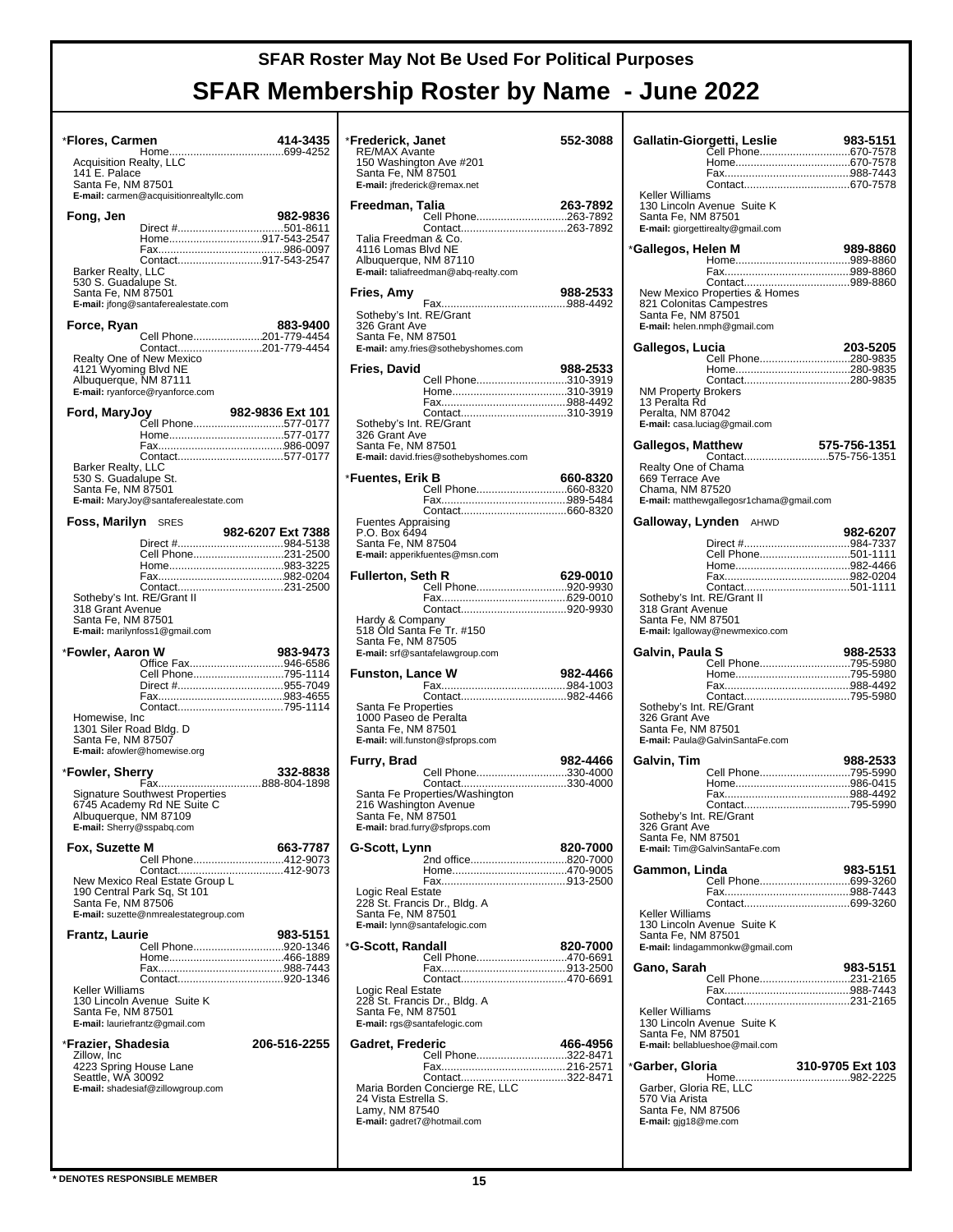# SFAR Roster May Not Be Used For Political Purposes

# SFAR Membership Roster by Name - June 2022

**\*Flores, Carmen** 414-3435
Home....699-4252
Acquisition Realty, LLC
141 E. Palace
Santa Fe, NM 87501
**E-mail:** carmen@acquisitionrealtyllc.com

**Fong, Jen** 982-9836
Direct #....501-8611
Home....917-543-2547
Fax....986-0097
Contact....917-543-2547
Barker Realty, LLC
530 S. Guadalupe St.
Santa Fe, NM 87501
**E-mail:** jfong@santaferealestate.com

**Force, Ryan** 883-9400
Cell Phone....201-779-4454
Contact....201-779-4454
Realty One of New Mexico
4121 Wyoming Blvd NE
Albuquerque, NM 87111
**E-mail:** ryanforce@ryanforce.com

**Ford, MaryJoy** 982-9836 Ext 101
Cell Phone....577-0177
Home....577-0177
Fax....986-0097
Contact....577-0177
Barker Realty, LLC
530 S. Guadalupe St.
Santa Fe, NM 87501
**E-mail:** MaryJoy@santaferealestate.com

**Foss, Marilyn** SRES 982-6207 Ext 7388
Direct #....984-5138
Cell Phone....231-2500
Home....983-3225
Fax....982-0204
Contact....231-2500
Sotheby's Int. RE/Grant II
318 Grant Avenue
Santa Fe, NM 87501
**E-mail:** marilynfoss1@gmail.com

**\*Fowler, Aaron W** 983-9473
Office Fax....946-6586
Cell Phone....795-1114
Direct #....955-7049
Fax....983-4655
Contact....795-1114
Homewise, Inc
1301 Siler Road Bldg. D
Santa Fe, NM 87507
**E-mail:** afowler@homewise.org

**\*Fowler, Sherry** 332-8838
Fax....888-804-1898
Signature Southwest Properties
6745 Academy Rd NE Suite C
Albuquerque, NM 87109
**E-mail:** Sherry@sspabq.com

**Fox, Suzette M** 663-7787
Cell Phone....412-9073
Contact....412-9073
New Mexico Real Estate Group L
190 Central Park Sq, St 101
Santa Fe, NM 87506
**E-mail:** suzette@nmrealestategroup.com

**Frantz, Laurie** 983-5151
Cell Phone....920-1346
Home....466-1889
Fax....988-7443
Contact....920-1346
Keller Williams
130 Lincoln Avenue Suite K
Santa Fe, NM 87501
**E-mail:** lauriefrantz@gmail.com

**\*Frazier, Shadesia** 206-516-2255
Zillow, Inc
4223 Spring House Lane
Seattle, WA 30092
**E-mail:** shadesiaf@zillowgroup.com

**\*Frederick, Janet** 552-3088
RE/MAX Avante
150 Washington Ave #201
Santa Fe, NM 87501
**E-mail:** jfrederick@remax.net

**Freedman, Talia** 263-7892
Cell Phone....263-7892
Contact....263-7892
Talia Freedman & Co.
4116 Lomas Blvd NE
Albuquerque, NM 87110
**E-mail:** taliafreedman@abq-realty.com

**Fries, Amy** 988-2533
Fax....988-4492
Sotheby's Int. RE/Grant
326 Grant Ave
Santa Fe, NM 87501
**E-mail:** amy.fries@sothebyshomes.com

**Fries, David** 988-2533
Cell Phone....310-3919
Home....310-3919
Fax....988-4492
Contact....310-3919
Sotheby's Int. RE/Grant
326 Grant Ave
Santa Fe, NM 87501
**E-mail:** david.fries@sothebyshomes.com

**\*Fuentes, Erik B** 660-8320
Cell Phone....660-8320
Fax....989-5484
Contact....660-8320
Fuentes Appraising
P.O. Box 6494
Santa Fe, NM 87504
**E-mail:** apperikfuentes@msn.com

**Fullerton, Seth R** 629-0010
Cell Phone....920-9930
Fax....629-0010
Contact....920-9930
Hardy & Company
518 Old Santa Fe Tr. #150
Santa Fe, NM 87505
**E-mail:** srf@santafelawgroup.com

**Funston, Lance W** 982-4466
Fax....984-1003
Contact....982-4466
Santa Fe Properties
1000 Paseo de Peralta
Santa Fe, NM 87501
**E-mail:** will.funston@sfprops.com

**Furry, Brad** 982-4466
Cell Phone....330-4000
Contact....330-4000
Santa Fe Properties/Washington
216 Washington Avenue
Santa Fe, NM 87501
**E-mail:** brad.furry@sfprops.com

**G-Scott, Lynn** 820-7000
2nd office....820-7000
Home....470-9005
Fax....913-2500
Logic Real Estate
228 St. Francis Dr., Bldg. A
Santa Fe, NM 87501
**E-mail:** lynn@santafelogic.com

**\*G-Scott, Randall** 820-7000
Cell Phone....470-6691
Fax....913-2500
Contact....470-6691
Logic Real Estate
228 St. Francis Dr., Bldg. A
Santa Fe, NM 87501
**E-mail:** rgs@santafelogic.com

**Gadret, Frederic** 466-4956
Cell Phone....322-8471
Fax....216-2571
Contact....322-8471
Maria Borden Concierge RE, LLC
24 Vista Estrella S.
Lamy, NM 87540
**E-mail:** gadret7@hotmail.com

**Gallatin-Giorgetti, Leslie** 983-5151
Cell Phone....670-7578
Home....670-7578
Fax....988-7443
Contact....670-7578
Keller Williams
130 Lincoln Avenue Suite K
Santa Fe, NM 87501
**E-mail:** giorgettirealty@gmail.com

**\*Gallegos, Helen M** 989-8860
Home....989-8860
Fax....989-8860
Contact....989-8860
New Mexico Properties & Homes
821 Colonitas Campestres
Santa Fe, NM 87501
**E-mail:** helen.nmph@gmail.com

**Gallegos, Lucia** 203-5205
Cell Phone....280-9835
Home....280-9835
Contact....280-9835
NM Property Brokers
13 Peralta Rd
Peralta, NM 87042
**E-mail:** casa.luciag@gmail.com

**Gallegos, Matthew** 575-756-1351
Contact....575-756-1351
Realty One of Chama
669 Terrace Ave
Chama, NM 87520
**E-mail:** matthewgallegosr1chama@gmail.com

**Galloway, Lynden** AHWD 982-6207
Direct #....984-7337
Cell Phone....501-1111
Home....982-4466
Fax....982-0204
Contact....501-1111
Sotheby's Int. RE/Grant II
318 Grant Avenue
Santa Fe, NM 87501
**E-mail:** lgalloway@newmexico.com

**Galvin, Paula S** 988-2533
Cell Phone....795-5980
Home....795-5980
Fax....988-4492
Contact....795-5980
Sotheby's Int. RE/Grant
326 Grant Ave
Santa Fe, NM 87501
**E-mail:** Paula@GalvinSantaFe.com

**Galvin, Tim** 988-2533
Cell Phone....795-5990
Home....986-0415
Fax....988-4492
Contact....795-5990
Sotheby's Int. RE/Grant
326 Grant Ave
Santa Fe, NM 87501
**E-mail:** Tim@GalvinSantaFe.com

**Gammon, Linda** 983-5151
Cell Phone....699-3260
Fax....988-7443
Contact....699-3260
Keller Williams
130 Lincoln Avenue Suite K
Santa Fe, NM 87501
**E-mail:** lindagammonkw@gmail.com

**Gano, Sarah** 983-5151
Cell Phone....231-2165
Fax....988-7443
Contact....231-2165
Keller Williams
130 Lincoln Avenue Suite K
Santa Fe, NM 87501
**E-mail:** bellablueshoe@mail.com

**\*Garber, Gloria** 310-9705 Ext 103
Home....982-2225
Garber, Gloria RE, LLC
570 Via Arista
Santa Fe, NM 87506
**E-mail:** gjg18@me.com

\* DENOTES RESPONSIBLE MEMBER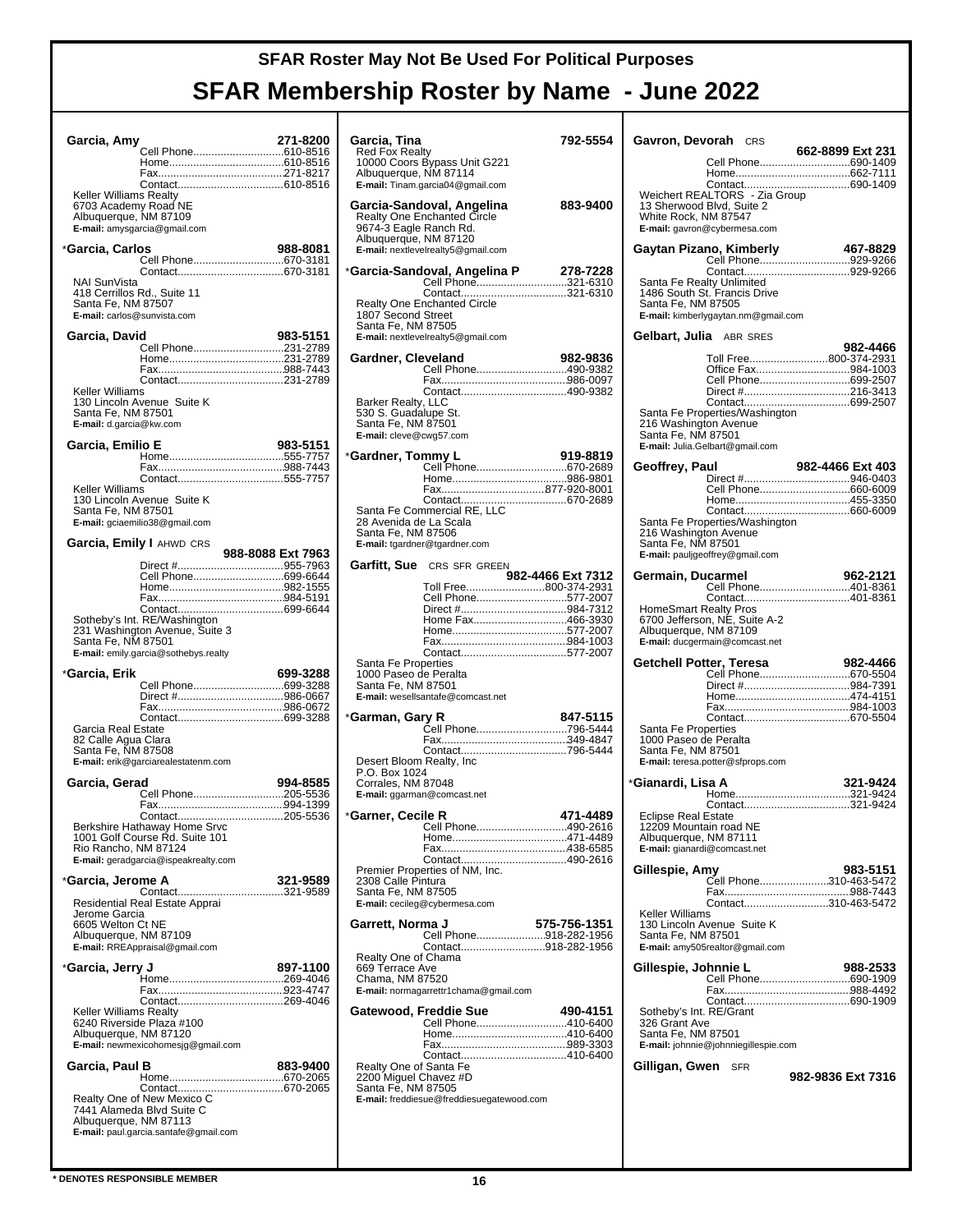# SFAR Roster May Not Be Used For Political Purposes

# SFAR Membership Roster by Name - June 2022

**Garcia, Amy** 271-8200
Cell Phone....610-8516
Home....610-8516
Fax....271-8217
Contact....610-8516
Keller Williams Realty
6703 Academy Road NE
Albuquerque, NM 87109
**E-mail:** amysgarcia@gmail.com

*__Garcia, Carlos__ 988-8081
Cell Phone....670-3181
Contact....670-3181
NAI SunVista
418 Cerrillos Rd., Suite 11
Santa Fe, NM 87507
**E-mail:** carlos@sunvista.com

**Garcia, David** 983-5151
Cell Phone....231-2789
Home....231-2789
Fax....988-7443
Contact....231-2789
Keller Williams
130 Lincoln Avenue Suite K
Santa Fe, NM 87501
**E-mail:** d.garcia@kw.com

**Garcia, Emilio E** 983-5151
Home....555-7757
Fax....988-7443
Contact....555-7757
Keller Williams
130 Lincoln Avenue Suite K
Santa Fe, NM 87501
**E-mail:** gciaemilio38@gmail.com

**Garcia, Emily I** AHWD CRS
988-8088 Ext 7963
Direct #....955-7963
Cell Phone....699-6644
Home....982-1555
Fax....984-5191
Contact....699-6644
Sotheby's Int. RE/Washington
231 Washington Avenue, Suite 3
Santa Fe, NM 87501
**E-mail:** emily.garcia@sothebys.realty

*__Garcia, Erik__ 699-3288
Cell Phone....699-3288
Direct #....986-0667
Fax....986-0672
Contact....699-3288
Garcia Real Estate
82 Calle Agua Clara
Santa Fe, NM 87508
**E-mail:** erik@garciarealestatenm.com

**Garcia, Gerad** 994-8585
Cell Phone....205-5536
Fax....994-1399
Contact....205-5536
Berkshire Hathaway Home Srvc
1001 Golf Course Rd. Suite 101
Rio Rancho, NM 87124
**E-mail:** geradgarcia@ispeakrealty.com

*__Garcia, Jerome A__ 321-9589
Contact....321-9589
Residential Real Estate Apprai
Jerome Garcia
6605 Welton Ct NE
Albuquerque, NM 87109
**E-mail:** RREAppraisal@gmail.com

*__Garcia, Jerry J__ 897-1100
Home....269-4046
Fax....923-4747
Contact....269-4046
Keller Williams Realty
6240 Riverside Plaza #100
Albuquerque, NM 87120
**E-mail:** newmexicohomesjg@gmail.com

**Garcia, Paul B** 883-9400
Home....670-2065
Contact....670-2065
Realty One of New Mexico C
7441 Alameda Blvd Suite C
Albuquerque, NM 87113
**E-mail:** paul.garcia.santafe@gmail.com

**Garcia, Tina** 792-5554
Red Fox Realty
10000 Coors Bypass Unit G221
Albuquerque, NM 87114
**E-mail:** Tinam.garcia04@gmail.com

**Garcia-Sandoval, Angelina** 883-9400
Realty One Enchanted Circle
9674-3 Eagle Ranch Rd.
Albuquerque, NM 87120
**E-mail:** nextlevelrealty5@gmail.com

*__Garcia-Sandoval, Angelina P__ 278-7228
Cell Phone....321-6310
Contact....321-6310
Realty One Enchanted Circle
1807 Second Street
Santa Fe, NM 87505
**E-mail:** nextlevelrealty5@gmail.com

**Gardner, Cleveland** 982-9836
Cell Phone....490-9382
Fax....986-0097
Contact....490-9382
Barker Realty, LLC
530 S. Guadalupe St.
Santa Fe, NM 87501
**E-mail:** cleve@cwg57.com

*__Gardner, Tommy L__ 919-8819
Cell Phone....670-2689
Home....986-9801
Fax....877-920-8001
Contact....670-2689
Santa Fe Commercial RE, LLC
28 Avenida de La Scala
Santa Fe, NM 87506
**E-mail:** tgardner@tgardner.com

**Garfitt, Sue** CRS SFR GREEN
982-4466 Ext 7312
Toll Free....800-374-2931
Cell Phone....577-2007
Direct #....984-7312
Home Fax....466-3930
Home....577-2007
Fax....984-1003
Contact....577-2007
Santa Fe Properties
1000 Paseo de Peralta
Santa Fe, NM 87501
**E-mail:** wesellsantafe@comcast.net

*__Garman, Gary R__ 847-5115
Cell Phone....796-5444
Fax....349-4847
Contact....796-5444
Desert Bloom Realty, Inc
P.O. Box 1024
Corrales, NM 87048
**E-mail:** ggarman@comcast.net

*__Garner, Cecile R__ 471-4489
Cell Phone....490-2616
Home....471-4489
Fax....438-6585
Contact....490-2616
Premier Properties of NM, Inc.
2308 Calle Pintura
Santa Fe, NM 87505
**E-mail:** cecileg@cybermesa.com

**Garrett, Norma J** 575-756-1351
Cell Phone....918-282-1956
Contact....918-282-1956
Realty One of Chama
669 Terrace Ave
Chama, NM 87520
**E-mail:** normagarrettr1chama@gmail.com

**Gatewood, Freddie Sue** 490-4151
Cell Phone....410-6400
Home....410-6400
Fax....989-3303
Contact....410-6400
Realty One of Santa Fe
2200 Miguel Chavez #D
Santa Fe, NM 87505
**E-mail:** freddiesue@freddiesuegatewood.com

**Gavron, Devorah** CRS
662-8899 Ext 231
Cell Phone....690-1409
Home....662-7111
Contact....690-1409
Weichert REALTORS - Zia Group
13 Sherwood Blvd, Suite 2
White Rock, NM 87547
**E-mail:** gavron@cybermesa.com

**Gaytan Pizano, Kimberly** 467-8829
Cell Phone....929-9266
Contact....929-9266
Santa Fe Realty Unlimited
1486 South St. Francis Drive
Santa Fe, NM 87505
**E-mail:** kimberlygaytan.nm@gmail.com

**Gelbart, Julia** ABR SRES
982-4466
Toll Free....800-374-2931
Office Fax....984-1003
Cell Phone....699-2507
Direct #....216-3413
Contact....699-2507
Santa Fe Properties/Washington
216 Washington Avenue
Santa Fe, NM 87501
**E-mail:** Julia.Gelbart@gmail.com

**Geoffrey, Paul** 982-4466 Ext 403
Direct #....946-0403
Cell Phone....660-6009
Home....455-3350
Contact....660-6009
Santa Fe Properties/Washington
216 Washington Avenue
Santa Fe, NM 87501
**E-mail:** pauljgeoffrey@gmail.com

**Germain, Ducarmel** 962-2121
Cell Phone....401-8361
Contact....401-8361
HomeSmart Realty Pros
6700 Jefferson, NE, Suite A-2
Albuquerque, NM 87109
**E-mail:** ducgermain@comcast.net

**Getchell Potter, Teresa** 982-4466
Cell Phone....670-5504
Direct #....984-7391
Home....474-4151
Fax....984-1003
Contact....670-5504
Santa Fe Properties
1000 Paseo de Peralta
Santa Fe, NM 87501
**E-mail:** teresa.potter@sfprops.com

*__Gianardi, Lisa A__ 321-9424
Home....321-9424
Contact....321-9424
Eclipse Real Estate
12209 Mountain road NE
Albuquerque, NM 87111
**E-mail:** gianardi@comcast.net

**Gillespie, Amy** 983-5151
Cell Phone....310-463-5472
Fax....988-7443
Contact....310-463-5472
Keller Williams
130 Lincoln Avenue Suite K
Santa Fe, NM 87501
**E-mail:** amy505realtor@gmail.com

**Gillespie, Johnnie L** 988-2533
Cell Phone....690-1909
Fax....988-4492
Contact....690-1909
Sotheby's Int. RE/Grant
326 Grant Ave
Santa Fe, NM 87501
**E-mail:** johnnie@johnniegillespie.com

**Gilligan, Gwen** SFR
982-9836 Ext 7316

\* DENOTES RESPONSIBLE MEMBER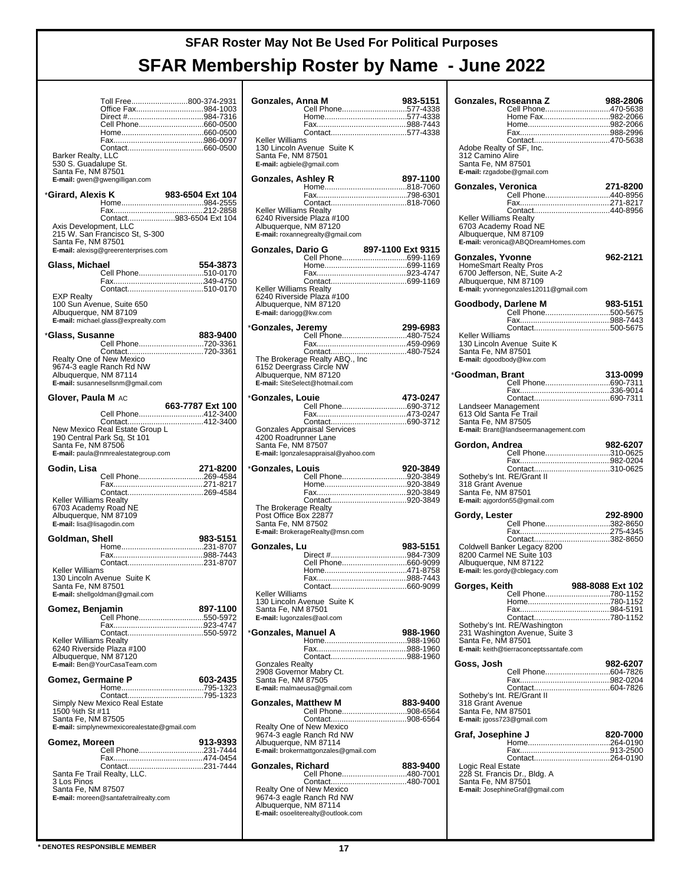# SFAR Roster May Not Be Used For Political Purposes

# SFAR Membership Roster by Name - June 2022

Toll Free..........................800-374-2931
Office Fax..........................984-1003
Direct #..........................984-7316
Cell Phone..........................660-0500
Home..........................660-0500
Fax..........................986-0097
Contact..........................660-0500
Barker Realty, LLC
530 S. Guadalupe St.
Santa Fe, NM 87501
**E-mail:** gwen@gwengilligan.com

**\*Girard, Alexis K** — **983-6504 Ext 104**
Home..........................984-2555
Fax..........................212-2858
Contact..........................983-6504 Ext 104
Axis Development, LLC
215 W. San Francisco St, S-300
Santa Fe, NM 87501
**E-mail:** alexisg@greerenterprises.com

**Glass, Michael** — **554-3873**
Cell Phone..........................510-0170
Fax..........................349-4750
Contact..........................510-0170
EXP Realty
100 Sun Avenue, Suite 650
Albuquerque, NM 87109
**E-mail:** michael.glass@exprealty.com

**\*Glass, Susanne** — **883-9400**
Cell Phone..........................720-3361
Contact..........................720-3361
Realty One of New Mexico
9674-3 eagle Ranch Rd NW
Albuquerque, NM 87114
**E-mail:** susannesellsnm@gmail.com

**Glover, Paula M** AC — **663-7787 Ext 100**
Cell Phone..........................412-3400
Contact..........................412-3400
New Mexico Real Estate Group L
190 Central Park Sq, St 101
Santa Fe, NM 87506
**E-mail:** paula@nmrealestategroup.com

**Godin, Lisa** — **271-8200**
Cell Phone..........................269-4584
Fax..........................271-8217
Contact..........................269-4584
Keller Williams Realty
6703 Academy Road NE
Albuquerque, NM 87109
**E-mail:** lisa@lisagodin.com

**Goldman, Shell** — **983-5151**
Home..........................231-8707
Fax..........................988-7443
Contact..........................231-8707
Keller Williams
130 Lincoln Avenue Suite K
Santa Fe, NM 87501
**E-mail:** shellgoldman@gmail.com

**Gomez, Benjamin** — **897-1100**
Cell Phone..........................550-5972
Fax..........................923-4747
Contact..........................550-5972
Keller Williams Realty
6240 Riverside Plaza #100
Albuquerque, NM 87120
**E-mail:** Ben@YourCasaTeam.com

**Gomez, Germaine P** — **603-2435**
Home..........................795-1323
Contact..........................795-1323
Simply New Mexico Real Estate
1500 %th St #11
Santa Fe, NM 87505
**E-mail:** simplynewmexicorealestate@gmail.com

**Gomez, Moreen** — **913-9393**
Cell Phone..........................231-7444
Fax..........................474-0454
Contact..........................231-7444
Santa Fe Trail Realty, LLC.
3 Los Pinos
Santa Fe, NM 87507
**E-mail:** moreen@santafetrailrealty.com

**Gonzales, Anna M** — **983-5151**
Cell Phone..........................577-4338
Home..........................577-4338
Fax..........................988-7443
Contact..........................577-4338
Keller Williams
130 Lincoln Avenue Suite K
Santa Fe, NM 87501
**E-mail:** agbiele@gmail.com

**Gonzales, Ashley R** — **897-1100**
Home..........................818-7060
Fax..........................798-6301
Contact..........................818-7060
Keller Williams Realty
6240 Riverside Plaza #100
Albuquerque, NM 87120
**E-mail:** roxannegrealty@gmail.com

**Gonzales, Dario G** — **897-1100 Ext 9315**
Cell Phone..........................699-1169
Home..........................699-1169
Fax..........................923-4747
Contact..........................699-1169
Keller Williams Realty
6240 Riverside Plaza #100
Albuquerque, NM 87120
**E-mail:** dariogg@kw.com

**\*Gonzales, Jeremy** — **299-6983**
Cell Phone..........................480-7524
Fax..........................459-0969
Contact..........................480-7524
The Brokerage Realty ABQ., Inc
6152 Deergrass Circle NW
Albuquerque, NM 87120
**E-mail:** SiteSelect@hotmail.com

**\*Gonzales, Louie** — **473-0247**
Cell Phone..........................690-3712
Fax..........................473-0247
Contact..........................690-3712
Gonzales Appraisal Services
4200 Roadrunner Lane
Santa Fe, NM 87507
**E-mail:** lgonzalesappraisal@yahoo.com

**\*Gonzales, Louis** — **920-3849**
Cell Phone..........................920-3849
Home..........................920-3849
Fax..........................920-3849
Contact..........................920-3849
The Brokerage Realty
Post Office Box 22877
Santa Fe, NM 87502
**E-mail:** BrokerageRealty@msn.com

**Gonzales, Lu** — **983-5151**
Direct #..........................984-7309
Cell Phone..........................660-9099
Home..........................471-8758
Fax..........................988-7443
Contact..........................660-9099
Keller Williams
130 Lincoln Avenue Suite K
Santa Fe, NM 87501
**E-mail:** lugonzales@aol.com

**\*Gonzales, Manuel A** — **988-1960**
Home..........................988-1960
Fax..........................988-1960
Contact..........................988-1960
Gonzales Realty
2908 Governor Mabry Ct.
Santa Fe, NM 87505
**E-mail:** malmaeusa@gmail.com

**Gonzales, Matthew M** — **883-9400**
Cell Phone..........................908-6564
Contact..........................908-6564
Realty One of New Mexico
9674-3 eagle Ranch Rd NW
Albuquerque, NM 87114
**E-mail:** brokermattgonzales@gmail.com

**Gonzales, Richard** — **883-9400**
Cell Phone..........................480-7001
Contact..........................480-7001
Realty One of New Mexico
9674-3 eagle Ranch Rd NW
Albuquerque, NM 87114
**E-mail:** osoeliterealty@outlook.com

**Gonzales, Roseanna Z** — **988-2806**
Cell Phone..........................470-5638
Home Fax..........................982-2066
Home..........................982-2066
Fax..........................988-2996
Contact..........................470-5638
Adobe Realty of SF, Inc.
312 Camino Alire
Santa Fe, NM 87501
**E-mail:** rzgadobe@gmail.com

**Gonzales, Veronica** — **271-8200**
Cell Phone..........................440-8956
Fax..........................271-8217
Contact..........................440-8956
Keller Williams Realty
6703 Academy Road NE
Albuquerque, NM 87109
**E-mail:** veronica@ABQDreamHomes.com

**Gonzales, Yvonne** — **962-2121**
HomeSmart Realty Pros
6700 Jefferson, NE, Suite A-2
Albuquerque, NM 87109
**E-mail:** yvonnegonzales12011@gmail.com

**Goodbody, Darlene M** — **983-5151**
Cell Phone..........................500-5675
Fax..........................988-7443
Contact..........................500-5675
Keller Williams
130 Lincoln Avenue Suite K
Santa Fe, NM 87501
**E-mail:** dgoodbody@kw.com

**\*Goodman, Brant** — **313-0099**
Cell Phone..........................690-7311
Fax..........................336-9014
Contact..........................690-7311
Landseer Management
613 Old Santa Fe Trail
Santa Fe, NM 87505
**E-mail:** Brant@landseermanagement.com

**Gordon, Andrea** — **982-6207**
Cell Phone..........................310-0625
Fax..........................982-0204
Contact..........................310-0625
Sotheby's Int. RE/Grant II
318 Grant Avenue
Santa Fe, NM 87501
**E-mail:** ajgordon55@gmail.com

**Gordy, Lester** — **292-8900**
Cell Phone..........................382-8650
Fax..........................275-4345
Contact..........................382-8650
Coldwell Banker Legacy 8200
8200 Carmel NE Suite 103
Albuquerque, NM 87122
**E-mail:** les.gordy@cblegacy.com

**Gorges, Keith** — **988-8088 Ext 102**
Cell Phone..........................780-1152
Home..........................780-1152
Fax..........................984-5191
Contact..........................780-1152
Sotheby's Int. RE/Washington
231 Washington Avenue, Suite 3
Santa Fe, NM 87501
**E-mail:** keith@tierraconceptssantafe.com

**Goss, Josh** — **982-6207**
Cell Phone..........................604-7826
Fax..........................982-0204
Contact..........................604-7826
Sotheby's Int. RE/Grant II
318 Grant Avenue
Santa Fe, NM 87501
**E-mail:** jgoss723@gmail.com

**Graf, Josephine J** — **820-7000**
Home..........................264-0190
Fax..........................913-2500
Contact..........................264-0190
Logic Real Estate
228 St. Francis Dr., Bldg. A
Santa Fe, NM 87501
**E-mail:** JosephineGraf@gmail.com

**\* DENOTES RESPONSIBLE MEMBER**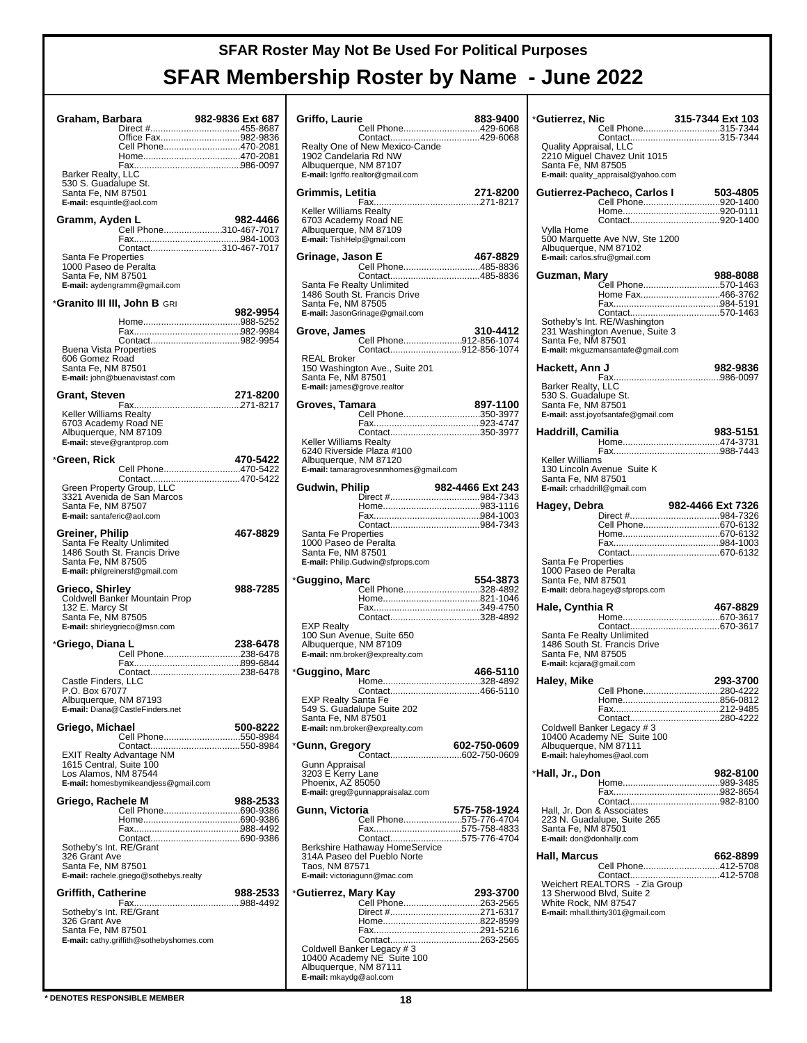# SFAR Roster May Not Be Used For Political Purposes

# SFAR Membership Roster by Name - June 2022

**Graham, Barbara** 982-9836 Ext 687
Direct #....455-8687
Office Fax....982-9836
Cell Phone....470-2081
Home....470-2081
Fax....986-0097
Barker Realty, LLC
530 S. Guadalupe St.
Santa Fe, NM 87501
**E-mail:** esquintle@aol.com

**Gramm, Ayden L** 982-4466
Cell Phone....310-467-7017
Fax....984-1003
Contact....310-467-7017
Santa Fe Properties
1000 Paseo de Peralta
Santa Fe, NM 87501
**E-mail:** aydengramm@gmail.com

*__Granito III III, John B__ GRI 982-9954
Home....988-5252
Fax....982-9984
Contact....982-9954
Buena Vista Properties
606 Gomez Road
Santa Fe, NM 87501
**E-mail:** john@buenavistasf.com

**Grant, Steven** 271-8200
Fax....271-8217
Keller Williams Realty
6703 Academy Road NE
Albuquerque, NM 87109
**E-mail:** steve@grantprop.com

*__Green, Rick__ 470-5422
Cell Phone....470-5422
Contact....470-5422
Green Property Group, LLC
3321 Avenida de San Marcos
Santa Fe, NM 87507
**E-mail:** santaferic@aol.com

**Greiner, Philip** 467-8829
Santa Fe Realty Unlimited
1486 South St. Francis Drive
Santa Fe, NM 87505
**E-mail:** philgreinersf@gmail.com

**Grieco, Shirley** 988-7285
Coldwell Banker Mountain Prop
132 E. Marcy St
Santa Fe, NM 87505
**E-mail:** shirleygrieco@msn.com

*__Griego, Diana L__ 238-6478
Cell Phone....238-6478
Fax....899-6844
Contact....238-6478
Castle Finders, LLC
P.O. Box 67077
Albuquerque, NM 87193
**E-mail:** Diana@CastleFinders.net

**Griego, Michael** 500-8222
Cell Phone....550-8984
Contact....550-8984
EXIT Realty Advantage NM
1615 Central, Suite 100
Los Alamos, NM 87544
**E-mail:** homesbymikeandjess@gmail.com

**Griego, Rachele M** 988-2533
Cell Phone....690-9386
Home....690-9386
Fax....988-4492
Contact....690-9386
Sotheby's Int. RE/Grant
326 Grant Ave
Santa Fe, NM 87501
**E-mail:** rachele.griego@sothebys.realty

**Griffith, Catherine** 988-2533
Fax....988-4492
Sotheby's Int. RE/Grant
326 Grant Ave
Santa Fe, NM 87501
**E-mail:** cathy.griffith@sothebyshomes.com

**Griffo, Laurie** 883-9400
Cell Phone....429-6068
Contact....429-6068
Realty One of New Mexico-Cande
1902 Candelaria Rd NW
Albuquerque, NM 87107
**E-mail:** lgriffo.realtor@gmail.com

**Grimmis, Letitia** 271-8200
Fax....271-8217
Keller Williams Realty
6703 Academy Road NE
Albuquerque, NM 87109
**E-mail:** TishHelp@gmail.com

**Grinage, Jason E** 467-8829
Cell Phone....485-8836
Contact....485-8836
Santa Fe Realty Unlimited
1486 South St. Francis Drive
Santa Fe, NM 87505
**E-mail:** JasonGrinage@gmail.com

**Grove, James** 310-4412
Cell Phone....912-856-1074
Contact....912-856-1074
REAL Broker
150 Washington Ave., Suite 201
Santa Fe, NM 87501
**E-mail:** james@grove.realtor

**Groves, Tamara** 897-1100
Cell Phone....350-3977
Fax....923-4747
Contact....350-3977
Keller Williams Realty
6240 Riverside Plaza #100
Albuquerque, NM 87120
**E-mail:** tamaragrovesnmhomes@gmail.com

**Gudwin, Philip** 982-4466 Ext 243
Direct #....984-7343
Home....983-1116
Fax....984-1003
Contact....984-7343
Santa Fe Properties
1000 Paseo de Peralta
Santa Fe, NM 87501
**E-mail:** Philip.Gudwin@sfprops.com

*__Guggino, Marc__ 554-3873
Cell Phone....328-4892
Home....821-1046
Fax....349-4750
Contact....328-4892
EXP Realty
100 Sun Avenue, Suite 650
Albuquerque, NM 87109
**E-mail:** nm.broker@exprealty.com

*__Guggino, Marc__ 466-5110
Home....328-4892
Contact....466-5110
EXP Realty Santa Fe
549 S. Guadalupe Suite 202
Santa Fe, NM 87501
**E-mail:** nm.broker@exprealty.com

*__Gunn, Gregory__ 602-750-0609
Contact....602-750-0609
Gunn Appraisal
3203 E Kerry Lane
Phoenix, AZ 85050
**E-mail:** greg@gunnappraisalaz.com

**Gunn, Victoria** 575-758-1924
Cell Phone....575-776-4704
Fax....575-758-4833
Contact....575-776-4704
Berkshire Hathaway HomeService
314A Paseo del Pueblo Norte
Taos, NM 87571
**E-mail:** victoriagunn@mac.com

*__Gutierrez, Mary Kay__ 293-3700
Cell Phone....263-2565
Direct #....271-6317
Home....822-8599
Fax....291-5216
Contact....263-2565
Coldwell Banker Legacy # 3
10400 Academy NE Suite 100
Albuquerque, NM 87111
**E-mail:** mkaydg@aol.com

*__Gutierrez, Nic__ 315-7344 Ext 103
Cell Phone....315-7344
Contact....315-7344
Quality Appraisal, LLC
2210 Miguel Chavez Unit 1015
Santa Fe, NM 87505
**E-mail:** quality_appraisal@yahoo.com

**Gutierrez-Pacheco, Carlos I** 503-4805
Cell Phone....920-1400
Home....920-0111
Contact....920-1400
Vylla Home
500 Marquette Ave NW, Ste 1200
Albuquerque, NM 87102
**E-mail:** carlos.sfru@gmail.com

**Guzman, Mary** 988-8088
Cell Phone....570-1463
Home Fax....466-3762
Fax....984-5191
Contact....570-1463
Sotheby's Int. RE/Washington
231 Washington Avenue, Suite 3
Santa Fe, NM 87501
**E-mail:** mkguzmansantafe@gmail.com

**Hackett, Ann J** 982-9836
Fax....986-0097
Barker Realty, LLC
530 S. Guadalupe St.
Santa Fe, NM 87501
**E-mail:** asst.joyofsantafe@gmail.com

**Haddrill, Camilia** 983-5151
Home....474-3731
Fax....988-7443
Keller Williams
130 Lincoln Avenue Suite K
Santa Fe, NM 87501
**E-mail:** crhaddrill@gmail.com

**Hagey, Debra** 982-4466 Ext 7326
Direct #....984-7326
Cell Phone....670-6132
Home....670-6132
Fax....984-1003
Contact....670-6132
Santa Fe Properties
1000 Paseo de Peralta
Santa Fe, NM 87501
**E-mail:** debra.hagey@sfprops.com

**Hale, Cynthia R** 467-8829
Home....670-3617
Contact....670-3617
Santa Fe Realty Unlimited
1486 South St. Francis Drive
Santa Fe, NM 87505
**E-mail:** kcjara@gmail.com

**Haley, Mike** 293-3700
Cell Phone....280-4222
Home....856-0812
Fax....212-9485
Contact....280-4222
Coldwell Banker Legacy # 3
10400 Academy NE Suite 100
Albuquerque, NM 87111
**E-mail:** haleyhomes@aol.com

*__Hall, Jr., Don__ 982-8100
Home....989-3485
Fax....982-8654
Contact....982-8100
Hall, Jr. Don & Associates
223 N. Guadalupe, Suite 265
Santa Fe, NM 87501
**E-mail:** don@donhalljr.com

**Hall, Marcus** 662-8899
Cell Phone....412-5708
Contact....412-5708
Weichert REALTORS - Zia Group
13 Sherwood Blvd, Suite 2
White Rock, NM 87547
**E-mail:** mhall.thirty301@gmail.com

\* DENOTES RESPONSIBLE MEMBER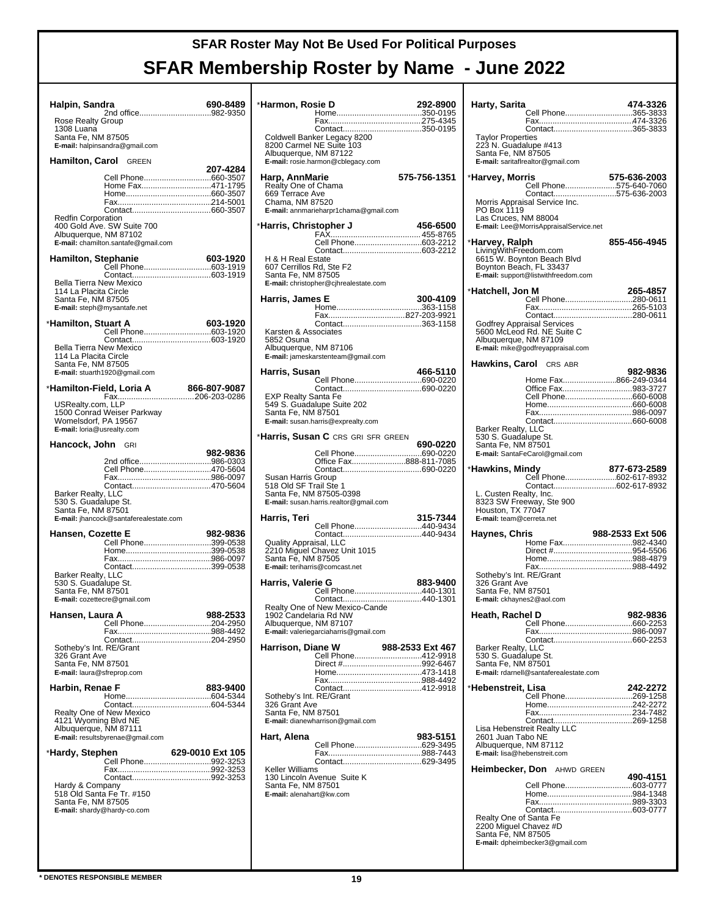# SFAR Roster May Not Be Used For Political Purposes

# SFAR Membership Roster by Name - June 2022

**Halpin, Sandra** 690-8489
2nd office...982-9350
Rose Realty Group
1308 Luana
Santa Fe, NM 87505
**E-mail:** halpinsandra@gmail.com

**Hamilton, Carol** GREEN 207-4284
Cell Phone...660-3507
Home Fax...471-1795
Home...660-3507
Fax...214-5001
Contact...660-3507
Redfin Corporation
400 Gold Ave. SW Suite 700
Albuquerque, NM 87102
**E-mail:** chamilton.santafe@gmail.com

**Hamilton, Stephanie** 603-1920
Cell Phone...603-1919
Contact...603-1919
Bella Tierra New Mexico
114 La Placita Circle
Santa Fe, NM 87505
**E-mail:** steph@mysantafe.net

*__Hamilton, Stuart A__ 603-1920
Cell Phone...603-1920
Contact...603-1920
Bella Tierra New Mexico
114 La Placita Circle
Santa Fe, NM 87505
**E-mail:** stuarth1920@gmail.com

*__Hamilton-Field, Loria A__ 866-807-9087
Fax...206-203-0286
USRealty.com, LLP
1500 Conrad Weiser Parkway
Womelsdorf, PA 19567
**E-mail:** loria@usrealty.com

**Hancock, John** GRI 982-9836
2nd office...986-0303
Cell Phone...470-5604
Fax...986-0097
Contact...470-5604
Barker Realty, LLC
530 S. Guadalupe St.
Santa Fe, NM 87501
**E-mail:** jhancock@santaferealestate.com

**Hansen, Cozette E** 982-9836
Cell Phone...399-0538
Home...399-0538
Fax...986-0097
Contact...399-0538
Barker Realty, LLC
530 S. Guadalupe St.
Santa Fe, NM 87501
**E-mail:** cozettecre@gmail.com

**Hansen, Laura A** 988-2533
Cell Phone...204-2950
Fax...988-4492
Contact...204-2950
Sotheby's Int. RE/Grant
326 Grant Ave
Santa Fe, NM 87501
**E-mail:** laura@sfreprop.com

**Harbin, Renae F** 883-9400
Home...604-5344
Contact...604-5344
Realty One of New Mexico
4121 Wyoming Blvd NE
Albuquerque, NM 87111
**E-mail:** resultsbyrenae@gmail.com

*__Hardy, Stephen__ 629-0010 Ext 105
Cell Phone...992-3253
Fax...992-3253
Contact...992-3253
Hardy & Company
518 Old Santa Fe Tr. #150
Santa Fe, NM 87505
**E-mail:** shardy@hardy-co.com

*__Harmon, Rosie D__ 292-8900
Home...350-0195
Fax...275-4345
Contact...350-0195
Coldwell Banker Legacy 8200
8200 Carmel NE Suite 103
Albuquerque, NM 87122
**E-mail:** rosie.harmon@cblegacy.com

**Harp, AnnMarie** 575-756-1351
Realty One of Chama
669 Terrace Ave
Chama, NM 87520
**E-mail:** annmarieharpr1chama@gmail.com

*__Harris, Christopher J__ 456-6500
FAX...455-8765
Cell Phone...603-2212
Contact...603-2212
H & H Real Estate
607 Cerrillos Rd, Ste F2
Santa Fe, NM 87505
**E-mail:** christopher@cjhrealestate.com

**Harris, James E** 300-4109
Home...363-1158
Fax...827-203-9921
Contact...363-1158
Karsten & Associates
5852 Osuna
Albuquerque, NM 87106
**E-mail:** jameskarstenteam@gmail.com

**Harris, Susan** 466-5110
Cell Phone...690-0220
Contact...690-0220
EXP Realty Santa Fe
549 S. Guadalupe Suite 202
Santa Fe, NM 87501
**E-mail:** susan.harris@exprealty.com

*__Harris, Susan C__ CRS GRI SFR GREEN 690-0220
Cell Phone...690-0220
Office Fax...888-811-7085
Contact...690-0220
Susan Harris Group
518 Old SF Trail Ste 1
Santa Fe, NM 87505-0398
**E-mail:** susan.harris.realtor@gmail.com

**Harris, Teri** 315-7344
Cell Phone...440-9434
Contact...440-9434
Quality Appraisal, LLC
2210 Miguel Chavez Unit 1015
Santa Fe, NM 87505
**E-mail:** teriharris@comcast.net

**Harris, Valerie G** 883-9400
Cell Phone...440-1301
Contact...440-1301
Realty One of New Mexico-Cande
1902 Candelaria Rd NW
Albuquerque, NM 87107
**E-mail:** valeriegarciaharris@gmail.com

**Harrison, Diane W** 988-2533 Ext 467
Cell Phone...412-9918
Direct #...992-6467
Home...473-1418
Fax...988-4492
Contact...412-9918
Sotheby's Int. RE/Grant
326 Grant Ave
Santa Fe, NM 87501
**E-mail:** dianewharrison@gmail.com

**Hart, Alena** 983-5151
Cell Phone...629-3495
Fax...988-7443
Contact...629-3495
Keller Williams
130 Lincoln Avenue Suite K
Santa Fe, NM 87501
**E-mail:** alenahart@kw.com

**Harty, Sarita** 474-3326
Cell Phone...365-3833
Fax...474-3326
Contact...365-3833
Taylor Properties
223 N. Guadalupe #413
Santa Fe, NM 87505
**E-mail:** saritaflrealtor@gmail.com

*__Harvey, Morris__ 575-636-2003
Cell Phone...575-640-7060
Contact...575-636-2003
Morris Appraisal Service Inc.
PO Box 1119
Las Cruces, NM 88004
**E-mail:** Lee@MorrisAppraisalService.net

*__Harvey, Ralph__ 855-456-4945
LivingWithFreedom.com
6615 W. Boynton Beach Blvd
Boynton Beach, FL 33437
**E-mail:** support@listwithfreedom.com

*__Hatchell, Jon M__ 265-4857
Cell Phone...280-0611
Fax...265-5103
Contact...280-0611
Godfrey Appraisal Services
5600 McLeod Rd. NE Suite C
Albuquerque, NM 87109
**E-mail:** mike@godfreyappraisal.com

**Hawkins, Carol** CRS ABR 982-9836
Home Fax...866-249-0344
Office Fax...983-3727
Cell Phone...660-6008
Home...660-6008
Fax...986-0097
Contact...660-6008
Barker Realty, LLC
530 S. Guadalupe St.
Santa Fe, NM 87501
**E-mail:** SantaFeCarol@gmail.com

*__Hawkins, Mindy__ 877-673-2589
Cell Phone...602-617-8932
Contact...602-617-8932
L. Custen Realty, Inc.
8323 SW Freeway, Ste 900
Houston, TX 77047
**E-mail:** team@cerreta.net

**Haynes, Chris** 988-2533 Ext 506
Home Fax...982-4340
Direct #...954-5506
Home...988-4879
Fax...988-4492
Sotheby's Int. RE/Grant
326 Grant Ave
Santa Fe, NM 87501
**E-mail:** ckhaynes2@aol.com

**Heath, Rachel D** 982-9836
Cell Phone...660-2253
Fax...986-0097
Contact...660-2253
Barker Realty, LLC
530 S. Guadalupe St.
Santa Fe, NM 87501
**E-mail:** rdarnell@santaferealestate.com

*__Hebenstreit, Lisa__ 242-2272
Cell Phone...269-1258
Home...242-2272
Fax...234-7482
Contact...269-1258
Lisa Hebenstreit Realty LLC
2601 Juan Tabo NE
Albuquerque, NM 87112
**E-mail:** lisa@hebenstreit.com

**Heimbecker, Don** AHWD GREEN 490-4151
Cell Phone...603-0777
Home...984-1348
Fax...989-3303
Contact...603-0777
Realty One of Santa Fe
2200 Miguel Chavez #D
Santa Fe, NM 87505
**E-mail:** dpheimbecker3@gmail.com

**\* DENOTES RESPONSIBLE MEMBER**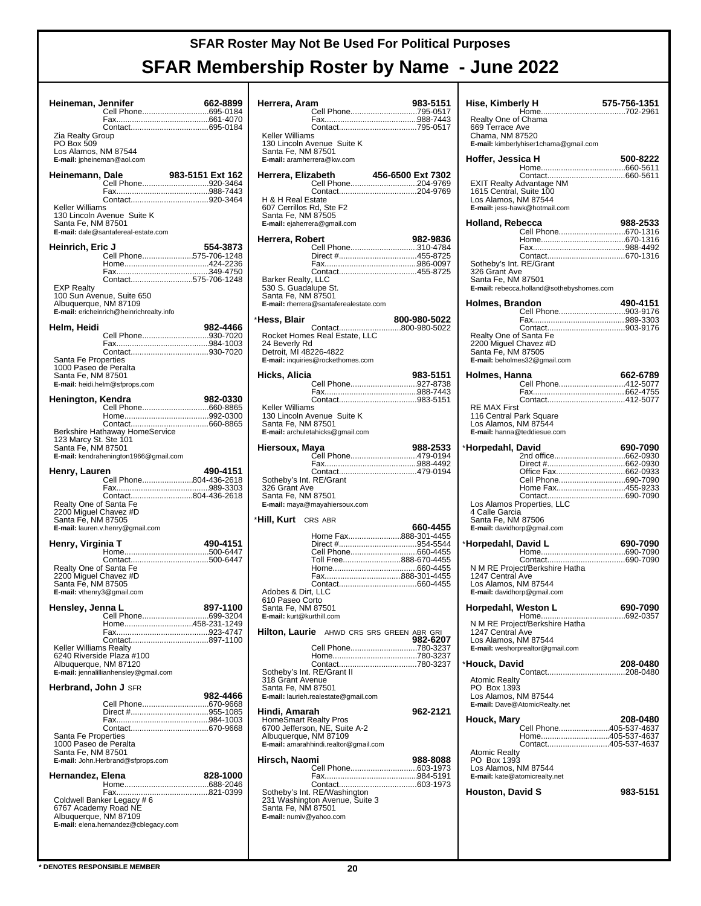# SFAR Roster May Not Be Used For Political Purposes

# SFAR Membership Roster by Name - June 2022

**Heineman, Jennifer** 662-8899
Cell Phone....695-0184
Fax....661-4070
Contact....695-0184
Zia Realty Group
PO Box 509
Los Alamos, NM 87544
**E-mail:** jpheineman@aol.com

**Heinemann, Dale** 983-5151 Ext 162
Cell Phone....920-3464
Fax....988-7443
Contact....920-3464
Keller Williams
130 Lincoln Avenue Suite K
Santa Fe, NM 87501
**E-mail:** dale@santafereal-estate.com

**Heinrich, Eric J** 554-3873
Cell Phone....575-706-1248
Home....424-2236
Fax....349-4750
Contact....575-706-1248
EXP Realty
100 Sun Avenue, Suite 650
Albuquerque, NM 87109
**E-mail:** ericheinrich@heinrichrealty.info

**Helm, Heidi** 982-4466
Cell Phone....930-7020
Fax....984-1003
Contact....930-7020
Santa Fe Properties
1000 Paseo de Peralta
Santa Fe, NM 87501
**E-mail:** heidi.helm@sfprops.com

**Henington, Kendra** 982-0330
Cell Phone....660-8865
Home....992-0300
Contact....660-8865
Berkshire Hathaway HomeService
123 Marcy St. Ste 101
Santa Fe, NM 87501
**E-mail:** kendrahenington1966@gmail.com

**Henry, Lauren** 490-4151
Cell Phone....804-436-2618
Fax....989-3303
Contact....804-436-2618
Realty One of Santa Fe
2200 Miguel Chavez #D
Santa Fe, NM 87505
**E-mail:** lauren.v.henry@gmail.com

**Henry, Virginia T** 490-4151
Home....500-6447
Contact....500-6447
Realty One of Santa Fe
2200 Miguel Chavez #D
Santa Fe, NM 87505
**E-mail:** vthenry3@gmail.com

**Hensley, Jenna L** 897-1100
Cell Phone....699-3204
Home....458-231-1249
Fax....923-4747
Contact....897-1100
Keller Williams Realty
6240 Riverside Plaza #100
Albuquerque, NM 87120
**E-mail:** jennalillianhensley@gmail.com

**Herbrand, John J** SFR 982-4466
Cell Phone....670-9668
Direct #....955-1085
Fax....984-1003
Contact....670-9668
Santa Fe Properties
1000 Paseo de Peralta
Santa Fe, NM 87501
**E-mail:** John.Herbrand@sfprops.com

**Hernandez, Elena** 828-1000
Home....688-2046
Fax....821-0399
Coldwell Banker Legacy # 6
6767 Academy Road NE
Albuquerque, NM 87109
**E-mail:** elena.hernandez@cblegacy.com

**Herrera, Aram** 983-5151
Cell Phone....795-0517
Fax....988-7443
Contact....795-0517
Keller Williams
130 Lincoln Avenue Suite K
Santa Fe, NM 87501
**E-mail:** aramherrera@kw.com

**Herrera, Elizabeth** 456-6500 Ext 7302
Cell Phone....204-9769
Contact....204-9769
H & H Real Estate
607 Cerrillos Rd, Ste F2
Santa Fe, NM 87505
**E-mail:** ejaherrera@gmail.com

**Herrera, Robert** 982-9836
Cell Phone....310-4784
Direct #....455-8725
Fax....986-0097
Contact....455-8725
Barker Realty, LLC
530 S. Guadalupe St.
Santa Fe, NM 87501
**E-mail:** rherrera@santaferealestate.com

\***Hess, Blair** 800-980-5022
Contact....800-980-5022
Rocket Homes Real Estate, LLC
24 Beverly Rd
Detroit, MI 48226-4822
**E-mail:** inquiries@rockethomes.com

**Hicks, Alicia** 983-5151
Cell Phone....927-8738
Fax....988-7443
Contact....983-5151
Keller Williams
130 Lincoln Avenue Suite K
Santa Fe, NM 87501
**E-mail:** archuletahicks@gmail.com

**Hiersoux, Maya** 988-2533
Cell Phone....479-0194
Fax....988-4492
Contact....479-0194
Sotheby's Int. RE/Grant
326 Grant Ave
Santa Fe, NM 87501
**E-mail:** maya@mayahiersoux.com

\***Hill, Kurt** CRS ABR 660-4455
Home Fax....888-301-4455
Direct #....954-5544
Cell Phone....660-4455
Toll Free....888-670-4455
Home....660-4455
Fax....888-301-4455
Contact....660-4455
Adobes & Dirt, LLC
610 Paseo Corto
Santa Fe, NM 87501
**E-mail:** kurt@kurthill.com

**Hilton, Laurie** AHWD CRS SRS GREEN ABR GRI 982-6207
Cell Phone....780-3237
Home....780-3237
Contact....780-3237
Sotheby's Int. RE/Grant II
318 Grant Avenue
Santa Fe, NM 87501
**E-mail:** laurieh.realestate@gmail.com

**Hindi, Amarah** 962-2121
HomeSmart Realty Pros
6700 Jefferson, NE, Suite A-2
Albuquerque, NM 87109
**E-mail:** amarahhindi.realtor@gmail.com

**Hirsch, Naomi** 988-8088
Cell Phone....603-1973
Fax....984-5191
Contact....603-1973
Sotheby's Int. RE/Washington
231 Washington Avenue, Suite 3
Santa Fe, NM 87501
**E-mail:** numiv@yahoo.com

**Hise, Kimberly H** 575-756-1351
Home....702-2961
Realty One of Chama
669 Terrace Ave
Chama, NM 87520
**E-mail:** kimberlyhiser1chama@gmail.com

**Hoffer, Jessica H** 500-8222
Home....660-5611
Contact....660-5611
EXIT Realty Advantage NM
1615 Central, Suite 100
Los Alamos, NM 87544
**E-mail:** jess-hawk@hotmail.com

**Holland, Rebecca** 988-2533
Cell Phone....670-1316
Home....670-1316
Fax....988-4492
Contact....670-1316
Sotheby's Int. RE/Grant
326 Grant Ave
Santa Fe, NM 87501
**E-mail:** rebecca.holland@sothebyshomes.com

**Holmes, Brandon** 490-4151
Cell Phone....903-9176
Fax....989-3303
Contact....903-9176
Realty One of Santa Fe
2200 Miguel Chavez #D
Santa Fe, NM 87505
**E-mail:** beholmes32@gmail.com

**Holmes, Hanna** 662-6789
Cell Phone....412-5077
Fax....662-4755
Contact....412-5077
RE MAX First
116 Central Park Square
Los Alamos, NM 87544
**E-mail:** hanna@teddiesue.com

\***Horpedahl, David** 690-7090
2nd office....662-0930
Direct #....662-0930
Office Fax....662-0933
Cell Phone....690-7090
Home Fax....455-9233
Contact....690-7090
Los Alamos Properties, LLC
4 Calle Garcia
Santa Fe, NM 87506
**E-mail:** davidhorp@gmail.com

\***Horpedahl, David L** 690-7090
Home....690-7090
Contact....690-7090
N M RE Project/Berkshire Hatha
1247 Central Ave
Los Alamos, NM 87544
**E-mail:** davidhorp@gmail.com

**Horpedahl, Weston L** 690-7090
Home....692-0357
N M RE Project/Berkshire Hatha
1247 Central Ave
Los Alamos, NM 87544
**E-mail:** weshorprealtor@gmail.com

\***Houck, David** 208-0480
Contact....208-0480
Atomic Realty
PO Box 1393
Los Alamos, NM 87544
**E-mail:** Dave@AtomicRealty.net

**Houck, Mary** 208-0480
Cell Phone....405-537-4637
Home....405-537-4637
Contact....405-537-4637
Atomic Realty
PO Box 1393
Los Alamos, NM 87544
**E-mail:** kate@atomicrealty.net

**Houston, David S** 983-5151

\* DENOTES RESPONSIBLE MEMBER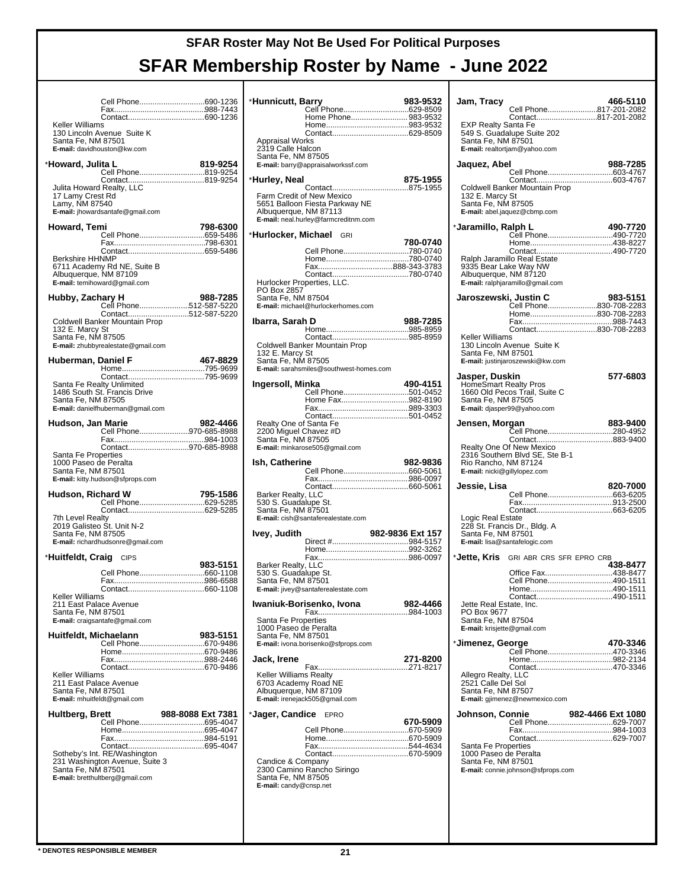# SFAR Roster May Not Be Used For Political Purposes

# SFAR Membership Roster by Name - June 2022

Cell Phone..............................690-1236
Fax.........................................988-7443
Contact...................................690-1236
Keller Williams
130 Lincoln Avenue Suite K
Santa Fe, NM 87501
**E-mail:** davidhouston@kw.com

**\*Howard, Julita L** — 819-9254
Cell Phone..............................819-9254
Contact...................................819-9254
Julita Howard Realty, LLC
17 Lamy Crest Rd
Lamy, NM 87540
**E-mail:** jhowardsantafe@gmail.com

**Howard, Temi** — 798-6300
Cell Phone..............................659-5486
Fax.........................................798-6301
Contact...................................659-5486
Berkshire HHNMP
6711 Academy Rd NE, Suite B
Albuquerque, NM 87109
**E-mail:** temihoward@gmail.com

**Hubby, Zachary H** — 988-7285
Cell Phone......................512-587-5220
Contact...........................512-587-5220
Coldwell Banker Mountain Prop
132 E. Marcy St
Santa Fe, NM 87505
**E-mail:** zhubbyrealestate@gmail.com

**Huberman, Daniel F** — 467-8829
Home......................................795-9699
Contact...................................795-9699
Santa Fe Realty Unlimited
1486 South St. Francis Drive
Santa Fe, NM 87505
**E-mail:** danielfhuberman@gmail.com

**Hudson, Jan Marie** — 982-4466
Cell Phone......................970-685-8988
Fax.........................................984-1003
Contact...........................970-685-8988
Santa Fe Properties
1000 Paseo de Peralta
Santa Fe, NM 87501
**E-mail:** kitty.hudson@sfprops.com

**Hudson, Richard W** — 795-1586
Cell Phone..............................629-5285
Contact...................................629-5285
7th Level Realty
2019 Galisteo St. Unit N-2
Santa Fe, NM 87505
**E-mail:** richardhudsonre@gmail.com

**\*Huitfeldt, Craig** CIPS — 983-5151
Cell Phone..............................660-1108
Fax.........................................986-6588
Contact...................................660-1108
Keller Williams
211 East Palace Avenue
Santa Fe, NM 87501
**E-mail:** craigsantafe@gmail.com

**Huitfeldt, Michaelann** — 983-5151
Cell Phone..............................670-9486
Home......................................670-9486
Fax.........................................988-2446
Contact...................................670-9486
Keller Williams
211 East Palace Avenue
Santa Fe, NM 87501
**E-mail:** mhuitfeldt@gmail.com

**Hultberg, Brett** — 988-8088 Ext 7381
Cell Phone..............................695-4047
Home......................................695-4047
Fax.........................................984-5191
Contact...................................695-4047
Sotheby's Int. RE/Washington
231 Washington Avenue, Suite 3
Santa Fe, NM 87501
**E-mail:** bretthultberg@gmail.com

**\*Hunnicutt, Barry** — 983-9532
Cell Phone..............................629-8509
Home Phone..........................983-9532
Home......................................983-9532
Contact...................................629-8509
Appraisal Works
2319 Calle Halcon
Santa Fe, NM 87505
**E-mail:** barry@appraisalworkssf.com

**\*Hurley, Neal** — 875-1955
Contact...................................875-1955
Farm Credit of New Mexico
5651 Balloon Fiesta Parkway NE
Albuquerque, NM 87113
**E-mail:** neal.hurley@farmcreditnm.com

**\*Hurlocker, Michael** GRI — 780-0740
Cell Phone..............................780-0740
Home......................................780-0740
Fax...................................888-343-3783
Contact...................................780-0740
Hurlocker Properties, LLC.
PO Box 2857
Santa Fe, NM 87504
**E-mail:** michael@hurlockerhomes.com

**Ibarra, Sarah D** — 988-7285
Home......................................985-8959
Contact...................................985-8959
Coldwell Banker Mountain Prop
132 E. Marcy St
Santa Fe, NM 87505
**E-mail:** sarahsmiles@southwest-homes.com

**Ingersoll, Minka** — 490-4151
Cell Phone..............................501-0452
Home Fax...............................982-8190
Fax.........................................989-3303
Contact...................................501-0452
Realty One of Santa Fe
2200 Miguel Chavez #D
Santa Fe, NM 87505
**E-mail:** minkarose505@gmail.com

**Ish, Catherine** — 982-9836
Cell Phone..............................660-5061
Fax.........................................986-0097
Contact...................................660-5061
Barker Realty, LLC
530 S. Guadalupe St.
Santa Fe, NM 87501
**E-mail:** cish@santaferealestate.com

**Ivey, Judith** — 982-9836 Ext 157
Direct #...................................984-5157
Home......................................992-3262
Fax.........................................986-0097
Barker Realty, LLC
530 S. Guadalupe St.
Santa Fe, NM 87501
**E-mail:** jivey@santaferealestate.com

**Iwaniuk-Borisenko, Ivona** — 982-4466
Fax.........................................984-1003
Santa Fe Properties
1000 Paseo de Peralta
Santa Fe, NM 87501
**E-mail:** ivona.borisenko@sfprops.com

**Jack, Irene** — 271-8200
Fax.........................................271-8217
Keller Williams Realty
6703 Academy Road NE
Albuquerque, NM 87109
**E-mail:** irenejack505@gmail.com

**\*Jager, Candice** EPRO — 670-5909
Cell Phone..............................670-5909
Home......................................670-5909
Fax.........................................544-4634
Contact...................................670-5909
Candice & Company
2300 Camino Rancho Siringo
Santa Fe, NM 87505
**E-mail:** candy@cnsp.net

**Jam, Tracy** — 466-5110
Cell Phone......................817-201-2082
Contact...........................817-201-2082
EXP Realty Santa Fe
549 S. Guadalupe Suite 202
Santa Fe, NM 87501
**E-mail:** realtortjam@yahoo.com

**Jaquez, Abel** — 988-7285
Cell Phone..............................603-4767
Contact...................................603-4767
Coldwell Banker Mountain Prop
132 E. Marcy St
Santa Fe, NM 87505
**E-mail:** abel.jaquez@cbmp.com

**\*Jaramillo, Ralph L** — 490-7720
Cell Phone..............................490-7720
Home......................................438-8227
Contact...................................490-7720
Ralph Jaramillo Real Estate
9335 Bear Lake Way NW
Albuquerque, NM 87120
**E-mail:** ralphjaramillo@gmail.com

**Jaroszewski, Justin C** — 983-5151
Cell Phone......................830-708-2283
Home..............................830-708-2283
Fax.........................................988-7443
Contact...........................830-708-2283
Keller Williams
130 Lincoln Avenue Suite K
Santa Fe, NM 87501
**E-mail:** justinjaroszewski@kw.com

**Jasper, Duskin** — 577-6803
HomeSmart Realty Pros
1660 Old Pecos Trail, Suite C
Santa Fe, NM 87505
**E-mail:** djasper99@yahoo.com

**Jensen, Morgan** — 883-9400
Cell Phone..............................280-4952
Contact...................................883-9400
Realty One Of New Mexico
2316 Southern Blvd SE, Ste B-1
Rio Rancho, NM 87124
**E-mail:** nicki@gillylopez.com

**Jessie, Lisa** — 820-7000
Cell Phone..............................663-6205
Fax.........................................913-2500
Contact...................................663-6205
Logic Real Estate
228 St. Francis Dr., Bldg. A
Santa Fe, NM 87501
**E-mail:** lisa@santafelogic.com

**\*Jette, Kris** GRI ABR CRS SFR EPRO CRB — 438-8477
Office Fax..............................438-8477
Cell Phone..............................490-1511
Home......................................490-1511
Contact...................................490-1511
Jette Real Estate, Inc.
PO Box 9677
Santa Fe, NM 87504
**E-mail:** krisjette@gmail.com

**\*Jimenez, George** — 470-3346
Cell Phone..............................470-3346
Home......................................982-2134
Contact...................................470-3346
Allegro Realty, LLC
2521 Calle Del Sol
Santa Fe, NM 87507
**E-mail:** gjimenez@newmexico.com

**Johnson, Connie** — 982-4466 Ext 1080
Cell Phone..............................629-7007
Fax.........................................984-1003
Contact...................................629-7007
Santa Fe Properties
1000 Paseo de Peralta
Santa Fe, NM 87501
**E-mail:** connie.johnson@sfprops.com

**\* DENOTES RESPONSIBLE MEMBER**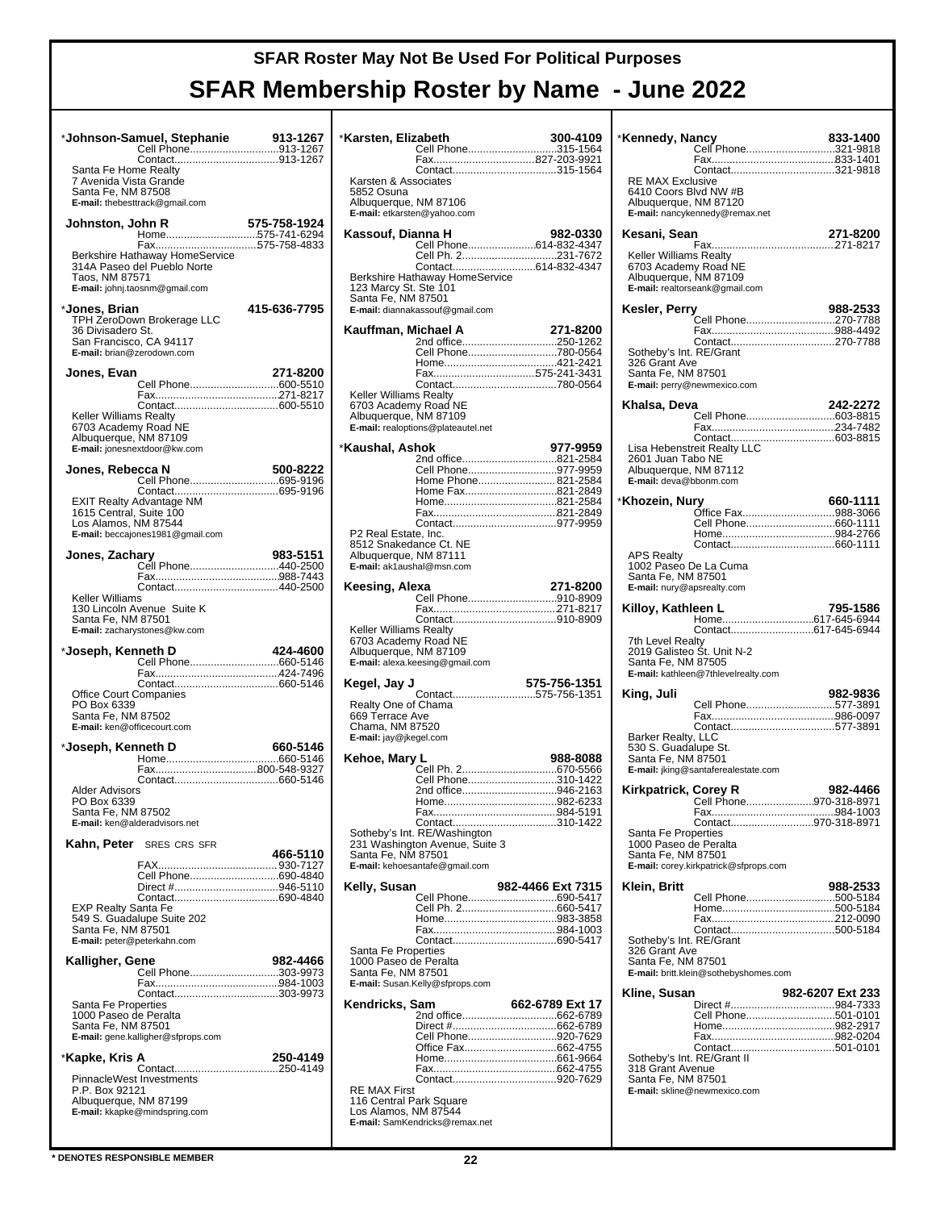# SFAR Roster May Not Be Used For Political Purposes

# SFAR Membership Roster by Name - June 2022

**\*Johnson-Samuel, Stephanie** 913-1267
Cell Phone....913-1267
Contact....913-1267
Santa Fe Home Realty
7 Avenida Vista Grande
Santa Fe, NM 87508
**E-mail:** thebesttrack@gmail.com

**Johnston, John R** 575-758-1924
Home....575-741-6294
Fax....575-758-4833
Berkshire Hathaway HomeService
314A Paseo del Pueblo Norte
Taos, NM 87571
**E-mail:** johnj.taosnm@gmail.com

**\*Jones, Brian** 415-636-7795
TPH ZeroDown Brokerage LLC
36 Divisadero St.
San Francisco, CA 94117
**E-mail:** brian@zerodown.com

**Jones, Evan** 271-8200
Cell Phone....600-5510
Fax....271-8217
Contact....600-5510
Keller Williams Realty
6703 Academy Road NE
Albuquerque, NM 87109
**E-mail:** jonesnextdoor@kw.com

**Jones, Rebecca N** 500-8222
Cell Phone....695-9196
Contact....695-9196
EXIT Realty Advantage NM
1615 Central, Suite 100
Los Alamos, NM 87544
**E-mail:** beccajones1981@gmail.com

**Jones, Zachary** 983-5151
Cell Phone....440-2500
Fax....988-7443
Contact....440-2500
Keller Williams
130 Lincoln Avenue Suite K
Santa Fe, NM 87501
**E-mail:** zacharystones@kw.com

**\*Joseph, Kenneth D** 424-4600
Cell Phone....660-5146
Fax....424-7496
Contact....660-5146
Office Court Companies
PO Box 6339
Santa Fe, NM 87502
**E-mail:** ken@officecourt.com

**\*Joseph, Kenneth D** 660-5146
Home....660-5146
Fax....800-548-9327
Contact....660-5146
Alder Advisors
PO Box 6339
Santa Fe, NM 87502
**E-mail:** ken@alderadvisors.net

**Kahn, Peter** SRES CRS SFR 466-5110
FAX....930-7127
Cell Phone....690-4840
Direct #....946-5110
Contact....690-4840
EXP Realty Santa Fe
549 S. Guadalupe Suite 202
Santa Fe, NM 87501
**E-mail:** peter@peterkahn.com

**Kalligher, Gene** 982-4466
Cell Phone....303-9973
Fax....984-1003
Contact....303-9973
Santa Fe Properties
1000 Paseo de Peralta
Santa Fe, NM 87501
**E-mail:** gene.kalligher@sfprops.com

**\*Kapke, Kris A** 250-4149
Contact....250-4149
PinnacleWest Investments
P.P. Box 92121
Albuquerque, NM 87199
**E-mail:** kkapke@mindspring.com

**\*Karsten, Elizabeth** 300-4109
Cell Phone....315-1564
Fax....827-203-9921
Contact....315-1564
Karsten & Associates
5852 Osuna
Albuquerque, NM 87106
**E-mail:** etkarsten@yahoo.com

**Kassouf, Dianna H** 982-0330
Cell Phone....614-832-4347
Cell Ph. 2....231-7672
Contact....614-832-4347
Berkshire Hathaway HomeService
123 Marcy St. Ste 101
Santa Fe, NM 87501
**E-mail:** diannakassouf@gmail.com

**Kauffman, Michael A** 271-8200
2nd office....250-1262
Cell Phone....780-0564
Home....421-2421
Fax....575-241-3431
Contact....780-0564
Keller Williams Realty
6703 Academy Road NE
Albuquerque, NM 87109
**E-mail:** realoptions@plateautel.net

**\*Kaushal, Ashok** 977-9959
2nd office....821-2584
Cell Phone....977-9959
Home Phone....821-2584
Home Fax....821-2849
Home....821-2584
Fax....821-2849
Contact....977-9959
P2 Real Estate, Inc.
8512 Snakedance Ct. NE
Albuquerque, NM 87111
**E-mail:** ak1aushal@msn.com

**Keesing, Alexa** 271-8200
Cell Phone....910-8909
Fax....271-8217
Contact....910-8909
Keller Williams Realty
6703 Academy Road NE
Albuquerque, NM 87109
**E-mail:** alexa.keesing@gmail.com

**Kegel, Jay J** 575-756-1351
Contact....575-756-1351
Realty One of Chama
669 Terrace Ave
Chama, NM 87520
**E-mail:** jay@jkegel.com

**Kehoe, Mary L** 988-8088
Cell Ph. 2....670-5566
Cell Phone....310-1422
2nd office....946-2163
Home....982-6233
Fax....984-5191
Contact....310-1422
Sotheby's Int. RE/Washington
231 Washington Avenue, Suite 3
Santa Fe, NM 87501
**E-mail:** kehoesantafe@gmail.com

**Kelly, Susan** 982-4466 Ext 7315
Cell Phone....690-5417
Cell Ph. 2....660-5417
Home....983-3858
Fax....984-1003
Contact....690-5417
Santa Fe Properties
1000 Paseo de Peralta
Santa Fe, NM 87501
**E-mail:** Susan.Kelly@sfprops.com

**Kendricks, Sam** 662-6789 Ext 17
2nd office....662-6789
Direct #....662-6789
Cell Phone....920-7629
Office Fax....662-4755
Home....661-9664
Fax....662-4755
Contact....920-7629
RE MAX First
116 Central Park Square
Los Alamos, NM 87544
**E-mail:** SamKendricks@remax.net

**\*Kennedy, Nancy** 833-1400
Cell Phone....321-9818
Fax....833-1401
Contact....321-9818
RE MAX Exclusive
6410 Coors Blvd NW #B
Albuquerque, NM 87120
**E-mail:** nancykennedy@remax.net

**Kesani, Sean** 271-8200
Fax....271-8217
Keller Williams Realty
6703 Academy Road NE
Albuquerque, NM 87109
**E-mail:** realtorseank@gmail.com

**Kesler, Perry** 988-2533
Cell Phone....270-7788
Fax....988-4492
Contact....270-7788
Sotheby's Int. RE/Grant
326 Grant Ave
Santa Fe, NM 87501
**E-mail:** perry@newmexico.com

**Khalsa, Deva** 242-2272
Cell Phone....603-8815
Fax....234-7482
Contact....603-8815
Lisa Hebenstreit Realty LLC
2601 Juan Tabo NE
Albuquerque, NM 87112
**E-mail:** deva@bbonm.com

**\*Khozein, Nury** 660-1111
Office Fax....988-3066
Cell Phone....660-1111
Home....984-2766
Contact....660-1111
APS Realty
1002 Paseo De La Cuma
Santa Fe, NM 87501
**E-mail:** nury@apsrealty.com

**Killoy, Kathleen L** 795-1586
Home....617-645-6944
Contact....617-645-6944
7th Level Realty
2019 Galisteo St. Unit N-2
Santa Fe, NM 87505
**E-mail:** kathleen@7thlevelrealty.com

**King, Juli** 982-9836
Cell Phone....577-3891
Fax....986-0097
Contact....577-3891
Barker Realty, LLC
530 S. Guadalupe St.
Santa Fe, NM 87501
**E-mail:** jking@santaferealestate.com

**Kirkpatrick, Corey R** 982-4466
Cell Phone....970-318-8971
Fax....984-1003
Contact....970-318-8971
Santa Fe Properties
1000 Paseo de Peralta
Santa Fe, NM 87501
**E-mail:** corey.kirkpatrick@sfprops.com

**Klein, Britt** 988-2533
Cell Phone....500-5184
Home....500-5184
Fax....212-0090
Contact....500-5184
Sotheby's Int. RE/Grant
326 Grant Ave
Santa Fe, NM 87501
**E-mail:** britt.klein@sothebyshomes.com

**Kline, Susan** 982-6207 Ext 233
Direct #....984-7333
Cell Phone....501-0101
Home....982-2917
Fax....982-0204
Contact....501-0101
Sotheby's Int. RE/Grant II
318 Grant Avenue
Santa Fe, NM 87501
**E-mail:** skline@newmexico.com

**\* DENOTES RESPONSIBLE MEMBER**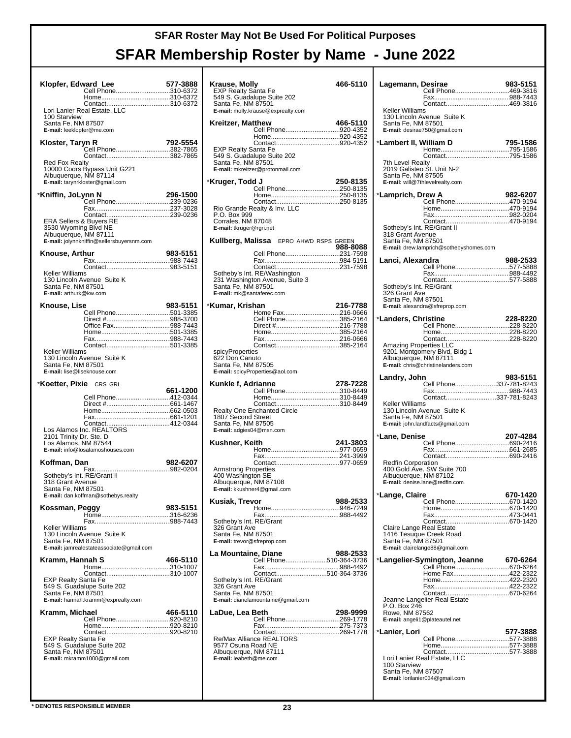# SFAR Roster May Not Be Used For Political Purposes

# SFAR Membership Roster by Name - June 2022

**Klopfer, Edward Lee** **577-3888**
Cell Phone....310-6372
Home....310-6372
Contact....310-6372
Lori Lanier Real Estate, LLC
100 Starview
Santa Fe, NM 87507
**E-mail:** leeklopfer@me.com

**Kloster, Taryn R** **792-5554**
Cell Phone....382-7865
Contact....382-7865
Red Fox Realty
10000 Coors Bypass Unit G221
Albuquerque, NM 87114
**E-mail:** tarynrkloster@gmail.com

*__Kniffin, JoLynn N__ **296-1500**
Cell Phone....239-0236
Fax....237-3028
Contact....239-0236
ERA Sellers & Buyers RE
3530 Wyoming Blvd NE
Albuquerque, NM 87111
**E-mail:** jolynnkniffin@sellersbuyersnm.com

**Knouse, Arthur** **983-5151**
Fax....988-7443
Contact....983-5151
Keller Williams
130 Lincoln Avenue Suite K
Santa Fe, NM 87501
**E-mail:** arthurk@kw.com

**Knouse, Lise** **983-5151**
Cell Phone....501-3385
Direct #....988-3700
Office Fax....988-7443
Home....501-3385
Fax....988-7443
Contact....501-3385
Keller Williams
130 Lincoln Avenue Suite K
Santa Fe, NM 87501
**E-mail:** lise@liseknouse.com

*__Koetter, Pixie__ CRS GRI **661-1200**
Cell Phone....412-0344
Direct #....661-1467
Home....662-0503
Fax....661-1201
Contact....412-0344
Los Alamos Inc. REALTORS
2101 Trinity Dr. Ste. D
Los Alamos, NM 87544
**E-mail:** info@losalamoshouses.com

**Koffman, Dan** **982-6207**
Fax....982-0204
Sotheby's Int. RE/Grant II
318 Grant Avenue
Santa Fe, NM 87501
**E-mail:** dan.koffman@sothebys.realty

**Kossman, Peggy** **983-5151**
Home....316-6236
Fax....988-7443
Keller Williams
130 Lincoln Avenue Suite K
Santa Fe, NM 87501
**E-mail:** jamrealestateassociate@gmail.com

**Kramm, Hannah S** **466-5110**
Home....310-1007
Contact....310-1007
EXP Realty Santa Fe
549 S. Guadalupe Suite 202
Santa Fe, NM 87501
**E-mail:** hannah.kramm@exprealty.com

**Kramm, Michael** **466-5110**
Cell Phone....920-8210
Home....920-8210
Contact....920-8210
EXP Realty Santa Fe
549 S. Guadalupe Suite 202
Santa Fe, NM 87501
**E-mail:** mkramm1000@gmail.com

**Krause, Molly** **466-5110**
EXP Realty Santa Fe
549 S. Guadalupe Suite 202
Santa Fe, NM 87501
**E-mail:** molly.krause@exprealty.com

**Kreitzer, Matthew** **466-5110**
Cell Phone....920-4352
Home....920-4352
Contact....920-4352
EXP Realty Santa Fe
549 S. Guadalupe Suite 202
Santa Fe, NM 87501
**E-mail:** mkreitzer@protonmail.com

*__Kruger, Todd J__ **250-8135**
Cell Phone....250-8135
Home....250-8135
Contact....250-8135
Rio Grande Realty & Inv. LLC
P.O. Box 999
Corrales, NM 87048
**E-mail:** tkruger@rgri.net

**Kullberg, Malissa** EPRO AHWD RSPS GREEN **988-8088**
Cell Phone....231-7598
Fax....984-5191
Contact....231-7598
Sotheby's Int. RE/Washington
231 Washington Avenue, Suite 3
Santa Fe, NM 87501
**E-mail:** mk@santaferec.com

*__Kumar, Krishan__ **216-7788**
Home Fax....216-0666
Cell Phone....385-2164
Direct #....216-7788
Home....385-2164
Fax....216-0666
Contact....385-2164
spicyProperties
622 Don Canuto
Santa Fe, NM 87505
**E-mail:** spicyProperties@aol.com

**Kunkle f, Adrianne** **278-7228**
Cell Phone....310-8449
Home....310-8449
Contact....310-8449
Realty One Enchanted Circle
1807 Second Street
Santa Fe, NM 87505
**E-mail:** adgies04@msn.com

**Kushner, Keith** **241-3803**
Home....977-0659
Fax....241-3999
Contact....977-0659
Armstrong Properties
400 Washington SE
Albuquerque, NM 87108
**E-mail:** kkushner4@gmail.com

**Kusiak, Trevor** **988-2533**
Home....946-7249
Fax....988-4492
Sotheby's Int. RE/Grant
326 Grant Ave
Santa Fe, NM 87501
**E-mail:** trevor@sfreprop.com

**La Mountaine, Diane** **988-2533**
Cell Phone....510-364-3736
Fax....988-4492
Contact....510-364-3736
Sotheby's Int. RE/Grant
326 Grant Ave
Santa Fe, NM 87501
**E-mail:** dianelamountaine@gmail.com

**LaDue, Lea Beth** **298-9999**
Cell Phone....269-1778
Fax....275-7373
Contact....269-1778
Re/Max Alliance REALTORS
9577 Osuna Road NE
Albuquerque, NM 87111
**E-mail:** leabeth@me.com

**Lagemann, Desirae** **983-5151**
Cell Phone....469-3816
Fax....988-7443
Contact....469-3816
Keller Williams
130 Lincoln Avenue Suite K
Santa Fe, NM 87501
**E-mail:** desirae750@gmail.com

*__Lambert II, William D__ **795-1586**
Home....795-1586
Contact....795-1586
7th Level Realty
2019 Galisteo St. Unit N-2
Santa Fe, NM 87505
**E-mail:** will@7thlevelrealty.com

*__Lamprich, Drew A__ **982-6207**
Cell Phone....470-9194
Home....470-9194
Fax....982-0204
Contact....470-9194
Sotheby's Int. RE/Grant II
318 Grant Avenue
Santa Fe, NM 87501
**E-mail:** drew.lamprich@sothebyshomes.com

**Lanci, Alexandra** **988-2533**
Cell Phone....577-5888
Fax....988-4492
Contact....577-5888
Sotheby's Int. RE/Grant
326 Grant Ave
Santa Fe, NM 87501
**E-mail:** alexandra@sfreprop.com

*__Landers, Christine__ **228-8220**
Cell Phone....228-8220
Home....228-8220
Contact....228-8220
Amazing Properties LLC
9201 Montgomery Blvd, Bldg 1
Albuquerque, NM 87111
**E-mail:** chris@christinelanders.com

**Landry, John** **983-5151**
Cell Phone....337-781-8243
Fax....988-7443
Contact....337-781-8243
Keller Williams
130 Lincoln Avenue Suite K
Santa Fe, NM 87501
**E-mail:** john.landfacts@gmail.com

*__Lane, Denise__ **207-4284**
Cell Phone....690-2416
Fax....661-2685
Contact....690-2416
Redfin Corporation
400 Gold Ave. SW Suite 700
Albuquerque, NM 87102
**E-mail:** denise.lane@redfin.com

*__Lange, Claire__ **670-1420**
Cell Phone....670-1420
Home....670-1420
Fax....473-0441
Contact....670-1420
Claire Lange Real Estate
1416 Tesuque Creek Road
Santa Fe, NM 87501
**E-mail:** clairelange88@gmail.com

*__Langelier-Symington, Jeanne__ **670-6264**
Cell Phone....670-6264
Home Fax....422-2322
Home....422-2320
Fax....422-2322
Contact....670-6264
Jeanne Langelier Real Estate
P.O. Box 246
Rowe, NM 87562
**E-mail:** angeli1@plateautel.net

*__Lanier, Lori__ **577-3888**
Cell Phone....577-3888
Home....577-3888
Contact....577-3888
Lori Lanier Real Estate, LLC
100 Starview
Santa Fe, NM 87507
**E-mail:** lorilanier034@gmail.com

**\* DENOTES RESPONSIBLE MEMBER**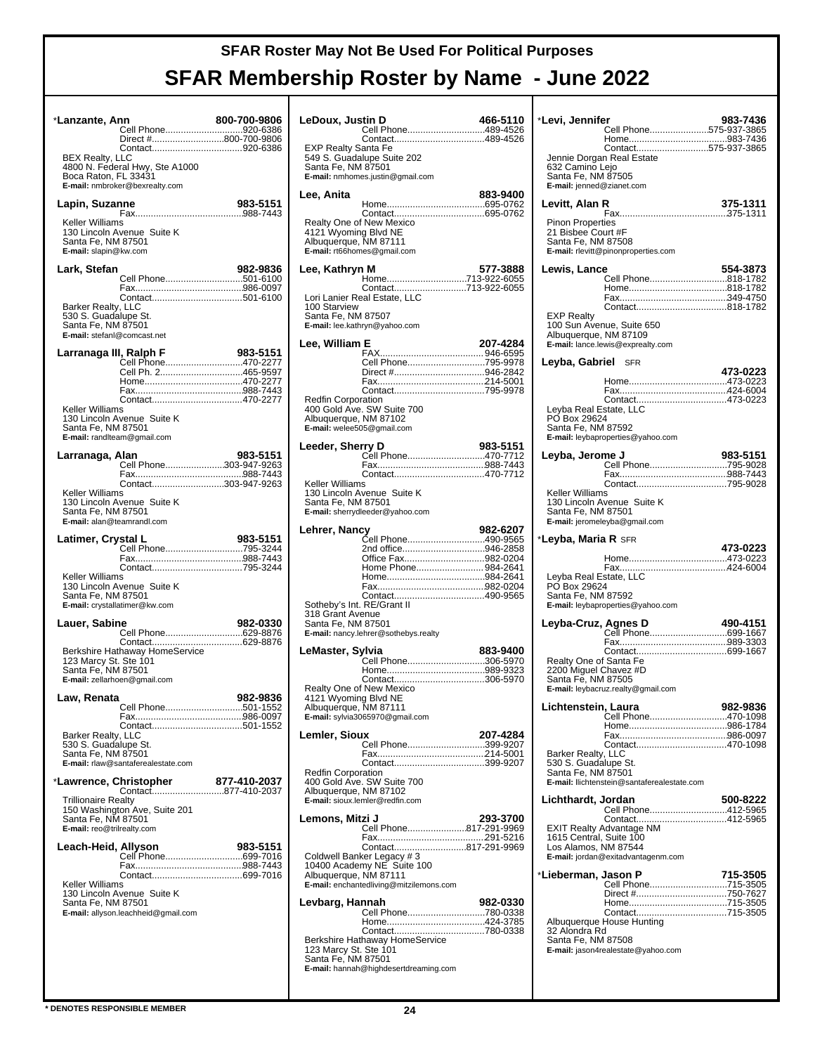# SFAR Roster May Not Be Used For Political Purposes

# SFAR Membership Roster by Name - June 2022

**\*Lanzante, Ann** 800-700-9806
Cell Phone....920-6386
Direct #....800-700-9806
Contact....920-6386
BEX Realty, LLC
4800 N. Federal Hwy, Ste A1000
Boca Raton, FL 33431
**E-mail:** nmbroker@bexrealty.com

**Lapin, Suzanne** 983-5151
Fax....988-7443
Keller Williams
130 Lincoln Avenue Suite K
Santa Fe, NM 87501
**E-mail:** slapin@kw.com

**Lark, Stefan** 982-9836
Cell Phone....501-6100
Fax....986-0097
Contact....501-6100
Barker Realty, LLC
530 S. Guadalupe St.
Santa Fe, NM 87501
**E-mail:** stefanl@comcast.net

**Larranaga III, Ralph F** 983-5151
Cell Phone....470-2277
Cell Ph. 2....465-9597
Home....470-2277
Fax....988-7443
Contact....470-2277
Keller Williams
130 Lincoln Avenue Suite K
Santa Fe, NM 87501
**E-mail:** randlteam@gmail.com

**Larranaga, Alan** 983-5151
Cell Phone....303-947-9263
Fax....988-7443
Contact....303-947-9263
Keller Williams
130 Lincoln Avenue Suite K
Santa Fe, NM 87501
**E-mail:** alan@teamrandl.com

**Latimer, Crystal L** 983-5151
Cell Phone....795-3244
Fax....988-7443
Contact....795-3244
Keller Williams
130 Lincoln Avenue Suite K
Santa Fe, NM 87501
**E-mail:** crystallatimer@kw.com

**Lauer, Sabine** 982-0330
Cell Phone....629-8876
Contact....629-8876
Berkshire Hathaway HomeService
123 Marcy St. Ste 101
Santa Fe, NM 87501
**E-mail:** zellarhoen@gmail.com

**Law, Renata** 982-9836
Cell Phone....501-1552
Fax....986-0097
Contact....501-1552
Barker Realty, LLC
530 S. Guadalupe St.
Santa Fe, NM 87501
**E-mail:** rlaw@santaferealestate.com

**\*Lawrence, Christopher** 877-410-2037
Contact....877-410-2037
Trillionaire Realty
150 Washington Ave, Suite 201
Santa Fe, NM 87501
**E-mail:** reo@trilrealty.com

**Leach-Heid, Allyson** 983-5151
Cell Phone....699-7016
Fax....988-7443
Contact....699-7016
Keller Williams
130 Lincoln Avenue Suite K
Santa Fe, NM 87501
**E-mail:** allyson.leachheid@gmail.com

**LeDoux, Justin D** 466-5110
Cell Phone....489-4526
Contact....489-4526
EXP Realty Santa Fe
549 S. Guadalupe Suite 202
Santa Fe, NM 87501
**E-mail:** nmhomes.justin@gmail.com

**Lee, Anita** 883-9400
Home....695-0762
Contact....695-0762
Realty One of New Mexico
4121 Wyoming Blvd NE
Albuquerque, NM 87111
**E-mail:** rt66homes@gmail.com

**Lee, Kathryn M** 577-3888
Home....713-922-6055
Contact....713-922-6055
Lori Lanier Real Estate, LLC
100 Starview
Santa Fe, NM 87507
**E-mail:** lee.kathryn@yahoo.com

**Lee, William E** 207-4284
FAX....946-6595
Cell Phone....795-9978
Direct #....946-2842
Fax....214-5001
Contact....795-9978
Redfin Corporation
400 Gold Ave. SW Suite 700
Albuquerque, NM 87102
**E-mail:** welee505@gmail.com

**Leeder, Sherry D** 983-5151
Cell Phone....470-7712
Fax....988-7443
Contact....470-7712
Keller Williams
130 Lincoln Avenue Suite K
Santa Fe, NM 87501
**E-mail:** sherrydleeder@yahoo.com

**Lehrer, Nancy** 982-6207
Cell Phone....490-9565
2nd office....946-2858
Office Fax....982-0204
Home Phone....984-2641
Home....984-2641
Fax....982-0204
Contact....490-9565
Sotheby's Int. RE/Grant II
318 Grant Avenue
Santa Fe, NM 87501
**E-mail:** nancy.lehrer@sothebys.realty

**LeMaster, Sylvia** 883-9400
Cell Phone....306-5970
Home....989-9323
Contact....306-5970
Realty One of New Mexico
4121 Wyoming Blvd NE
Albuquerque, NM 87111
**E-mail:** sylvia3065970@gmail.com

**Lemler, Sioux** 207-4284
Cell Phone....399-9207
Fax....214-5001
Contact....399-9207
Redfin Corporation
400 Gold Ave. SW Suite 700
Albuquerque, NM 87102
**E-mail:** sioux.lemler@redfin.com

**Lemons, Mitzi J** 293-3700
Cell Phone....817-291-9969
Fax....291-5216
Contact....817-291-9969
Coldwell Banker Legacy # 3
10400 Academy NE Suite 100
Albuquerque, NM 87111
**E-mail:** enchantedliving@mitzilemons.com

**Levbarg, Hannah** 982-0330
Cell Phone....780-0338
Home....424-3785
Contact....780-0338
Berkshire Hathaway HomeService
123 Marcy St. Ste 101
Santa Fe, NM 87501
**E-mail:** hannah@highdesertdreaming.com

**\*Levi, Jennifer** 983-7436
Cell Phone....575-937-3865
Home....983-7436
Contact....575-937-3865
Jennie Dorgan Real Estate
632 Camino Lejo
Santa Fe, NM 87505
**E-mail:** jenned@zianet.com

**Levitt, Alan R** 375-1311
Fax....375-1311
Pinon Properties
21 Bisbee Court #F
Santa Fe, NM 87508
**E-mail:** rlevitt@pinonproperties.com

**Lewis, Lance** 554-3873
Cell Phone....818-1782
Home....818-1782
Fax....349-4750
Contact....818-1782
EXP Realty
100 Sun Avenue, Suite 650
Albuquerque, NM 87109
**E-mail:** lance.lewis@exprealty.com

**Leyba, Gabriel** SFR 473-0223
Home....473-0223
Fax....424-6004
Contact....473-0223
Leyba Real Estate, LLC
PO Box 29624
Santa Fe, NM 87592
**E-mail:** leybaproperties@yahoo.com

**Leyba, Jerome J** 983-5151
Cell Phone....795-9028
Fax....988-7443
Contact....795-9028
Keller Williams
130 Lincoln Avenue Suite K
Santa Fe, NM 87501
**E-mail:** jeromeleyba@gmail.com

**\*Leyba, Maria R** SFR 473-0223
Home....473-0223
Fax....424-6004
Leyba Real Estate, LLC
PO Box 29624
Santa Fe, NM 87592
**E-mail:** leybaproperties@yahoo.com

**Leyba-Cruz, Agnes D** 490-4151
Cell Phone....699-1667
Fax....989-3303
Contact....699-1667
Realty One of Santa Fe
2200 Miguel Chavez #D
Santa Fe, NM 87505
**E-mail:** leybacruz.realty@gmail.com

**Lichtenstein, Laura** 982-9836
Cell Phone....470-1098
Home....986-1784
Fax....986-0097
Contact....470-1098
Barker Realty, LLC
530 S. Guadalupe St.
Santa Fe, NM 87501
**E-mail:** llichtenstein@santaferealestate.com

**Lichthardt, Jordan** 500-8222
Cell Phone....412-5965
Contact....412-5965
EXIT Realty Advantage NM
1615 Central, Suite 100
Los Alamos, NM 87544
**E-mail:** jordan@exitadvantagenm.com

**\*Lieberman, Jason P** 715-3505
Cell Phone....715-3505
Direct #....750-7627
Home....715-3505
Contact....715-3505
Albuquerque House Hunting
32 Alondra Rd
Santa Fe, NM 87508
**E-mail:** jason4realestate@yahoo.com

**\* DENOTES RESPONSIBLE MEMBER**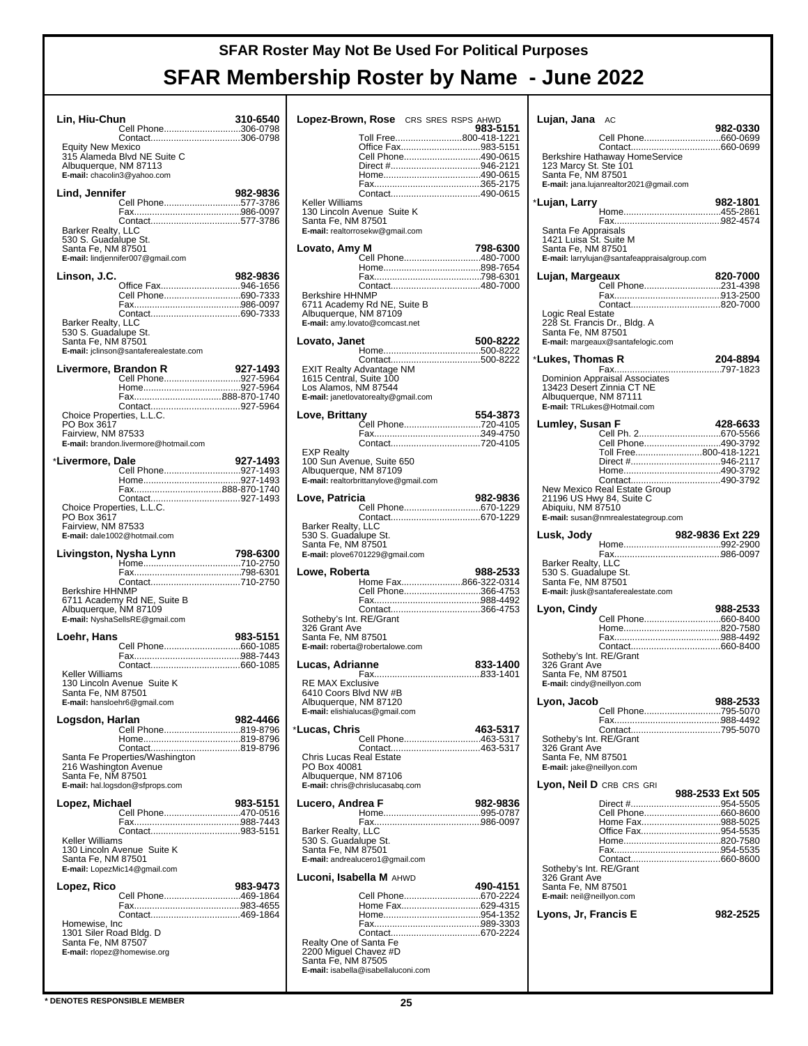# SFAR Roster May Not Be Used For Political Purposes

# SFAR Membership Roster by Name - June 2022

**Lin, Hiu-Chun** 310-6540
Cell Phone...306-0798
Contact...306-0798
Equity New Mexico
315 Alameda Blvd NE Suite C
Albuquerque, NM 87113
**E-mail:** chacolin3@yahoo.com

**Lind, Jennifer** 982-9836
Cell Phone...577-3786
Fax...986-0097
Contact...577-3786
Barker Realty, LLC
530 S. Guadalupe St.
Santa Fe, NM 87501
**E-mail:** lindjennifer007@gmail.com

**Linson, J.C.** 982-9836
Office Fax...946-1656
Cell Phone...690-7333
Fax...986-0097
Contact...690-7333
Barker Realty, LLC
530 S. Guadalupe St.
Santa Fe, NM 87501
**E-mail:** jclinson@santaferealestate.com

**Livermore, Brandon R** 927-1493
Cell Phone...927-5964
Home...927-5964
Fax...888-870-1740
Contact...927-5964
Choice Properties, L.L.C.
PO Box 3617
Fairview, NM 87533
**E-mail:** brandon.livermore@hotmail.com

***Livermore, Dale** 927-1493
Cell Phone...927-1493
Home...927-1493
Fax...888-870-1740
Contact...927-1493
Choice Properties, L.L.C.
PO Box 3617
Fairview, NM 87533
**E-mail:** dale1002@hotmail.com

**Livingston, Nysha Lynn** 798-6300
Home...710-2750
Fax...798-6301
Contact...710-2750
Berkshire HHNMP
6711 Academy Rd NE, Suite B
Albuquerque, NM 87109
**E-mail:** NyshaSellsRE@gmail.com

**Loehr, Hans** 983-5151
Cell Phone...660-1085
Fax...988-7443
Contact...660-1085
Keller Williams
130 Lincoln Avenue Suite K
Santa Fe, NM 87501
**E-mail:** hansloehr6@gmail.com

**Logsdon, Harlan** 982-4466
Cell Phone...819-8796
Home...819-8796
Contact...819-8796
Santa Fe Properties/Washington
216 Washington Avenue
Santa Fe, NM 87501
**E-mail:** hal.logsdon@sfprops.com

**Lopez, Michael** 983-5151
Cell Phone...470-0516
Fax...988-7443
Contact...983-5151
Keller Williams
130 Lincoln Avenue Suite K
Santa Fe, NM 87501
**E-mail:** LopezMic14@gmail.com

**Lopez, Rico** 983-9473
Cell Phone...469-1864
Fax...983-4655
Contact...469-1864
Homewise, Inc
1301 Siler Road Bldg. D
Santa Fe, NM 87507
**E-mail:** rlopez@homewise.org

**Lopez-Brown, Rose** CRS SRES RSPS AHWD 983-5151
Toll Free...800-418-1221
Office Fax...983-5151
Cell Phone...490-0615
Direct #...946-2121
Home...490-0615
Fax...365-2175
Contact...490-0615
Keller Williams
130 Lincoln Avenue Suite K
Santa Fe, NM 87501
**E-mail:** realtorrosekw@gmail.com

**Lovato, Amy M** 798-6300
Cell Phone...480-7000
Home...898-7654
Fax...798-6301
Contact...480-7000
Berkshire HHNMP
6711 Academy Rd NE, Suite B
Albuquerque, NM 87109
**E-mail:** amy.lovato@comcast.net

**Lovato, Janet** 500-8222
Home...500-8222
Contact...500-8222
EXIT Realty Advantage NM
1615 Central, Suite 100
Los Alamos, NM 87544
**E-mail:** janetlovatorealty@gmail.com

**Love, Brittany** 554-3873
Cell Phone...720-4105
Fax...349-4750
Contact...720-4105
EXP Realty
100 Sun Avenue, Suite 650
Albuquerque, NM 87109
**E-mail:** realtorbrittanylove@gmail.com

**Love, Patricia** 982-9836
Cell Phone...670-1229
Contact...670-1229
Barker Realty, LLC
530 S. Guadalupe St.
Santa Fe, NM 87501
**E-mail:** plove6701229@gmail.com

**Lowe, Roberta** 988-2533
Home Fax...866-322-0314
Cell Phone...366-4753
Fax...988-4492
Contact...366-4753
Sotheby's Int. RE/Grant
326 Grant Ave
Santa Fe, NM 87501
**E-mail:** roberta@robertalowe.com

**Lucas, Adrianne** 833-1400
Fax...833-1401
RE MAX Exclusive
6410 Coors Blvd NW #B
Albuquerque, NM 87120
**E-mail:** elishialucas@gmail.com

***Lucas, Chris** 463-5317
Cell Phone...463-5317
Contact...463-5317
Chris Lucas Real Estate
PO Box 40081
Albuquerque, NM 87106
**E-mail:** chris@chrislucasabq.com

**Lucero, Andrea F** 982-9836
Home...995-0787
Fax...986-0097
Barker Realty, LLC
530 S. Guadalupe St.
Santa Fe, NM 87501
**E-mail:** andrealucero1@gmail.com

**Luconi, Isabella M** AHWD 490-4151
Cell Phone...670-2224
Home Fax...629-4315
Home...954-1352
Fax...989-3303
Contact...670-2224
Realty One of Santa Fe
2200 Miguel Chavez #D
Santa Fe, NM 87505
**E-mail:** isabella@isabellaluconi.com

**Lujan, Jana** AC 982-0330
Cell Phone...660-0699
Contact...660-0699
Berkshire Hathaway HomeService
123 Marcy St. Ste 101
Santa Fe, NM 87501
**E-mail:** jana.lujanrealtor2021@gmail.com

***Lujan, Larry** 982-1801
Home...455-2861
Fax...982-4574
Santa Fe Appraisals
1421 Luisa St. Suite M
Santa Fe, NM 87501
**E-mail:** larrylujan@santafeappraisalgroup.com

**Lujan, Margeaux** 820-7000
Cell Phone...231-4398
Fax...913-2500
Contact...820-7000
Logic Real Estate
228 St. Francis Dr., Bldg. A
Santa Fe, NM 87501
**E-mail:** margeaux@santafelogic.com

***Lukes, Thomas R** 204-8894
Fax...797-1823
Dominion Appraisal Associates
13423 Desert Zinnia CT NE
Albuquerque, NM 87111
**E-mail:** TRLukes@Hotmail.com

**Lumley, Susan F** 428-6633
Cell Ph. 2...670-5566
Cell Phone...490-3792
Toll Free...800-418-1221
Direct #...946-2117
Home...490-3792
Contact...490-3792
New Mexico Real Estate Group
21196 US Hwy 84, Suite C
Abiquiu, NM 87510
**E-mail:** susan@nmrealestategroup.com

**Lusk, Jody** 982-9836 Ext 229
Home...992-2900
Fax...986-0097
Barker Realty, LLC
530 S. Guadalupe St.
Santa Fe, NM 87501
**E-mail:** jlusk@santaferealestate.com

**Lyon, Cindy** 988-2533
Cell Phone...660-8400
Home...820-7580
Fax...988-4492
Contact...660-8400
Sotheby's Int. RE/Grant
326 Grant Ave
Santa Fe, NM 87501
**E-mail:** cindy@neillyon.com

**Lyon, Jacob** 988-2533
Cell Phone...795-5070
Fax...988-4492
Contact...795-5070
Sotheby's Int. RE/Grant
326 Grant Ave
Santa Fe, NM 87501
**E-mail:** jake@neillyon.com

**Lyon, Neil D** CRB CRS GRI 988-2533 Ext 505
Direct #...954-5505
Cell Phone...660-8600
Home Fax...988-5025
Office Fax...954-5535
Home...820-7580
Fax...954-5535
Contact...660-8600
Sotheby's Int. RE/Grant
326 Grant Ave
Santa Fe, NM 87501
**E-mail:** neil@neillyon.com

**Lyons, Jr, Francis E** 982-2525

**\* DENOTES RESPONSIBLE MEMBER**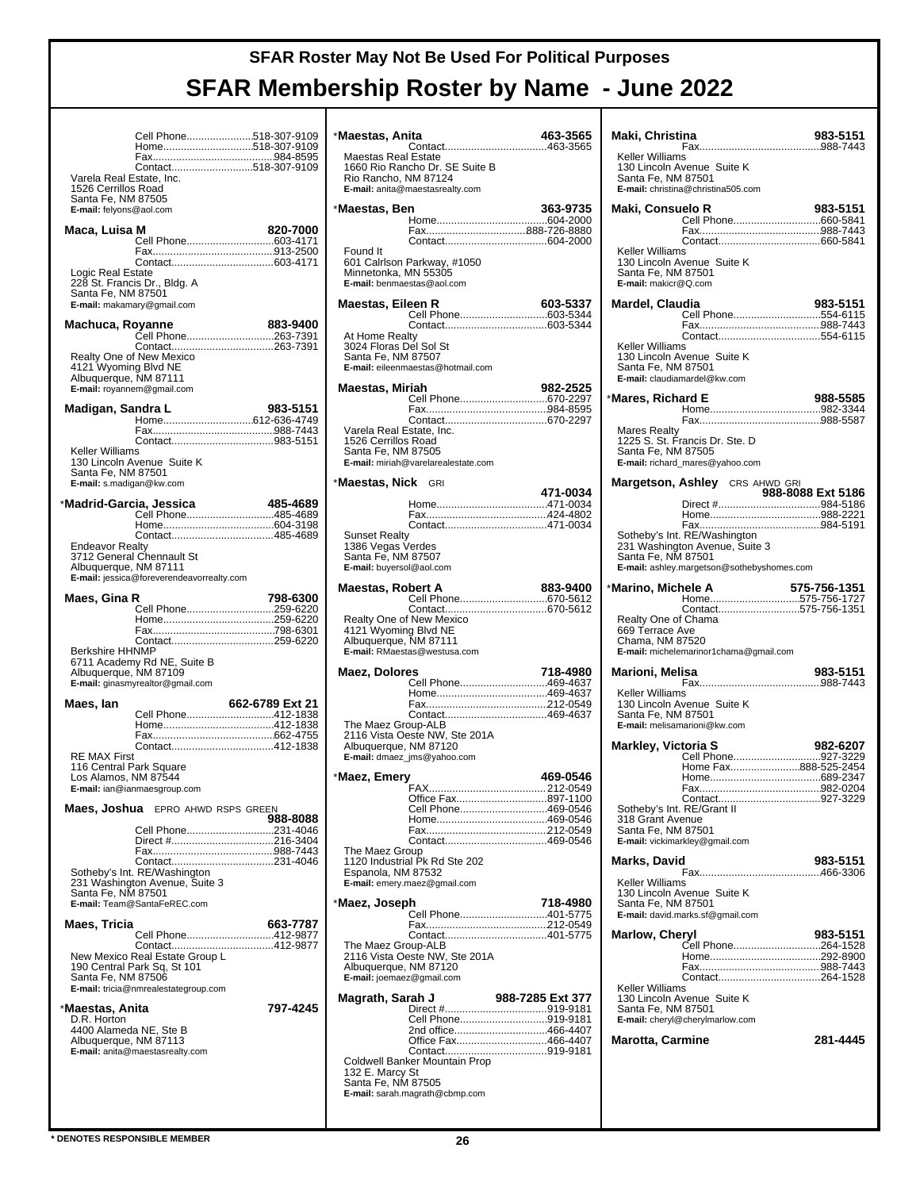# SFAR Roster May Not Be Used For Political Purposes

# SFAR Membership Roster by Name - June 2022

Cell Phone......................518-307-9109
Home..............................518-307-9109
Fax.........................................984-8595
Contact...........................518-307-9109
Varela Real Estate, Inc.
1526 Cerrillos Road
Santa Fe, NM 87505
E-mail: felyons@aol.com

**Maca, Luisa M** 820-7000
Cell Phone.............................603-4171
Fax.........................................913-2500
Contact..................................603-4171
Logic Real Estate
228 St. Francis Dr., Bldg. A
Santa Fe, NM 87501
E-mail: makamary@gmail.com

**Machuca, Royanne** 883-9400
Cell Phone.............................263-7391
Contact..................................263-7391
Realty One of New Mexico
4121 Wyoming Blvd NE
Albuquerque, NM 87111
E-mail: royannem@gmail.com

**Madigan, Sandra L** 983-5151
Home..............................612-636-4749
Fax.........................................988-7443
Contact..................................983-5151
Keller Williams
130 Lincoln Avenue Suite K
Santa Fe, NM 87501
E-mail: s.madigan@kw.com

***Madrid-Garcia, Jessica** 485-4689
Cell Phone.............................485-4689
Home......................................604-3198
Contact..................................485-4689
Endeavor Realty
3712 General Chennault St
Albuquerque, NM 87111
E-mail: jessica@foreverendeavorrealty.com

**Maes, Gina R** 798-6300
Cell Phone.............................259-6220
Home......................................259-6220
Fax.........................................798-6301
Contact..................................259-6220
Berkshire HHNMP
6711 Academy Rd NE, Suite B
Albuquerque, NM 87109
E-mail: ginasmyrealtor@gmail.com

**Maes, Ian** 662-6789 Ext 21
Cell Phone.............................412-1838
Home......................................412-1838
Fax.........................................662-4755
Contact..................................412-1838
RE MAX First
116 Central Park Square
Los Alamos, NM 87544
E-mail: ian@ianmaesgroup.com

**Maes, Joshua** EPRO AHWD RSPS GREEN 988-8088
Cell Phone.............................231-4046
Direct #..................................216-3404
Fax.........................................988-7443
Contact..................................231-4046
Sotheby's Int. RE/Washington
231 Washington Avenue, Suite 3
Santa Fe, NM 87501
E-mail: Team@SantaFeREC.com

**Maes, Tricia** 663-7787
Cell Phone.............................412-9877
Contact..................................412-9877
New Mexico Real Estate Group L
190 Central Park Sq, St 101
Santa Fe, NM 87506
E-mail: tricia@nmrealestategroup.com

***Maestas, Anita** 797-4245
D.R. Horton
4400 Alameda NE, Ste B
Albuquerque, NM 87113
E-mail: anita@maestasrealty.com

***Maestas, Anita** 463-3565
Contact..................................463-3565
Maestas Real Estate
1660 Rio Rancho Dr. SE Suite B
Rio Rancho, NM 87124
E-mail: anita@maestasrealty.com

***Maestas, Ben** 363-9735
Home......................................604-2000
Fax..................................888-726-8880
Contact..................................604-2000
Found It
601 Calrlson Parkway, #1050
Minnetonka, MN 55305
E-mail: benmaestas@aol.com

**Maestas, Eileen R** 603-5337
Cell Phone.............................603-5344
Contact..................................603-5344
At Home Realty
3024 Floras Del Sol St
Santa Fe, NM 87507
E-mail: eileenmaestas@hotmail.com

**Maestas, Miriah** 982-2525
Cell Phone.............................670-2297
Fax.........................................984-8595
Contact..................................670-2297
Varela Real Estate, Inc.
1526 Cerrillos Road
Santa Fe, NM 87505
E-mail: miriah@varelarealestate.com

***Maestas, Nick** GRI 471-0034
Home......................................471-0034
Fax.........................................424-4802
Contact..................................471-0034
Sunset Realty
1386 Vegas Verdes
Santa Fe, NM 87507
E-mail: buyersol@aol.com

**Maestas, Robert A** 883-9400
Cell Phone.............................670-5612
Contact..................................670-5612
Realty One of New Mexico
4121 Wyoming Blvd NE
Albuquerque, NM 87111
E-mail: RMaestas@westusa.com

**Maez, Dolores** 718-4980
Cell Phone.............................469-4637
Home......................................469-4637
Fax.........................................212-0549
Contact..................................469-4637
The Maez Group-ALB
2116 Vista Oeste NW, Ste 201A
Albuquerque, NM 87120
E-mail: dmaez_jms@yahoo.com

***Maez, Emery** 469-0546
FAX.........................................212-0549
Office Fax...............................897-1100
Cell Phone.............................469-0546
Home......................................469-0546
Fax.........................................212-0549
Contact..................................469-0546
The Maez Group
1120 Industrial Pk Rd Ste 202
Espanola, NM 87532
E-mail: emery.maez@gmail.com

***Maez, Joseph** 718-4980
Cell Phone.............................401-5775
Fax.........................................212-0549
Contact..................................401-5775
The Maez Group-ALB
2116 Vista Oeste NW, Ste 201A
Albuquerque, NM 87120
E-mail: joemaez@gmail.com

**Magrath, Sarah J** 988-7285 Ext 377
Direct #..................................919-9181
Cell Phone.............................919-9181
2nd office................................466-4407
Office Fax...............................466-4407
Contact..................................919-9181
Coldwell Banker Mountain Prop
132 E. Marcy St
Santa Fe, NM 87505
E-mail: sarah.magrath@cbmp.com

**Maki, Christina** 983-5151
Fax.........................................988-7443
Keller Williams
130 Lincoln Avenue Suite K
Santa Fe, NM 87501
E-mail: christina@christina505.com

**Maki, Consuelo R** 983-5151
Cell Phone.............................660-5841
Fax.........................................988-7443
Contact..................................660-5841
Keller Williams
130 Lincoln Avenue Suite K
Santa Fe, NM 87501
E-mail: makicr@Q.com

**Mardel, Claudia** 983-5151
Cell Phone.............................554-6115
Fax.........................................988-7443
Contact..................................554-6115
Keller Williams
130 Lincoln Avenue Suite K
Santa Fe, NM 87501
E-mail: claudiamardel@kw.com

***Mares, Richard E** 988-5585
Home......................................982-3344
Fax.........................................988-5587
Mares Realty
1225 S. St. Francis Dr. Ste. D
Santa Fe, NM 87505
E-mail: richard_mares@yahoo.com

**Margetson, Ashley** CRS AHWD GRI 988-8088 Ext 5186
Direct #..................................984-5186
Home......................................988-2221
Fax.........................................984-5191
Sotheby's Int. RE/Washington
231 Washington Avenue, Suite 3
Santa Fe, NM 87501
E-mail: ashley.margetson@sothebyshomes.com

***Marino, Michele A** 575-756-1351
Home..............................575-756-1727
Contact...........................575-756-1351
Realty One of Chama
669 Terrace Ave
Chama, NM 87520
E-mail: michelemarinor1chama@gmail.com

**Marioni, Melisa** 983-5151
Fax.........................................988-7443
Keller Williams
130 Lincoln Avenue Suite K
Santa Fe, NM 87501
E-mail: melisamarioni@kw.com

**Markley, Victoria S** 982-6207
Cell Phone.............................927-3229
Home Fax.......................888-525-2454
Home......................................689-2347
Fax.........................................982-0204
Contact..................................927-3229
Sotheby's Int. RE/Grant II
318 Grant Avenue
Santa Fe, NM 87501
E-mail: vickimarkley@gmail.com

**Marks, David** 983-5151
Fax.........................................466-3306
Keller Williams
130 Lincoln Avenue Suite K
Santa Fe, NM 87501
E-mail: david.marks.sf@gmail.com

**Marlow, Cheryl** 983-5151
Cell Phone.............................264-1528
Home......................................292-8900
Fax.........................................988-7443
Contact..................................264-1528
Keller Williams
130 Lincoln Avenue Suite K
Santa Fe, NM 87501
E-mail: cheryl@cherylmarlow.com

**Marotta, Carmine** 281-4445

* DENOTES RESPONSIBLE MEMBER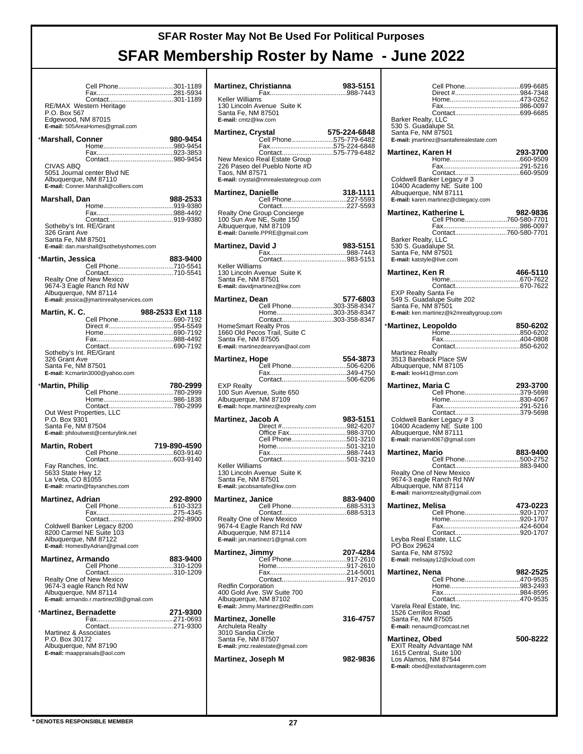# SFAR Roster May Not Be Used For Political Purposes

# SFAR Membership Roster by Name - June 2022

Cell Phone..............................301-1189
Fax.........................................281-5934
Contact...................................301-1189
RE/MAX Western Heritage
P.O. Box 567
Edgewood, NM 87015
**E-mail:** 505AreaHomes@gmail.com

**\*Marshall, Conner** 980-9454
Home......................................980-9454
Fax.........................................923-3853
Contact...................................980-9454
CIVAS ABQ
5051 Journal center Blvd NE
Albuquerque, NM 87110
**E-mail:** Conner.Marshall@colliers.com

**Marshall, Dan** 988-2533
Home......................................919-9380
Fax.........................................988-4492
Contact...................................919-9380
Sotheby's Int. RE/Grant
326 Grant Ave
Santa Fe, NM 87501
**E-mail:** dan.marshall@sothebyshomes.com

**\*Martin, Jessica** 883-9400
Cell Phone..............................710-5541
Contact...................................710-5541
Realty One of New Mexico
9674-3 Eagle Ranch Rd NW
Albuquerque, NM 87114
**E-mail:** jessica@jmartinrealtyservices.com

**Martin, K. C.** 988-2533 Ext 118
Cell Phone..............................690-7192
Direct #...................................954-5549
Home......................................690-7192
Fax.........................................988-4492
Contact...................................690-7192
Sotheby's Int. RE/Grant
326 Grant Ave
Santa Fe, NM 87501
**E-mail:** Kcmartin3000@yahoo.com

**\*Martin, Philip** 780-2999
Cell Phone..............................780-2999
Home......................................986-1838
Contact...................................780-2999
Out West Properties, LLC
P.O. Box 9301
Santa Fe, NM 87504
**E-mail:** philoutwest@centurylink.net

**Martin, Robert** 719-890-4590
Cell Phone..............................603-9140
Contact...................................603-9140
Fay Ranches, Inc.
5633 State Hwy 12
La Veta, CO 81055
**E-mail:** rmartin@fayranches.com

**Martinez, Adrian** 292-8900
Cell Phone..............................610-3323
Fax.........................................275-4345
Contact...................................292-8900
Coldwell Banker Legacy 8200
8200 Carmel NE Suite 103
Albuquerque, NM 87122
**E-mail:** HomesByAdrian@gmail.com

**Martinez, Armando** 883-9400
Cell Phone..............................310-1209
Contact...................................310-1209
Realty One of New Mexico
9674-3 eagle Ranch Rd NW
Albuquerque, NM 87114
**E-mail:** armando.r.martinez08@gmail.com

**\*Martinez, Bernadette** 271-9300
Fax.........................................271-0693
Contact...................................271-9300
Martinez & Associates
P.O. Box 30172
Albuquerque, NM 87190
**E-mail:** maappraisals@aol.com

**Martinez, Christianna** 983-5151
Fax.........................................988-7443
Keller Williams
130 Lincoln Avenue Suite K
Santa Fe, NM 87501
**E-mail:** cmtz@kw.com

**Martinez, Crystal** 575-224-6848
Cell Phone......................575-779-6482
Fax..................................575-224-6848
Contact............................575-779-6482
New Mexico Real Estate Group
226 Paseo del Pueblo Norte #D
Taos, NM 87571
**E-mail:** crystal@nmrealestategroup.com

**Martinez, Danielle** 318-1111
Cell Phone..............................227-5593
Contact...................................227-5593
Realty One Group Concierge
100 Sun Ave NE, Suite 150
Albuquerque, NM 87109
**E-mail:** Danielle.PPRE@gmail.com

**Martinez, David J** 983-5151
Fax.........................................988-7443
Contact...................................983-5151
Keller Williams
130 Lincoln Avenue Suite K
Santa Fe, NM 87501
**E-mail:** davidjmartinez@kw.com

**Martinez, Dean** 577-6803
Cell Phone......................303-358-8347
Home...............................303-358-8347
Contact............................303-358-8347
HomeSmart Realty Pros
1660 Old Pecos Trail, Suite C
Santa Fe, NM 87505
**E-mail:** martinezdeanryan@aol.com

**Martinez, Hope** 554-3873
Cell Phone..............................506-6206
Fax.........................................349-4750
Contact...................................506-6206
EXP Realty
100 Sun Avenue, Suite 650
Albuquerque, NM 87109
**E-mail:** hope.martinez@exprealty.com

**Martinez, Jacob A** 983-5151
Direct #...................................982-6207
Office Fax................................988-3700
Cell Phone..............................501-3210
Home......................................501-3210
Fax.........................................988-7443
Contact...................................501-3210
Keller Williams
130 Lincoln Avenue Suite K
Santa Fe, NM 87501
**E-mail:** jacobsantafe@kw.com

**Martinez, Janice** 883-9400
Cell Phone..............................688-5313
Contact...................................688-5313
Realty One of New Mexico
9674-4 Eagle Ranch Rd NW
Albuquerque, NM 87114
**E-mail:** jan.martinezr1@gmail.com

**Martinez, Jimmy** 207-4284
Cell Phone..............................917-2610
Home......................................917-2610
Fax.........................................214-5001
Contact...................................917-2610
Redfin Corporation
400 Gold Ave. SW Suite 700
Albuquerque, NM 87102
**E-mail:** Jimmy.Martinez@Redfin.com

**Martinez, Jonelle** 316-4757
Archuleta Realty
3010 Sandia Circle
Santa Fe, NM 87507
**E-mail:** jmtz.realestate@gmail.com

**Martinez, Joseph M** 982-9836
Cell Phone..............................699-6685
Direct #...................................984-7348
Home......................................473-0262
Fax.........................................986-0097
Contact...................................699-6685
Barker Realty, LLC
530 S. Guadalupe St.
Santa Fe, NM 87501
**E-mail:** jmartinez@santaferealestate.com

**Martinez, Karen H** 293-3700
Home......................................660-9509
Fax.........................................291-5216
Contact...................................660-9509
Coldwell Banker Legacy # 3
10400 Academy NE Suite 100
Albuquerque, NM 87111
**E-mail:** karen.martinez@cblegacy.com

**Martinez, Katherine L** 982-9836
Cell Phone......................760-580-7701
Fax.........................................986-0097
Contact............................760-580-7701
Barker Realty, LLC
530 S. Guadalupe St.
Santa Fe, NM 87501
**E-mail:** katstyle@live.com

**Martinez, Ken R** 466-5110
Home......................................670-7622
Contact...................................670-7622
EXP Realty Santa Fe
549 S. Guadalupe Suite 202
Santa Fe, NM 87501
**E-mail:** ken.martinez@k2mrealtygroup.com

**\*Martinez, Leopoldo** 850-6202
Home......................................850-6202
Fax.........................................404-0808
Contact...................................850-6202
Martinez Realty
3513 Bareback Place SW
Albuquerque, NM 87105
**E-mail:** leo441@msn.com

**Martinez, Maria C** 293-3700
Cell Phone..............................379-5698
Home......................................830-4067
Fax.........................................291-5216
Contact...................................379-5698
Coldwell Banker Legacy # 3
10400 Academy NE Suite 100
Albuquerque, NM 87111
**E-mail:** mariam4067@gmail.com

**Martinez, Mario** 883-9400
Cell Phone..............................500-2752
Contact...................................883-9400
Realty One of New Mexico
9674-3 eagle Ranch Rd NW
Albuquerque, NM 87114
**E-mail:** mariomtzrealty@gmail.com

**Martinez, Melisa** 473-0223
Cell Phone..............................920-1707
Home......................................920-1707
Fax.........................................424-6004
Contact...................................920-1707
Leyba Real Estate, LLC
PO Box 29624
Santa Fe, NM 87592
**E-mail:** melisajay12@icloud.com

**Martinez, Nena** 982-2525
Cell Phone..............................470-9535
Home......................................983-2493
Fax.........................................984-8595
Contact...................................470-9535
Varela Real Estate, Inc.
1526 Cerrillos Road
Santa Fe, NM 87505
**E-mail:** nenaum@comcast.net

**Martinez, Obed** 500-8222
EXIT Realty Advantage NM
1615 Central, Suite 100
Los Alamos, NM 87544
**E-mail:** obed@exitadvantagenm.com

\* DENOTES RESPONSIBLE MEMBER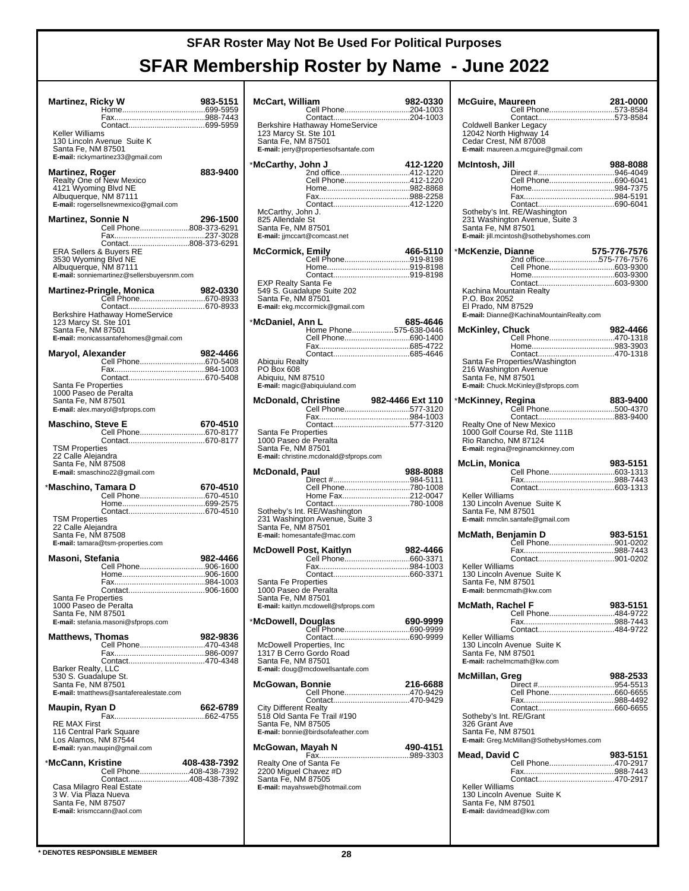# SFAR Roster May Not Be Used For Political Purposes

# SFAR Membership Roster by Name - June 2022

**Martinez, Ricky W** 983-5151
Home......699-5959
Fax......988-7443
Contact......699-5959
Keller Williams
130 Lincoln Avenue Suite K
Santa Fe, NM 87501
**E-mail:** rickymartinez33@gmail.com

**Martinez, Roger** 883-9400
Realty One of New Mexico
4121 Wyoming Blvd NE
Albuquerque, NM 87111
**E-mail:** rogersellsnewmexico@gmail.com

**Martinez, Sonnie N** 296-1500
Cell Phone......808-373-6291
Fax......237-3028
Contact......808-373-6291
ERA Sellers & Buyers RE
3530 Wyoming Blvd NE
Albuquerque, NM 87111
**E-mail:** sonniemartinez@sellersbuyersnm.com

**Martinez-Pringle, Monica** 982-0330
Cell Phone......670-8933
Contact......670-8933
Berkshire Hathaway HomeService
123 Marcy St. Ste 101
Santa Fe, NM 87501
**E-mail:** monicassantafehomes@gmail.com

**Maryol, Alexander** 982-4466
Cell Phone......670-5408
Fax......984-1003
Contact......670-5408
Santa Fe Properties
1000 Paseo de Peralta
Santa Fe, NM 87501
**E-mail:** alex.maryol@sfprops.com

**Maschino, Steve E** 670-4510
Cell Phone......670-8177
Contact......670-8177
TSM Properties
22 Calle Alejandra
Santa Fe, NM 87508
**E-mail:** smaschino22@gmail.com

*__Maschino, Tamara D__ 670-4510
Cell Phone......670-4510
Home......699-2575
Contact......670-4510
TSM Properties
22 Calle Alejandra
Santa Fe, NM 87508
**E-mail:** tamara@tsm-properties.com

**Masoni, Stefania** 982-4466
Cell Phone......906-1600
Home......906-1600
Fax......984-1003
Contact......906-1600
Santa Fe Properties
1000 Paseo de Peralta
Santa Fe, NM 87501
**E-mail:** stefania.masoni@sfprops.com

**Matthews, Thomas** 982-9836
Cell Phone......470-4348
Fax......986-0097
Contact......470-4348
Barker Realty, LLC
530 S. Guadalupe St.
Santa Fe, NM 87501
**E-mail:** tmatthews@santaferealestate.com

**Maupin, Ryan D** 662-6789
Fax......662-4755
RE MAX First
116 Central Park Square
Los Alamos, NM 87544
**E-mail:** ryan.maupin@gmail.com

*__McCann, Kristine__ 408-438-7392
Cell Phone......408-438-7392
Contact......408-438-7392
Casa Milagro Real Estate
3 W. Via Plaza Nueva
Santa Fe, NM 87507
**E-mail:** krismccann@aol.com

**McCart, William** 982-0330
Cell Phone......204-1003
Contact......204-1003
Berkshire Hathaway HomeService
123 Marcy St. Ste 101
Santa Fe, NM 87501
**E-mail:** jerry@propertiesofsantafe.com

*__McCarthy, John J__ 412-1220
2nd office......412-1220
Cell Phone......412-1220
Home......982-8868
Fax......988-2258
Contact......412-1220
McCarthy, John J.
825 Allendale St
Santa Fe, NM 87501
**E-mail:** jjmccart@comcast.net

**McCormick, Emily** 466-5110
Cell Phone......919-8198
Home......919-8198
Contact......919-8198
EXP Realty Santa Fe
549 S. Guadalupe Suite 202
Santa Fe, NM 87501
**E-mail:** ekg.mccormick@gmail.com

*__McDaniel, Ann L__ 685-4646
Home Phone......575-638-0446
Cell Phone......690-1400
Fax......685-4722
Contact......685-4646
Abiquiu Realty
PO Box 608
Abiquiu, NM 87510
**E-mail:** magic@abiquiuland.com

**McDonald, Christine** 982-4466 Ext 110
Cell Phone......577-3120
Fax......984-1003
Contact......577-3120
Santa Fe Properties
1000 Paseo de Peralta
Santa Fe, NM 87501
**E-mail:** christine.mcdonald@sfprops.com

**McDonald, Paul** 988-8088
Direct #......984-5111
Cell Phone......780-1008
Home Fax......212-0047
Contact......780-1008
Sotheby's Int. RE/Washington
231 Washington Avenue, Suite 3
Santa Fe, NM 87501
**E-mail:** homesantafe@mac.com

**McDowell Post, Kaitlyn** 982-4466
Cell Phone......660-3371
Fax......984-1003
Contact......660-3371
Santa Fe Properties
1000 Paseo de Peralta
Santa Fe, NM 87501
**E-mail:** kaitlyn.mcdowell@sfprops.com

*__McDowell, Douglas__ 690-9999
Cell Phone......690-9999
Contact......690-9999
McDowell Properties, Inc
1317 B Cerro Gordo Road
Santa Fe, NM 87501
**E-mail:** doug@mcdowellsantafe.com

**McGowan, Bonnie** 216-6688
Cell Phone......470-9429
Contact......470-9429
City Different Realty
518 Old Santa Fe Trail #190
Santa Fe, NM 87505
**E-mail:** bonnie@birdsofafeather.com

**McGowan, Mayah N** 490-4151
Fax......989-3303
Realty One of Santa Fe
2200 Miguel Chavez #D
Santa Fe, NM 87505
**E-mail:** mayahsweb@hotmail.com

**McGuire, Maureen** 281-0000
Cell Phone......573-8584
Contact......573-8584
Coldwell Banker Legacy
12042 North Highway 14
Cedar Crest, NM 87008
**E-mail:** maureen.a.mcguire@gmail.com

**McIntosh, Jill** 988-8088
Direct #......946-4049
Cell Phone......690-6041
Home......984-7375
Fax......984-5191
Contact......690-6041
Sotheby's Int. RE/Washington
231 Washington Avenue, Suite 3
Santa Fe, NM 87501
**E-mail:** jill.mcintosh@sothebyshomes.com

*__McKenzie, Dianne__ 575-776-7576
2nd office......575-776-7576
Cell Phone......603-9300
Home......603-9300
Contact......603-9300
Kachina Mountain Realty
P.O. Box 2052
El Prado, NM 87529
**E-mail:** Dianne@KachinaMountainRealty.com

**McKinley, Chuck** 982-4466
Cell Phone......470-1318
Home......983-3903
Contact......470-1318
Santa Fe Properties/Washington
216 Washington Avenue
Santa Fe, NM 87501
**E-mail:** Chuck.McKinley@sfprops.com

*__McKinney, Regina__ 883-9400
Cell Phone......500-4370
Contact......883-9400
Realty One of New Mexico
1000 Golf Course Rd, Ste 111B
Rio Rancho, NM 87124
**E-mail:** regina@reginamckinney.com

**McLin, Monica** 983-5151
Cell Phone......603-1313
Fax......988-7443
Contact......603-1313
Keller Williams
130 Lincoln Avenue Suite K
Santa Fe, NM 87501
**E-mail:** mmclin.santafe@gmail.com

**McMath, Benjamin D** 983-5151
Cell Phone......901-0202
Fax......988-7443
Contact......901-0202
Keller Williams
130 Lincoln Avenue Suite K
Santa Fe, NM 87501
**E-mail:** benmcmath@kw.com

**McMath, Rachel F** 983-5151
Cell Phone......484-9722
Fax......988-7443
Contact......484-9722
Keller Williams
130 Lincoln Avenue Suite K
Santa Fe, NM 87501
**E-mail:** rachelmcmath@kw.com

**McMillan, Greg** 988-2533
Direct #......954-5513
Cell Phone......660-6655
Fax......988-4492
Contact......660-6655
Sotheby's Int. RE/Grant
326 Grant Ave
Santa Fe, NM 87501
**E-mail:** Greg.McMillan@SothebysHomes.com

**Mead, David C** 983-5151
Cell Phone......470-2917
Fax......988-7443
Contact......470-2917
Keller Williams
130 Lincoln Avenue Suite K
Santa Fe, NM 87501
**E-mail:** davidmead@kw.com

**\* DENOTES RESPONSIBLE MEMBER**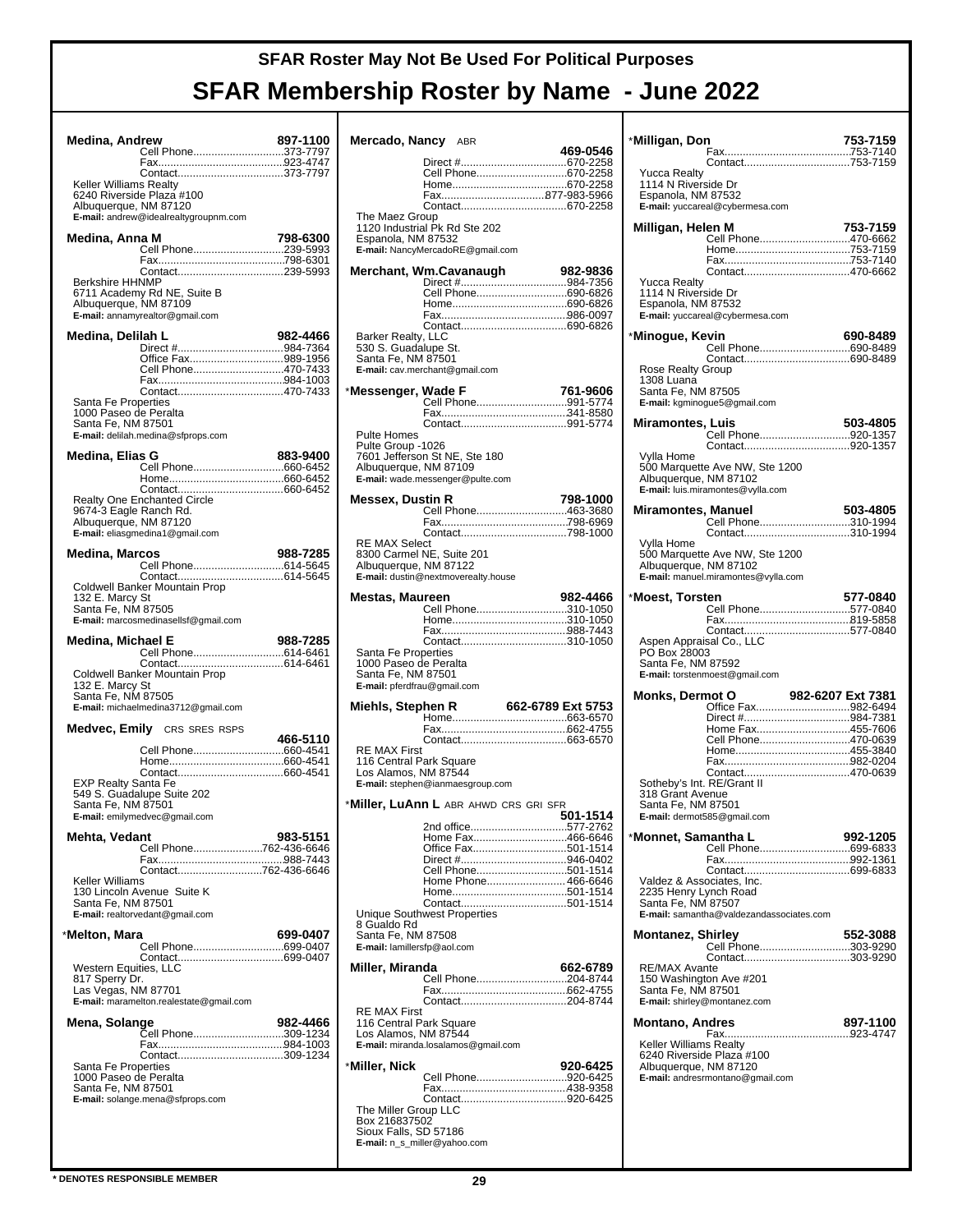# SFAR Roster May Not Be Used For Political Purposes

# SFAR Membership Roster by Name - June 2022

**Medina, Andrew** 897-1100
Cell Phone....373-7797
Fax....923-4747
Contact....373-7797
Keller Williams Realty
6240 Riverside Plaza #100
Albuquerque, NM 87120
**E-mail:** andrew@idealrealtygroupnm.com

**Medina, Anna M** 798-6300
Cell Phone....239-5993
Fax....798-6301
Contact....239-5993
Berkshire HHNMP
6711 Academy Rd NE, Suite B
Albuquerque, NM 87109
**E-mail:** annamyrealtor@gmail.com

**Medina, Delilah L** 982-4466
Direct #....984-7364
Office Fax....989-1956
Cell Phone....470-7433
Fax....984-1003
Contact....470-7433
Santa Fe Properties
1000 Paseo de Peralta
Santa Fe, NM 87501
**E-mail:** delilah.medina@sfprops.com

**Medina, Elias G** 883-9400
Cell Phone....660-6452
Home....660-6452
Contact....660-6452
Realty One Enchanted Circle
9674-3 Eagle Ranch Rd.
Albuquerque, NM 87120
**E-mail:** eliasgmedina1@gmail.com

**Medina, Marcos** 988-7285
Cell Phone....614-5645
Contact....614-5645
Coldwell Banker Mountain Prop
132 E. Marcy St
Santa Fe, NM 87505
**E-mail:** marcosmedinasellsf@gmail.com

**Medina, Michael E** 988-7285
Cell Phone....614-6461
Contact....614-6461
Coldwell Banker Mountain Prop
132 E. Marcy St
Santa Fe, NM 87505
**E-mail:** michaelmedina3712@gmail.com

**Medvec, Emily** CRS SRES RSPS 466-5110
Cell Phone....660-4541
Home....660-4541
Contact....660-4541
EXP Realty Santa Fe
549 S. Guadalupe Suite 202
Santa Fe, NM 87501
**E-mail:** emilymedvec@gmail.com

**Mehta, Vedant** 983-5151
Cell Phone....762-436-6646
Fax....988-7443
Contact....762-436-6646
Keller Williams
130 Lincoln Avenue Suite K
Santa Fe, NM 87501
**E-mail:** realtorvedant@gmail.com

*__Melton, Mara__ 699-0407
Cell Phone....699-0407
Contact....699-0407
Western Equities, LLC
817 Sperry Dr.
Las Vegas, NM 87701
**E-mail:** maramelton.realestate@gmail.com

**Mena, Solange** 982-4466
Cell Phone....309-1234
Fax....984-1003
Contact....309-1234
Santa Fe Properties
1000 Paseo de Peralta
Santa Fe, NM 87501
**E-mail:** solange.mena@sfprops.com

**Mercado, Nancy** ABR 469-0546
Direct #....670-2258
Cell Phone....670-2258
Home....670-2258
Fax....877-983-5966
Contact....670-2258
The Maez Group
1120 Industrial Pk Rd Ste 202
Espanola, NM 87532
**E-mail:** NancyMercadoRE@gmail.com

**Merchant, Wm.Cavanaugh** 982-9836
Direct #....984-7356
Cell Phone....690-6826
Home....690-6826
Fax....986-0097
Contact....690-6826
Barker Realty, LLC
530 S. Guadalupe St.
Santa Fe, NM 87501
**E-mail:** cav.merchant@gmail.com

*__Messenger, Wade F__ 761-9606
Cell Phone....991-5774
Fax....341-8580
Contact....991-5774
Pulte Homes
Pulte Group -1026
7601 Jefferson St NE, Ste 180
Albuquerque, NM 87109
**E-mail:** wade.messenger@pulte.com

**Messex, Dustin R** 798-1000
Cell Phone....463-3680
Fax....798-6969
Contact....798-1000
RE MAX Select
8300 Carmel NE, Suite 201
Albuquerque, NM 87122
**E-mail:** dustin@nextmoverealty.house

**Mestas, Maureen** 982-4466
Cell Phone....310-1050
Home....310-1050
Fax....988-7443
Contact....310-1050
Santa Fe Properties
1000 Paseo de Peralta
Santa Fe, NM 87501
**E-mail:** pferdfrau@gmail.com

**Miehls, Stephen R** 662-6789 Ext 5753
Home....663-6570
Fax....662-4755
Contact....663-6570
RE MAX First
116 Central Park Square
Los Alamos, NM 87544
**E-mail:** stephen@ianmaesgroup.com

*__Miller, LuAnn L__ ABR AHWD CRS GRI SFR 501-1514
2nd office....577-2762
Home Fax....466-6646
Office Fax....501-1514
Direct #....946-0402
Cell Phone....501-1514
Home Phone....466-6646
Home....501-1514
Contact....501-1514
Unique Southwest Properties
8 Gualdo Rd
Santa Fe, NM 87508
**E-mail:** lamillersfp@aol.com

**Miller, Miranda** 662-6789
Cell Phone....204-8744
Fax....662-4755
Contact....204-8744
RE MAX First
116 Central Park Square
Los Alamos, NM 87544
**E-mail:** miranda.losalamos@gmail.com

*__Miller, Nick__ 920-6425
Cell Phone....920-6425
Fax....438-9358
Contact....920-6425
The Miller Group LLC
Box 216837502
Sioux Falls, SD 57186
**E-mail:** n_s_miller@yahoo.com

*__Milligan, Don__ 753-7159
Fax....753-7140
Contact....753-7159
Yucca Realty
1114 N Riverside Dr
Espanola, NM 87532
**E-mail:** yuccareal@cybermesa.com

**Milligan, Helen M** 753-7159
Cell Phone....470-6662
Home....753-7159
Fax....753-7140
Contact....470-6662
Yucca Realty
1114 N Riverside Dr
Espanola, NM 87532
**E-mail:** yuccareal@cybermesa.com

*__Minogue, Kevin__ 690-8489
Cell Phone....690-8489
Contact....690-8489
Rose Realty Group
1308 Luana
Santa Fe, NM 87505
**E-mail:** kgminogue5@gmail.com

**Miramontes, Luis** 503-4805
Cell Phone....920-1357
Contact....920-1357
Vylla Home
500 Marquette Ave NW, Ste 1200
Albuquerque, NM 87102
**E-mail:** luis.miramontes@vylla.com

**Miramontes, Manuel** 503-4805
Cell Phone....310-1994
Contact....310-1994
Vylla Home
500 Marquette Ave NW, Ste 1200
Albuquerque, NM 87102
**E-mail:** manuel.miramontes@vylla.com

*__Moest, Torsten__ 577-0840
Cell Phone....577-0840
Fax....819-5858
Contact....577-0840
Aspen Appraisal Co., LLC
PO Box 28003
Santa Fe, NM 87592
**E-mail:** torstenmoest@gmail.com

**Monks, Dermot O** 982-6207 Ext 7381
Office Fax....982-6494
Direct #....984-7381
Home Fax....455-7606
Cell Phone....470-0639
Home....455-3840
Fax....982-0204
Contact....470-0639
Sotheby's Int. RE/Grant II
318 Grant Avenue
Santa Fe, NM 87501
**E-mail:** dermot585@gmail.com

*__Monnet, Samantha L__ 992-1205
Cell Phone....699-6833
Fax....992-1361
Contact....699-6833
Valdez & Associates, Inc.
2235 Henry Lynch Road
Santa Fe, NM 87507
**E-mail:** samantha@valdezandassociates.com

**Montanez, Shirley** 552-3088
Cell Phone....303-9290
Contact....303-9290
RE/MAX Avante
150 Washington Ave #201
Santa Fe, NM 87501
**E-mail:** shirley@montanez.com

**Montano, Andres** 897-1100
Fax....923-4747
Keller Williams Realty
6240 Riverside Plaza #100
Albuquerque, NM 87120
**E-mail:** andresrmontano@gmail.com

\* DENOTES RESPONSIBLE MEMBER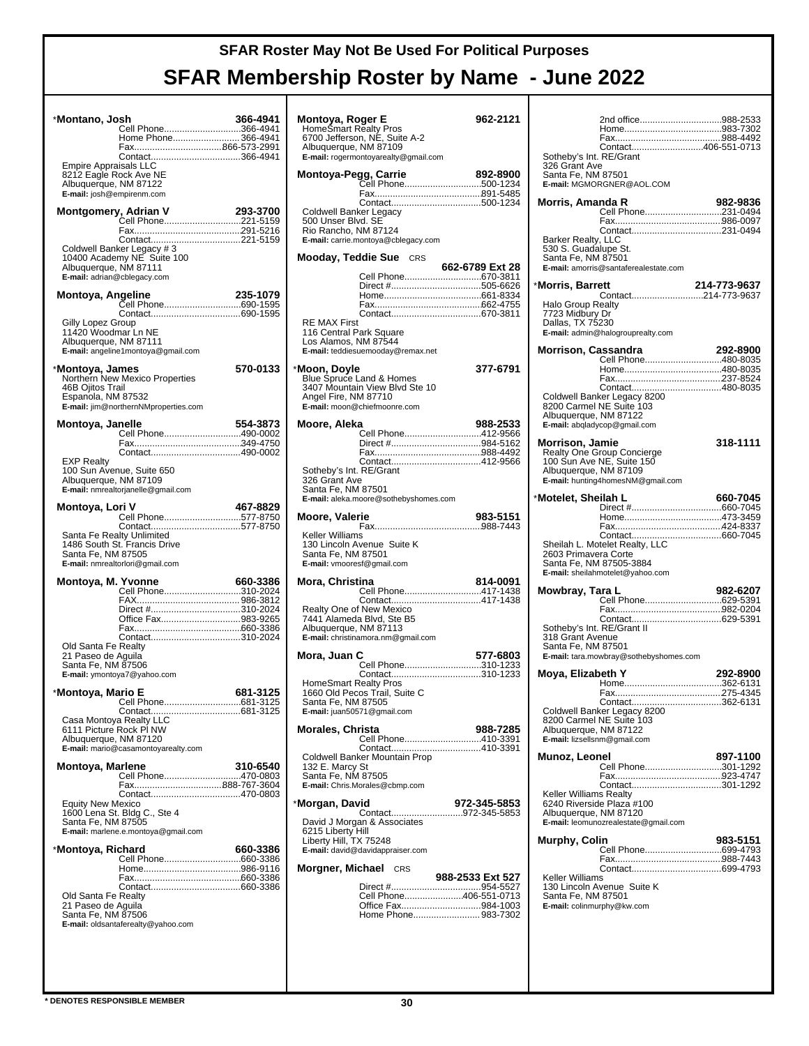# SFAR Roster May Not Be Used For Political Purposes

# SFAR Membership Roster by Name - June 2022

**\*Montano, Josh** 366-4941
Cell Phone....366-4941
Home Phone....366-4941
Fax....866-573-2991
Contact....366-4941
Empire Appraisals LLC
8212 Eagle Rock Ave NE
Albuquerque, NM 87122
**E-mail:** josh@empirenm.com

**Montgomery, Adrian V** 293-3700
Cell Phone....221-5159
Fax....291-5216
Contact....221-5159
Coldwell Banker Legacy # 3
10400 Academy NE Suite 100
Albuquerque, NM 87111
**E-mail:** adrian@cblegacy.com

**Montoya, Angeline** 235-1079
Cell Phone....690-1595
Contact....690-1595
Gilly Lopez Group
11420 Woodmar Ln NE
Albuquerque, NM 87111
**E-mail:** angeline1montoya@gmail.com

**\*Montoya, James** 570-0133
Northern New Mexico Properties
46B Ojitos Trail
Espanola, NM 87532
**E-mail:** jim@northernNMproperties.com

**Montoya, Janelle** 554-3873
Cell Phone....490-0002
Fax....349-4750
Contact....490-0002
EXP Realty
100 Sun Avenue, Suite 650
Albuquerque, NM 87109
**E-mail:** nmrealtorjanelle@gmail.com

**Montoya, Lori V** 467-8829
Cell Phone....577-8750
Contact....577-8750
Santa Fe Realty Unlimited
1486 South St. Francis Drive
Santa Fe, NM 87505
**E-mail:** nmrealtorlori@gmail.com

**Montoya, M. Yvonne** 660-3386
Cell Phone....310-2024
FAX....986-3812
Direct #....310-2024
Office Fax....983-9265
Fax....660-3386
Contact....310-2024
Old Santa Fe Realty
21 Paseo de Aguila
Santa Fe, NM 87506
**E-mail:** ymontoya7@yahoo.com

**\*Montoya, Mario E** 681-3125
Cell Phone....681-3125
Contact....681-3125
Casa Montoya Realty LLC
6111 Picture Rock Pl NW
Albuquerque, NM 87120
**E-mail:** mario@casamontoyarealty.com

**Montoya, Marlene** 310-6540
Cell Phone....470-0803
Fax....888-767-3604
Contact....470-0803
Equity New Mexico
1600 Lena St. Bldg C., Ste 4
Santa Fe, NM 87505
**E-mail:** marlene.e.montoya@gmail.com

**\*Montoya, Richard** 660-3386
Cell Phone....660-3386
Home....986-9116
Fax....660-3386
Contact....660-3386
Old Santa Fe Realty
21 Paseo de Aguila
Santa Fe, NM 87506
**E-mail:** oldsantaferealty@yahoo.com

**Montoya, Roger E** 962-2121
HomeSmart Realty Pros
6700 Jefferson, NE, Suite A-2
Albuquerque, NM 87109
**E-mail:** rogermontoyarealty@gmail.com

**Montoya-Pegg, Carrie** 892-8900
Cell Phone....500-1234
Fax....891-5485
Contact....500-1234
Coldwell Banker Legacy
500 Unser Blvd. SE
Rio Rancho, NM 87124
**E-mail:** carrie.montoya@cblegacy.com

**Mooday, Teddie Sue** CRS 662-6789 Ext 28
Cell Phone....670-3811
Direct #....505-6626
Home....661-8334
Fax....662-4755
Contact....670-3811
RE MAX First
116 Central Park Square
Los Alamos, NM 87544
**E-mail:** teddiesuemooday@remax.net

**\*Moon, Doyle** 377-6791
Blue Spruce Land & Homes
3407 Mountain View Blvd Ste 10
Angel Fire, NM 87710
**E-mail:** moon@chiefmoonre.com

**Moore, Aleka** 988-2533
Cell Phone....412-9566
Direct #....984-5162
Fax....988-4492
Contact....412-9566
Sotheby's Int. RE/Grant
326 Grant Ave
Santa Fe, NM 87501
**E-mail:** aleka.moore@sothebyshomes.com

**Moore, Valerie** 983-5151
Fax....988-7443
Keller Williams
130 Lincoln Avenue Suite K
Santa Fe, NM 87501
**E-mail:** vmooresf@gmail.com

**Mora, Christina** 814-0091
Cell Phone....417-1438
Contact....417-1438
Realty One of New Mexico
7441 Alameda Blvd, Ste B5
Albuquerque, NM 87113
**E-mail:** christinamora.nm@gmail.com

**Mora, Juan C** 577-6803
Cell Phone....310-1233
Contact....310-1233
HomeSmart Realty Pros
1660 Old Pecos Trail, Suite C
Santa Fe, NM 87505
**E-mail:** juan50571@gmail.com

**Morales, Christa** 988-7285
Cell Phone....410-3391
Contact....410-3391
Coldwell Banker Mountain Prop
132 E. Marcy St
Santa Fe, NM 87505
**E-mail:** Chris.Morales@cbmp.com

**\*Morgan, David** 972-345-5853
Contact....972-345-5853
David J Morgan & Associates
6215 Liberty Hill
Liberty Hill, TX 75248
**E-mail:** david@davidappraiser.com

**Morgner, Michael** CRS 988-2533 Ext 527
Direct #....954-5527
Cell Phone....406-551-0713
Office Fax....984-1003
Home Phone....983-7302
2nd office....988-2533
Home....983-7302
Fax....988-4492
Contact....406-551-0713
Sotheby's Int. RE/Grant
326 Grant Ave
Santa Fe, NM 87501
**E-mail:** MGMORGNER@AOL.COM

**Morris, Amanda R** 982-9836
Cell Phone....231-0494
Fax....986-0097
Contact....231-0494
Barker Realty, LLC
530 S. Guadalupe St.
Santa Fe, NM 87501
**E-mail:** amorris@santaferealestate.com

**\*Morris, Barrett** 214-773-9637
Contact....214-773-9637
Halo Group Realty
7723 Midbury Dr
Dallas, TX 75230
**E-mail:** admin@halogrouprealty.com

**Morrison, Cassandra** 292-8900
Cell Phone....480-8035
Home....480-8035
Fax....237-8524
Contact....480-8035
Coldwell Banker Legacy 8200
8200 Carmel NE Suite 103
Albuquerque, NM 87122
**E-mail:** abqladycop@gmail.com

**Morrison, Jamie** 318-1111
Realty One Group Concierge
100 Sun Ave NE, Suite 150
Albuquerque, NM 87109
**E-mail:** hunting4homesNM@gmail.com

**\*Motelet, Sheilah L** 660-7045
Direct #....660-7045
Home....473-3459
Fax....424-8337
Contact....660-7045
Sheilah L. Motelet Realty, LLC
2603 Primavera Corte
Santa Fe, NM 87505-3884
**E-mail:** sheilahmotelet@yahoo.com

**Mowbray, Tara L** 982-6207
Cell Phone....629-5391
Fax....982-0204
Contact....629-5391
Sotheby's Int. RE/Grant II
318 Grant Avenue
Santa Fe, NM 87501
**E-mail:** tara.mowbray@sothebyshomes.com

**Moya, Elizabeth Y** 292-8900
Home....362-6131
Fax....275-4345
Contact....362-6131
Coldwell Banker Legacy 8200
8200 Carmel NE Suite 103
Albuquerque, NM 87122
**E-mail:** lizsellsnm@gmail.com

**Munoz, Leonel** 897-1100
Cell Phone....301-1292
Fax....923-4747
Contact....301-1292
Keller Williams Realty
6240 Riverside Plaza #100
Albuquerque, NM 87120
**E-mail:** leomunozrealestate@gmail.com

**Murphy, Colin** 983-5151
Cell Phone....699-4793
Fax....988-7443
Contact....699-4793
Keller Williams
130 Lincoln Avenue Suite K
Santa Fe, NM 87501
**E-mail:** colinmurphy@kw.com

**\* DENOTES RESPONSIBLE MEMBER**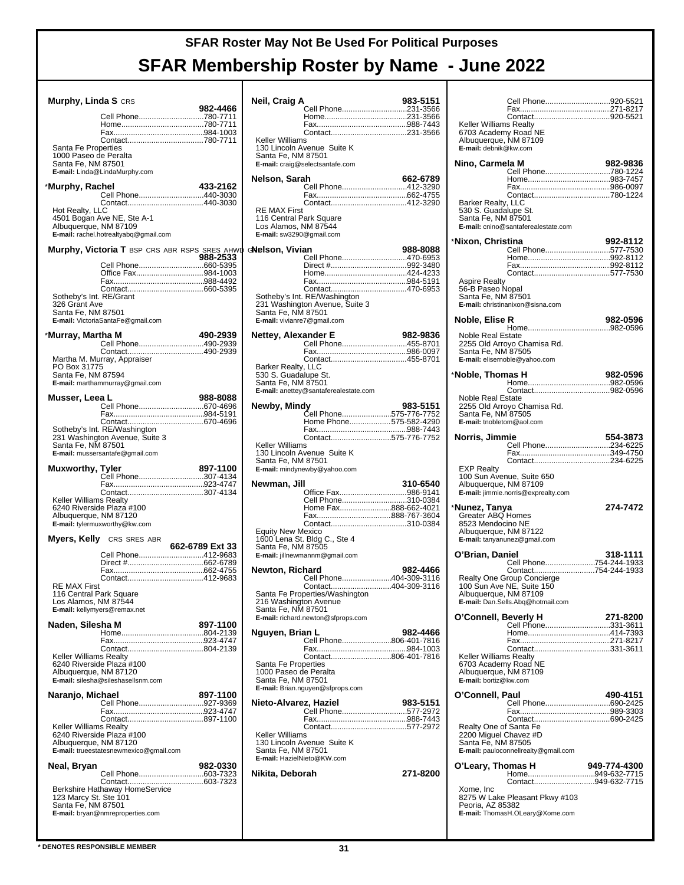# SFAR Roster May Not Be Used For Political Purposes

# SFAR Membership Roster by Name - June 2022

**Murphy, Linda S** CRS — **982-4466**
Cell Phone....780-7711
Home....780-7711
Fax....984-1003
Contact....780-7711
Santa Fe Properties
1000 Paseo de Peralta
Santa Fe, NM 87501
**E-mail:** Linda@LindaMurphy.com

***Murphy, Rachel** — **433-2162**
Cell Phone....440-3030
Contact....440-3030
Hot Realty, LLC
4501 Bogan Ave NE, Ste A-1
Albuquerque, NM 87109
**E-mail:** rachel.hotrealtyabq@gmail.com

**Murphy, Victoria T** BSP CRS ABR RSPS SRES AHWD GRI — **988-2533**
Cell Phone....660-5395
Office Fax....984-1003
Fax....988-4492
Contact....660-5395
Sotheby's Int. RE/Grant
326 Grant Ave
Santa Fe, NM 87501
**E-mail:** VictoriaSantaFe@gmail.com

***Murray, Martha M** — **490-2939**
Cell Phone....490-2939
Contact....490-2939
Martha M. Murray, Appraiser
PO Box 31775
Santa Fe, NM 87594
**E-mail:** marthammurray@gmail.com

**Musser, Leea L** — **988-8088**
Cell Phone....670-4696
Fax....984-5191
Contact....670-4696
Sotheby's Int. RE/Washington
231 Washington Avenue, Suite 3
Santa Fe, NM 87501
**E-mail:** mussersantafe@gmail.com

**Muxworthy, Tyler** — **897-1100**
Cell Phone....307-4134
Fax....923-4747
Contact....307-4134
Keller Williams Realty
6240 Riverside Plaza #100
Albuquerque, NM 87120
**E-mail:** tylermuxworthy@kw.com

**Myers, Kelly** CRS SRES ABR — **662-6789 Ext 33**
Cell Phone....412-9683
Direct #....662-6789
Fax....662-4755
Contact....412-9683
RE MAX First
116 Central Park Square
Los Alamos, NM 87544
**E-mail:** kellymyers@remax.net

**Naden, Silesha M** — **897-1100**
Home....804-2139
Fax....923-4747
Contact....804-2139
Keller Williams Realty
6240 Riverside Plaza #100
Albuquerque, NM 87120
**E-mail:** silesha@sileshasellsnm.com

**Naranjo, Michael** — **897-1100**
Cell Phone....927-9369
Fax....923-4747
Contact....897-1100
Keller Williams Realty
6240 Riverside Plaza #100
Albuquerque, NM 87120
**E-mail:** trueestatesnewmexico@gmail.com

**Neal, Bryan** — **982-0330**
Cell Phone....603-7323
Contact....603-7323
Berkshire Hathaway HomeService
123 Marcy St. Ste 101
Santa Fe, NM 87501
**E-mail:** bryan@nmreproperties.com

**Neil, Craig A** — **983-5151**
Cell Phone....231-3566
Home....231-3566
Fax....988-7443
Contact....231-3566
Keller Williams
130 Lincoln Avenue Suite K
Santa Fe, NM 87501
**E-mail:** craig@selectsantafe.com

**Nelson, Sarah** — **662-6789**
Cell Phone....412-3290
Fax....662-4755
Contact....412-3290
RE MAX First
116 Central Park Square
Los Alamos, NM 87544
**E-mail:** sw3290@gmail.com

**Nelson, Vivian** — **988-8088**
Cell Phone....470-6953
Direct #....992-3480
Home....424-4233
Fax....984-5191
Contact....470-6953
Sotheby's Int. RE/Washington
231 Washington Avenue, Suite 3
Santa Fe, NM 87501
**E-mail:** vivianre7@gmail.com

**Nettey, Alexander E** — **982-9836**
Cell Phone....455-8701
Fax....986-0097
Contact....455-8701
Barker Realty, LLC
530 S. Guadalupe St.
Santa Fe, NM 87501
**E-mail:** anettey@santaferealestate.com

**Newby, Mindy** — **983-5151**
Cell Phone....575-776-7752
Home Phone....575-582-4290
Fax....988-7443
Contact....575-776-7752
Keller Williams
130 Lincoln Avenue Suite K
Santa Fe, NM 87501
**E-mail:** mindynewby@yahoo.com

**Newman, Jill** — **310-6540**
Office Fax....986-9141
Cell Phone....310-0384
Home Fax....888-662-4021
Fax....888-767-3604
Contact....310-0384
Equity New Mexico
1600 Lena St. Bldg C., Ste 4
Santa Fe, NM 87505
**E-mail:** jillnewmannm@gmail.com

**Newton, Richard** — **982-4466**
Cell Phone....404-309-3116
Contact....404-309-3116
Santa Fe Properties/Washington
216 Washington Avenue
Santa Fe, NM 87501
**E-mail:** richard.newton@sfprops.com

**Nguyen, Brian L** — **982-4466**
Cell Phone....806-401-7816
Fax....984-1003
Contact....806-401-7816
Santa Fe Properties
1000 Paseo de Peralta
Santa Fe, NM 87501
**E-mail:** Brian.nguyen@sfprops.com

**Nieto-Alvarez, Haziel** — **983-5151**
Cell Phone....577-2972
Fax....988-7443
Contact....577-2972
Keller Williams
130 Lincoln Avenue Suite K
Santa Fe, NM 87501
**E-mail:** HazielNieto@KW.com

**Nikita, Deborah** — **271-8200**
Cell Phone....920-5521
Fax....271-8217
Contact....920-5521
Keller Williams Realty
6703 Academy Road NE
Albuquerque, NM 87109
**E-mail:** debnik@kw.com

**Nino, Carmela M** — **982-9836**
Cell Phone....780-1224
Home....983-7457
Fax....986-0097
Contact....780-1224
Barker Realty, LLC
530 S. Guadalupe St.
Santa Fe, NM 87501
**E-mail:** cnino@santaferealestate.com

***Nixon, Christina** — **992-8112**
Cell Phone....577-7530
Home....992-8112
Fax....992-8112
Contact....577-7530
Aspire Realty
56-B Paseo Nopal
Santa Fe, NM 87501
**E-mail:** christinanixon@sisna.com

**Noble, Elise R** — **982-0596**
Home....982-0596
Noble Real Estate
2255 Old Arroyo Chamisa Rd.
Santa Fe, NM 87505
**E-mail:** elisernoble@yahoo.com

***Noble, Thomas H** — **982-0596**
Home....982-0596
Contact....982-0596
Noble Real Estate
2255 Old Arroyo Chamisa Rd.
Santa Fe, NM 87505
**E-mail:** tnobletom@aol.com

**Norris, Jimmie** — **554-3873**
Cell Phone....234-6225
Fax....349-4750
Contact....234-6225
EXP Realty
100 Sun Avenue, Suite 650
Albuquerque, NM 87109
**E-mail:** jimmie.norris@exprealty.com

***Nunez, Tanya** — **274-7472**
Greater ABQ Homes
8523 Mendocino NE
Albuquerque, NM 87122
**E-mail:** tanyanunez@gmail.com

**O'Brian, Daniel** — **318-1111**
Cell Phone....754-244-1933
Contact....754-244-1933
Realty One Group Concierge
100 Sun Ave NE, Suite 150
Albuquerque, NM 87109
**E-mail:** Dan.Sells.Abq@hotmail.com

**O'Connell, Beverly H** — **271-8200**
Cell Phone....331-3611
Home....414-7393
Fax....271-8217
Contact....331-3611
Keller Williams Realty
6703 Academy Road NE
Albuquerque, NM 87109
**E-mail:** bortiz@kw.com

**O'Connell, Paul** — **490-4151**
Cell Phone....690-2425
Fax....989-3303
Contact....690-2425
Realty One of Santa Fe
2200 Miguel Chavez #D
Santa Fe, NM 87505
**E-mail:** pauloconnellrealty@gmail.com

**O'Leary, Thomas H** — **949-774-4300**
Home....949-632-7715
Contact....949-632-7715
Xome, Inc
8275 W Lake Pleasant Pkwy #103
Peoria, AZ 85382
**E-mail:** ThomasH.OLeary@Xome.com

**\* DENOTES RESPONSIBLE MEMBER**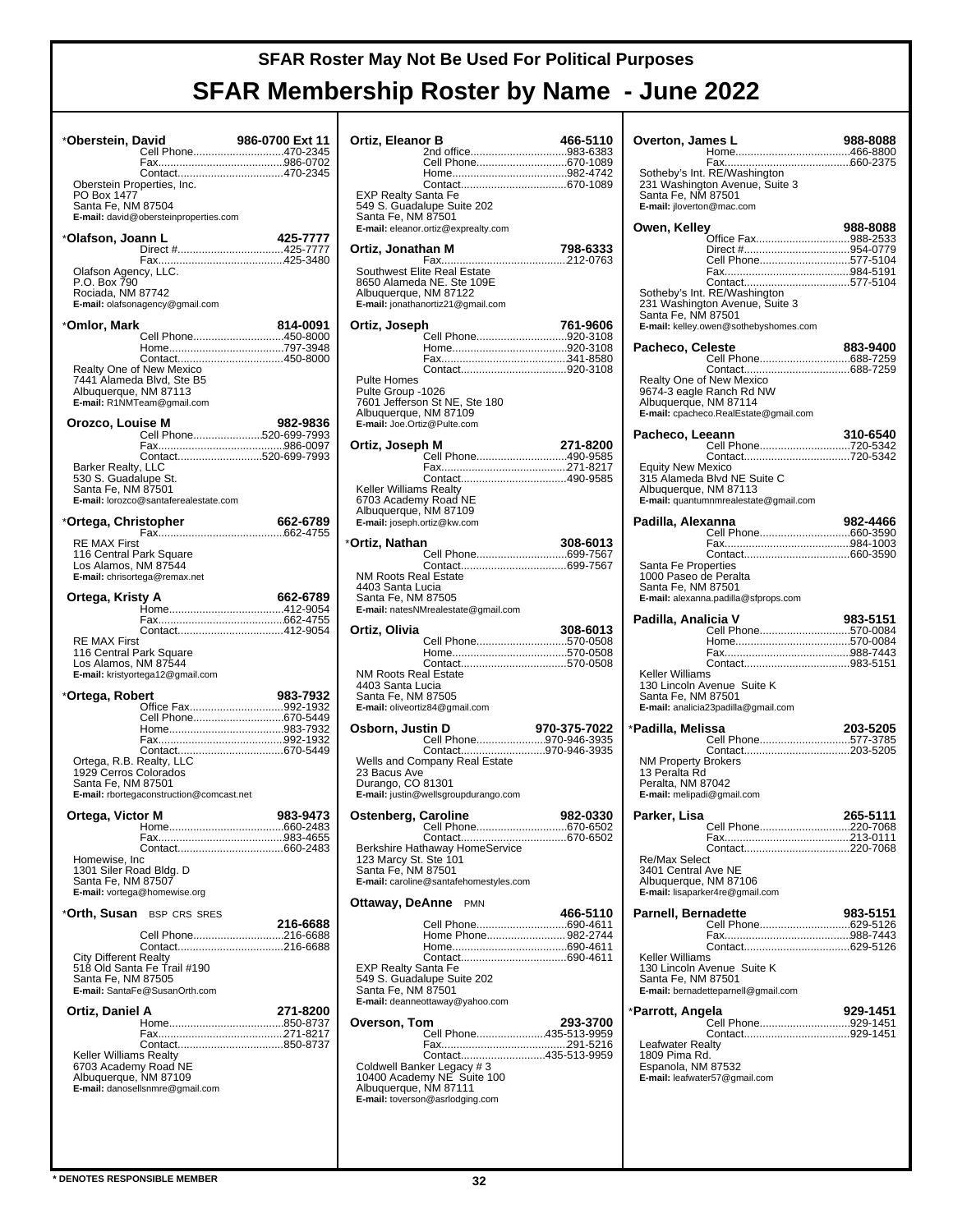# SFAR Roster May Not Be Used For Political Purposes

# SFAR Membership Roster by Name - June 2022

**\*Oberstein, David** 986-0700 Ext 11
Cell Phone....470-2345
Fax....986-0702
Contact....470-2345
Oberstein Properties, Inc.
PO Box 1477
Santa Fe, NM 87504
**E-mail:** david@obersteinproperties.com

**\*Olafson, Joann L** 425-7777
Direct #....425-7777
Fax....425-3480
Olafson Agency, LLC.
P.O. Box 790
Rociada, NM 87742
**E-mail:** olafsonagency@gmail.com

**\*Omlor, Mark** 814-0091
Cell Phone....450-8000
Home....797-3948
Contact....450-8000
Realty One of New Mexico
7441 Alameda Blvd, Ste B5
Albuquerque, NM 87113
**E-mail:** R1NMTeam@gmail.com

**Orozco, Louise M** 982-9836
Cell Phone....520-699-7993
Fax....986-0097
Contact....520-699-7993
Barker Realty, LLC
530 S. Guadalupe St.
Santa Fe, NM 87501
**E-mail:** lorozco@santaferealestate.com

**\*Ortega, Christopher** 662-6789
Fax....662-4755
RE MAX First
116 Central Park Square
Los Alamos, NM 87544
**E-mail:** chrisortega@remax.net

**Ortega, Kristy A** 662-6789
Home....412-9054
Fax....662-4755
Contact....412-9054
RE MAX First
116 Central Park Square
Los Alamos, NM 87544
**E-mail:** kristyortega12@gmail.com

**\*Ortega, Robert** 983-7932
Office Fax....992-1932
Cell Phone....670-5449
Home....983-7932
Fax....992-1932
Contact....670-5449
Ortega, R.B. Realty, LLC
1929 Cerros Colorados
Santa Fe, NM 87501
**E-mail:** rbortegaconstruction@comcast.net

**Ortega, Victor M** 983-9473
Home....660-2483
Fax....983-4655
Contact....660-2483
Homewise, Inc
1301 Siler Road Bldg. D
Santa Fe, NM 87507
**E-mail:** vortega@homewise.org

**\*Orth, Susan** BSP CRS SRES 216-6688
Cell Phone....216-6688
Contact....216-6688
City Different Realty
518 Old Santa Fe Trail #190
Santa Fe, NM 87505
**E-mail:** SantaFe@SusanOrth.com

**Ortiz, Daniel A** 271-8200
Home....850-8737
Fax....271-8217
Contact....850-8737
Keller Williams Realty
6703 Academy Road NE
Albuquerque, NM 87109
**E-mail:** danosellsnmre@gmail.com

**Ortiz, Eleanor B** 466-5110
2nd office....983-6383
Cell Phone....670-1089
Home....982-4742
Contact....670-1089
EXP Realty Santa Fe
549 S. Guadalupe Suite 202
Santa Fe, NM 87501
**E-mail:** eleanor.ortiz@exprealty.com

**Ortiz, Jonathan M** 798-6333
Fax....212-0763
Southwest Elite Real Estate
8650 Alameda NE. Ste 109E
Albuquerque, NM 87122
**E-mail:** jonathanortiz21@gmail.com

**Ortiz, Joseph** 761-9606
Cell Phone....920-3108
Home....920-3108
Fax....341-8580
Contact....920-3108
Pulte Homes
Pulte Group -1026
7601 Jefferson St NE, Ste 180
Albuquerque, NM 87109
**E-mail:** Joe.Ortiz@Pulte.com

**Ortiz, Joseph M** 271-8200
Cell Phone....490-9585
Fax....271-8217
Contact....490-9585
Keller Williams Realty
6703 Academy Road NE
Albuquerque, NM 87109
**E-mail:** joseph.ortiz@kw.com

**\*Ortiz, Nathan** 308-6013
Cell Phone....699-7567
Contact....699-7567
NM Roots Real Estate
4403 Santa Lucia
Santa Fe, NM 87505
**E-mail:** natesNMrealestate@gmail.com

**Ortiz, Olivia** 308-6013
Cell Phone....570-0508
Home....570-0508
Contact....570-0508
NM Roots Real Estate
4403 Santa Lucia
Santa Fe, NM 87505
**E-mail:** oliveortiz84@gmail.com

**Osborn, Justin D** 970-375-7022
Cell Phone....970-946-3935
Contact....970-946-3935
Wells and Company Real Estate
23 Bacus Ave
Durango, CO 81301
**E-mail:** justin@wellsgroupdurango.com

**Ostenberg, Caroline** 982-0330
Cell Phone....670-6502
Contact....670-6502
Berkshire Hathaway HomeService
123 Marcy St. Ste 101
Santa Fe, NM 87501
**E-mail:** caroline@santafehomestyles.com

**Ottaway, DeAnne** PMN 466-5110
Cell Phone....690-4611
Home Phone....982-2744
Home....690-4611
Contact....690-4611
EXP Realty Santa Fe
549 S. Guadalupe Suite 202
Santa Fe, NM 87501
**E-mail:** deanneottaway@yahoo.com

**Overson, Tom** 293-3700
Cell Phone....435-513-9959
Fax....291-5216
Contact....435-513-9959
Coldwell Banker Legacy # 3
10400 Academy NE Suite 100
Albuquerque, NM 87111
**E-mail:** toverson@asrlodging.com

**Overton, James L** 988-8088
Home....466-8800
Fax....660-2375
Sotheby's Int. RE/Washington
231 Washington Avenue, Suite 3
Santa Fe, NM 87501
**E-mail:** jloverton@mac.com

**Owen, Kelley** 988-8088
Office Fax....988-2533
Direct #....954-0779
Cell Phone....577-5104
Fax....984-5191
Contact....577-5104
Sotheby's Int. RE/Washington
231 Washington Avenue, Suite 3
Santa Fe, NM 87501
**E-mail:** kelley.owen@sothebyshomes.com

**Pacheco, Celeste** 883-9400
Cell Phone....688-7259
Contact....688-7259
Realty One of New Mexico
9674-3 eagle Ranch Rd NW
Albuquerque, NM 87114
**E-mail:** cpacheco.RealEstate@gmail.com

**Pacheco, Leeann** 310-6540
Cell Phone....720-5342
Contact....720-5342
Equity New Mexico
315 Alameda Blvd NE Suite C
Albuquerque, NM 87113
**E-mail:** quantumnmrealestate@gmail.com

**Padilla, Alexanna** 982-4466
Cell Phone....660-3590
Fax....984-1003
Contact....660-3590
Santa Fe Properties
1000 Paseo de Peralta
Santa Fe, NM 87501
**E-mail:** alexanna.padilla@sfprops.com

**Padilla, Analicia V** 983-5151
Cell Phone....570-0084
Home....570-0084
Fax....988-7443
Contact....983-5151
Keller Williams
130 Lincoln Avenue Suite K
Santa Fe, NM 87501
**E-mail:** analicia23padilla@gmail.com

**\*Padilla, Melissa** 203-5205
Cell Phone....577-3785
Contact....203-5205
NM Property Brokers
13 Peralta Rd
Peralta, NM 87042
**E-mail:** melipadi@gmail.com

**Parker, Lisa** 265-5111
Cell Phone....220-7068
Fax....213-0111
Contact....220-7068
Re/Max Select
3401 Central Ave NE
Albuquerque, NM 87106
**E-mail:** lisaparker4re@gmail.com

**Parnell, Bernadette** 983-5151
Cell Phone....629-5126
Fax....988-7443
Contact....629-5126
Keller Williams
130 Lincoln Avenue Suite K
Santa Fe, NM 87501
**E-mail:** bernadetteparnell@gmail.com

**\*Parrott, Angela** 929-1451
Cell Phone....929-1451
Contact....929-1451
Leafwater Realty
1809 Pima Rd.
Espanola, NM 87532
**E-mail:** leafwater57@gmail.com

\* DENOTES RESPONSIBLE MEMBER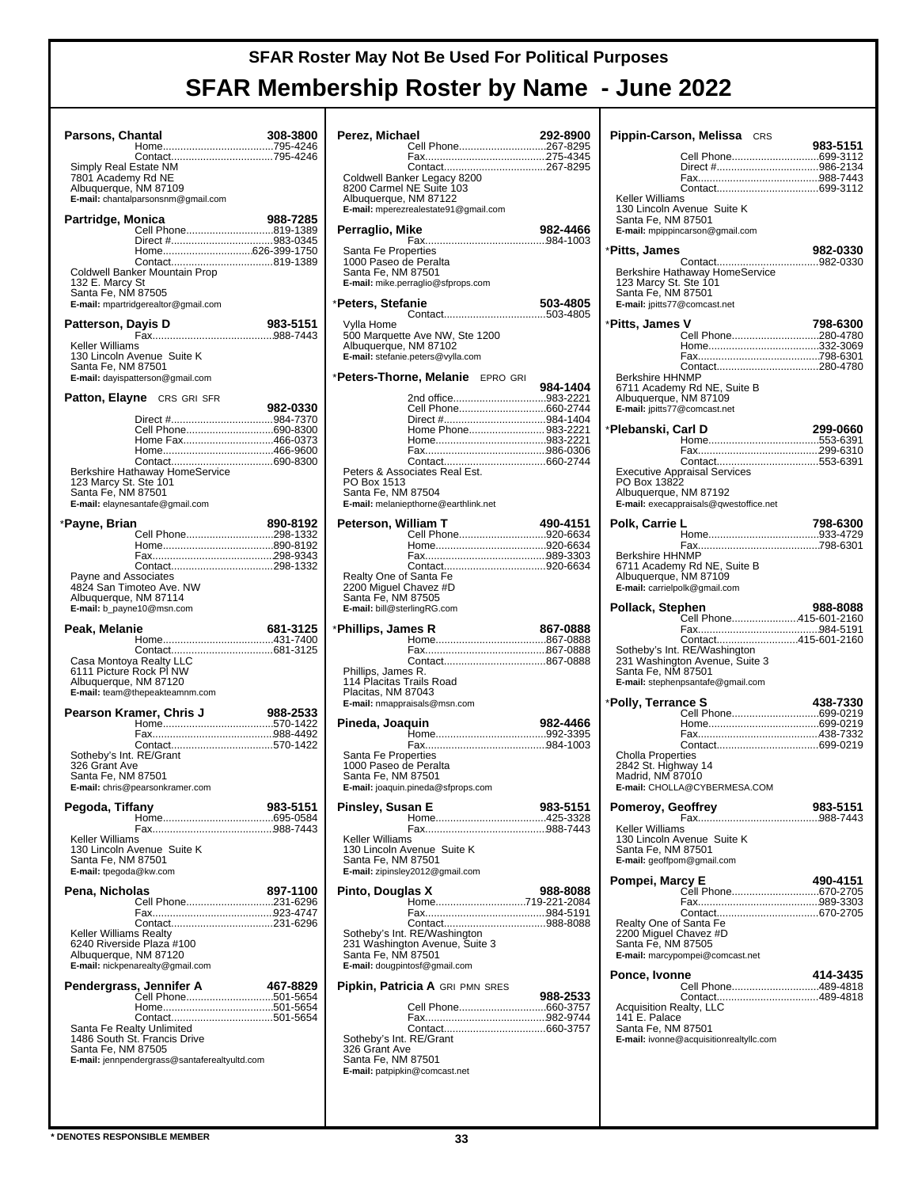# SFAR Roster May Not Be Used For Political Purposes

# SFAR Membership Roster by Name - June 2022

**Parsons, Chantal** 308-3800
Home....795-4246
Contact....795-4246
Simply Real Estate NM
7801 Academy Rd NE
Albuquerque, NM 87109
**E-mail:** chantalparsonsnm@gmail.com

**Partridge, Monica** 988-7285
Cell Phone....819-1389
Direct #....983-0345
Home....626-399-1750
Contact....819-1389
Coldwell Banker Mountain Prop
132 E. Marcy St
Santa Fe, NM 87505
**E-mail:** mpartridgerealtor@gmail.com

**Patterson, Dayis D** 983-5151
Fax....988-7443
Keller Williams
130 Lincoln Avenue Suite K
Santa Fe, NM 87501
**E-mail:** dayispatterson@gmail.com

**Patton, Elayne** CRS GRI SFR 982-0330
Direct #....984-7370
Cell Phone....690-8300
Home Fax....466-0373
Home....466-9600
Contact....690-8300
Berkshire Hathaway HomeService
123 Marcy St. Ste 101
Santa Fe, NM 87501
**E-mail:** elaynesantafe@gmail.com

*__Payne, Brian__ 890-8192
Cell Phone....298-1332
Home....890-8192
Fax....298-9343
Contact....298-1332
Payne and Associates
4824 San Timoteo Ave. NW
Albuquerque, NM 87114
**E-mail:** b_payne10@msn.com

**Peak, Melanie** 681-3125
Home....431-7400
Contact....681-3125
Casa Montoya Realty LLC
6111 Picture Rock Pl NW
Albuquerque, NM 87120
**E-mail:** team@thepeakteamnm.com

**Pearson Kramer, Chris J** 988-2533
Home....570-1422
Fax....988-4492
Contact....570-1422
Sotheby's Int. RE/Grant
326 Grant Ave
Santa Fe, NM 87501
**E-mail:** chris@pearsonkramer.com

**Pegoda, Tiffany** 983-5151
Home....695-0584
Fax....988-7443
Keller Williams
130 Lincoln Avenue Suite K
Santa Fe, NM 87501
**E-mail:** tpegoda@kw.com

**Pena, Nicholas** 897-1100
Cell Phone....231-6296
Fax....923-4747
Contact....231-6296
Keller Williams Realty
6240 Riverside Plaza #100
Albuquerque, NM 87120
**E-mail:** nickpenarealty@gmail.com

**Pendergrass, Jennifer A** 467-8829
Cell Phone....501-5654
Home....501-5654
Contact....501-5654
Santa Fe Realty Unlimited
1486 South St. Francis Drive
Santa Fe, NM 87505
**E-mail:** jennpendergrass@santaferealtyultd.com

**Perez, Michael** 292-8900
Cell Phone....267-8295
Fax....275-4345
Contact....267-8295
Coldwell Banker Legacy 8200
8200 Carmel NE Suite 103
Albuquerque, NM 87122
**E-mail:** mperezrealestate91@gmail.com

**Perraglio, Mike** 982-4466
Fax....984-1003
Santa Fe Properties
1000 Paseo de Peralta
Santa Fe, NM 87501
**E-mail:** mike.perraglio@sfprops.com

*__Peters, Stefanie__ 503-4805
Contact....503-4805
Vylla Home
500 Marquette Ave NW, Ste 1200
Albuquerque, NM 87102
**E-mail:** stefanie.peters@vylla.com

*__Peters-Thorne, Melanie__ EPRO GRI 984-1404
2nd office....983-2221
Cell Phone....660-2744
Direct #....984-1404
Home Phone....983-2221
Home....983-2221
Fax....986-0306
Contact....660-2744
Peters & Associates Real Est.
PO Box 1513
Santa Fe, NM 87504
**E-mail:** melaniepthorne@earthlink.net

**Peterson, William T** 490-4151
Cell Phone....920-6634
Home....920-6634
Fax....989-3303
Contact....920-6634
Realty One of Santa Fe
2200 Miguel Chavez #D
Santa Fe, NM 87505
**E-mail:** bill@sterlingRG.com

*__Phillips, James R__ 867-0888
Home....867-0888
Fax....867-0888
Contact....867-0888
Phillips, James R.
114 Placitas Trails Road
Placitas, NM 87043
**E-mail:** nmappraisals@msn.com

**Pineda, Joaquin** 982-4466
Home....992-3395
Fax....984-1003
Santa Fe Properties
1000 Paseo de Peralta
Santa Fe, NM 87501
**E-mail:** joaquin.pineda@sfprops.com

**Pinsley, Susan E** 983-5151
Home....425-3328
Fax....988-7443
Keller Williams
130 Lincoln Avenue Suite K
Santa Fe, NM 87501
**E-mail:** zipinsley2012@gmail.com

**Pinto, Douglas X** 988-8088
Home....719-221-2084
Fax....984-5191
Contact....988-8088
Sotheby's Int. RE/Washington
231 Washington Avenue, Suite 3
Santa Fe, NM 87501
**E-mail:** dougpintosf@gmail.com

**Pipkin, Patricia A** GRI PMN SRES 988-2533
Cell Phone....660-3757
Fax....982-9744
Contact....660-3757
Sotheby's Int. RE/Grant
326 Grant Ave
Santa Fe, NM 87501
**E-mail:** patpipkin@comcast.net

**Pippin-Carson, Melissa** CRS 983-5151
Cell Phone....699-3112
Direct #....986-2134
Fax....988-7443
Contact....699-3112
Keller Williams
130 Lincoln Avenue Suite K
Santa Fe, NM 87501
**E-mail:** mpippincarson@gmail.com

*__Pitts, James__ 982-0330
Contact....982-0330
Berkshire Hathaway HomeService
123 Marcy St. Ste 101
Santa Fe, NM 87501
**E-mail:** jpitts77@comcast.net

*__Pitts, James V__ 798-6300
Cell Phone....280-4780
Home....332-3069
Fax....798-6301
Contact....280-4780
Berkshire HHNMP
6711 Academy Rd NE, Suite B
Albuquerque, NM 87109
**E-mail:** jpitts77@comcast.net

*__Plebanski, Carl D__ 299-0660
Home....553-6391
Fax....299-6310
Contact....553-6391
Executive Appraisal Services
PO Box 13822
Albuquerque, NM 87192
**E-mail:** execappraisals@qwestoffice.net

**Polk, Carrie L** 798-6300
Home....933-4729
Fax....798-6301
Berkshire HHNMP
6711 Academy Rd NE, Suite B
Albuquerque, NM 87109
**E-mail:** carrielpolk@gmail.com

**Pollack, Stephen** 988-8088
Cell Phone....415-601-2160
Fax....984-5191
Contact....415-601-2160
Sotheby's Int. RE/Washington
231 Washington Avenue, Suite 3
Santa Fe, NM 87501
**E-mail:** stephenpsantafe@gmail.com

*__Polly, Terrance S__ 438-7330
Cell Phone....699-0219
Home....699-0219
Fax....438-7332
Contact....699-0219
Cholla Properties
2842 St. Highway 14
Madrid, NM 87010
**E-mail:** CHOLLA@CYBERMESA.COM

**Pomeroy, Geoffrey** 983-5151
Fax....988-7443
Keller Williams
130 Lincoln Avenue Suite K
Santa Fe, NM 87501
**E-mail:** geoffpom@gmail.com

**Pompei, Marcy E** 490-4151
Cell Phone....670-2705
Fax....989-3303
Contact....670-2705
Realty One of Santa Fe
2200 Miguel Chavez #D
Santa Fe, NM 87505
**E-mail:** marcypompei@comcast.net

**Ponce, Ivonne** 414-3435
Cell Phone....489-4818
Contact....489-4818
Acquisition Realty, LLC
141 E. Palace
Santa Fe, NM 87501
**E-mail:** ivonne@acquisitionrealtyllc.com

*** DENOTES RESPONSIBLE MEMBER**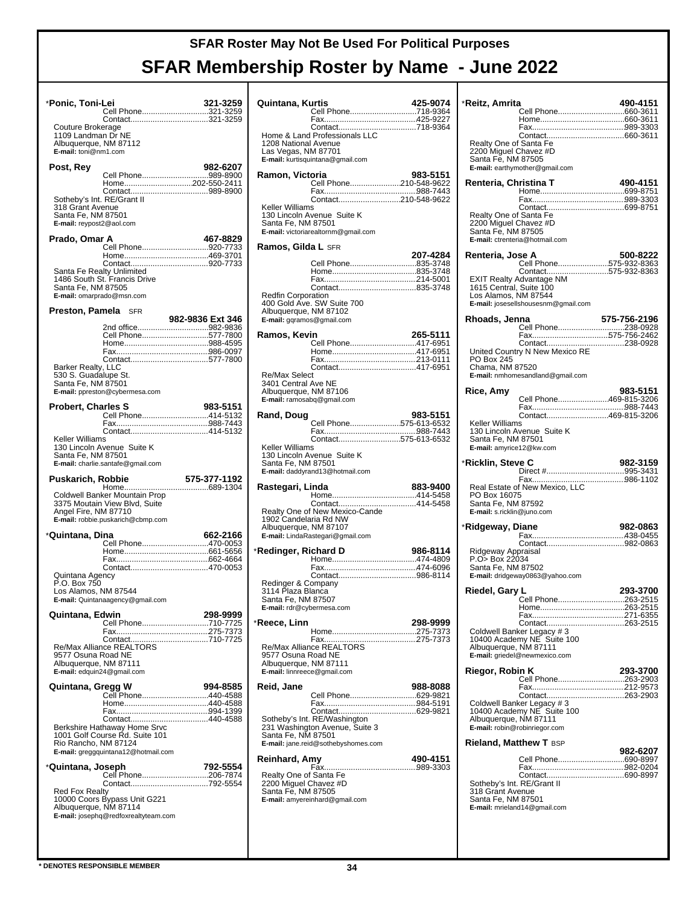# SFAR Roster May Not Be Used For Political Purposes

# SFAR Membership Roster by Name - June 2022

*__Ponic, Toni-Lei__ 321-3259
Cell Phone....321-3259
Contact....321-3259
Couture Brokerage
1109 Landman Dr NE
Albuquerque, NM 87112
**E-mail:** toni@nm1.com

**Post, Rey** 982-6207
Cell Phone....989-8900
Home....202-550-2411
Contact....989-8900
Sotheby's Int. RE/Grant II
318 Grant Avenue
Santa Fe, NM 87501
**E-mail:** reypost2@aol.com

**Prado, Omar A** 467-8829
Cell Phone....920-7733
Home....469-3701
Contact....920-7733
Santa Fe Realty Unlimited
1486 South St. Francis Drive
Santa Fe, NM 87505
**E-mail:** omarprado@msn.com

**Preston, Pamela** SFR 982-9836 Ext 346
2nd office....982-9836
Cell Phone....577-7800
Home....988-4595
Fax....986-0097
Contact....577-7800
Barker Realty, LLC
530 S. Guadalupe St.
Santa Fe, NM 87501
**E-mail:** ppreston@cybermesa.com

**Probert, Charles S** 983-5151
Cell Phone....414-5132
Fax....988-7443
Contact....414-5132
Keller Williams
130 Lincoln Avenue Suite K
Santa Fe, NM 87501
**E-mail:** charlie.santafe@gmail.com

**Puskarich, Robbie** 575-377-1192
Home....689-1304
Coldwell Banker Mountain Prop
3375 Moutain View Blvd, Suite
Angel Fire, NM 87710
**E-mail:** robbie.puskarich@cbmp.com

*__Quintana, Dina__ 662-2166
Cell Phone....470-0053
Home....661-5656
Fax....662-4664
Contact....470-0053
Quintana Agency
P.O. Box 750
Los Alamos, NM 87544
**E-mail:** Quintanaagency@gmail.com

**Quintana, Edwin** 298-9999
Cell Phone....710-7725
Fax....275-7373
Contact....710-7725
Re/Max Alliance REALTORS
9577 Osuna Road NE
Albuquerque, NM 87111
**E-mail:** edquin24@gmail.com

**Quintana, Gregg W** 994-8585
Cell Phone....440-4588
Home....440-4588
Fax....994-1399
Contact....440-4588
Berkshire Hathaway Home Srvc
1001 Golf Course Rd. Suite 101
Rio Rancho, NM 87124
**E-mail:** greggquintana12@hotmail.com

*__Quintana, Joseph__ 792-5554
Cell Phone....206-7874
Contact....792-5554
Red Fox Realty
10000 Coors Bypass Unit G221
Albuquerque, NM 87114
**E-mail:** josephq@redfoxrealtyteam.com

**Quintana, Kurtis** 425-9074
Cell Phone....718-9364
Fax....425-9227
Contact....718-9364
Home & Land Professionals LLC
1208 National Avenue
Las Vegas, NM 87701
**E-mail:** kurtisquintana@gmail.com

**Ramon, Victoria** 983-5151
Cell Phone....210-548-9622
Fax....988-7443
Contact....210-548-9622
Keller Williams
130 Lincoln Avenue Suite K
Santa Fe, NM 87501
**E-mail:** victoriarealtornm@gmail.com

**Ramos, Gilda L** SFR 207-4284
Cell Phone....835-3748
Home....835-3748
Fax....214-5001
Contact....835-3748
Redfin Corporation
400 Gold Ave. SW Suite 700
Albuquerque, NM 87102
**E-mail:** gqramos@gmail.com

**Ramos, Kevin** 265-5111
Cell Phone....417-6951
Home....417-6951
Fax....213-0111
Contact....417-6951
Re/Max Select
3401 Central Ave NE
Albuquerque, NM 87106
**E-mail:** ramosabq@gmail.com

**Rand, Doug** 983-5151
Cell Phone....575-613-6532
Fax....988-7443
Contact....575-613-6532
Keller Williams
130 Lincoln Avenue Suite K
Santa Fe, NM 87501
**E-mail:** daddyrand13@hotmail.com

**Rastegari, Linda** 883-9400
Home....414-5458
Contact....414-5458
Realty One of New Mexico-Cande
1902 Candelaria Rd NW
Albuquerque, NM 87107
**E-mail:** LindaRastegari@gmail.com

*__Redinger, Richard D__ 986-8114
Home....474-4809
Fax....474-6096
Contact....986-8114
Redinger & Company
3114 Plaza Blanca
Santa Fe, NM 87507
**E-mail:** rdr@cybermesa.com

*__Reece, Linn__ 298-9999
Home....275-7373
Fax....275-7373
Re/Max Alliance REALTORS
9577 Osuna Road NE
Albuquerque, NM 87111
**E-mail:** linnreece@gmail.com

**Reid, Jane** 988-8088
Cell Phone....629-9821
Fax....984-5191
Contact....629-9821
Sotheby's Int. RE/Washington
231 Washington Avenue, Suite 3
Santa Fe, NM 87501
**E-mail:** jane.reid@sothebyshomes.com

**Reinhard, Amy** 490-4151
Fax....989-3303
Realty One of Santa Fe
2200 Miguel Chavez #D
Santa Fe, NM 87505
**E-mail:** amyereinhard@gmail.com

*__Reitz, Amrita__ 490-4151
Cell Phone....660-3611
Home....660-3611
Fax....989-3303
Contact....660-3611
Realty One of Santa Fe
2200 Miguel Chavez #D
Santa Fe, NM 87505
**E-mail:** earthymother@gmail.com

**Renteria, Christina T** 490-4151
Home....699-8751
Fax....989-3303
Contact....699-8751
Realty One of Santa Fe
2200 Miguel Chavez #D
Santa Fe, NM 87505
**E-mail:** ctrenteria@hotmail.com

**Renteria, Jose A** 500-8222
Cell Phone....575-932-8363
Contact....575-932-8363
EXIT Realty Advantage NM
1615 Central, Suite 100
Los Alamos, NM 87544
**E-mail:** josesellshousesnm@gmail.com

**Rhoads, Jenna** 575-756-2196
Cell Phone....238-0928
Fax....575-756-2462
Contact....238-0928
United Country N New Mexico RE
PO Box 245
Chama, NM 87520
**E-mail:** nmhomesandland@gmail.com

**Rice, Amy** 983-5151
Cell Phone....469-815-3206
Fax....988-7443
Contact....469-815-3206
Keller Williams
130 Lincoln Avenue Suite K
Santa Fe, NM 87501
**E-mail:** amyrice12@kw.com

*__Ricklin, Steve C__ 982-3159
Direct #....995-3431
Fax....986-1102
Real Estate of New Mexico, LLC
PO Box 16075
Santa Fe, NM 87592
**E-mail:** s.ricklin@juno.com

*__Ridgeway, Diane__ 982-0863
Fax....438-0455
Contact....982-0863
Ridgeway Appraisal
P.O> Box 22034
Santa Fe, NM 87502
**E-mail:** dridgeway0863@yahoo.com

**Riedel, Gary L** 293-3700
Cell Phone....263-2515
Home....263-2515
Fax....271-6355
Contact....263-2515
Coldwell Banker Legacy # 3
10400 Academy NE Suite 100
Albuquerque, NM 87111
**E-mail:** griedel@newmexico.com

**Riegor, Robin K** 293-3700
Cell Phone....263-2903
Fax....212-9573
Contact....263-2903
Coldwell Banker Legacy # 3
10400 Academy NE Suite 100
Albuquerque, NM 87111
**E-mail:** robin@robinriegor.com

**Rieland, Matthew T** BSP 982-6207
Cell Phone....690-8997
Fax....982-0204
Contact....690-8997
Sotheby's Int. RE/Grant II
318 Grant Avenue
Santa Fe, NM 87501
**E-mail:** mrieland14@gmail.com

\* DENOTES RESPONSIBLE MEMBER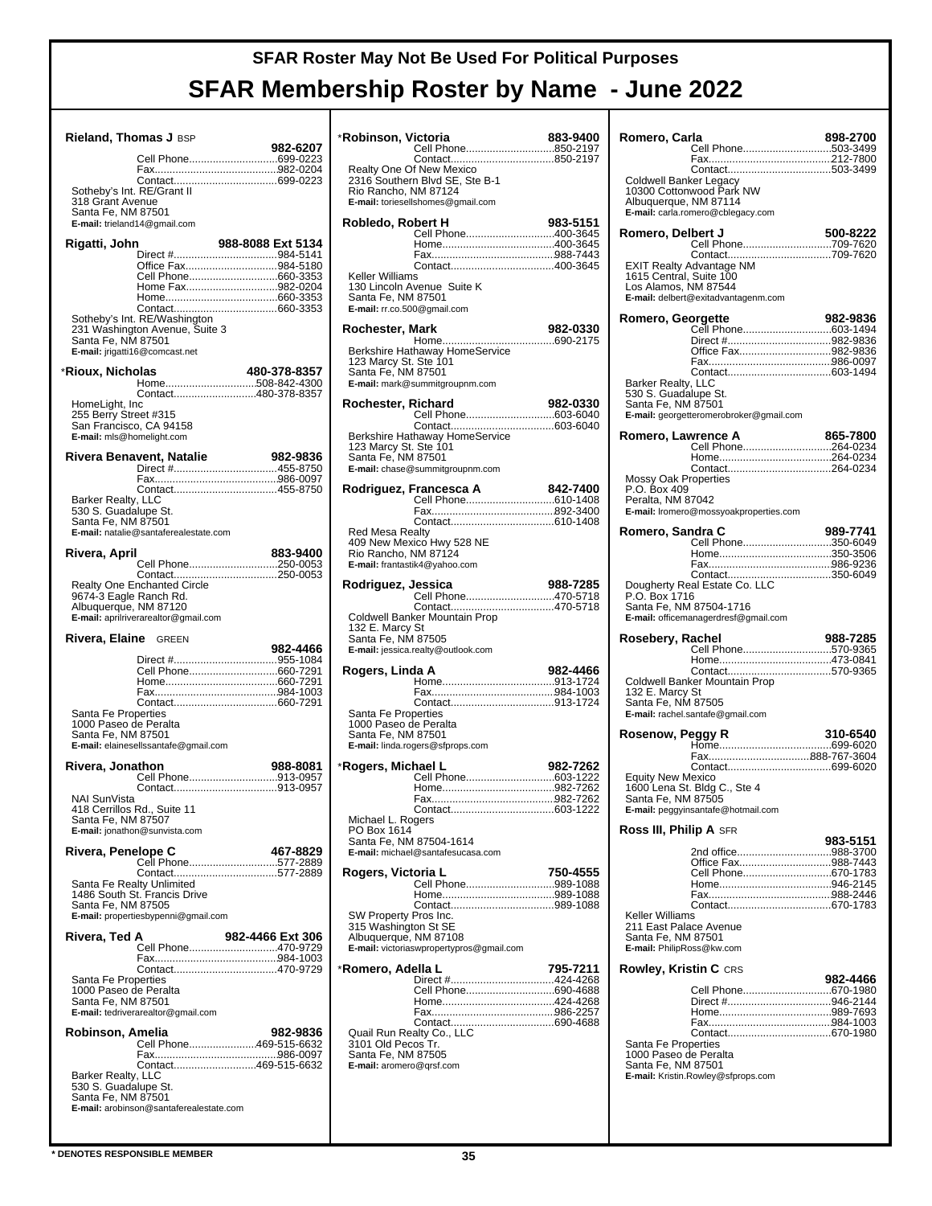**Rieland, Thomas J** BSP 982-6207
Cell Phone............................699-0223
Fax............................982-0204
Contact............................699-0223
Sotheby's Int. RE/Grant II
318 Grant Avenue
Santa Fe, NM 87501
**E-mail:** trieland14@gmail.com

**Rigatti, John** 988-8088 Ext 5134
Direct #............................984-5141
Office Fax............................984-5180
Cell Phone............................660-3353
Home Fax............................982-0204
Home............................660-3353
Contact............................660-3353
Sotheby's Int. RE/Washington
231 Washington Avenue, Suite 3
Santa Fe, NM 87501
**E-mail:** jrigatti16@comcast.net

*__Rioux, Nicholas__ 480-378-8357
Home............................508-842-4300
Contact............................480-378-8357
HomeLight, Inc
255 Berry Street #315
San Francisco, CA 94158
**E-mail:** mls@homelight.com

**Rivera Benavent, Natalie** 982-9836
Direct #............................455-8750
Fax............................986-0097
Contact............................455-8750
Barker Realty, LLC
530 S. Guadalupe St.
Santa Fe, NM 87501
**E-mail:** natalie@santaferealestate.com

**Rivera, April** 883-9400
Cell Phone............................250-0053
Contact............................250-0053
Realty One Enchanted Circle
9674-3 Eagle Ranch Rd.
Albuquerque, NM 87120
**E-mail:** aprilriverarealtor@gmail.com

**Rivera, Elaine** GREEN 982-4466
Direct #............................955-1084
Cell Phone............................660-7291
Home............................660-7291
Fax............................984-1003
Contact............................660-7291
Santa Fe Properties
1000 Paseo de Peralta
Santa Fe, NM 87501
**E-mail:** elainesellssantafe@gmail.com

**Rivera, Jonathon** 988-8081
Cell Phone............................913-0957
Contact............................913-0957
NAI SunVista
418 Cerrillos Rd., Suite 11
Santa Fe, NM 87507
**E-mail:** jonathon@sunvista.com

**Rivera, Penelope C** 467-8829
Cell Phone............................577-2889
Contact............................577-2889
Santa Fe Realty Unlimited
1486 South St. Francis Drive
Santa Fe, NM 87505
**E-mail:** propertiesbypenni@gmail.com

**Rivera, Ted A** 982-4466 Ext 306
Cell Phone............................470-9729
Fax............................984-1003
Contact............................470-9729
Santa Fe Properties
1000 Paseo de Peralta
Santa Fe, NM 87501
**E-mail:** tedriverarealtor@gmail.com

**Robinson, Amelia** 982-9836
Cell Phone............................469-515-6632
Fax............................986-0097
Contact............................469-515-6632
Barker Realty, LLC
530 S. Guadalupe St.
Santa Fe, NM 87501
**E-mail:** arobinson@santaferealestate.com

*__Robinson, Victoria__ 883-9400
Cell Phone............................850-2197
Contact............................850-2197
Realty One Of New Mexico
2316 Southern Blvd SE, Ste B-1
Rio Rancho, NM 87124
**E-mail:** toriesellshomes@gmail.com

**Robledo, Robert H** 983-5151
Cell Phone............................400-3645
Home............................400-3645
Fax............................988-7443
Contact............................400-3645
Keller Williams
130 Lincoln Avenue Suite K
Santa Fe, NM 87501
**E-mail:** rr.co.500@gmail.com

**Rochester, Mark** 982-0330
Home............................690-2175
Berkshire Hathaway HomeService
123 Marcy St. Ste 101
Santa Fe, NM 87501
**E-mail:** mark@summitgroupnm.com

**Rochester, Richard** 982-0330
Cell Phone............................603-6040
Contact............................603-6040
Berkshire Hathaway HomeService
123 Marcy St. Ste 101
Santa Fe, NM 87501
**E-mail:** chase@summitgroupnm.com

**Rodriguez, Francesca A** 842-7400
Cell Phone............................610-1408
Fax............................892-3400
Contact............................610-1408
Red Mesa Realty
409 New Mexico Hwy 528 NE
Rio Rancho, NM 87124
**E-mail:** frantastik4@yahoo.com

**Rodriguez, Jessica** 988-7285
Cell Phone............................470-5718
Contact............................470-5718
Coldwell Banker Mountain Prop
132 E. Marcy St
Santa Fe, NM 87505
**E-mail:** jessica.realty@outlook.com

**Rogers, Linda A** 982-4466
Home............................913-1724
Fax............................984-1003
Contact............................913-1724
Santa Fe Properties
1000 Paseo de Peralta
Santa Fe, NM 87501
**E-mail:** linda.rogers@sfprops.com

*__Rogers, Michael L__ 982-7262
Cell Phone............................603-1222
Home............................982-7262
Fax............................982-7262
Contact............................603-1222
Michael L. Rogers
PO Box 1614
Santa Fe, NM 87504-1614
**E-mail:** michael@santafesucasa.com

**Rogers, Victoria L** 750-4555
Cell Phone............................989-1088
Home............................989-1088
Contact............................989-1088
SW Property Pros Inc.
315 Washington St SE
Albuquerque, NM 87108
**E-mail:** victoriaswpropertypros@gmail.com

*__Romero, Adella L__ 795-7211
Direct #............................424-4268
Cell Phone............................690-4688
Home............................424-4268
Fax............................986-2257
Contact............................690-4688
Quail Run Realty Co., LLC
3101 Old Pecos Tr.
Santa Fe, NM 87505
**E-mail:** aromero@qrsf.com

**Romero, Carla** 898-2700
Cell Phone............................503-3499
Fax............................212-7800
Contact............................503-3499
Coldwell Banker Legacy
10300 Cottonwood Park NW
Albuquerque, NM 87114
**E-mail:** carla.romero@cblegacy.com

**Romero, Delbert J** 500-8222
Cell Phone............................709-7620
Contact............................709-7620
EXIT Realty Advantage NM
1615 Central, Suite 100
Los Alamos, NM 87544
**E-mail:** delbert@exitadvantagenm.com

**Romero, Georgette** 982-9836
Cell Phone............................603-1494
Direct #............................982-9836
Office Fax............................982-9836
Fax............................986-0097
Contact............................603-1494
Barker Realty, LLC
530 S. Guadalupe St.
Santa Fe, NM 87501
**E-mail:** georgetteromerobroker@gmail.com

**Romero, Lawrence A** 865-7800
Cell Phone............................264-0234
Home............................264-0234
Contact............................264-0234
Mossy Oak Properties
P.O. Box 409
Peralta, NM 87042
**E-mail:** lromero@mossyoakproperties.com

**Romero, Sandra C** 989-7741
Cell Phone............................350-6049
Home............................350-3506
Fax............................986-9236
Contact............................350-6049
Dougherty Real Estate Co. LLC
P.O. Box 1716
Santa Fe, NM 87504-1716
**E-mail:** officemanagerdresf@gmail.com

**Rosebery, Rachel** 988-7285
Cell Phone............................570-9365
Home............................473-0841
Contact............................570-9365
Coldwell Banker Mountain Prop
132 E. Marcy St
Santa Fe, NM 87505
**E-mail:** rachel.santafe@gmail.com

**Rosenow, Peggy R** 310-6540
Home............................699-6020
Fax............................888-767-3604
Contact............................699-6020
Equity New Mexico
1600 Lena St. Bldg C., Ste 4
Santa Fe, NM 87505
**E-mail:** peggyinsantafe@hotmail.com

**Ross III, Philip A** SFR 983-5151
2nd office............................988-3700
Office Fax............................988-7443
Cell Phone............................670-1783
Home............................946-2145
Fax............................988-2446
Contact............................670-1783
Keller Williams
211 East Palace Avenue
Santa Fe, NM 87501
**E-mail:** PhilipRoss@kw.com

**Rowley, Kristin C** CRS 982-4466
Cell Phone............................670-1980
Direct #............................946-2144
Home............................989-7693
Fax............................984-1003
Contact............................670-1980
Santa Fe Properties
1000 Paseo de Peralta
Santa Fe, NM 87501
**E-mail:** Kristin.Rowley@sfprops.com

**\* DENOTES RESPONSIBLE MEMBER**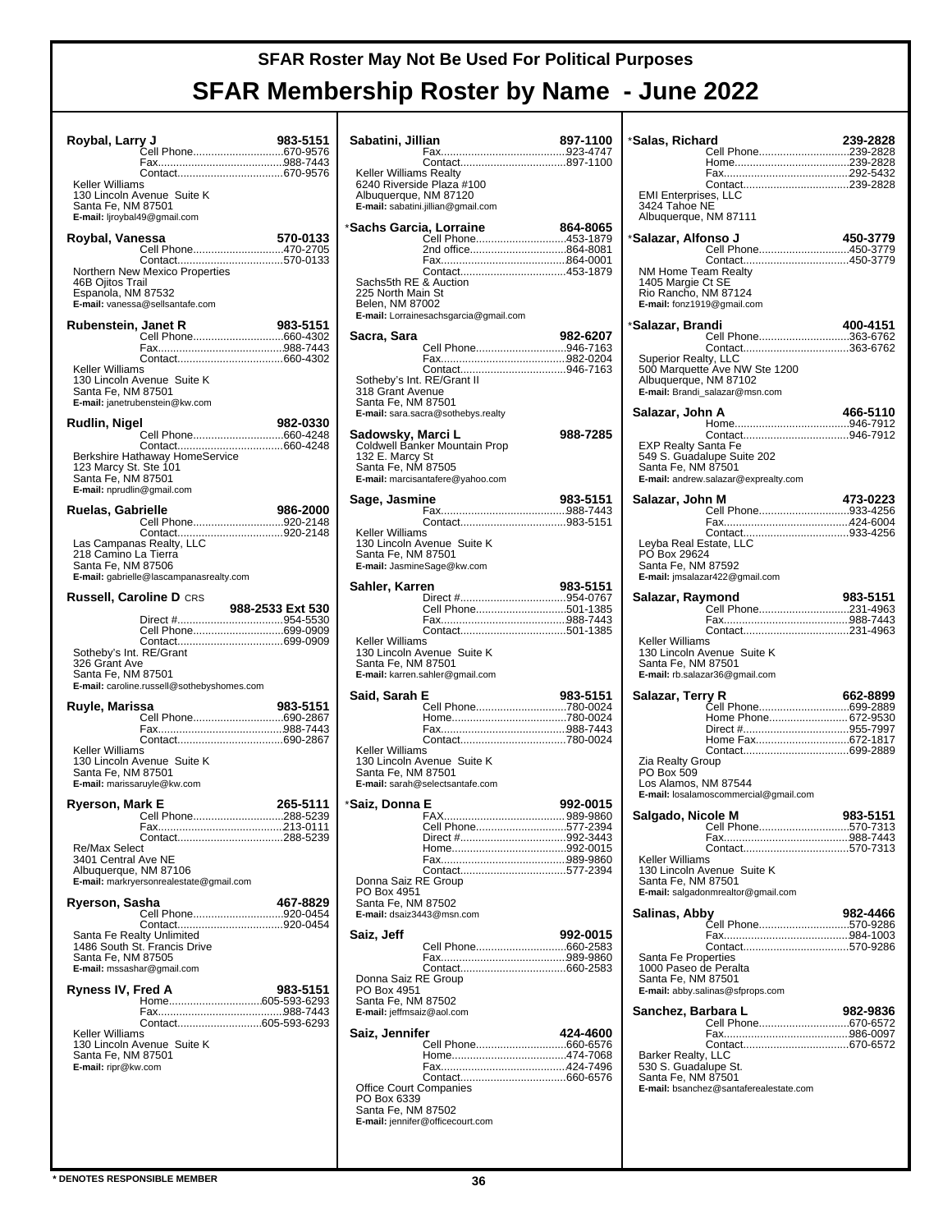# SFAR Roster May Not Be Used For Political Purposes

# SFAR Membership Roster by Name - June 2022

**Roybal, Larry J** 983-5151
Cell Phone....670-9576
Fax....988-7443
Contact....670-9576
Keller Williams
130 Lincoln Avenue Suite K
Santa Fe, NM 87501
**E-mail:** ljroybal49@gmail.com

**Roybal, Vanessa** 570-0133
Cell Phone....470-2705
Contact....570-0133
Northern New Mexico Properties
46B Ojitos Trail
Espanola, NM 87532
**E-mail:** vanessa@sellsantafe.com

**Rubenstein, Janet R** 983-5151
Cell Phone....660-4302
Fax....988-7443
Contact....660-4302
Keller Williams
130 Lincoln Avenue Suite K
Santa Fe, NM 87501
**E-mail:** janetrubenstein@kw.com

**Rudlin, Nigel** 982-0330
Cell Phone....660-4248
Contact....660-4248
Berkshire Hathaway HomeService
123 Marcy St. Ste 101
Santa Fe, NM 87501
**E-mail:** nprudlin@gmail.com

**Ruelas, Gabrielle** 986-2000
Cell Phone....920-2148
Contact....920-2148
Las Campanas Realty, LLC
218 Camino La Tierra
Santa Fe, NM 87506
**E-mail:** gabrielle@lascampanasrealty.com

**Russell, Caroline D** CRS
988-2533 Ext 530
Direct #....954-5530
Cell Phone....699-0909
Contact....699-0909
Sotheby's Int. RE/Grant
326 Grant Ave
Santa Fe, NM 87501
**E-mail:** caroline.russell@sothebyshomes.com

**Ruyle, Marissa** 983-5151
Cell Phone....690-2867
Fax....988-7443
Contact....690-2867
Keller Williams
130 Lincoln Avenue Suite K
Santa Fe, NM 87501
**E-mail:** marissaruyle@kw.com

**Ryerson, Mark E** 265-5111
Cell Phone....288-5239
Fax....213-0111
Contact....288-5239
Re/Max Select
3401 Central Ave NE
Albuquerque, NM 87106
**E-mail:** markryersonrealestate@gmail.com

**Ryerson, Sasha** 467-8829
Cell Phone....920-0454
Contact....920-0454
Santa Fe Realty Unlimited
1486 South St. Francis Drive
Santa Fe, NM 87505
**E-mail:** mssashar@gmail.com

**Ryness IV, Fred A** 983-5151
Home....605-593-6293
Fax....988-7443
Contact....605-593-6293
Keller Williams
130 Lincoln Avenue Suite K
Santa Fe, NM 87501
**E-mail:** ripr@kw.com

**Sabatini, Jillian** 897-1100
Fax....923-4747
Contact....897-1100
Keller Williams Realty
6240 Riverside Plaza #100
Albuquerque, NM 87120
**E-mail:** sabatini.jillian@gmail.com

***Sachs Garcia, Lorraine** 864-8065
Cell Phone....453-1879
2nd office....864-8081
Fax....864-0001
Contact....453-1879
Sachs5th RE & Auction
225 North Main St
Belen, NM 87002
**E-mail:** Lorrainesachsgarcia@gmail.com

**Sacra, Sara** 982-6207
Cell Phone....946-7163
Fax....982-0204
Contact....946-7163
Sotheby's Int. RE/Grant II
318 Grant Avenue
Santa Fe, NM 87501
**E-mail:** sara.sacra@sothebys.realty

**Sadowsky, Marci L** 988-7285
Coldwell Banker Mountain Prop
132 E. Marcy St
Santa Fe, NM 87505
**E-mail:** marcisantafere@yahoo.com

**Sage, Jasmine** 983-5151
Fax....988-7443
Contact....983-5151
Keller Williams
130 Lincoln Avenue Suite K
Santa Fe, NM 87501
**E-mail:** JasmineSage@kw.com

**Sahler, Karren** 983-5151
Direct #....954-0767
Cell Phone....501-1385
Fax....988-7443
Contact....501-1385
Keller Williams
130 Lincoln Avenue Suite K
Santa Fe, NM 87501
**E-mail:** karren.sahler@gmail.com

**Said, Sarah E** 983-5151
Cell Phone....780-0024
Home....780-0024
Fax....988-7443
Contact....780-0024
Keller Williams
130 Lincoln Avenue Suite K
Santa Fe, NM 87501
**E-mail:** sarah@selectsantafe.com

***Saiz, Donna E** 992-0015
FAX....989-9860
Cell Phone....577-2394
Direct #....992-3443
Home....992-0015
Fax....989-9860
Contact....577-2394
Donna Saiz RE Group
PO Box 4951
Santa Fe, NM 87502
**E-mail:** dsaiz3443@msn.com

**Saiz, Jeff** 992-0015
Cell Phone....660-2583
Fax....989-9860
Contact....660-2583
Donna Saiz RE Group
PO Box 4951
Santa Fe, NM 87502
**E-mail:** jeffmsaiz@aol.com

**Saiz, Jennifer** 424-4600
Cell Phone....660-6576
Home....474-7068
Fax....424-7496
Contact....660-6576
Office Court Companies
PO Box 6339
Santa Fe, NM 87502
**E-mail:** jennifer@officecourt.com

***Salas, Richard** 239-2828
Cell Phone....239-2828
Home....239-2828
Fax....292-5432
Contact....239-2828
EMI Enterprises, LLC
3424 Tahoe NE
Albuquerque, NM 87111

***Salazar, Alfonso J** 450-3779
Cell Phone....450-3779
Contact....450-3779
NM Home Team Realty
1405 Margie Ct SE
Rio Rancho, NM 87124
**E-mail:** fonz1919@gmail.com

***Salazar, Brandi** 400-4151
Cell Phone....363-6762
Contact....363-6762
Superior Realty, LLC
500 Marquette Ave NW Ste 1200
Albuquerque, NM 87102
**E-mail:** Brandi_salazar@msn.com

**Salazar, John A** 466-5110
Home....946-7912
Contact....946-7912
EXP Realty Santa Fe
549 S. Guadalupe Suite 202
Santa Fe, NM 87501
**E-mail:** andrew.salazar@exprealty.com

**Salazar, John M** 473-0223
Cell Phone....933-4256
Fax....424-6004
Contact....933-4256
Leyba Real Estate, LLC
PO Box 29624
Santa Fe, NM 87592
**E-mail:** jmsalazar422@gmail.com

**Salazar, Raymond** 983-5151
Cell Phone....231-4963
Fax....988-7443
Contact....231-4963
Keller Williams
130 Lincoln Avenue Suite K
Santa Fe, NM 87501
**E-mail:** rb.salazar36@gmail.com

**Salazar, Terry R** 662-8899
Cell Phone....699-2889
Home Phone....672-9530
Direct #....955-7997
Home Fax....672-1817
Contact....699-2889
Zia Realty Group
PO Box 509
Los Alamos, NM 87544
**E-mail:** losalamoscommercial@gmail.com

**Salgado, Nicole M** 983-5151
Cell Phone....570-7313
Fax....988-7443
Contact....570-7313
Keller Williams
130 Lincoln Avenue Suite K
Santa Fe, NM 87501
**E-mail:** salgadonmrealtor@gmail.com

**Salinas, Abby** 982-4466
Cell Phone....570-9286
Fax....984-1003
Contact....570-9286
Santa Fe Properties
1000 Paseo de Peralta
Santa Fe, NM 87501
**E-mail:** abby.salinas@sfprops.com

**Sanchez, Barbara L** 982-9836
Cell Phone....670-6572
Fax....986-0097
Contact....670-6572
Barker Realty, LLC
530 S. Guadalupe St.
Santa Fe, NM 87501
**E-mail:** bsanchez@santaferealestate.com

\* DENOTES RESPONSIBLE MEMBER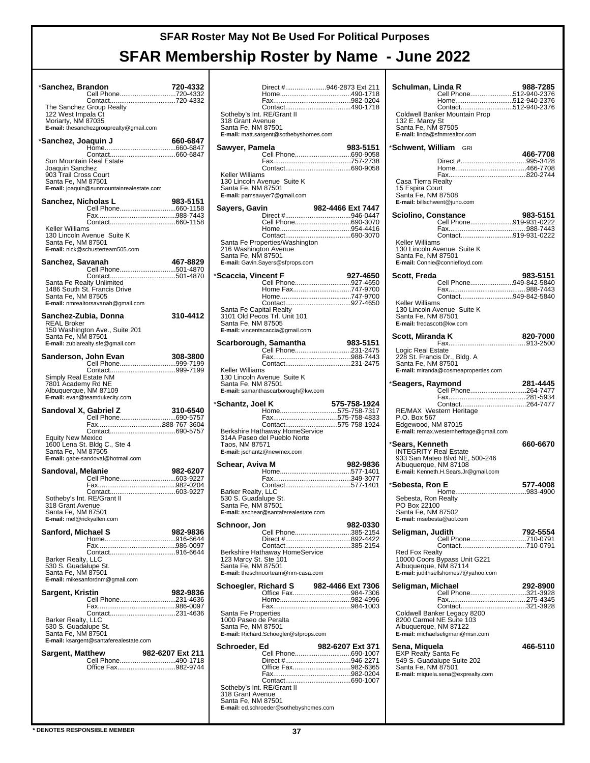# SFAR Roster May Not Be Used For Political Purposes

# SFAR Membership Roster by Name - June 2022

**\*Sanchez, Brandon** 720-4332
Cell Phone..............720-4332
Contact..............720-4332
The Sanchez Group Realty
122 West Impala Ct
Moriarty, NM 87035
**E-mail:** thesanchezgrouprealty@gmail.com

**\*Sanchez, Joaquin J** 660-6847
Home..............660-6847
Contact..............660-6847
Sun Mountain Real Estate
Joaquin Sanchez
903 Trail Cross Court
Santa Fe, NM 87501
**E-mail:** joaquin@sunmountainrealestate.com

**Sanchez, Nicholas L** 983-5151
Cell Phone..............660-1158
Fax..............988-7443
Contact..............660-1158
Keller Williams
130 Lincoln Avenue Suite K
Santa Fe, NM 87501
**E-mail:** nick@schusterteam505.com

**Sanchez, Savanah** 467-8829
Cell Phone..............501-4870
Contact..............501-4870
Santa Fe Realty Unlimited
1486 South St. Francis Drive
Santa Fe, NM 87505
**E-mail:** nmrealtorsavanah@gmail.com

**Sanchez-Zubia, Donna** 310-4412
REAL Broker
150 Washington Ave., Suite 201
Santa Fe, NM 87501
**E-mail:** zubiarealty.sfe@gmail.com

**Sanderson, John Evan** 308-3800
Cell Phone..............999-7199
Contact..............999-7199
Simply Real Estate NM
7801 Academy Rd NE
Albuquerque, NM 87109
**E-mail:** evan@teamdukecity.com

**Sandoval X, Gabriel Z** 310-6540
Cell Phone..............690-5757
Fax..............888-767-3604
Contact..............690-5757
Equity New Mexico
1600 Lena St. Bldg C., Ste 4
Santa Fe, NM 87505
**E-mail:** gabe-sandoval@hotmail.com

**Sandoval, Melanie** 982-6207
Cell Phone..............603-9227
Fax..............982-0204
Contact..............603-9227
Sotheby's Int. RE/Grant II
318 Grant Avenue
Santa Fe, NM 87501
**E-mail:** mel@rickyallen.com

**Sanford, Michael S** 982-9836
Home..............916-6644
Fax..............986-0097
Contact..............916-6644
Barker Realty, LLC
530 S. Guadalupe St.
Santa Fe, NM 87501
**E-mail:** mikesanfordnm@gmail.com

**Sargent, Kristin** 982-9836
Cell Phone..............231-4636
Fax..............986-0097
Contact..............231-4636
Barker Realty, LLC
530 S. Guadalupe St.
Santa Fe, NM 87501
**E-mail:** ksargent@santaferealestate.com

**Sargent, Matthew** 982-6207 Ext 211
Cell Phone..............490-1718
Office Fax..............982-9744
Direct #..............946-2873 Ext 211
Home..............490-1718
Fax..............982-0204
Contact..............490-1718
Sotheby's Int. RE/Grant II
318 Grant Avenue
Santa Fe, NM 87501
**E-mail:** matt.sargent@sothebyshomes.com

**Sawyer, Pamela** 983-5151
Cell Phone..............690-9058
Fax..............757-2738
Contact..............690-9058
Keller Williams
130 Lincoln Avenue Suite K
Santa Fe, NM 87501
**E-mail:** pamsawyer7@gmail.com

**Sayers, Gavin** 982-4466 Ext 7447
Direct #..............946-0447
Cell Phone..............690-3070
Home..............954-4416
Contact..............690-3070
Santa Fe Properties/Washington
216 Washington Avenue
Santa Fe, NM 87501
**E-mail:** Gavin.Sayers@sfprops.com

**\*Scaccia, Vincent F** 927-4650
Cell Phone..............927-4650
Home Fax..............747-9700
Home..............747-9700
Contact..............927-4650
Santa Fe Capital Realty
3101 Old Pecos Trl. Unit 101
Santa Fe, NM 87505
**E-mail:** vincentscaccia@gmail.com

**Scarborough, Samantha** 983-5151
Cell Phone..............231-2475
Fax..............988-7443
Contact..............231-2475
Keller Williams
130 Lincoln Avenue Suite K
Santa Fe, NM 87501
**E-mail:** samanthascarborough@kw.com

**\*Schantz, Joel K** 575-758-1924
Home..............575-758-7317
Fax..............575-758-4833
Contact..............575-758-1924
Berkshire Hathaway HomeService
314A Paseo del Pueblo Norte
Taos, NM 87571
**E-mail:** jschantz@newmex.com

**Schear, Aviva M** 982-9836
Home..............577-1401
Fax..............349-3077
Contact..............577-1401
Barker Realty, LLC
530 S. Guadalupe St.
Santa Fe, NM 87501
**E-mail:** aschear@santaferealestate.com

**Schnoor, Jon** 982-0330
Cell Phone..............385-2154
Direct #..............892-4422
Contact..............385-2154
Berkshire Hathaway HomeService
123 Marcy St. Ste 101
Santa Fe, NM 87501
**E-mail:** theschnoorteam@nm-casa.com

**Schoegler, Richard S** 982-4466 Ext 7306
Office Fax..............984-7306
Home..............982-4996
Fax..............984-1003
Santa Fe Properties
1000 Paseo de Peralta
Santa Fe, NM 87501
**E-mail:** Richard.Schoegler@sfprops.com

**Schroeder, Ed** 982-6207 Ext 371
Cell Phone..............690-1007
Direct #..............946-2271
Office Fax..............982-6365
Fax..............982-0204
Contact..............690-1007
Sotheby's Int. RE/Grant II
318 Grant Avenue
Santa Fe, NM 87501
**E-mail:** ed.schroeder@sothebyshomes.com

**Schulman, Linda R** 988-7285
Cell Phone..............512-940-2376
Home..............512-940-2376
Contact..............512-940-2376
Coldwell Banker Mountain Prop
132 E. Marcy St
Santa Fe, NM 87505
**E-mail:** linda@sfnmrealtor.com

**\*Schwent, William** GRI 466-7708
Direct #..............995-3428
Home..............466-7708
Fax..............820-2744
Casa Tierra Realty
15 Espira Court
Santa Fe, NM 87508
**E-mail:** billschwent@juno.com

**Sciolino, Constance** 983-5151
Cell Phone..............919-931-0222
Fax..............988-7443
Contact..............919-931-0222
Keller Williams
130 Lincoln Avenue Suite K
Santa Fe, NM 87501
**E-mail:** Connie@conniefloyd.com

**Scott, Freda** 983-5151
Cell Phone..............949-842-5840
Fax..............988-7443
Contact..............949-842-5840
Keller Williams
130 Lincoln Avenue Suite K
Santa Fe, NM 87501
**E-mail:** fredascott@kw.com

**Scott, Miranda K** 820-7000
Fax..............913-2500
Logic Real Estate
228 St. Francis Dr., Bldg. A
Santa Fe, NM 87501
**E-mail:** miranda@cosmeaproperties.com

**\*Seagers, Raymond** 281-4445
Cell Phone..............264-7477
Fax..............281-5934
Contact..............264-7477
RE/MAX Western Heritage
P.O. Box 567
Edgewood, NM 87015
**E-mail:** remax.westernheritage@gmail.com

**\*Sears, Kenneth** 660-6670
INTEGRITY Real Estate
933 San Mateo Blvd NE, 500-246
Albuquerque, NM 87108
**E-mail:** Kenneth.H.Sears.Jr@gmail.com

**\*Sebesta, Ron E** 577-4008
Home..............983-4900
Sebesta, Ron Realty
PO Box 22100
Santa Fe, NM 87502
**E-mail:** rnsebesta@aol.com

**Seligman, Judith** 792-5554
Cell Phone..............710-0791
Contact..............710-0791
Red Fox Realty
10000 Coors Bypass Unit G221
Albuquerque, NM 87114
**E-mail:** judithsellshomes7@yahoo.com

**Seligman, Michael** 292-8900
Cell Phone..............321-3928
Fax..............275-4345
Contact..............321-3928
Coldwell Banker Legacy 8200
8200 Carmel NE Suite 103
Albuquerque, NM 87122
**E-mail:** michaelseligman@msn.com

**Sena, Miquela** 466-5110
EXP Realty Santa Fe
549 S. Guadalupe Suite 202
Santa Fe, NM 87501
**E-mail:** miquela.sena@exprealty.com

\* DENOTES RESPONSIBLE MEMBER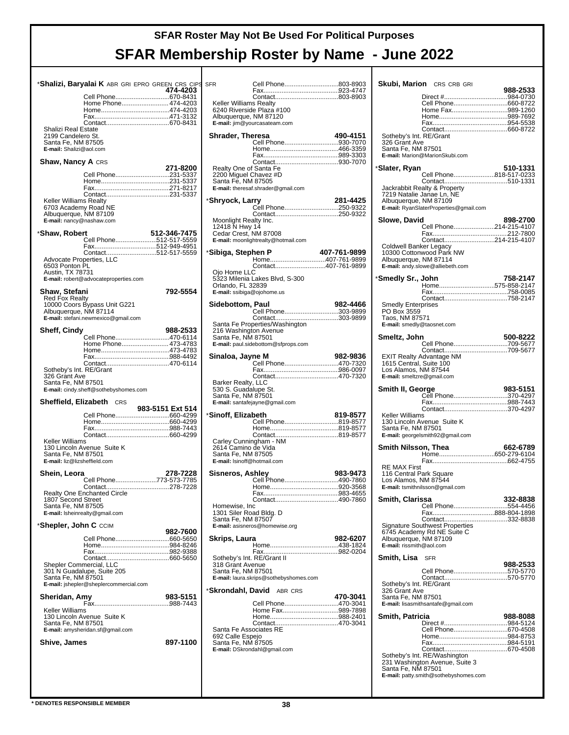# SFAR Roster May Not Be Used For Political Purposes

# SFAR Membership Roster by Name - June 2022

**\*Shalizi, Baryalai K** ABR GRI EPRO GREEN CRS CIPS SFR **474-4203**

Cell Phone.............................670-8431
Home Phone.........................474-4203
Home.....................................474-4203
Fax........................................471-3132
Contact..................................670-8431

Shalizi Real Estate
2199 Candelero St.
Santa Fe, NM 87505
**E-mail:** Shalizi@aol.com

**Shaw, Nancy A** CRS **271-8200**

Cell Phone.............................231-5337
Home.....................................231-5337
Fax........................................271-8217
Contact..................................231-5337

Keller Williams Realty
6703 Academy Road NE
Albuquerque, NM 87109
**E-mail:** nancy@nashaw.com

**\*Shaw, Robert** **512-346-7475**

Cell Phone......................512-517-5559
Fax...................................512-949-4951
Contact............................512-517-5559

Advocate Properties, LLC
6503 Ponton PL
Austin, TX 78731
**E-mail:** robert@advocateproperties.com

**Shaw, Stefani** **792-5554**

Red Fox Realty
10000 Coors Bypass Unit G221
Albuquerque, NM 87114
**E-mail:** stefani.newmexico@gmail.com

**Sheff, Cindy** **988-2533**

Cell Phone.............................470-6114
Home Phone.........................473-4783
Home.....................................473-4783
Fax........................................988-4492
Contact..................................470-6114

Sotheby's Int. RE/Grant
326 Grant Ave
Santa Fe, NM 87501
**E-mail:** cindy.sheff@sothebyshomes.com

**Sheffield, Elizabeth** CRS **983-5151 Ext 514**

Cell Phone.............................660-4299
Home.....................................660-4299
Fax........................................988-7443
Contact..................................660-4299

Keller Williams
130 Lincoln Avenue Suite K
Santa Fe, NM 87501
**E-mail:** liz@lizsheffield.com

**Shein, Leora** **278-7228**

Cell Phone......................773-573-7785
Contact..................................278-7228

Realty One Enchanted Circle
1807 Second Street
Santa Fe, NM 87505
**E-mail:** lsheinrealty@gmail.com

**\*Shepler, John C** CCIM **982-7600**

Cell Phone.............................660-5650
Home.....................................984-8246
Fax........................................982-9388
Contact..................................660-5650

Shepler Commercial, LLC
301 N Guadalupe, Suite 205
Santa Fe, NM 87501
**E-mail:** jshepler@sheplercommercial.com

**Sheridan, Amy** **983-5151**

Fax........................................988-7443

Keller Williams
130 Lincoln Avenue Suite K
Santa Fe, NM 87501
**E-mail:** amysheridan.sf@gmail.com

**Shive, James** **897-1100**

Cell Phone.............................803-8903
Fax........................................923-4747
Contact..................................803-8903

Keller Williams Realty
6240 Riverside Plaza #100
Albuquerque, NM 87120
**E-mail:** jim@yourcasateam.com

**Shrader, Theresa** **490-4151**

Cell Phone.............................930-7070
Home.....................................466-3359
Fax........................................989-3303
Contact..................................930-7070

Realty One of Santa Fe
2200 Miguel Chavez #D
Santa Fe, NM 87505
**E-mail:** theresaf.shrader@gmail.com

**\*Shryock, Larry** **281-4425**

Cell Phone.............................250-9322
Contact..................................250-9322

Moonlight Realty Inc.
12418 N Hwy 14
Cedar Crest, NM 87008
**E-mail:** moonlightrealty@hotmail.com

**\*Sibiga, Stephen P** **407-761-9899**

Home..............................407-761-9899
Contact............................407-761-9899

Ojo Home LLC
5323 Milenia Lakes Blvd, S-300
Orlando, FL 32839
**E-mail:** ssibiga@ojohome.us

**Sidebottom, Paul** **982-4466**

Cell Phone.............................303-9899
Contact..................................303-9899

Santa Fe Properties/Washington
216 Washington Avenue
Santa Fe, NM 87501
**E-mail:** paul.sidebottom@sfprops.com

**Sinaloa, Jayne M** **982-9836**

Cell Phone.............................470-7320
Fax........................................986-0097
Contact..................................470-7320

Barker Realty, LLC
530 S. Guadalupe St.
Santa Fe, NM 87501
**E-mail:** santafejayne@gmail.com

**\*Sinoff, Elizabeth** **819-8577**

Cell Phone.............................819-8577
Home.....................................819-8577
Contact..................................819-8577

Carley Cunningham - NM
2614 Camino de Vida
Santa Fe, NM 87505
**E-mail:** lsinoff@hotmail.com

**Sisneros, Ashley** **983-9473**

Cell Phone.............................490-7860
Home.....................................920-3568
Fax........................................983-4655
Contact..................................490-7860

Homewise, Inc
1301 Siler Road Bldg. D
Santa Fe, NM 87507
**E-mail:** asisneros@homewise.org

**Skrips, Laura** **982-6207**

Home.....................................438-1824
Fax........................................982-0204

Sotheby's Int. RE/Grant II
318 Grant Avenue
Santa Fe, NM 87501
**E-mail:** laura.skrips@sothebyshomes.com

**\*Skrondahl, David** ABR CRS **470-3041**

Cell Phone.............................470-3041
Home Fax...............................989-7898
Home.....................................988-2401
Contact..................................470-3041

Santa Fe Associates RE
692 Calle Espejo
Santa Fe, NM 87505
**E-mail:** DSkrondahl@gmail.com

**Skubi, Marion** CRS CRB GRI **988-2533**

Direct #..................................984-0730
Cell Phone.............................660-8722
Home Fax...............................989-1260
Home.....................................989-7692
Fax........................................954-5538
Contact..................................660-8722

Sotheby's Int. RE/Grant
326 Grant Ave
Santa Fe, NM 87501
**E-mail:** Marion@MarionSkubi.com

**\*Slater, Ryan** **510-1331**

Cell Phone......................818-517-0233
Contact..................................510-1331

Jackrabbit Realty & Property
7219 Natalie Janae Ln, NE
Albuquerque, NM 87109
**E-mail:** RyanSlaterProperties@gmail.com

**Slowe, David** **898-2700**

Cell Phone......................214-215-4107
Fax........................................212-7800
Contact............................214-215-4107

Coldwell Banker Legacy
10300 Cottonwood Park NW
Albuquerque, NM 87114
**E-mail:** andy.slowe@alliebeth.com

**\*Smedly Sr., John** **758-2147**

Home..............................575-858-2147
Fax........................................758-0085
Contact..................................758-2147

Smedly Enterprises
PO Box 3559
Taos, NM 87571
**E-mail:** smedly@taosnet.com

**Smeltz, John** **500-8222**

Cell Phone.............................709-5677
Contact..................................709-5677

EXIT Realty Advantage NM
1615 Central, Suite 100
Los Alamos, NM 87544
**E-mail:** smeltzre@gmail.com

**Smith II, George** **983-5151**

Cell Phone.............................370-4297
Fax........................................988-7443
Contact..................................370-4297

Keller Williams
130 Lincoln Avenue Suite K
Santa Fe, NM 87501
**E-mail:** georgelsmith92@gmail.com

**Smith Nilsson, Thea** **662-6789**

Home..............................650-279-6104
Fax........................................662-4755

RE MAX First
116 Central Park Square
Los Alamos, NM 87544
**E-mail:** tsmithnilsson@gmail.com

**Smith, Clarissa** **332-8838**

Cell Phone.............................554-4456
Fax..................................888-804-1898
Contact..................................332-8838

Signature Southwest Properties
6745 Academy Rd NE Suite C
Albuquerque, NM 87109
**E-mail:** rissmith@aol.com

**Smith, Lisa** SFR **988-2533**

Cell Phone.............................570-5770
Contact..................................570-5770

Sotheby's Int. RE/Grant
326 Grant Ave
Santa Fe, NM 87501
**E-mail:** lisasmithsantafe@gmail.com

**Smith, Patricia** **988-8088**

Direct #..................................984-5124
Cell Phone.............................670-4508
Home.....................................984-8753
Fax........................................984-5191
Contact..................................670-4508

Sotheby's Int. RE/Washington
231 Washington Avenue, Suite 3
Santa Fe, NM 87501
**E-mail:** patty.smith@sothebyshomes.com

**\* DENOTES RESPONSIBLE MEMBER**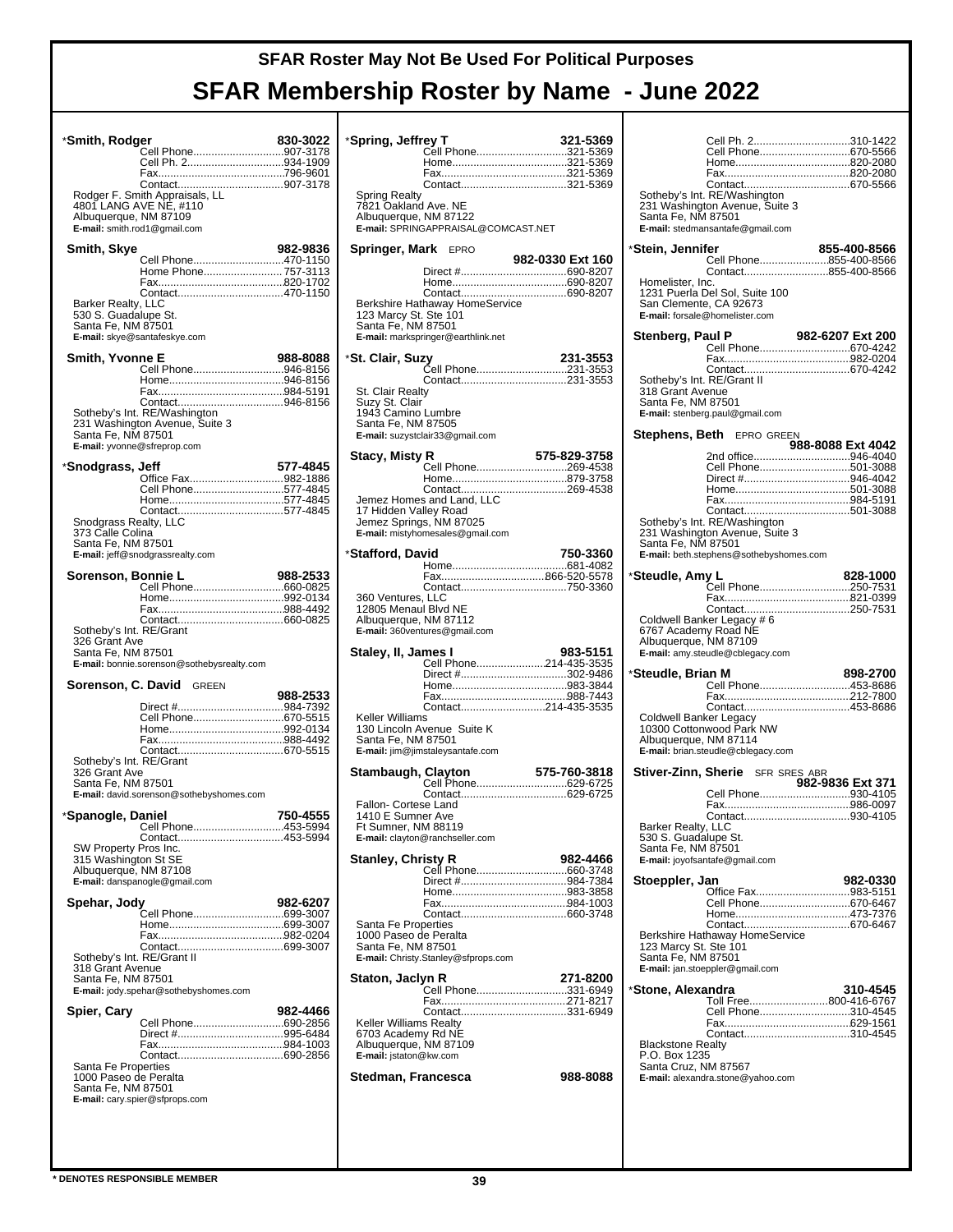# SFAR Roster May Not Be Used For Political Purposes

# SFAR Membership Roster by Name - June 2022

**\*Smith, Rodger** 830-3022
Cell Phone....907-3178
Cell Ph. 2....934-1909
Fax....796-9601
Contact....907-3178
Rodger F. Smith Appraisals, LL
4801 LANG AVE NE, #110
Albuquerque, NM 87109
**E-mail:** smith.rod1@gmail.com

**Smith, Skye** 982-9836
Cell Phone....470-1150
Home Phone....757-3113
Fax....820-1702
Contact....470-1150
Barker Realty, LLC
530 S. Guadalupe St.
Santa Fe, NM 87501
**E-mail:** skye@santafeskye.com

**Smith, Yvonne E** 988-8088
Cell Phone....946-8156
Home....946-8156
Fax....984-5191
Contact....946-8156
Sotheby's Int. RE/Washington
231 Washington Avenue, Suite 3
Santa Fe, NM 87501
**E-mail:** yvonne@sfreprop.com

**\*Snodgrass, Jeff** 577-4845
Office Fax....982-1886
Cell Phone....577-4845
Home....577-4845
Contact....577-4845
Snodgrass Realty, LLC
373 Calle Colina
Santa Fe, NM 87501
**E-mail:** jeff@snodgrassrealty.com

**Sorenson, Bonnie L** 988-2533
Cell Phone....660-0825
Home....992-0134
Fax....988-4492
Contact....660-0825
Sotheby's Int. RE/Grant
326 Grant Ave
Santa Fe, NM 87501
**E-mail:** bonnie.sorenson@sothebysrealty.com

**Sorenson, C. David** GREEN 988-2533
Direct #....984-7392
Cell Phone....670-5515
Home....992-0134
Fax....988-4492
Contact....670-5515
Sotheby's Int. RE/Grant
326 Grant Ave
Santa Fe, NM 87501
**E-mail:** david.sorenson@sothebyshomes.com

**\*Spanogle, Daniel** 750-4555
Cell Phone....453-5994
Contact....453-5994
SW Property Pros Inc.
315 Washington St SE
Albuquerque, NM 87108
**E-mail:** danspanogle@gmail.com

**Spehar, Jody** 982-6207
Cell Phone....699-3007
Home....699-3007
Fax....982-0204
Contact....699-3007
Sotheby's Int. RE/Grant II
318 Grant Avenue
Santa Fe, NM 87501
**E-mail:** jody.spehar@sothebyshomes.com

**Spier, Cary** 982-4466
Cell Phone....690-2856
Direct #....995-6484
Fax....984-1003
Contact....690-2856
Santa Fe Properties
1000 Paseo de Peralta
Santa Fe, NM 87501
**E-mail:** cary.spier@sfprops.com

**\*Spring, Jeffrey T** 321-5369
Cell Phone....321-5369
Home....321-5369
Fax....321-5369
Contact....321-5369
Spring Realty
7821 Oakland Ave. NE
Albuquerque, NM 87122
**E-mail:** SPRINGAPPRAISAL@COMCAST.NET

**Springer, Mark** EPRO 982-0330 Ext 160
Direct #....690-8207
Home....690-8207
Contact....690-8207
Berkshire Hathaway HomeService
123 Marcy St. Ste 101
Santa Fe, NM 87501
**E-mail:** markspringer@earthlink.net

**\*St. Clair, Suzy** 231-3553
Cell Phone....231-3553
Contact....231-3553
St. Clair Realty
Suzy St. Clair
1943 Camino Lumbre
Santa Fe, NM 87505
**E-mail:** suzystclair33@gmail.com

**Stacy, Misty R** 575-829-3758
Cell Phone....269-4538
Home....879-3758
Contact....269-4538
Jemez Homes and Land, LLC
17 Hidden Valley Road
Jemez Springs, NM 87025
**E-mail:** mistyhomesales@gmail.com

**\*Stafford, David** 750-3360
Home....681-4082
Fax....866-520-5578
Contact....750-3360
360 Ventures, LLC
12805 Menaul Blvd NE
Albuquerque, NM 87112
**E-mail:** 360ventures@gmail.com

**Staley, II, James I** 983-5151
Cell Phone....214-435-3535
Direct #....302-9486
Home....983-3844
Fax....988-7443
Contact....214-435-3535
Keller Williams
130 Lincoln Avenue Suite K
Santa Fe, NM 87501
**E-mail:** jim@jimstaleysantafe.com

**Stambaugh, Clayton** 575-760-3818
Cell Phone....629-6725
Contact....629-6725
Fallon- Cortese Land
1410 E Sumner Ave
Ft Sumner, NM 88119
**E-mail:** clayton@ranchseller.com

**Stanley, Christy R** 982-4466
Cell Phone....660-3748
Direct #....984-7384
Home....983-3858
Fax....984-1003
Contact....660-3748
Santa Fe Properties
1000 Paseo de Peralta
Santa Fe, NM 87501
**E-mail:** Christy.Stanley@sfprops.com

**Staton, Jaclyn R** 271-8200
Cell Phone....331-6949
Fax....271-8217
Contact....331-6949
Keller Williams Realty
6703 Academy Rd NE
Albuquerque, NM 87109
**E-mail:** jstaton@kw.com

**Stedman, Francesca** 988-8088
Cell Ph. 2....310-1422
Cell Phone....670-5566
Home....820-2080
Fax....820-2080
Contact....670-5566
Sotheby's Int. RE/Washington
231 Washington Avenue, Suite 3
Santa Fe, NM 87501
**E-mail:** stedmansantafe@gmail.com

**\*Stein, Jennifer** 855-400-8566
Cell Phone....855-400-8566
Contact....855-400-8566
Homelister, Inc.
1231 Puerla Del Sol, Suite 100
San Clemente, CA 92673
**E-mail:** forsale@homelister.com

**Stenberg, Paul P** 982-6207 Ext 200
Cell Phone....670-4242
Fax....982-0204
Contact....670-4242
Sotheby's Int. RE/Grant II
318 Grant Avenue
Santa Fe, NM 87501
**E-mail:** stenberg.paul@gmail.com

**Stephens, Beth** EPRO GREEN 988-8088 Ext 4042
2nd office....946-4040
Cell Phone....501-3088
Direct #....946-4042
Home....501-3088
Fax....984-5191
Contact....501-3088
Sotheby's Int. RE/Washington
231 Washington Avenue, Suite 3
Santa Fe, NM 87501
**E-mail:** beth.stephens@sothebyshomes.com

**\*Steudle, Amy L** 828-1000
Cell Phone....250-7531
Fax....821-0399
Contact....250-7531
Coldwell Banker Legacy # 6
6767 Academy Road NE
Albuquerque, NM 87109
**E-mail:** amy.steudle@cblegacy.com

**\*Steudle, Brian M** 898-2700
Cell Phone....453-8686
Fax....212-7800
Contact....453-8686
Coldwell Banker Legacy
10300 Cottonwood Park NW
Albuquerque, NM 87114
**E-mail:** brian.steudle@cblegacy.com

**Stiver-Zinn, Sherie** SFR SRES ABR 982-9836 Ext 371
Cell Phone....930-4105
Fax....986-0097
Contact....930-4105
Barker Realty, LLC
530 S. Guadalupe St.
Santa Fe, NM 87501
**E-mail:** joyofsantafe@gmail.com

**Stoeppler, Jan** 982-0330
Office Fax....983-5151
Cell Phone....670-6467
Home....473-7376
Contact....670-6467
Berkshire Hathaway HomeService
123 Marcy St. Ste 101
Santa Fe, NM 87501
**E-mail:** jan.stoeppler@gmail.com

**\*Stone, Alexandra** 310-4545
Toll Free....800-416-6767
Cell Phone....310-4545
Fax....629-1561
Contact....310-4545
Blackstone Realty
P.O. Box 1235
Santa Cruz, NM 87567
**E-mail:** alexandra.stone@yahoo.com

\* DENOTES RESPONSIBLE MEMBER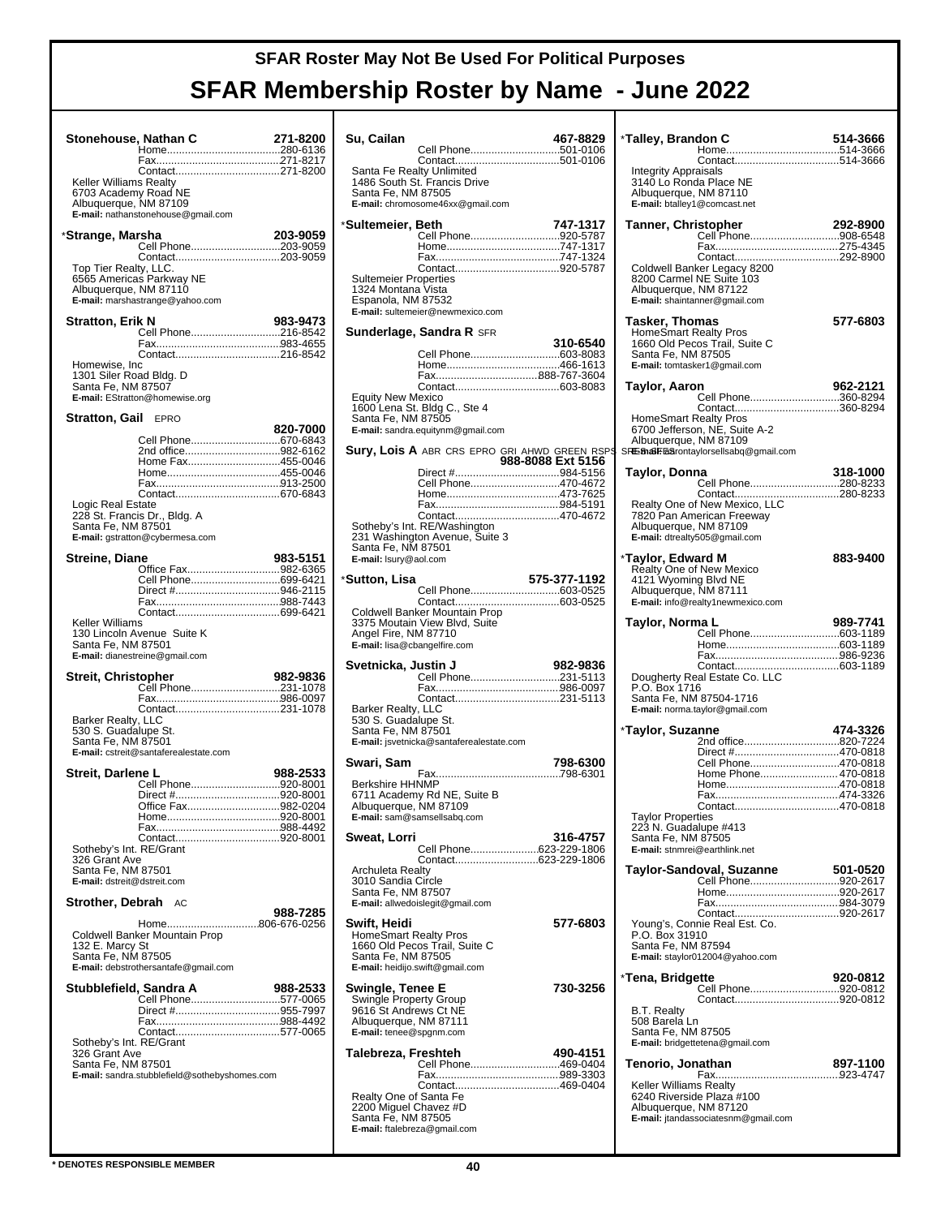# SFAR Roster May Not Be Used For Political Purposes

# SFAR Membership Roster by Name - June 2022

**Stonehouse, Nathan C** — 271-8200
Home....280-6136
Fax....271-8217
Contact....271-8200
Keller Williams Realty
6703 Academy Road NE
Albuquerque, NM 87109
**E-mail:** nathanstonehouse@gmail.com

**\*Strange, Marsha** — 203-9059
Cell Phone....203-9059
Contact....203-9059
Top Tier Realty, LLC.
6565 Americas Parkway NE
Albuquerque, NM 87110
**E-mail:** marshastrange@yahoo.com

**Stratton, Erik N** — 983-9473
Cell Phone....216-8542
Fax....983-4655
Contact....216-8542
Homewise, Inc
1301 Siler Road Bldg. D
Santa Fe, NM 87507
**E-mail:** EStratton@homewise.org

**Stratton, Gail** EPRO — 820-7000
Cell Phone....670-6843
2nd office....982-6162
Home Fax....455-0046
Home....455-0046
Fax....913-2500
Contact....670-6843
Logic Real Estate
228 St. Francis Dr., Bldg. A
Santa Fe, NM 87501
**E-mail:** gstratton@cybermesa.com

**Streine, Diane** — 983-5151
Office Fax....982-6365
Cell Phone....699-6421
Direct #....946-2115
Fax....988-7443
Contact....699-6421
Keller Williams
130 Lincoln Avenue Suite K
Santa Fe, NM 87501
**E-mail:** dianestreine@gmail.com

**Streit, Christopher** — 982-9836
Cell Phone....231-1078
Fax....986-0097
Contact....231-1078
Barker Realty, LLC
530 S. Guadalupe St.
Santa Fe, NM 87501
**E-mail:** cstreit@santaferealestate.com

**Streit, Darlene L** — 988-2533
Cell Phone....920-8001
Direct #....920-8001
Office Fax....982-0204
Home....920-8001
Fax....988-4492
Contact....920-8001
Sotheby's Int. RE/Grant
326 Grant Ave
Santa Fe, NM 87501
**E-mail:** dstreit@dstreit.com

**Strother, Debrah** AC — 988-7285
Home....806-676-0256
Coldwell Banker Mountain Prop
132 E. Marcy St
Santa Fe, NM 87505
**E-mail:** debstrothersantafe@gmail.com

**Stubblefield, Sandra A** — 988-2533
Cell Phone....577-0065
Direct #....955-7997
Fax....988-4492
Contact....577-0065
Sotheby's Int. RE/Grant
326 Grant Ave
Santa Fe, NM 87501
**E-mail:** sandra.stubblefield@sothebyshomes.com

**Su, Cailan** — 467-8829
Cell Phone....501-0106
Contact....501-0106
Santa Fe Realty Unlimited
1486 South St. Francis Drive
Santa Fe, NM 87505
**E-mail:** chromosome46xx@gmail.com

**\*Sultemeier, Beth** — 747-1317
Cell Phone....920-5787
Home....747-1317
Fax....747-1324
Contact....920-5787
Sultemeier Properties
1324 Montana Vista
Espanola, NM 87532
**E-mail:** sultemeier@newmexico.com

**Sunderlage, Sandra R** SFR — 310-6540
Cell Phone....603-8083
Home....466-1613
Fax....888-767-3604
Contact....603-8083
Equity New Mexico
1600 Lena St. Bldg C., Ste 4
Santa Fe, NM 87505
**E-mail:** sandra.equitynm@gmail.com

**Sury, Lois A** ABR CRS EPRO GRI AHWD GREEN RSPS SRES SFR — 988-8088 Ext 5156
Direct #....984-5156
Cell Phone....470-4672
Home....473-7625
Fax....984-5191
Contact....470-4672
Sotheby's Int. RE/Washington
231 Washington Avenue, Suite 3
Santa Fe, NM 87501
**E-mail:** lsury@aol.com

**\*Sutton, Lisa** — 575-377-1192
Cell Phone....603-0525
Contact....603-0525
Coldwell Banker Mountain Prop
3375 Moutain View Blvd, Suite
Angel Fire, NM 87710
**E-mail:** lisa@cbangelfire.com

**Svetnicka, Justin J** — 982-9836
Cell Phone....231-5113
Fax....986-0097
Contact....231-5113
Barker Realty, LLC
530 S. Guadalupe St.
Santa Fe, NM 87501
**E-mail:** jsvetnicka@santaferealestate.com

**Swari, Sam** — 798-6300
Fax....798-6301
Berkshire HHNMP
6711 Academy Rd NE, Suite B
Albuquerque, NM 87109
**E-mail:** sam@samsellsabq.com

**Sweat, Lorri** — 316-4757
Cell Phone....623-229-1806
Contact....623-229-1806
Archuleta Realty
3010 Sandia Circle
Santa Fe, NM 87507
**E-mail:** allwedoislegit@gmail.com

**Swift, Heidi** — 577-6803
HomeSmart Realty Pros
1660 Old Pecos Trail, Suite C
Santa Fe, NM 87505
**E-mail:** heidijo.swift@gmail.com

**Swingle, Tenee E** — 730-3256
Swingle Property Group
9616 St Andrews Ct NE
Albuquerque, NM 87111
**E-mail:** tenee@spgnm.com

**Talebreza, Freshteh** — 490-4151
Cell Phone....469-0404
Fax....989-3303
Contact....469-0404
Realty One of Santa Fe
2200 Miguel Chavez #D
Santa Fe, NM 87505
**E-mail:** ftalebreza@gmail.com

**\*Talley, Brandon C** — 514-3666
Home....514-3666
Contact....514-3666
Integrity Appraisals
3140 Lo Ronda Place NE
Albuquerque, NM 87110
**E-mail:** btalley1@comcast.net

**Tanner, Christopher** — 292-8900
Cell Phone....908-6548
Fax....275-4345
Contact....292-8900
Coldwell Banker Legacy 8200
8200 Carmel NE Suite 103
Albuquerque, NM 87122
**E-mail:** shaintanner@gmail.com

**Tasker, Thomas** — 577-6803
HomeSmart Realty Pros
1660 Old Pecos Trail, Suite C
Santa Fe, NM 87505
**E-mail:** tomtasker1@gmail.com

**Taylor, Aaron** — 962-2121
Cell Phone....360-8294
Contact....360-8294
HomeSmart Realty Pros
6700 Jefferson, NE, Suite A-2
Albuquerque, NM 87109
**E-mail:** aarontaylorsellsabq@gmail.com

**Taylor, Donna** — 318-1000
Cell Phone....280-8233
Contact....280-8233
Realty One of New Mexico, LLC
7820 Pan American Freeway
Albuquerque, NM 87109
**E-mail:** dtrealty505@gmail.com

**\*Taylor, Edward M** — 883-9400
Realty One of New Mexico
4121 Wyoming Blvd NE
Albuquerque, NM 87111
**E-mail:** info@realty1newmexico.com

**Taylor, Norma L** — 989-7741
Cell Phone....603-1189
Home....603-1189
Fax....986-9236
Contact....603-1189
Dougherty Real Estate Co. LLC
P.O. Box 1716
Santa Fe, NM 87504-1716
**E-mail:** norma.taylor@gmail.com

**\*Taylor, Suzanne** — 474-3326
2nd office....820-7224
Direct #....470-0818
Cell Phone....470-0818
Home Phone.... 470-0818
Home....470-0818
Fax....474-3326
Contact....470-0818
Taylor Properties
223 N. Guadalupe #413
Santa Fe, NM 87505
**E-mail:** stnmrei@earthlink.net

**Taylor-Sandoval, Suzanne** — 501-0520
Cell Phone....920-2617
Home....920-2617
Fax....984-3079
Contact....920-2617
Young's, Connie Real Est. Co.
P.O. Box 31910
Santa Fe, NM 87594
**E-mail:** staylor012004@yahoo.com

**\*Tena, Bridgette** — 920-0812
Cell Phone....920-0812
Contact....920-0812
B.T. Realty
508 Barela Ln
Santa Fe, NM 87505
**E-mail:** bridgettetena@gmail.com

**Tenorio, Jonathan** — 897-1100
Fax....923-4747
Keller Williams Realty
6240 Riverside Plaza #100
Albuquerque, NM 87120
**E-mail:** jtandassociatesnm@gmail.com

**\* DENOTES RESPONSIBLE MEMBER**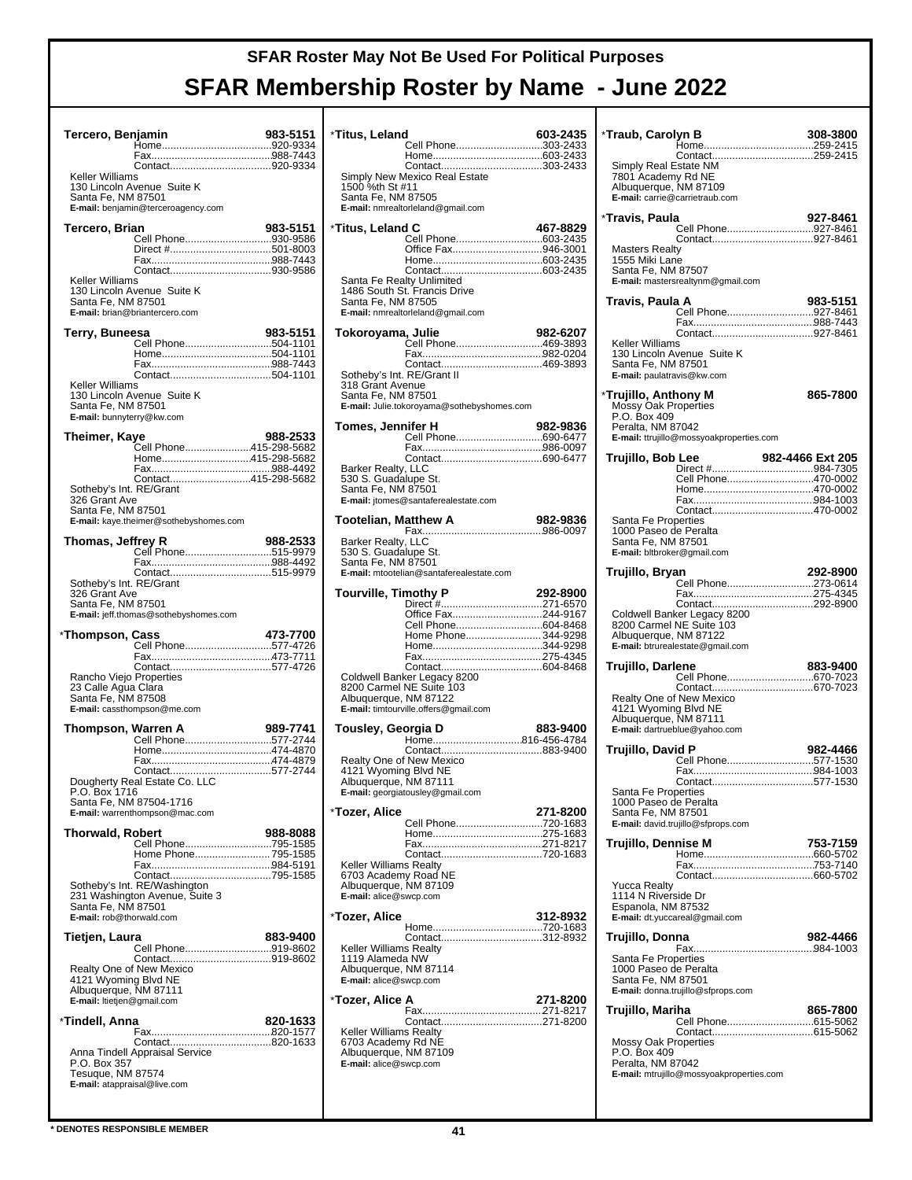# SFAR Roster May Not Be Used For Political Purposes

# SFAR Membership Roster by Name - June 2022

**Tercero, Benjamin** 983-5151
Home....920-9334
Fax....988-7443
Contact....920-9334
Keller Williams
130 Lincoln Avenue Suite K
Santa Fe, NM 87501
**E-mail:** benjamin@terceroagency.com

**Tercero, Brian** 983-5151
Cell Phone....930-9586
Direct #....501-8003
Fax....988-7443
Contact....930-9586
Keller Williams
130 Lincoln Avenue Suite K
Santa Fe, NM 87501
**E-mail:** brian@briantercero.com

**Terry, Buneesa** 983-5151
Cell Phone....504-1101
Home....504-1101
Fax....988-7443
Contact....504-1101
Keller Williams
130 Lincoln Avenue Suite K
Santa Fe, NM 87501
**E-mail:** bunnyterry@kw.com

**Theimer, Kaye** 988-2533
Cell Phone....415-298-5682
Home....415-298-5682
Fax....988-4492
Contact....415-298-5682
Sotheby's Int. RE/Grant
326 Grant Ave
Santa Fe, NM 87501
**E-mail:** kaye.theimer@sothebyshomes.com

**Thomas, Jeffrey R** 988-2533
Cell Phone....515-9979
Fax....988-4492
Contact....515-9979
Sotheby's Int. RE/Grant
326 Grant Ave
Santa Fe, NM 87501
**E-mail:** jeff.thomas@sothebyshomes.com

*__Thompson, Cass__ 473-7700
Cell Phone....577-4726
Fax....473-7711
Contact....577-4726
Rancho Viejo Properties
23 Calle Agua Clara
Santa Fe, NM 87508
**E-mail:** cassthompson@me.com

**Thompson, Warren A** 989-7741
Cell Phone....577-2744
Home....474-4870
Fax....474-4879
Contact....577-2744
Dougherty Real Estate Co. LLC
P.O. Box 1716
Santa Fe, NM 87504-1716
**E-mail:** warrenthompson@mac.com

**Thorwald, Robert** 988-8088
Cell Phone....795-1585
Home Phone....795-1585
Fax....984-5191
Contact....795-1585
Sotheby's Int. RE/Washington
231 Washington Avenue, Suite 3
Santa Fe, NM 87501
**E-mail:** rob@thorwald.com

**Tietjen, Laura** 883-9400
Cell Phone....919-8602
Contact....919-8602
Realty One of New Mexico
4121 Wyoming Blvd NE
Albuquerque, NM 87111
**E-mail:** ltietjen@gmail.com

*__Tindell, Anna__ 820-1633
Fax....820-1577
Contact....820-1633
Anna Tindell Appraisal Service
P.O. Box 357
Tesuque, NM 87574
**E-mail:** atappraisal@live.com

*__Titus, Leland__ 603-2435
Cell Phone....303-2433
Home....603-2433
Contact....303-2433
Simply New Mexico Real Estate
1500 %th St #11
Santa Fe, NM 87505
**E-mail:** nmrealtorleland@gmail.com

*__Titus, Leland C__ 467-8829
Cell Phone....603-2435
Office Fax....946-3001
Home....603-2435
Contact....603-2435
Santa Fe Realty Unlimited
1486 South St. Francis Drive
Santa Fe, NM 87505
**E-mail:** nmrealtorleland@gmail.com

**Tokoroyama, Julie** 982-6207
Cell Phone....469-3893
Fax....982-0204
Contact....469-3893
Sotheby's Int. RE/Grant II
318 Grant Avenue
Santa Fe, NM 87501
**E-mail:** Julie.tokoroyama@sothebyshomes.com

**Tomes, Jennifer H** 982-9836
Cell Phone....690-6477
Fax....986-0097
Contact....690-6477
Barker Realty, LLC
530 S. Guadalupe St.
Santa Fe, NM 87501
**E-mail:** jtomes@santaferealestate.com

**Tootelian, Matthew A** 982-9836
Fax....986-0097
Barker Realty, LLC
530 S. Guadalupe St.
Santa Fe, NM 87501
**E-mail:** mtootelian@santaferealestate.com

**Tourville, Timothy P** 292-8900
Direct #....271-6570
Office Fax....244-9167
Cell Phone....604-8468
Home Phone....344-9298
Home....344-9298
Fax....275-4345
Contact....604-8468
Coldwell Banker Legacy 8200
8200 Carmel NE Suite 103
Albuquerque, NM 87122
**E-mail:** timtourville.offers@gmail.com

**Tousley, Georgia D** 883-9400
Home....816-456-4784
Contact....883-9400
Realty One of New Mexico
4121 Wyoming Blvd NE
Albuquerque, NM 87111
**E-mail:** georgiatousley@gmail.com

*__Tozer, Alice__ 271-8200
Cell Phone....720-1683
Home....275-1683
Fax....271-8217
Contact....720-1683
Keller Williams Realty
6703 Academy Road NE
Albuquerque, NM 87109
**E-mail:** alice@swcp.com

*__Tozer, Alice__ 312-8932
Home....720-1683
Contact....312-8932
Keller Williams Realty
1119 Alameda NW
Albuquerque, NM 87114
**E-mail:** alice@swcp.com

*__Tozer, Alice A__ 271-8200
Fax....271-8217
Contact....271-8200
Keller Williams Realty
6703 Academy Rd NE
Albuquerque, NM 87109
**E-mail:** alice@swcp.com

*__Traub, Carolyn B__ 308-3800
Home....259-2415
Contact....259-2415
Simply Real Estate NM
7801 Academy Rd NE
Albuquerque, NM 87109
**E-mail:** carrie@carrietraub.com

*__Travis, Paula__ 927-8461
Cell Phone....927-8461
Contact....927-8461
Masters Realty
1555 Miki Lane
Santa Fe, NM 87507
**E-mail:** mastersrealtynm@gmail.com

**Travis, Paula A** 983-5151
Cell Phone....927-8461
Fax....988-7443
Contact....927-8461
Keller Williams
130 Lincoln Avenue Suite K
Santa Fe, NM 87501
**E-mail:** paulatravis@kw.com

*__Trujillo, Anthony M__ 865-7800
Mossy Oak Properties
P.O. Box 409
Peralta, NM 87042
**E-mail:** ttrujillo@mossyoakproperties.com

**Trujillo, Bob Lee** 982-4466 Ext 205
Direct #....984-7305
Cell Phone....470-0002
Home....470-0002
Fax....984-1003
Contact....470-0002
Santa Fe Properties
1000 Paseo de Peralta
Santa Fe, NM 87501
**E-mail:** bltbroker@gmail.com

**Trujillo, Bryan** 292-8900
Cell Phone....273-0614
Fax....275-4345
Contact....292-8900
Coldwell Banker Legacy 8200
8200 Carmel NE Suite 103
Albuquerque, NM 87122
**E-mail:** btrurealestate@gmail.com

**Trujillo, Darlene** 883-9400
Cell Phone....670-7023
Contact....670-7023
Realty One of New Mexico
4121 Wyoming Blvd NE
Albuquerque, NM 87111
**E-mail:** dartrueblue@yahoo.com

**Trujillo, David P** 982-4466
Cell Phone....577-1530
Fax....984-1003
Contact....577-1530
Santa Fe Properties
1000 Paseo de Peralta
Santa Fe, NM 87501
**E-mail:** david.trujillo@sfprops.com

**Trujillo, Dennise M** 753-7159
Home....660-5702
Fax....753-7140
Contact....660-5702
Yucca Realty
1114 N Riverside Dr
Espanola, NM 87532
**E-mail:** dt.yuccareal@gmail.com

**Trujillo, Donna** 982-4466
Fax....984-1003
Santa Fe Properties
1000 Paseo de Peralta
Santa Fe, NM 87501
**E-mail:** donna.trujillo@sfprops.com

**Trujillo, Mariha** 865-7800
Cell Phone....615-5062
Contact....615-5062
Mossy Oak Properties
P.O. Box 409
Peralta, NM 87042
**E-mail:** mtrujillo@mossyoakproperties.com

\* DENOTES RESPONSIBLE MEMBER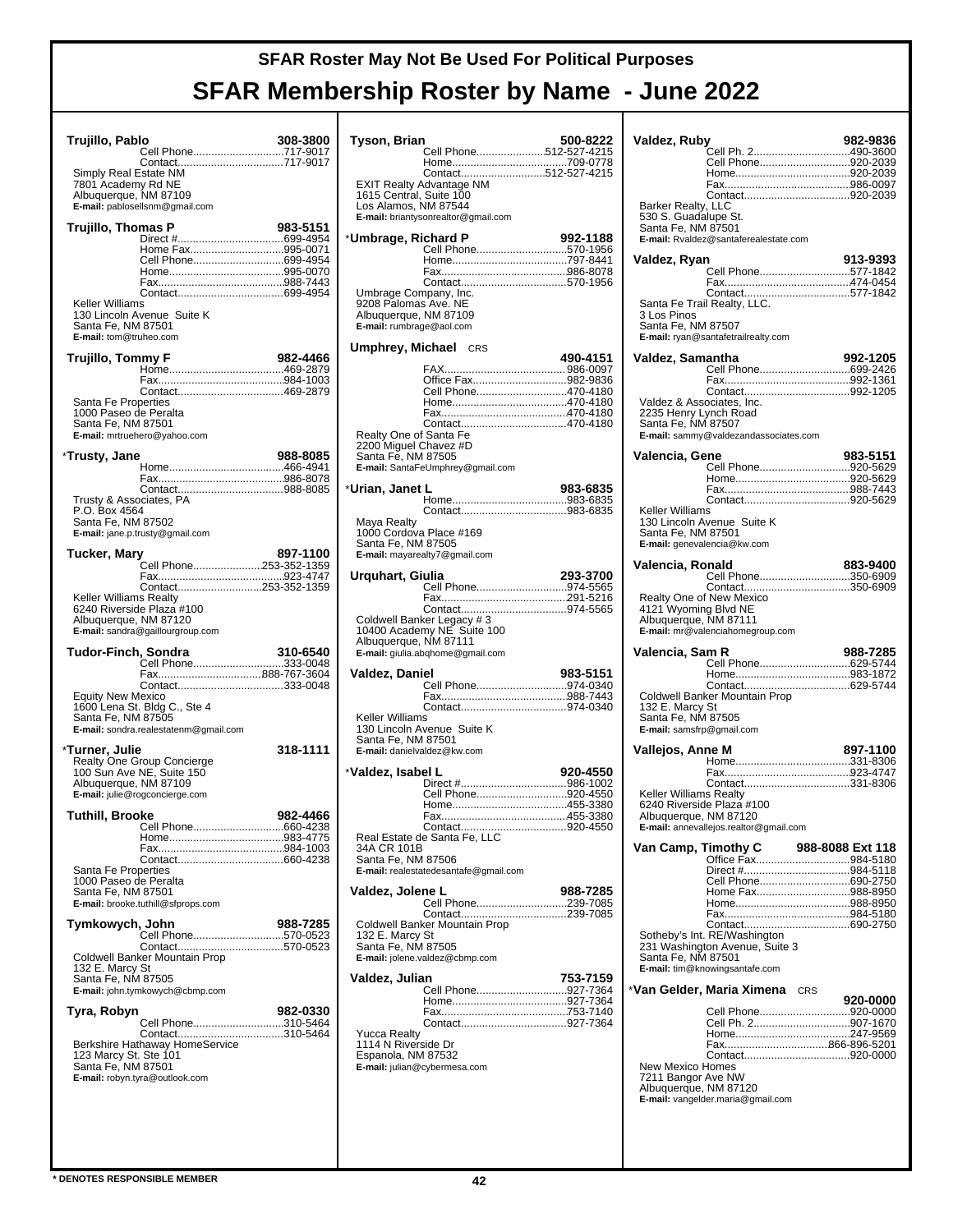# SFAR Roster May Not Be Used For Political Purposes

# SFAR Membership Roster by Name - June 2022

**Trujillo, Pablo** 308-3800
Cell Phone....717-9017
Contact....717-9017
Simply Real Estate NM
7801 Academy Rd NE
Albuquerque, NM 87109
**E-mail:** pablosellsnm@gmail.com

**Trujillo, Thomas P** 983-5151
Direct #....699-4954
Home Fax....995-0071
Cell Phone....699-4954
Home....995-0070
Fax....988-7443
Contact....699-4954
Keller Williams
130 Lincoln Avenue Suite K
Santa Fe, NM 87501
**E-mail:** tom@truheo.com

**Trujillo, Tommy F** 982-4466
Home....469-2879
Fax....984-1003
Contact....469-2879
Santa Fe Properties
1000 Paseo de Peralta
Santa Fe, NM 87501
**E-mail:** mrtruehero@yahoo.com

***Trusty, Jane** 988-8085
Home....466-4941
Fax....986-8078
Contact....988-8085
Trusty & Associates, PA
P.O. Box 4564
Santa Fe, NM 87502
**E-mail:** jane.p.trusty@gmail.com

**Tucker, Mary** 897-1100
Cell Phone....253-352-1359
Fax....923-4747
Contact....253-352-1359
Keller Williams Realty
6240 Riverside Plaza #100
Albuquerque, NM 87120
**E-mail:** sandra@gaillourgroup.com

**Tudor-Finch, Sondra** 310-6540
Cell Phone....333-0048
Fax....888-767-3604
Contact....333-0048
Equity New Mexico
1600 Lena St. Bldg C., Ste 4
Santa Fe, NM 87505
**E-mail:** sondra.realestatenm@gmail.com

***Turner, Julie** 318-1111
Realty One Group Concierge
100 Sun Ave NE, Suite 150
Albuquerque, NM 87109
**E-mail:** julie@rogconcierge.com

**Tuthill, Brooke** 982-4466
Cell Phone....660-4238
Home....983-4775
Fax....984-1003
Contact....660-4238
Santa Fe Properties
1000 Paseo de Peralta
Santa Fe, NM 87501
**E-mail:** brooke.tuthill@sfprops.com

**Tymkowych, John** 988-7285
Cell Phone....570-0523
Contact....570-0523
Coldwell Banker Mountain Prop
132 E. Marcy St
Santa Fe, NM 87505
**E-mail:** john.tymkowych@cbmp.com

**Tyra, Robyn** 982-0330
Cell Phone....310-5464
Contact....310-5464
Berkshire Hathaway HomeService
123 Marcy St. Ste 101
Santa Fe, NM 87501
**E-mail:** robyn.tyra@outlook.com

**Tyson, Brian** 500-8222
Cell Phone....512-527-4215
Home....709-0778
Contact....512-527-4215
EXIT Realty Advantage NM
1615 Central, Suite 100
Los Alamos, NM 87544
**E-mail:** briantysonrealtor@gmail.com

***Umbrage, Richard P** 992-1188
Cell Phone....570-1956
Home....797-8441
Fax....986-8078
Contact....570-1956
Umbrage Company, Inc.
9208 Palomas Ave. NE
Albuquerque, NM 87109
**E-mail:** rumbrage@aol.com

**Umphrey, Michael** CRS 490-4151
FAX....986-0097
Office Fax....982-9836
Cell Phone....470-4180
Home....470-4180
Fax....470-4180
Contact....470-4180
Realty One of Santa Fe
2200 Miguel Chavez #D
Santa Fe, NM 87505
**E-mail:** SantaFeUmphrey@gmail.com

***Urian, Janet L** 983-6835
Home....983-6835
Contact....983-6835
Maya Realty
1000 Cordova Place #169
Santa Fe, NM 87505
**E-mail:** mayarealty7@gmail.com

**Urquhart, Giulia** 293-3700
Cell Phone....974-5565
Fax....291-5216
Contact....974-5565
Coldwell Banker Legacy # 3
10400 Academy NE Suite 100
Albuquerque, NM 87111
**E-mail:** giulia.abqhome@gmail.com

**Valdez, Daniel** 983-5151
Cell Phone....974-0340
Fax....988-7443
Contact....974-0340
Keller Williams
130 Lincoln Avenue Suite K
Santa Fe, NM 87501
**E-mail:** danielvaldez@kw.com

***Valdez, Isabel L** 920-4550
Direct #....986-1002
Cell Phone....920-4550
Home....455-3380
Fax....455-3380
Contact....920-4550
Real Estate de Santa Fe, LLC
34A CR 101B
Santa Fe, NM 87506
**E-mail:** realestatedesantafe@gmail.com

**Valdez, Jolene L** 988-7285
Cell Phone....239-7085
Contact....239-7085
Coldwell Banker Mountain Prop
132 E. Marcy St
Santa Fe, NM 87505
**E-mail:** jolene.valdez@cbmp.com

**Valdez, Julian** 753-7159
Cell Phone....927-7364
Home....927-7364
Fax....753-7140
Contact....927-7364
Yucca Realty
1114 N Riverside Dr
Espanola, NM 87532
**E-mail:** julian@cybermesa.com

**Valdez, Ruby** 982-9836
Cell Ph. 2....490-3600
Cell Phone....920-2039
Home....920-2039
Fax....986-0097
Contact....920-2039
Barker Realty, LLC
530 S. Guadalupe St.
Santa Fe, NM 87501
**E-mail:** Rvaldez@santaferealestate.com

**Valdez, Ryan** 913-9393
Cell Phone....577-1842
Fax....474-0454
Contact....577-1842
Santa Fe Trail Realty, LLC.
3 Los Pinos
Santa Fe, NM 87507
**E-mail:** ryan@santafetrailrealty.com

**Valdez, Samantha** 992-1205
Cell Phone....699-2426
Fax....992-1361
Contact....992-1205
Valdez & Associates, Inc.
2235 Henry Lynch Road
Santa Fe, NM 87507
**E-mail:** sammy@valdezandassociates.com

**Valencia, Gene** 983-5151
Cell Phone....920-5629
Home....920-5629
Fax....988-7443
Contact....920-5629
Keller Williams
130 Lincoln Avenue Suite K
Santa Fe, NM 87501
**E-mail:** genevalencia@kw.com

**Valencia, Ronald** 883-9400
Cell Phone....350-6909
Contact....350-6909
Realty One of New Mexico
4121 Wyoming Blvd NE
Albuquerque, NM 87111
**E-mail:** mr@valenciahomegroup.com

**Valencia, Sam R** 988-7285
Cell Phone....629-5744
Home....983-1872
Contact....629-5744
Coldwell Banker Mountain Prop
132 E. Marcy St
Santa Fe, NM 87505
**E-mail:** samsfrp@gmail.com

**Vallejos, Anne M** 897-1100
Home....331-8306
Fax....923-4747
Contact....331-8306
Keller Williams Realty
6240 Riverside Plaza #100
Albuquerque, NM 87120
**E-mail:** annevallejos.realtor@gmail.com

**Van Camp, Timothy C** 988-8088 Ext 118
Office Fax....984-5180
Direct #....984-5118
Cell Phone....690-2750
Home Fax....988-8950
Home....988-8950
Fax....984-5180
Contact....690-2750
Sotheby's Int. RE/Washington
231 Washington Avenue, Suite 3
Santa Fe, NM 87501
**E-mail:** tim@knowingsantafe.com

***Van Gelder, Maria Ximena** CRS 920-0000
Cell Phone....920-0000
Cell Ph. 2....907-1670
Home....247-9569
Fax....866-896-5201
Contact....920-0000
New Mexico Homes
7211 Bangor Ave NW
Albuquerque, NM 87120
**E-mail:** vangelder.maria@gmail.com

\* DENOTES RESPONSIBLE MEMBER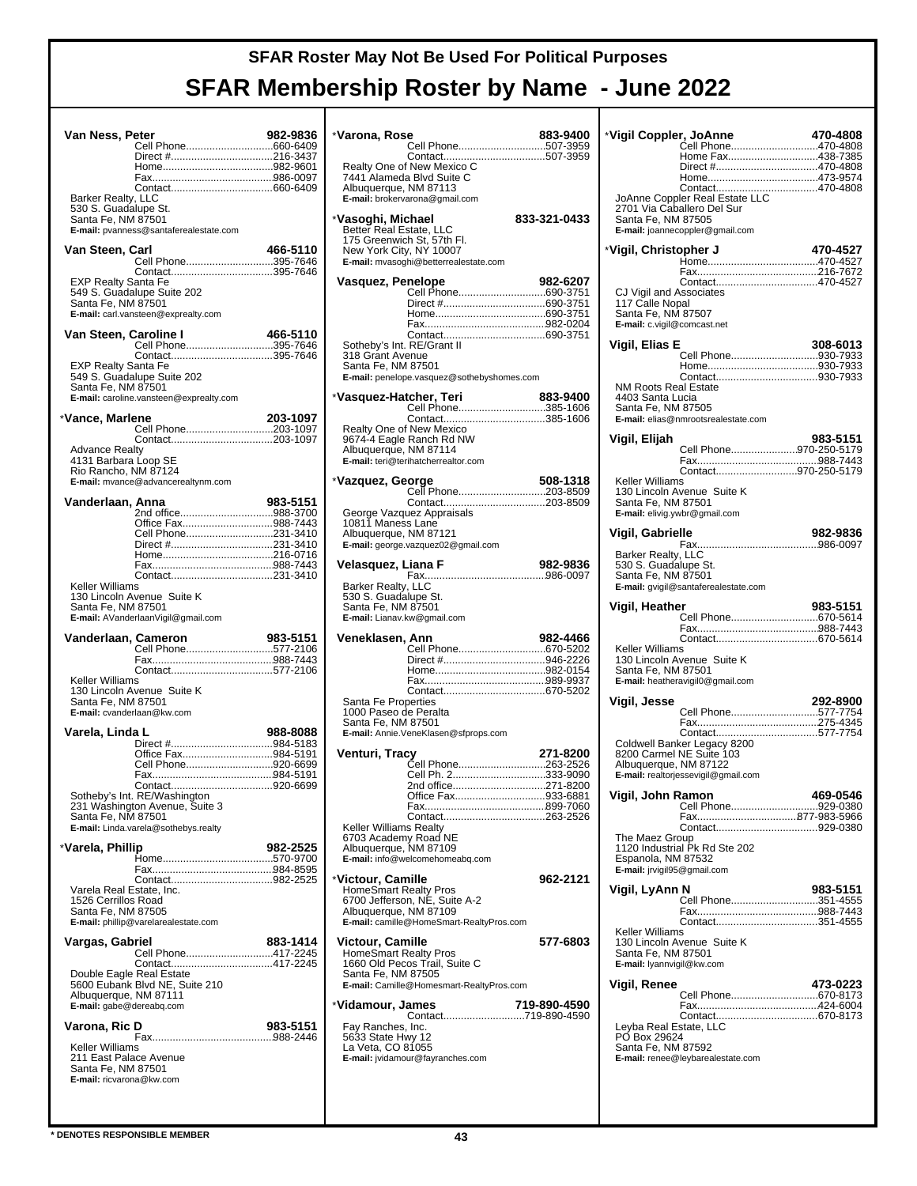# SFAR Roster May Not Be Used For Political Purposes

# SFAR Membership Roster by Name - June 2022

**Van Ness, Peter** 982-9836
Cell Phone....660-6409
Direct #....216-3437
Home....982-9601
Fax....986-0097
Contact....660-6409
Barker Realty, LLC
530 S. Guadalupe St.
Santa Fe, NM 87501
**E-mail:** pvanness@santaferealestate.com

**Van Steen, Carl** 466-5110
Cell Phone....395-7646
Contact....395-7646
EXP Realty Santa Fe
549 S. Guadalupe Suite 202
Santa Fe, NM 87501
**E-mail:** carl.vansteen@exprealty.com

**Van Steen, Caroline I** 466-5110
Cell Phone....395-7646
Contact....395-7646
EXP Realty Santa Fe
549 S. Guadalupe Suite 202
Santa Fe, NM 87501
**E-mail:** caroline.vansteen@exprealty.com

*__Vance, Marlene__ 203-1097
Cell Phone....203-1097
Contact....203-1097
Advance Realty
4131 Barbara Loop SE
Rio Rancho, NM 87124
**E-mail:** mvance@advancerealtynm.com

**Vanderlaan, Anna** 983-5151
2nd office....988-3700
Office Fax....988-7443
Cell Phone....231-3410
Direct #....231-3410
Home....216-0716
Fax....988-7443
Contact....231-3410
Keller Williams
130 Lincoln Avenue Suite K
Santa Fe, NM 87501
**E-mail:** AVanderlaanVigil@gmail.com

**Vanderlaan, Cameron** 983-5151
Cell Phone....577-2106
Fax....988-7443
Contact....577-2106
Keller Williams
130 Lincoln Avenue Suite K
Santa Fe, NM 87501
**E-mail:** cvanderlaan@kw.com

**Varela, Linda L** 988-8088
Direct #....984-5183
Office Fax....984-5191
Cell Phone....920-6699
Fax....984-5191
Contact....920-6699
Sotheby's Int. RE/Washington
231 Washington Avenue, Suite 3
Santa Fe, NM 87501
**E-mail:** Linda.varela@sothebys.realty

*__Varela, Phillip__ 982-2525
Home....570-9700
Fax....984-8595
Contact....982-2525
Varela Real Estate, Inc.
1526 Cerrillos Road
Santa Fe, NM 87505
**E-mail:** phillip@varelarealestate.com

**Vargas, Gabriel** 883-1414
Cell Phone....417-2245
Contact....417-2245
Double Eagle Real Estate
5600 Eubank Blvd NE, Suite 210
Albuquerque, NM 87111
**E-mail:** gabe@dereabq.com

**Varona, Ric D** 983-5151
Fax....988-2446
Keller Williams
211 East Palace Avenue
Santa Fe, NM 87501
**E-mail:** ricvarona@kw.com

*__Varona, Rose__ 883-9400
Cell Phone....507-3959
Contact....507-3959
Realty One of New Mexico C
7441 Alameda Blvd Suite C
Albuquerque, NM 87113
**E-mail:** brokervarona@gmail.com

*__Vasoghi, Michael__ 833-321-0433
Better Real Estate, LLC
175 Greenwich St, 57th Fl.
New York City, NY 10007
**E-mail:** mvasoghi@betterrealestate.com

**Vasquez, Penelope** 982-6207
Cell Phone....690-3751
Direct #....690-3751
Home....690-3751
Fax....982-0204
Contact....690-3751
Sotheby's Int. RE/Grant II
318 Grant Avenue
Santa Fe, NM 87501
**E-mail:** penelope.vasquez@sothebyshomes.com

*__Vasquez-Hatcher, Teri__ 883-9400
Cell Phone....385-1606
Contact....385-1606
Realty One of New Mexico
9674-4 Eagle Ranch Rd NW
Albuquerque, NM 87114
**E-mail:** teri@terihatcherrealtor.com

*__Vazquez, George__ 508-1318
Cell Phone....203-8509
Contact....203-8509
George Vazquez Appraisals
10811 Maness Lane
Albuquerque, NM 87121
**E-mail:** george.vazquez02@gmail.com

**Velasquez, Liana F** 982-9836
Fax....986-0097
Barker Realty, LLC
530 S. Guadalupe St.
Santa Fe, NM 87501
**E-mail:** Lianav.kw@gmail.com

**Veneklasen, Ann** 982-4466
Cell Phone....670-5202
Direct #....946-2226
Home....982-0154
Fax....989-9937
Contact....670-5202
Santa Fe Properties
1000 Paseo de Peralta
Santa Fe, NM 87501
**E-mail:** Annie.VeneKlasen@sfprops.com

**Venturi, Tracy** 271-8200
Cell Phone....263-2526
Cell Ph. 2....333-9090
2nd office....271-8200
Office Fax....933-6881
Fax....899-7060
Contact....263-2526
Keller Williams Realty
6703 Academy Road NE
Albuquerque, NM 87109
**E-mail:** info@welcomehomeabq.com

*__Victour, Camille__ 962-2121
HomeSmart Realty Pros
6700 Jefferson, NE, Suite A-2
Albuquerque, NM 87109
**E-mail:** camille@HomeSmart-RealtyPros.com

**Victour, Camille** 577-6803
HomeSmart Realty Pros
1660 Old Pecos Trail, Suite C
Santa Fe, NM 87505
**E-mail:** Camille@Homesmart-RealtyPros.com

*__Vidamour, James__ 719-890-4590
Contact....719-890-4590
Fay Ranches, Inc.
5633 State Hwy 12
La Veta, CO 81055
**E-mail:** jvidamour@fayranches.com

*__Vigil Coppler, JoAnne__ 470-4808
Cell Phone....470-4808
Home Fax....438-7385
Direct #....470-4808
Home....473-9574
Contact....470-4808
JoAnne Coppler Real Estate LLC
2701 Via Caballero Del Sur
Santa Fe, NM 87505
**E-mail:** joannecoppler@gmail.com

*__Vigil, Christopher J__ 470-4527
Home....470-4527
Fax....216-7672
Contact....470-4527
CJ Vigil and Associates
117 Calle Nopal
Santa Fe, NM 87507
**E-mail:** c.vigil@comcast.net

**Vigil, Elias E** 308-6013
Cell Phone....930-7933
Home....930-7933
Contact....930-7933
NM Roots Real Estate
4403 Santa Lucia
Santa Fe, NM 87505
**E-mail:** elias@nmrootsrealestate.com

**Vigil, Elijah** 983-5151
Cell Phone....970-250-5179
Fax....988-7443
Contact....970-250-5179
Keller Williams
130 Lincoln Avenue Suite K
Santa Fe, NM 87501
**E-mail:** elivig.ywbr@gmail.com

**Vigil, Gabrielle** 982-9836
Fax....986-0097
Barker Realty, LLC
530 S. Guadalupe St.
Santa Fe, NM 87501
**E-mail:** gvigil@santaferealestate.com

**Vigil, Heather** 983-5151
Cell Phone....670-5614
Fax....988-7443
Contact....670-5614
Keller Williams
130 Lincoln Avenue Suite K
Santa Fe, NM 87501
**E-mail:** heatheravigil0@gmail.com

**Vigil, Jesse** 292-8900
Cell Phone....577-7754
Fax....275-4345
Contact....577-7754
Coldwell Banker Legacy 8200
8200 Carmel NE Suite 103
Albuquerque, NM 87122
**E-mail:** realtorjessevigil@gmail.com

**Vigil, John Ramon** 469-0546
Cell Phone....929-0380
Fax....877-983-5966
Contact....929-0380
The Maez Group
1120 Industrial Pk Rd Ste 202
Espanola, NM 87532
**E-mail:** jrvigil95@gmail.com

**Vigil, LyAnn N** 983-5151
Cell Phone....351-4555
Fax....988-7443
Contact....351-4555
Keller Williams
130 Lincoln Avenue Suite K
Santa Fe, NM 87501
**E-mail:** lyannvigil@kw.com

**Vigil, Renee** 473-0223
Cell Phone....670-8173
Fax....424-6004
Contact....670-8173
Leyba Real Estate, LLC
PO Box 29624
Santa Fe, NM 87592
**E-mail:** renee@leybarealestate.com

**\* DENOTES RESPONSIBLE MEMBER**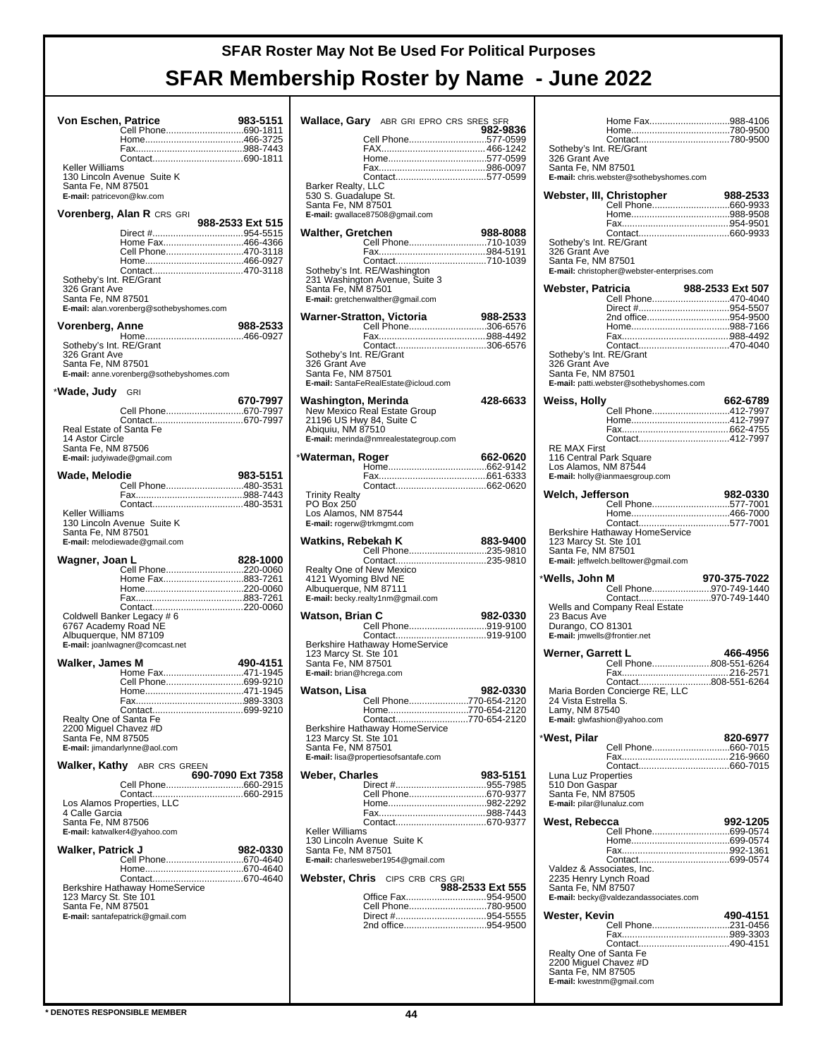# SFAR Roster May Not Be Used For Political Purposes

# SFAR Membership Roster by Name - June 2022

**Von Eschen, Patrice** 983-5151
Cell Phone.....690-1811
Home.....466-3725
Fax.....988-7443
Contact.....690-1811
Keller Williams
130 Lincoln Avenue Suite K
Santa Fe, NM 87501
**E-mail:** patricevon@kw.com

**Vorenberg, Alan R** CRS GRI 988-2533 Ext 515
Direct #.....954-5515
Home Fax.....466-4366
Cell Phone.....470-3118
Home.....466-0927
Contact.....470-3118
Sotheby's Int. RE/Grant
326 Grant Ave
Santa Fe, NM 87501
**E-mail:** alan.vorenberg@sothebyshomes.com

**Vorenberg, Anne** 988-2533
Home.....466-0927
Sotheby's Int. RE/Grant
326 Grant Ave
Santa Fe, NM 87501
**E-mail:** anne.vorenberg@sothebyshomes.com

***Wade, Judy** GRI 670-7997
Cell Phone.....670-7997
Contact.....670-7997
Real Estate of Santa Fe
14 Astor Circle
Santa Fe, NM 87506
**E-mail:** judyiwade@gmail.com

**Wade, Melodie** 983-5151
Cell Phone.....480-3531
Fax.....988-7443
Contact.....480-3531
Keller Williams
130 Lincoln Avenue Suite K
Santa Fe, NM 87501
**E-mail:** melodiewade@gmail.com

**Wagner, Joan L** 828-1000
Cell Phone.....220-0060
Home Fax.....883-7261
Home.....220-0060
Fax.....883-7261
Contact.....220-0060
Coldwell Banker Legacy # 6
6767 Academy Road NE
Albuquerque, NM 87109
**E-mail:** joanlwagner@comcast.net

**Walker, James M** 490-4151
Home Fax.....471-1945
Cell Phone.....699-9210
Home.....471-1945
Fax.....989-3303
Contact.....699-9210
Realty One of Santa Fe
2200 Miguel Chavez #D
Santa Fe, NM 87505
**E-mail:** jimandarlynne@aol.com

**Walker, Kathy** ABR CRS GREEN 690-7090 Ext 7358
Cell Phone.....660-2915
Contact.....660-2915
Los Alamos Properties, LLC
4 Calle Garcia
Santa Fe, NM 87506
**E-mail:** katwalker4@yahoo.com

**Walker, Patrick J** 982-0330
Cell Phone.....670-4640
Home.....670-4640
Contact.....670-4640
Berkshire Hathaway HomeService
123 Marcy St. Ste 101
Santa Fe, NM 87501
**E-mail:** santafepatrick@gmail.com

**Wallace, Gary** ABR GRI EPRO CRS SRES SFR 982-9836
Cell Phone.....577-0599
FAX.....466-1242
Home.....577-0599
Fax.....986-0097
Contact.....577-0599
Barker Realty, LLC
530 S. Guadalupe St.
Santa Fe, NM 87501
**E-mail:** gwallace87508@gmail.com

**Walther, Gretchen** 988-8088
Cell Phone.....710-1039
Fax.....984-5191
Contact.....710-1039
Sotheby's Int. RE/Washington
231 Washington Avenue, Suite 3
Santa Fe, NM 87501
**E-mail:** gretchenwalther@gmail.com

**Warner-Stratton, Victoria** 988-2533
Cell Phone.....306-6576
Fax.....988-4492
Contact.....306-6576
Sotheby's Int. RE/Grant
326 Grant Ave
Santa Fe, NM 87501
**E-mail:** SantaFeRealEstate@icloud.com

**Washington, Merinda** 428-6633
New Mexico Real Estate Group
21196 US Hwy 84, Suite C
Abiquiu, NM 87510
**E-mail:** merinda@nmrealestategroup.com

***Waterman, Roger** 662-0620
Home.....662-9142
Fax.....661-6333
Contact.....662-0620
Trinity Realty
PO Box 250
Los Alamos, NM 87544
**E-mail:** rogerw@trkmgmt.com

**Watkins, Rebekah K** 883-9400
Cell Phone.....235-9810
Contact.....235-9810
Realty One of New Mexico
4121 Wyoming Blvd NE
Albuquerque, NM 87111
**E-mail:** becky.realty1nm@gmail.com

**Watson, Brian C** 982-0330
Cell Phone.....919-9100
Contact.....919-9100
Berkshire Hathaway HomeService
123 Marcy St. Ste 101
Santa Fe, NM 87501
**E-mail:** brian@hcrega.com

**Watson, Lisa** 982-0330
Cell Phone.....770-654-2120
Home.....770-654-2120
Contact.....770-654-2120
Berkshire Hathaway HomeService
123 Marcy St. Ste 101
Santa Fe, NM 87501
**E-mail:** lisa@propertiesofsantafe.com

**Weber, Charles** 983-5151
Direct #.....955-7985
Cell Phone.....670-9377
Home.....982-2292
Fax.....988-7443
Contact.....670-9377
Keller Williams
130 Lincoln Avenue Suite K
Santa Fe, NM 87501
**E-mail:** charlesweber1954@gmail.com

**Webster, Chris** CIPS CRB CRS GRI 988-2533 Ext 555
Office Fax.....954-9500
Cell Phone.....780-9500
Direct #.....954-5555
2nd office.....954-9500
Home Fax.....988-4106
Home.....780-9500
Contact.....780-9500
Sotheby's Int. RE/Grant
326 Grant Ave
Santa Fe, NM 87501
**E-mail:** chris.webster@sothebyshomes.com

**Webster, III, Christopher** 988-2533
Cell Phone.....660-9933
Home.....988-9508
Fax.....954-9501
Contact.....660-9933
Sotheby's Int. RE/Grant
326 Grant Ave
Santa Fe, NM 87501
**E-mail:** christopher@webster-enterprises.com

**Webster, Patricia** 988-2533 Ext 507
Cell Phone.....470-4040
Direct #.....954-5507
2nd office.....954-9500
Home.....988-7166
Fax.....988-4492
Contact.....470-4040
Sotheby's Int. RE/Grant
326 Grant Ave
Santa Fe, NM 87501
**E-mail:** patti.webster@sothebyshomes.com

**Weiss, Holly** 662-6789
Cell Phone.....412-7997
Home.....412-7997
Fax.....662-4755
Contact.....412-7997
RE MAX First
116 Central Park Square
Los Alamos, NM 87544
**E-mail:** holly@ianmaesgroup.com

**Welch, Jefferson** 982-0330
Cell Phone.....577-7001
Home.....466-7000
Contact.....577-7001
Berkshire Hathaway HomeService
123 Marcy St. Ste 101
Santa Fe, NM 87501
**E-mail:** jeffwelch.belltower@gmail.com

***Wells, John M** 970-375-7022
Cell Phone.....970-749-1440
Contact.....970-749-1440
Wells and Company Real Estate
23 Bacus Ave
Durango, CO 81301
**E-mail:** jmwells@frontier.net

**Werner, Garrett L** 466-4956
Cell Phone.....808-551-6264
Fax.....216-2571
Contact.....808-551-6264
Maria Borden Concierge RE, LLC
24 Vista Estrella S.
Lamy, NM 87540
**E-mail:** glwfashion@yahoo.com

***West, Pilar** 820-6977
Cell Phone.....660-7015
Fax.....216-9660
Contact.....660-7015
Luna Luz Properties
510 Don Gaspar
Santa Fe, NM 87505
**E-mail:** pilar@lunaluz.com

**West, Rebecca** 992-1205
Cell Phone.....699-0574
Home.....699-0574
Fax.....992-1361
Contact.....699-0574
Valdez & Associates, Inc.
2235 Henry Lynch Road
Santa Fe, NM 87507
**E-mail:** becky@valdezandassociates.com

**Wester, Kevin** 490-4151
Cell Phone.....231-0456
Fax.....989-3303
Contact.....490-4151
Realty One of Santa Fe
2200 Miguel Chavez #D
Santa Fe, NM 87505
**E-mail:** kwestnm@gmail.com

*** DENOTES RESPONSIBLE MEMBER**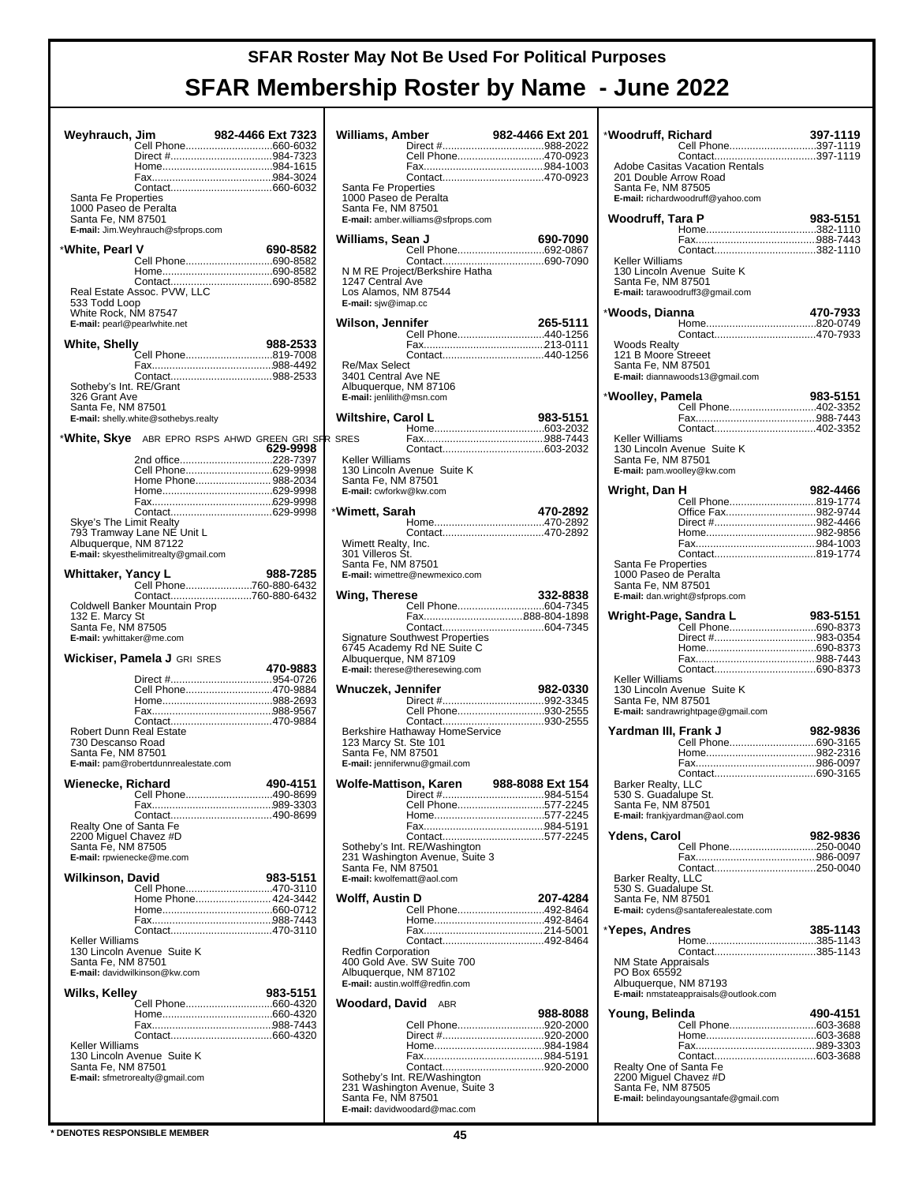# SFAR Roster May Not Be Used For Political Purposes

# SFAR Membership Roster by Name - June 2022

**Weyhrauch, Jim** 982-4466 Ext 7323
Cell Phone....660-6032
Direct #....984-7323
Home....984-1615
Fax....984-3024
Contact....660-6032
Santa Fe Properties
1000 Paseo de Peralta
Santa Fe, NM 87501
**E-mail:** Jim.Weyhrauch@sfprops.com

*__White, Pearl V__ 690-8582
Cell Phone....690-8582
Home....690-8582
Contact....690-8582
Real Estate Assoc. PVW, LLC
533 Todd Loop
White Rock, NM 87547
**E-mail:** pearl@pearlwhite.net

**White, Shelly** 988-2533
Cell Phone....819-7008
Fax....988-4492
Contact....988-2533
Sotheby's Int. RE/Grant
326 Grant Ave
Santa Fe, NM 87501
**E-mail:** shelly.white@sothebys.realty

*__White, Skye__ ABR EPRO RSPS AHWD GREEN GRI SFR SRES 629-9998
2nd office....228-7397
Cell Phone....629-9998
Home Phone....988-2034
Home....629-9998
Fax....629-9998
Contact....629-9998
Skye's The Limit Realty
793 Tramway Lane NE Unit L
Albuquerque, NM 87122
**E-mail:** skyesthelimitrealty@gmail.com

**Whittaker, Yancy L** 988-7285
Cell Phone....760-880-6432
Contact....760-880-6432
Coldwell Banker Mountain Prop
132 E. Marcy St
Santa Fe, NM 87505
**E-mail:** ywhittaker@me.com

**Wickiser, Pamela J** GRI SRES 470-9883
Direct #....954-0726
Cell Phone....470-9884
Home....988-2693
Fax....988-9567
Contact....470-9884
Robert Dunn Real Estate
730 Descanso Road
Santa Fe, NM 87501
**E-mail:** pam@robertdunnrealestate.com

**Wienecke, Richard** 490-4151
Cell Phone....490-8699
Fax....989-3303
Contact....490-8699
Realty One of Santa Fe
2200 Miguel Chavez #D
Santa Fe, NM 87505
**E-mail:** rpwienecke@me.com

**Wilkinson, David** 983-5151
Cell Phone....470-3110
Home Phone....424-3442
Home....660-0712
Fax....988-7443
Contact....470-3110
Keller Williams
130 Lincoln Avenue Suite K
Santa Fe, NM 87501
**E-mail:** davidwilkinson@kw.com

**Wilks, Kelley** 983-5151
Cell Phone....660-4320
Home....660-4320
Fax....988-7443
Contact....660-4320
Keller Williams
130 Lincoln Avenue Suite K
Santa Fe, NM 87501
**E-mail:** sfmetrorealty@gmail.com

**Williams, Amber** 982-4466 Ext 201
Direct #....988-2022
Cell Phone....470-0923
Fax....984-1003
Contact....470-0923
Santa Fe Properties
1000 Paseo de Peralta
Santa Fe, NM 87501
**E-mail:** amber.williams@sfprops.com

**Williams, Sean J** 690-7090
Cell Phone....692-0867
Contact....690-7090
N M RE Project/Berkshire Hatha
1247 Central Ave
Los Alamos, NM 87544
**E-mail:** sjw@imap.cc

**Wilson, Jennifer** 265-5111
Cell Phone....440-1256
Fax....213-0111
Contact....440-1256
Re/Max Select
3401 Central Ave NE
Albuquerque, NM 87106
**E-mail:** jenliiith@msn.com

**Wiltshire, Carol L** 983-5151
Home....603-2032
Fax....988-7443
Contact....603-2032
Keller Williams
130 Lincoln Avenue Suite K
Santa Fe, NM 87501
**E-mail:** cwforkw@kw.com

*__Wimett, Sarah__ 470-2892
Home....470-2892
Contact....470-2892
Wimett Realty, Inc.
301 Villeros St.
Santa Fe, NM 87501
**E-mail:** wimettre@newmexico.com

**Wing, Therese** 332-8838
Cell Phone....604-7345
Fax....888-804-1898
Contact....604-7345
Signature Southwest Properties
6745 Academy Rd NE Suite C
Albuquerque, NM 87109
**E-mail:** therese@theresewing.com

**Wnuczek, Jennifer** 982-0330
Direct #....992-3345
Cell Phone....930-2555
Contact....930-2555
Berkshire Hathaway HomeService
123 Marcy St. Ste 101
Santa Fe, NM 87501
**E-mail:** jenniferwnu@gmail.com

**Wolfe-Mattison, Karen** 988-8088 Ext 154
Direct #....984-5154
Cell Phone....577-2245
Home....577-2245
Fax....984-5191
Contact....577-2245
Sotheby's Int. RE/Washington
231 Washington Avenue, Suite 3
Santa Fe, NM 87501
**E-mail:** kwolfematt@aol.com

**Wolff, Austin D** 207-4284
Cell Phone....492-8464
Home....492-8464
Fax....214-5001
Contact....492-8464
Redfin Corporation
400 Gold Ave. SW Suite 700
Albuquerque, NM 87102
**E-mail:** austin.wolff@redfin.com

**Woodard, David** ABR 988-8088
Cell Phone....920-2000
Direct #....920-2000
Home....984-1984
Fax....984-5191
Contact....920-2000
Sotheby's Int. RE/Washington
231 Washington Avenue, Suite 3
Santa Fe, NM 87501
**E-mail:** davidwoodard@mac.com

*__Woodruff, Richard__ 397-1119
Cell Phone....397-1119
Contact....397-1119
Adobe Casitas Vacation Rentals
201 Double Arrow Road
Santa Fe, NM 87505
**E-mail:** richardwoodruff@yahoo.com

**Woodruff, Tara P** 983-5151
Home....382-1110
Fax....988-7443
Contact....382-1110
Keller Williams
130 Lincoln Avenue Suite K
Santa Fe, NM 87501
**E-mail:** tarawoodruff3@gmail.com

*__Woods, Dianna__ 470-7933
Home....820-0749
Contact....470-7933
Woods Realty
121 B Moore Streeet
Santa Fe, NM 87501
**E-mail:** diannawoods13@gmail.com

*__Woolley, Pamela__ 983-5151
Cell Phone....402-3352
Fax....988-7443
Contact....402-3352
Keller Williams
130 Lincoln Avenue Suite K
Santa Fe, NM 87501
**E-mail:** pam.woolley@kw.com

**Wright, Dan H** 982-4466
Cell Phone....819-1774
Office Fax....982-9744
Direct #....982-4466
Home....982-9856
Fax....984-1003
Contact....819-1774
Santa Fe Properties
1000 Paseo de Peralta
Santa Fe, NM 87501
**E-mail:** dan.wright@sfprops.com

**Wright-Page, Sandra L** 983-5151
Cell Phone....690-8373
Direct #....983-0354
Home....690-8373
Fax....988-7443
Contact....690-8373
Keller Williams
130 Lincoln Avenue Suite K
Santa Fe, NM 87501
**E-mail:** sandrawrightpage@gmail.com

**Yardman III, Frank J** 982-9836
Cell Phone....690-3165
Home....982-2316
Fax....986-0097
Contact....690-3165
Barker Realty, LLC
530 S. Guadalupe St.
Santa Fe, NM 87501
**E-mail:** frankjyardman@aol.com

**Ydens, Carol** 982-9836
Cell Phone....250-0040
Fax....986-0097
Contact....250-0040
Barker Realty, LLC
530 S. Guadalupe St.
Santa Fe, NM 87501
**E-mail:** cydens@santaferealestate.com

*__Yepes, Andres__ 385-1143
Home....385-1143
Contact....385-1143
NM State Appraisals
PO Box 65592
Albuquerque, NM 87193
**E-mail:** nmstateappraisals@outlook.com

**Young, Belinda** 490-4151
Cell Phone....603-3688
Home....603-3688
Fax....989-3303
Contact....603-3688
Realty One of Santa Fe
2200 Miguel Chavez #D
Santa Fe, NM 87505
**E-mail:** belindayoungsantafe@gmail.com

**\* DENOTES RESPONSIBLE MEMBER**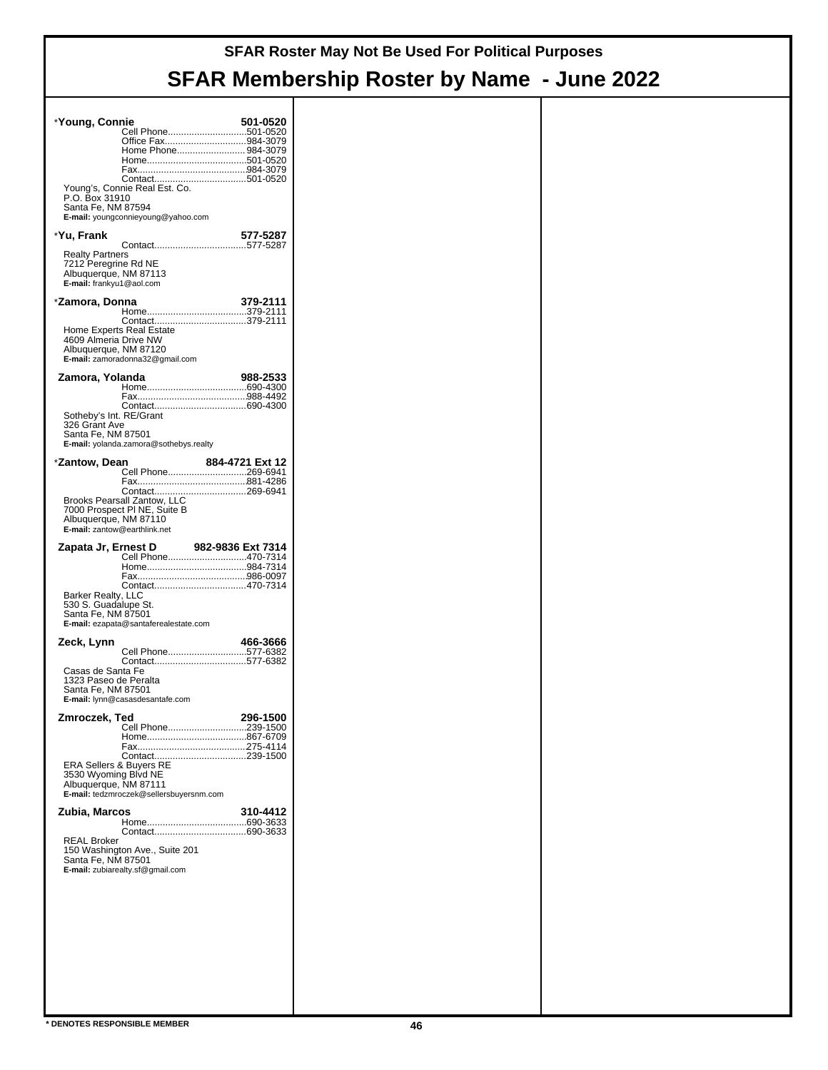# SFAR Roster May Not Be Used For Political Purposes

# SFAR Membership Roster by Name - June 2022

**\*Young, Connie** **501-0520**
Cell Phone..............................501-0520
Office Fax...............................984-3079
Home Phone..........................984-3079
Home......................................501-0520
Fax..........................................984-3079
Contact...................................501-0520
Young's, Connie Real Est. Co.
P.O. Box 31910
Santa Fe, NM 87594
**E-mail:** youngconnieyoung@yahoo.com

**\*Yu, Frank** **577-5287**
Contact...................................577-5287
Realty Partners
7212 Peregrine Rd NE
Albuquerque, NM 87113
**E-mail:** frankyu1@aol.com

**\*Zamora, Donna** **379-2111**
Home......................................379-2111
Contact...................................379-2111
Home Experts Real Estate
4609 Almeria Drive NW
Albuquerque, NM 87120
**E-mail:** zamoradonna32@gmail.com

**Zamora, Yolanda** **988-2533**
Home......................................690-4300
Fax..........................................988-4492
Contact...................................690-4300
Sotheby's Int. RE/Grant
326 Grant Ave
Santa Fe, NM 87501
**E-mail:** yolanda.zamora@sothebys.realty

**\*Zantow, Dean** **884-4721 Ext 12**
Cell Phone..............................269-6941
Fax..........................................881-4286
Contact...................................269-6941
Brooks Pearsall Zantow, LLC
7000 Prospect Pl NE, Suite B
Albuquerque, NM 87110
**E-mail:** zantow@earthlink.net

**Zapata Jr, Ernest D** **982-9836 Ext 7314**
Cell Phone..............................470-7314
Home......................................984-7314
Fax..........................................986-0097
Contact...................................470-7314
Barker Realty, LLC
530 S. Guadalupe St.
Santa Fe, NM 87501
**E-mail:** ezapata@santaferealestate.com

**Zeck, Lynn** **466-3666**
Cell Phone..............................577-6382
Contact...................................577-6382
Casas de Santa Fe
1323 Paseo de Peralta
Santa Fe, NM 87501
**E-mail:** lynn@casasdesantafe.com

**Zmroczek, Ted** **296-1500**
Cell Phone..............................239-1500
Home......................................867-6709
Fax..........................................275-4114
Contact...................................239-1500
ERA Sellers & Buyers RE
3530 Wyoming Blvd NE
Albuquerque, NM 87111
**E-mail:** tedzmroczek@sellersbuyersnm.com

**Zubia, Marcos** **310-4412**
Home......................................690-3633
Contact...................................690-3633
REAL Broker
150 Washington Ave., Suite 201
Santa Fe, NM 87501
**E-mail:** zubiarealty.sf@gmail.com

**\* DENOTES RESPONSIBLE MEMBER**